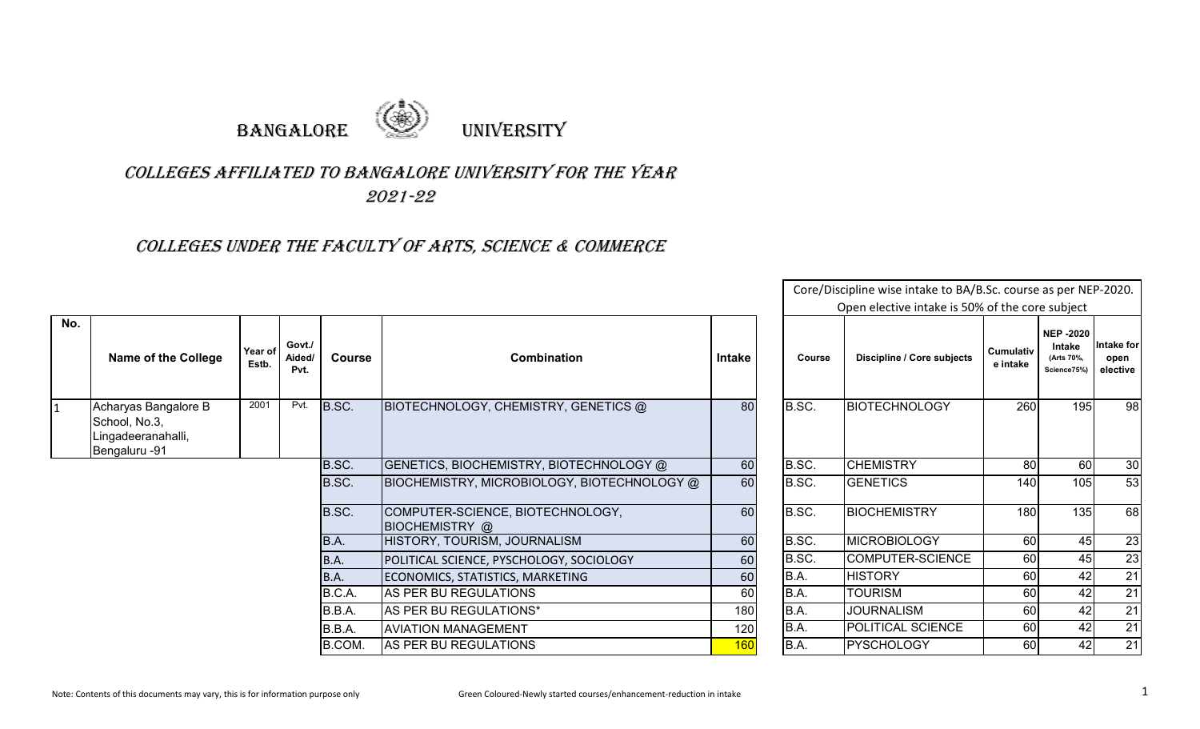# BANGALORE UNIVERSITY

## COLLEGES AFFILIATED TO BANGALORE UNIVERSITY FOR THE YEAR 2021-22

## COLLEGES UNDER THE FACULTY OF ARTS, SCIENCE & COMMERCE

| No. | Name of the College | Year of Estb. | Govt./ Aided/ Pvt. | Course | Combination | Intake | Core/Discipline wise intake to BA/B.Sc. course as per NEP-2020. Open elective intake is 50% of the core subject | | | | |
|---|---|---|---|---|---|---|---|---|---|---|---|
| | | | | | | | Course | Discipline / Core subjects | Cumulative intake | NEP -2020 Intake (Arts 70%, Science75%) | Intake for open elective |
| 1 | Acharyas Bangalore B School, No.3, Lingadeeranahalli, Bengaluru -91 | 2001 | Pvt. | B.SC. | BIOTECHNOLOGY, CHEMISTRY, GENETICS @ | 80 | B.SC. | BIOTECHNOLOGY | 260 | 195 | 98 |
| | | | | B.SC. | GENETICS, BIOCHEMISTRY, BIOTECHNOLOGY @ | 60 | B.SC. | CHEMISTRY | 80 | 60 | 30 |
| | | | | B.SC. | BIOCHEMISTRY, MICROBIOLOGY, BIOTECHNOLOGY @ | 60 | B.SC. | GENETICS | 140 | 105 | 53 |
| | | | | B.SC. | COMPUTER-SCIENCE, BIOTECHNOLOGY, BIOCHEMISTRY @ | 60 | B.SC. | BIOCHEMISTRY | 180 | 135 | 68 |
| | | | | B.A. | HISTORY, TOURISM, JOURNALISM | 60 | B.SC. | MICROBIOLOGY | 60 | 45 | 23 |
| | | | | B.A. | POLITICAL SCIENCE, PYSCHOLOGY, SOCIOLOGY | 60 | B.SC. | COMPUTER-SCIENCE | 60 | 45 | 23 |
| | | | | B.A. | ECONOMICS, STATISTICS, MARKETING | 60 | B.A. | HISTORY | 60 | 42 | 21 |
| | | | | B.C.A. | AS PER BU REGULATIONS | 60 | B.A. | TOURISM | 60 | 42 | 21 |
| | | | | B.B.A. | AS PER BU REGULATIONS* | 180 | B.A. | JOURNALISM | 60 | 42 | 21 |
| | | | | B.B.A. | AVIATION MANAGEMENT | 120 | B.A. | POLITICAL SCIENCE | 60 | 42 | 21 |
| | | | | B.COM. | AS PER BU REGULATIONS | 160 | B.A. | PYSCHOLOGY | 60 | 42 | 21 |

Note: Contents of this documents may vary, this is for information purpose only

Green Coloured-Newly started courses/enhancement-reduction in intake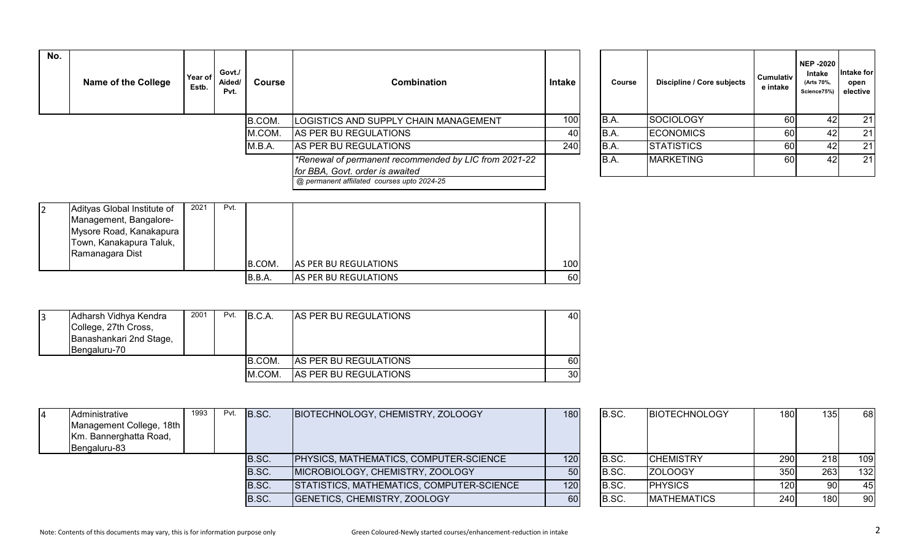| No. | Name of the College | Year of Estb. | Govt./ Aided/ Pvt. | Course | Combination | Intake |
|---|---|---|---|---|---|---|
| | | | | B.COM. | LOGISTICS AND SUPPLY CHAIN MANAGEMENT | 100 |
| | | | | M.COM. | AS PER BU REGULATIONS | 40 |
| | | | | M.B.A. | AS PER BU REGULATIONS | 240 |
| | | | | | *Renewal of permanent recommended by LIC from 2021-22 for BBA, Govt. order is awaited | |
| | | | | | @ permanent affilated courses upto 2024-25 | |
| 2 | Adityas Global Institute of Management, Bangalore-Mysore Road, Kanakapura Town, Kanakapura Taluk, Ramanagara Dist | 2021 | Pvt. | B.COM. | AS PER BU REGULATIONS | 100 |
| | | | | B.B.A. | AS PER BU REGULATIONS | 60 |
| 3 | Adharsh Vidhya Kendra College, 27th Cross, Banashankari 2nd Stage, Bengaluru-70 | 2001 | Pvt. | B.C.A. | AS PER BU REGULATIONS | 40 |
| | | | | B.COM. | AS PER BU REGULATIONS | 60 |
| | | | | M.COM. | AS PER BU REGULATIONS | 30 |
| 4 | Administrative Management College, 18th Km. Bannerghatta Road, Bengaluru-83 | 1993 | Pvt. | B.SC. | BIOTECHNOLOGY, CHEMISTRY, ZOLOOGY | 180 |
| | | | | B.SC. | PHYSICS, MATHEMATICS, COMPUTER-SCIENCE | 120 |
| | | | | B.SC. | MICROBIOLOGY, CHEMISTRY, ZOOLOGY | 50 |
| | | | | B.SC. | STATISTICS, MATHEMATICS, COMPUTER-SCIENCE | 120 |
| | | | | B.SC. | GENETICS, CHEMISTRY, ZOOLOGY | 60 |

| Course | Discipline / Core subjects | Cumulative intake | NEP -2020 Intake (Arts 70%, Science75%) | Intake for open elective |
|---|---|---|---|---|
| B.A. | SOCIOLOGY | 60 | 42 | 21 |
| B.A. | ECONOMICS | 60 | 42 | 21 |
| B.A. | STATISTICS | 60 | 42 | 21 |
| B.A. | MARKETING | 60 | 42 | 21 |

| Course | Discipline / Core subjects | Cumulative intake | NEP -2020 Intake (Arts 70%, Science75%) | Intake for open elective |
|---|---|---|---|---|
| B.SC. | BIOTECHNOLOGY | 180 | 135 | 68 |
| B.SC. | CHEMISTRY | 290 | 218 | 109 |
| B.SC. | ZOLOOGY | 350 | 263 | 132 |
| B.SC. | PHYSICS | 120 | 90 | 45 |
| B.SC. | MATHEMATICS | 240 | 180 | 90 |

Note: Contents of this documents may vary, this is for information purpose only

Green Coloured-Newly started courses/enhancement-reduction in intake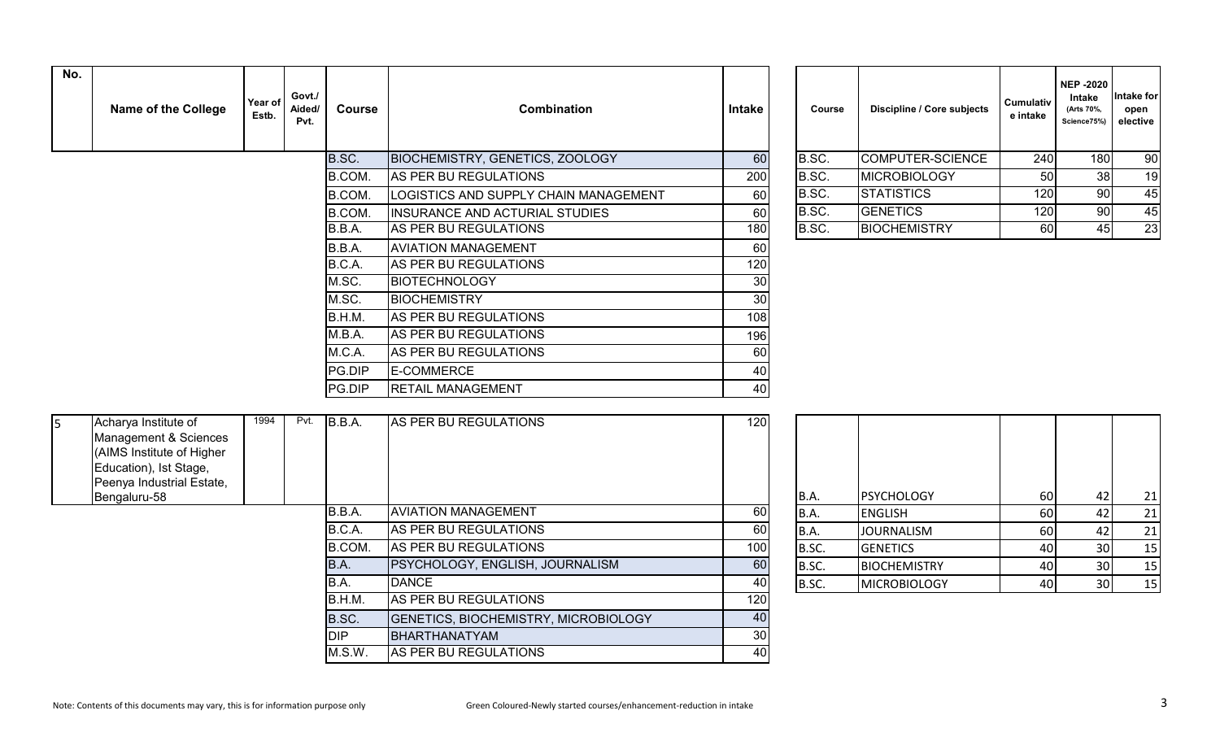| No. | Name of the College | Year of Estb. | Govt./ Aided/ Pvt. | Course | Combination | Intake | Course | Discipline / Core subjects | Cumulative intake | NEP -2020 Intake (Arts 70%, Science75%) | Intake for open elective |
|---|---|---|---|---|---|---|---|---|---|---|---|
| | | | | B.SC. | BIOCHEMISTRY, GENETICS, ZOOLOGY | 60 | B.SC. | COMPUTER-SCIENCE | 240 | 180 | 90 |
| | | | | B.COM. | AS PER BU REGULATIONS | 200 | B.SC. | MICROBIOLOGY | 50 | 38 | 19 |
| | | | | B.COM. | LOGISTICS AND SUPPLY CHAIN MANAGEMENT | 60 | B.SC. | STATISTICS | 120 | 90 | 45 |
| | | | | B.COM. | INSURANCE AND ACTURIAL STUDIES | 60 | B.SC. | GENETICS | 120 | 90 | 45 |
| | | | | B.B.A. | AS PER BU REGULATIONS | 180 | B.SC. | BIOCHEMISTRY | 60 | 45 | 23 |
| | | | | B.B.A. | AVIATION MANAGEMENT | 60 | | | | | |
| | | | | B.C.A. | AS PER BU REGULATIONS | 120 | | | | | |
| | | | | M.SC. | BIOTECHNOLOGY | 30 | | | | | |
| | | | | M.SC. | BIOCHEMISTRY | 30 | | | | | |
| | | | | B.H.M. | AS PER BU REGULATIONS | 108 | | | | | |
| | | | | M.B.A. | AS PER BU REGULATIONS | 196 | | | | | |
| | | | | M.C.A. | AS PER BU REGULATIONS | 60 | | | | | |
| | | | | PG.DIP | E-COMMERCE | 40 | | | | | |
| | | | | PG.DIP | RETAIL MANAGEMENT | 40 | | | | | |
| 5 | Acharya Institute of Management & Sciences (AIMS Institute of Higher Education), Ist Stage, Peenya Industrial Estate, Bengaluru-58 | 1994 | Pvt. | B.B.A. | AS PER BU REGULATIONS | 120 | B.A. | PSYCHOLOGY | 60 | 42 | 21 |
| | | | | B.B.A. | AVIATION MANAGEMENT | 60 | B.A. | ENGLISH | 60 | 42 | 21 |
| | | | | B.C.A. | AS PER BU REGULATIONS | 60 | B.A. | JOURNALISM | 60 | 42 | 21 |
| | | | | B.COM. | AS PER BU REGULATIONS | 100 | B.SC. | GENETICS | 40 | 30 | 15 |
| | | | | B.A. | PSYCHOLOGY, ENGLISH, JOURNALISM | 60 | B.SC. | BIOCHEMISTRY | 40 | 30 | 15 |
| | | | | B.A. | DANCE | 40 | B.SC. | MICROBIOLOGY | 40 | 30 | 15 |
| | | | | B.H.M. | AS PER BU REGULATIONS | 120 | | | | | |
| | | | | B.SC. | GENETICS, BIOCHEMISTRY, MICROBIOLOGY | 40 | | | | | |
| | | | | DIP | BHARTHANATYAM | 30 | | | | | |
| | | | | M.S.W. | AS PER BU REGULATIONS | 40 | | | | | |

Note: Contents of this documents may vary, this is for information purpose only

Green Coloured-Newly started courses/enhancement-reduction in intake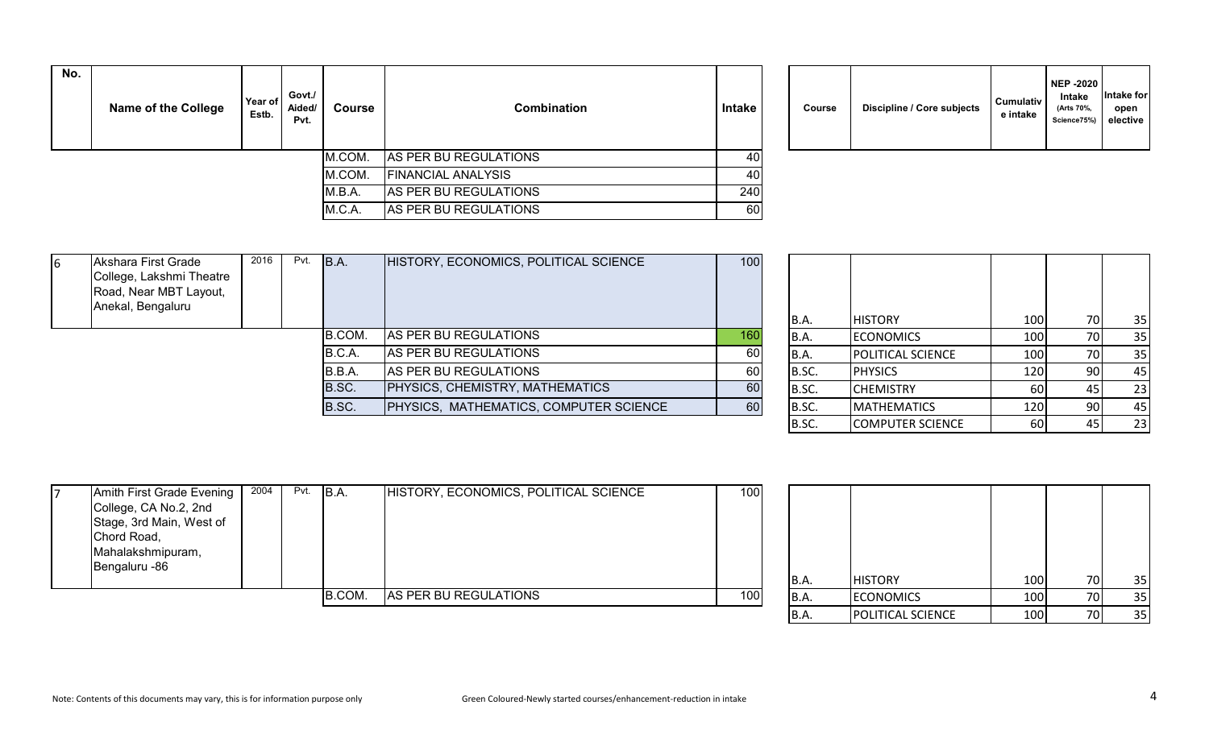| No. | Name of the College | Year of Estb. | Govt./ Aided/ Pvt. | Course | Combination | Intake |
|---|---|---|---|---|---|---|
| | | | | M.COM. | AS PER BU REGULATIONS | 40 |
| | | | | M.COM. | FINANCIAL ANALYSIS | 40 |
| | | | | M.B.A. | AS PER BU REGULATIONS | 240 |
| | | | | M.C.A. | AS PER BU REGULATIONS | 60 |
| 6 | Akshara First Grade College, Lakshmi Theatre Road, Near MBT Layout, Anekal, Bengaluru | 2016 | Pvt. | B.A. | HISTORY, ECONOMICS, POLITICAL SCIENCE | 100 |
| | | | | B.COM. | AS PER BU REGULATIONS | 160 |
| | | | | B.C.A. | AS PER BU REGULATIONS | 60 |
| | | | | B.B.A. | AS PER BU REGULATIONS | 60 |
| | | | | B.SC. | PHYSICS, CHEMISTRY, MATHEMATICS | 60 |
| | | | | B.SC. | PHYSICS, MATHEMATICS, COMPUTER SCIENCE | 60 |
| 7 | Amith First Grade Evening College, CA No.2, 2nd Stage, 3rd Main, West of Chord Road, Mahalakshmipuram, Bengaluru -86 | 2004 | Pvt. | B.A. | HISTORY, ECONOMICS, POLITICAL SCIENCE | 100 |
| | | | | B.COM. | AS PER BU REGULATIONS | 100 |

| Course | Discipline / Core subjects | Cumulative intake | NEP -2020 Intake (Arts 70%, Science75%) | Intake for open elective |
|---|---|---|---|---|
| B.A. | HISTORY | 100 | 70 | 35 |
| B.A. | ECONOMICS | 100 | 70 | 35 |
| B.A. | POLITICAL SCIENCE | 100 | 70 | 35 |
| B.SC. | PHYSICS | 120 | 90 | 45 |
| B.SC. | CHEMISTRY | 60 | 45 | 23 |
| B.SC. | MATHEMATICS | 120 | 90 | 45 |
| B.SC. | COMPUTER SCIENCE | 60 | 45 | 23 |

| Course | Discipline / Core subjects | Cumulative intake | NEP -2020 Intake (Arts 70%, Science75%) | Intake for open elective |
|---|---|---|---|---|
| B.A. | HISTORY | 100 | 70 | 35 |
| B.A. | ECONOMICS | 100 | 70 | 35 |
| B.A. | POLITICAL SCIENCE | 100 | 70 | 35 |

Note: Contents of this documents may vary, this is for information purpose only

Green Coloured-Newly started courses/enhancement-reduction in intake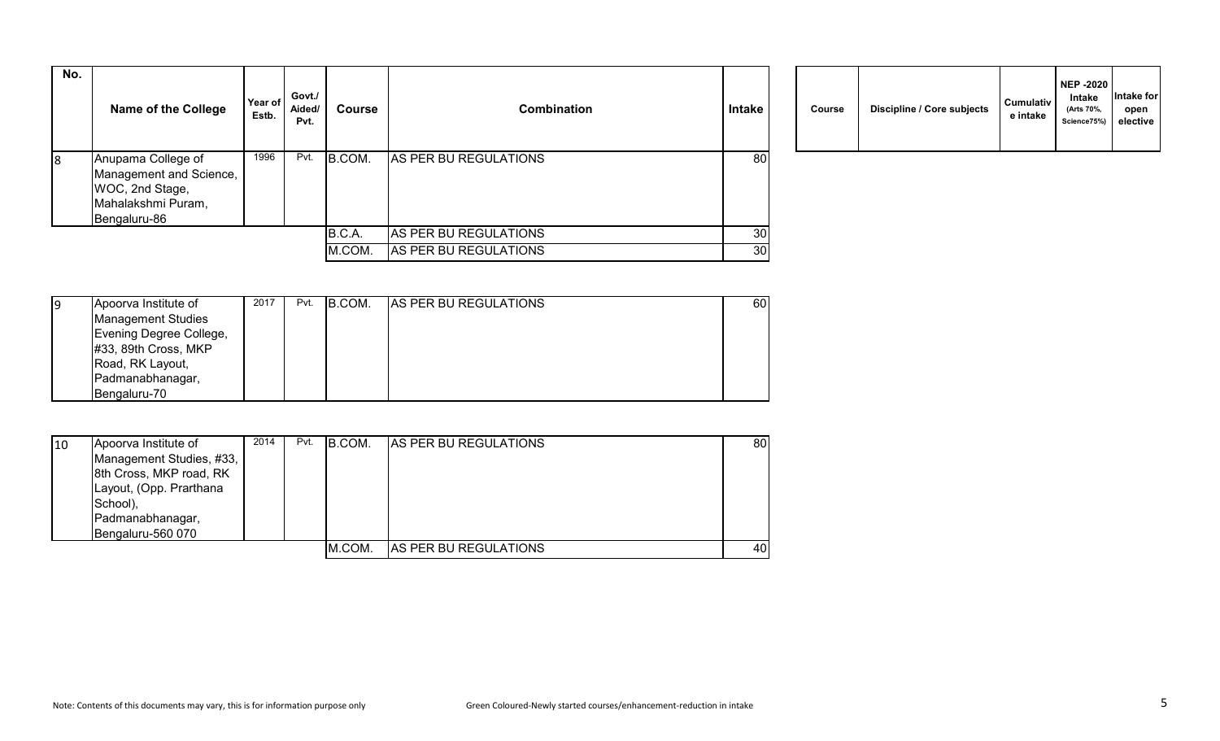| No. | Name of the College | Year of Estb. | Govt./ Aided/ Pvt. | Course | Combination | Intake | Course | Discipline / Core subjects | Cumulative intake | NEP -2020 Intake (Arts 70%, Science75%) | Intake for open elective |
|---|---|---|---|---|---|---|---|---|---|---|---|
| 8 | Anupama College of Management and Science, WOC, 2nd Stage, Mahalakshmi Puram, Bengaluru-86 | 1996 | Pvt. | B.COM. | AS PER BU REGULATIONS | 80 | | | | | |
| | | | | B.C.A. | AS PER BU REGULATIONS | 30 | | | | | |
| | | | | M.COM. | AS PER BU REGULATIONS | 30 | | | | | |
| 9 | Apoorva Institute of Management Studies Evening Degree College, #33, 89th Cross, MKP Road, RK Layout, Padmanabhanagar, Bengaluru-70 | 2017 | Pvt. | B.COM. | AS PER BU REGULATIONS | 60 | | | | | |
| 10 | Apoorva Institute of Management Studies, #33, 8th Cross, MKP road, RK Layout, (Opp. Prarthana School), Padmanabhanagar, Bengaluru-560 070 | 2014 | Pvt. | B.COM. | AS PER BU REGULATIONS | 80 | | | | | |
| | | | | M.COM. | AS PER BU REGULATIONS | 40 | | | | | |

Note: Contents of this documents may vary, this is for information purpose only

Green Coloured-Newly started courses/enhancement-reduction in intake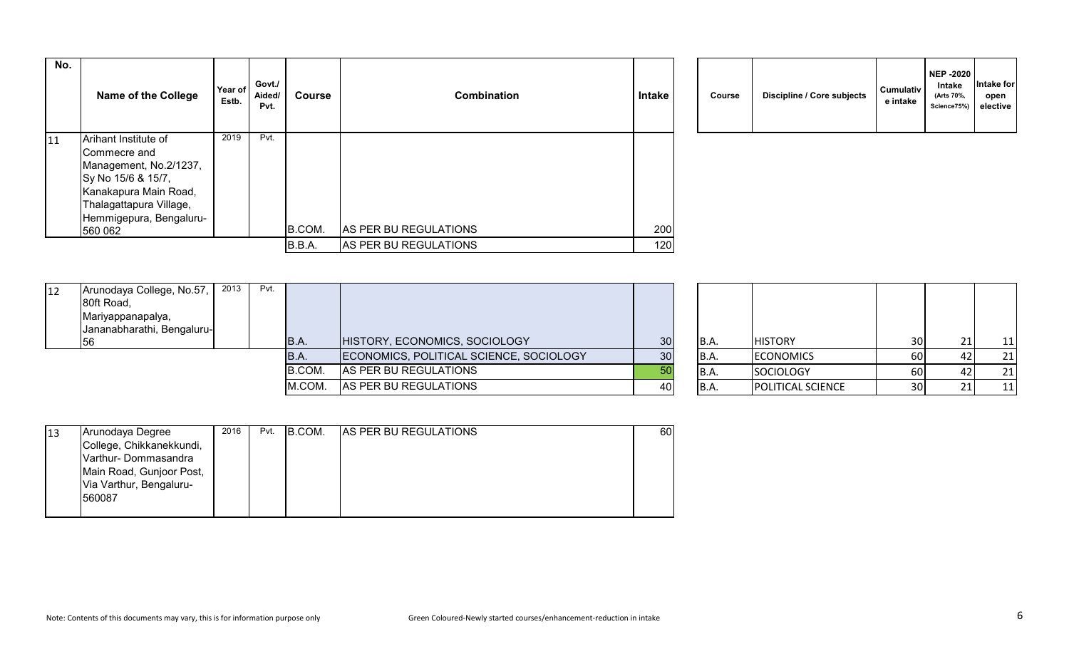| No. | Name of the College | Year of Estb. | Govt./ Aided/ Pvt. | Course | Combination | Intake |
|---|---|---|---|---|---|---|
| 11 | Arihant Institute of Commecre and Management, No.2/1237, Sy No 15/6 & 15/7, Kanakapura Main Road, Thalagattapura Village, Hemmigepura, Bengaluru-560 062 | 2019 | Pvt. | B.COM. | AS PER BU REGULATIONS | 200 |
| | | | | B.B.A. | AS PER BU REGULATIONS | 120 |
| 12 | Arunodaya College, No.57, 80ft Road, Mariyappanapalya, Jananabharathi, Bengaluru-56 | 2013 | Pvt. | B.A. | HISTORY, ECONOMICS, SOCIOLOGY | 30 |
| | | | | B.A. | ECONOMICS, POLITICAL SCIENCE, SOCIOLOGY | 30 |
| | | | | B.COM. | AS PER BU REGULATIONS | 50 |
| | | | | M.COM. | AS PER BU REGULATIONS | 40 |
| 13 | Arunodaya Degree College, Chikkanekkundi, Varthur- Dommasandra Main Road, Gunjoor Post, Via Varthur, Bengaluru-560087 | 2016 | Pvt. | B.COM. | AS PER BU REGULATIONS | 60 |

| Course | Discipline / Core subjects | Cumulative intake | NEP -2020 Intake (Arts 70%, Science75%) | Intake for open elective |
|---|---|---|---|---|
| B.A. | HISTORY | 30 | 21 | 11 |
| B.A. | ECONOMICS | 60 | 42 | 21 |
| B.A. | SOCIOLOGY | 60 | 42 | 21 |
| B.A. | POLITICAL SCIENCE | 30 | 21 | 11 |

Note: Contents of this documents may vary, this is for information purpose only

Green Coloured-Newly started courses/enhancement-reduction in intake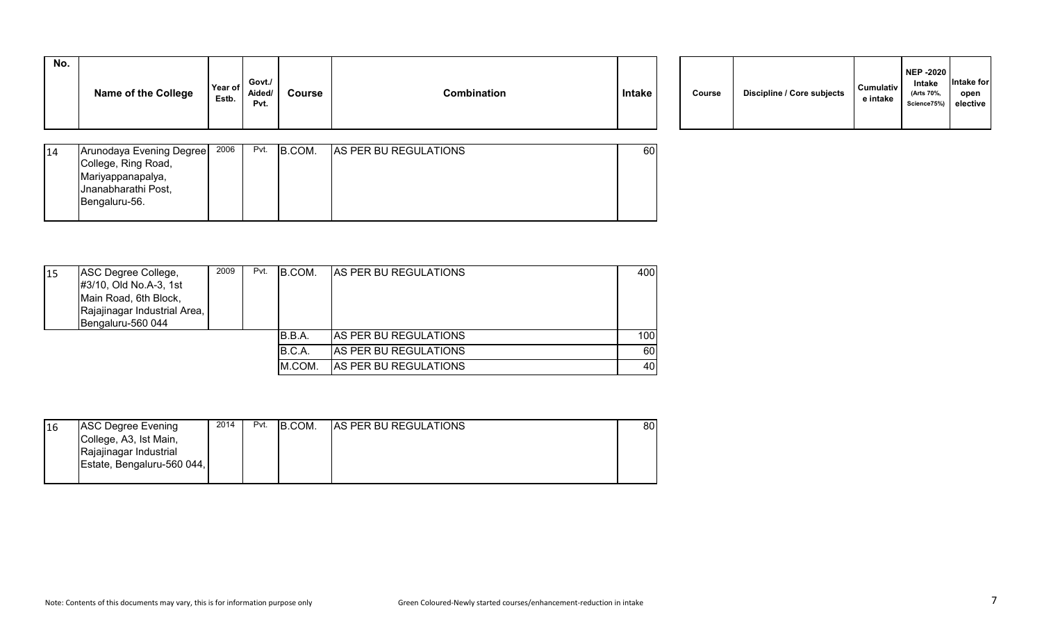| No. | Name of the College | Year of Estb. | Govt./ Aided/ Pvt. | Course | Combination | Intake | Course | Discipline / Core subjects | Cumulative intake | NEP -2020 Intake (Arts 70%, Science75%) | Intake for open elective |
|---|---|---|---|---|---|---|---|---|---|---|---|
| 14 | Arunodaya Evening Degree College, Ring Road, Mariyappanapalya, Jnanabharathi Post, Bengaluru-56. | 2006 | Pvt. | B.COM. | AS PER BU REGULATIONS | 60 | | | | | |
| 15 | ASC Degree College, #3/10, Old No.A-3, 1st Main Road, 6th Block, Rajajinagar Industrial Area, Bengaluru-560 044 | 2009 | Pvt. | B.COM. | AS PER BU REGULATIONS | 400 | | | | | |
| | | | | B.B.A. | AS PER BU REGULATIONS | 100 | | | | | |
| | | | | B.C.A. | AS PER BU REGULATIONS | 60 | | | | | |
| | | | | M.COM. | AS PER BU REGULATIONS | 40 | | | | | |
| 16 | ASC Degree Evening College, A3, Ist Main, Rajajinagar Industrial Estate, Bengaluru-560 044, | 2014 | Pvt. | B.COM. | AS PER BU REGULATIONS | 80 | | | | | |

Note: Contents of this documents may vary, this is for information purpose only

Green Coloured-Newly started courses/enhancement-reduction in intake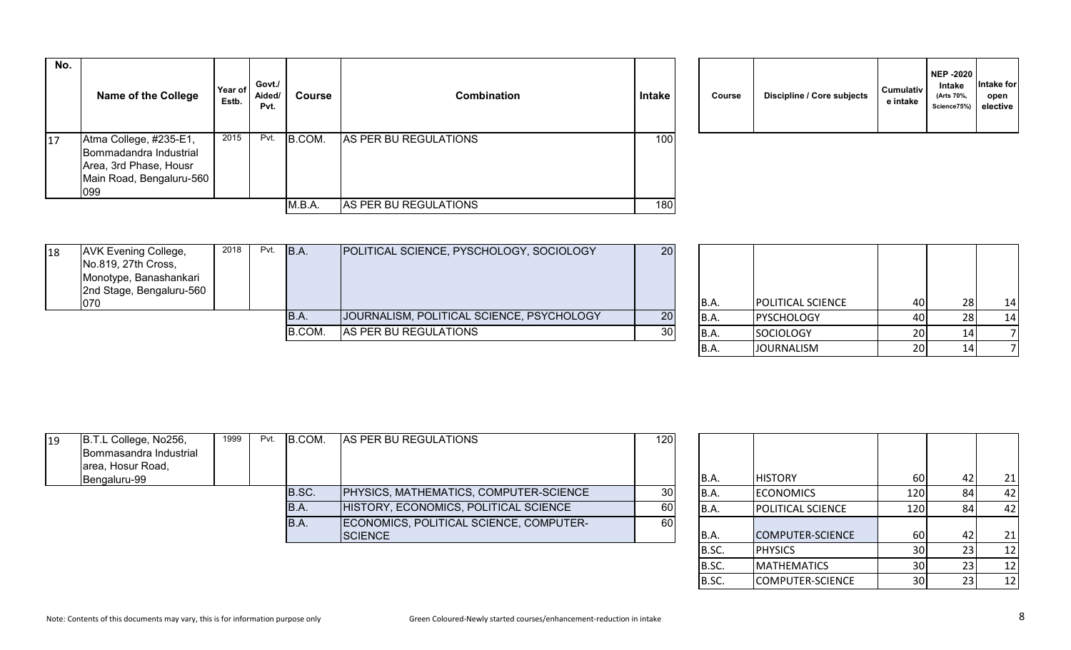| No. | Name of the College | Year of Estb. | Govt./ Aided/ Pvt. | Course | Combination | Intake |
|---|---|---|---|---|---|---|
| 17 | Atma College, #235-E1, Bommadandra Industrial Area, 3rd Phase, Housr Main Road, Bengaluru-560 099 | 2015 | Pvt. | B.COM. | AS PER BU REGULATIONS | 100 |
| | | | | M.B.A. | AS PER BU REGULATIONS | 180 |
| 18 | AVK Evening College, No.819, 27th Cross, Monotype, Banashankari 2nd Stage, Bengaluru-560 070 | 2018 | Pvt. | B.A. | POLITICAL SCIENCE, PYSCHOLOGY, SOCIOLOGY | 20 |
| | | | | B.A. | JOURNALISM, POLITICAL SCIENCE, PSYCHOLOGY | 20 |
| | | | | B.COM. | AS PER BU REGULATIONS | 30 |
| 19 | B.T.L College, No256, Bommasandra Industrial area, Hosur Road, Bengaluru-99 | 1999 | Pvt. | B.COM. | AS PER BU REGULATIONS | 120 |
| | | | | B.SC. | PHYSICS, MATHEMATICS, COMPUTER-SCIENCE | 30 |
| | | | | B.A. | HISTORY, ECONOMICS, POLITICAL SCIENCE | 60 |
| | | | | B.A. | ECONOMICS, POLITICAL SCIENCE, COMPUTER-SCIENCE | 60 |

| College No. | Course | Discipline / Core subjects | Cumulative intake | NEP -2020 Intake (Arts 70%, Science75%) | Intake for open elective |
|---|---|---|---|---|---|
| 18 | B.A. | POLITICAL SCIENCE | 40 | 28 | 14 |
| 18 | B.A. | PYSCHOLOGY | 40 | 28 | 14 |
| 18 | B.A. | SOCIOLOGY | 20 | 14 | 7 |
| 18 | B.A. | JOURNALISM | 20 | 14 | 7 |
| 19 | B.A. | HISTORY | 60 | 42 | 21 |
| 19 | B.A. | ECONOMICS | 120 | 84 | 42 |
| 19 | B.A. | POLITICAL SCIENCE | 120 | 84 | 42 |
| 19 | B.A. | COMPUTER-SCIENCE | 60 | 42 | 21 |
| 19 | B.SC. | PHYSICS | 30 | 23 | 12 |
| 19 | B.SC. | MATHEMATICS | 30 | 23 | 12 |
| 19 | B.SC. | COMPUTER-SCIENCE | 30 | 23 | 12 |

Note: Contents of this documents may vary, this is for information purpose only

Green Coloured-Newly started courses/enhancement-reduction in intake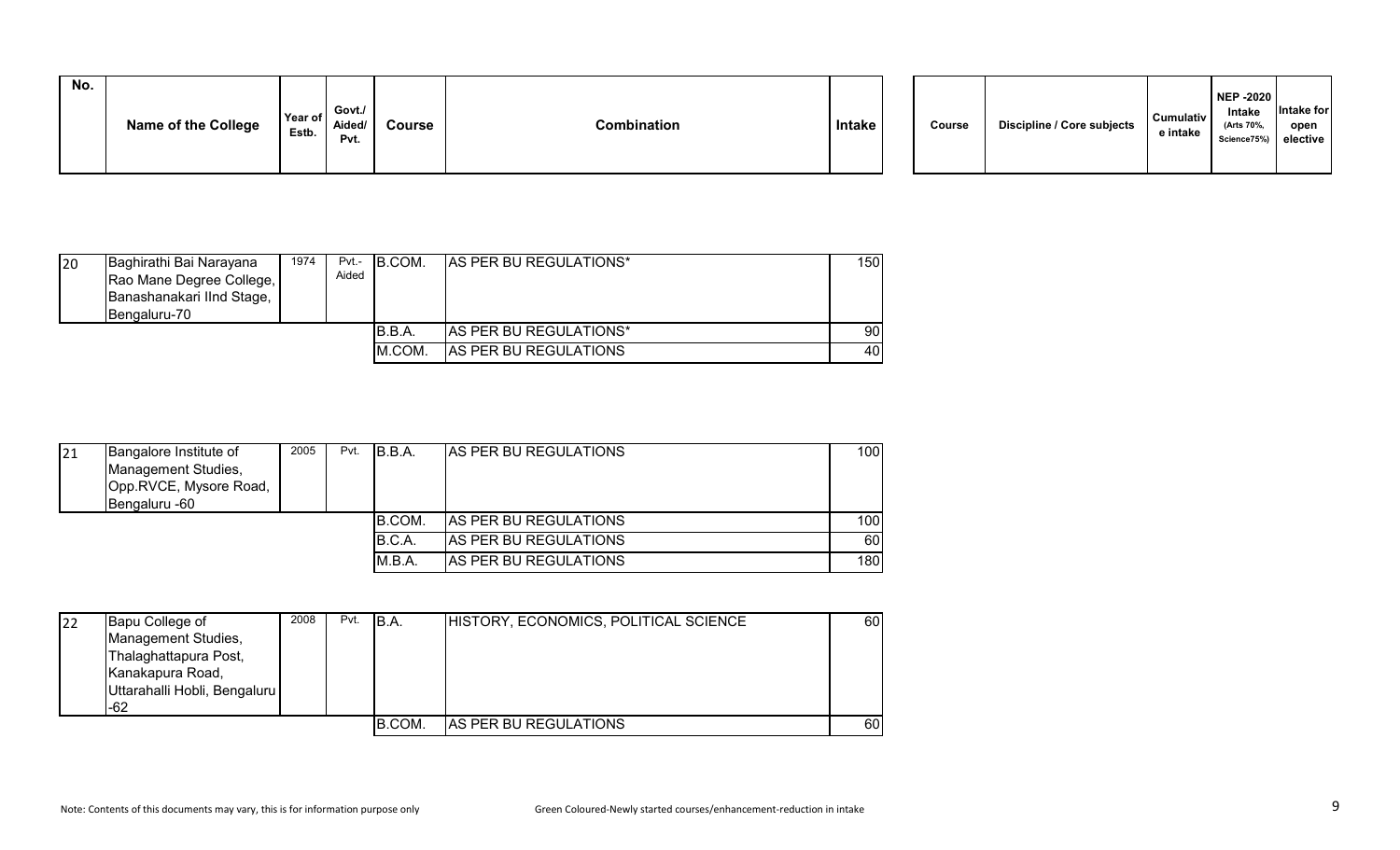| No. | Name of the College | Year of Estb. | Govt./ Aided/ Pvt. | Course | Combination | Intake | Course | Discipline / Core subjects | Cumulative intake | NEP -2020 Intake (Arts 70%, Science75%) | Intake for open elective |
|---|---|---|---|---|---|---|---|---|---|---|---|
| 20 | Baghirathi Bai Narayana Rao Mane Degree College, Banashanakari IInd Stage, Bengaluru-70 | 1974 | Pvt.-Aided | B.COM. | AS PER BU REGULATIONS* | 150 | | | | | |
| | | | | B.B.A. | AS PER BU REGULATIONS* | 90 | | | | | |
| | | | | M.COM. | AS PER BU REGULATIONS | 40 | | | | | |
| 21 | Bangalore Institute of Management Studies, Opp.RVCE, Mysore Road, Bengaluru -60 | 2005 | Pvt. | B.B.A. | AS PER BU REGULATIONS | 100 | | | | | |
| | | | | B.COM. | AS PER BU REGULATIONS | 100 | | | | | |
| | | | | B.C.A. | AS PER BU REGULATIONS | 60 | | | | | |
| | | | | M.B.A. | AS PER BU REGULATIONS | 180 | | | | | |
| 22 | Bapu College of Management Studies, Thalaghattapura Post, Kanakapura Road, Uttarahalli Hobli, Bengaluru -62 | 2008 | Pvt. | B.A. | HISTORY, ECONOMICS, POLITICAL SCIENCE | 60 | | | | | |
| | | | | B.COM. | AS PER BU REGULATIONS | 60 | | | | | |

Note: Contents of this documents may vary, this is for information purpose only

Green Coloured-Newly started courses/enhancement-reduction in intake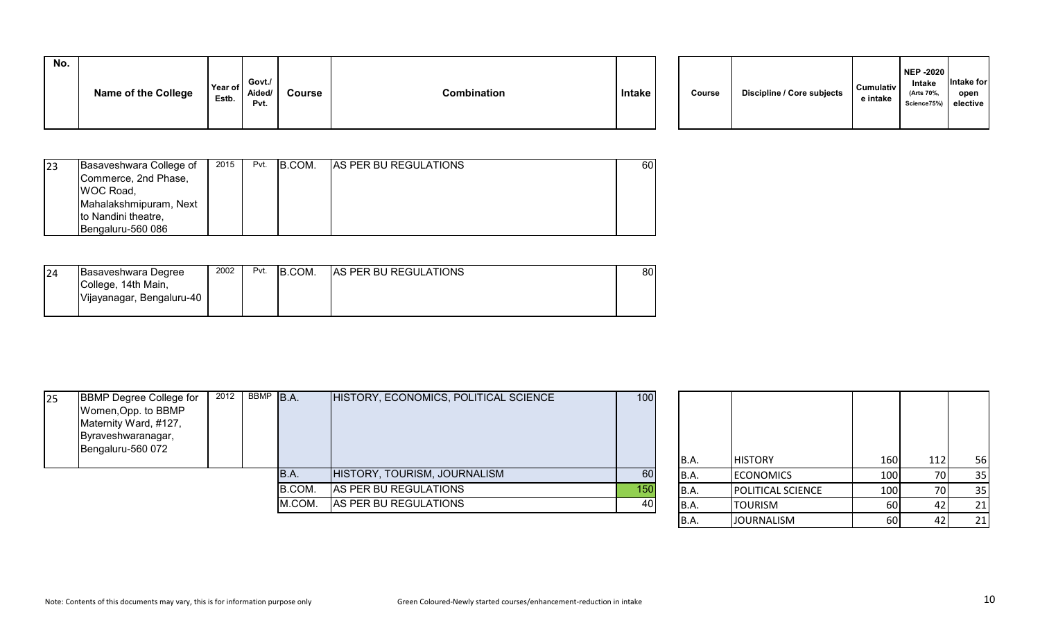| No. | Name of the College | Year of Estb. | Govt./ Aided/ Pvt. | Course | Combination | Intake |
|---|---|---|---|---|---|---|
| 23 | Basaveshwara College of Commerce, 2nd Phase, WOC Road, Mahalakshmipuram, Next to Nandini theatre, Bengaluru-560 086 | 2015 | Pvt. | B.COM. | AS PER BU REGULATIONS | 60 |
| 24 | Basaveshwara Degree College, 14th Main, Vijayanagar, Bengaluru-40 | 2002 | Pvt. | B.COM. | AS PER BU REGULATIONS | 80 |
| 25 | BBMP Degree College for Women,Opp. to BBMP Maternity Ward, #127, Byraveshwaranagar, Bengaluru-560 072 | 2012 | BBMP | B.A. | HISTORY, ECONOMICS, POLITICAL SCIENCE | 100 |
| | | | | B.A. | HISTORY, TOURISM, JOURNALISM | 60 |
| | | | | B.COM. | AS PER BU REGULATIONS | 150 |
| | | | | M.COM. | AS PER BU REGULATIONS | 40 |

| Course | Discipline / Core subjects | Cumulative intake | NEP -2020 Intake (Arts 70%, Science75%) | Intake for open elective |
|---|---|---|---|---|
| B.A. | HISTORY | 160 | 112 | 56 |
| B.A. | ECONOMICS | 100 | 70 | 35 |
| B.A. | POLITICAL SCIENCE | 100 | 70 | 35 |
| B.A. | TOURISM | 60 | 42 | 21 |
| B.A. | JOURNALISM | 60 | 42 | 21 |

Note: Contents of this documents may vary, this is for information purpose only

Green Coloured-Newly started courses/enhancement-reduction in intake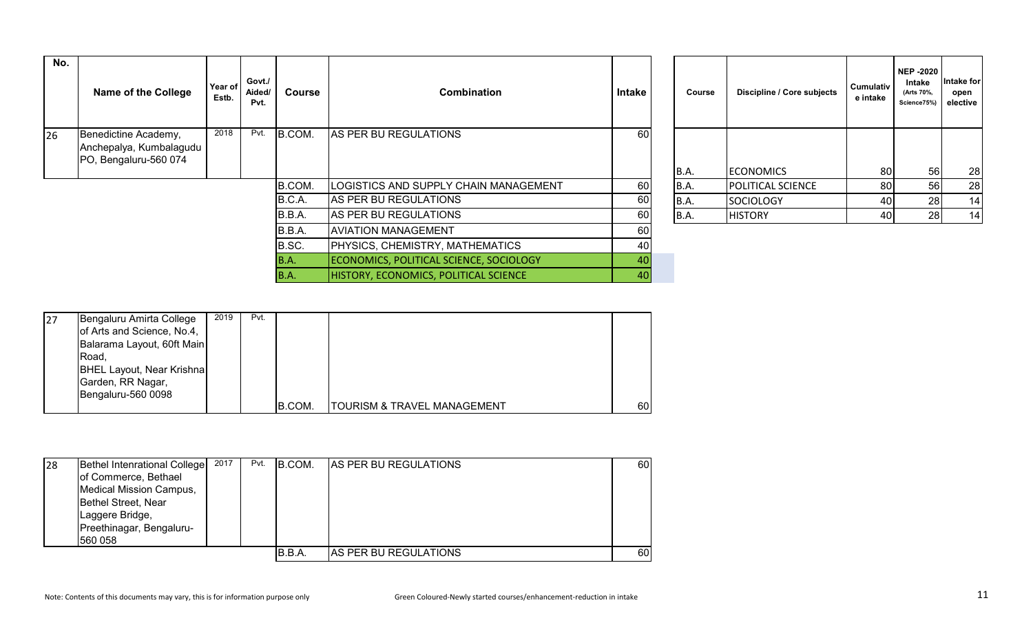| No. | Name of the College | Year of Estb. | Govt./ Aided/ Pvt. | Course | Combination | Intake |
|---|---|---|---|---|---|---|
| 26 | Benedictine Academy, Anchepalya, Kumbalagudu PO, Bengaluru-560 074 | 2018 | Pvt. | B.COM. | AS PER BU REGULATIONS | 60 |
| | | | | B.COM. | LOGISTICS AND SUPPLY CHAIN MANAGEMENT | 60 |
| | | | | B.C.A. | AS PER BU REGULATIONS | 60 |
| | | | | B.B.A. | AS PER BU REGULATIONS | 60 |
| | | | | B.B.A. | AVIATION MANAGEMENT | 60 |
| | | | | B.SC. | PHYSICS, CHEMISTRY, MATHEMATICS | 40 |
| | | | | B.A. | ECONOMICS, POLITICAL SCIENCE, SOCIOLOGY | 40 |
| | | | | B.A. | HISTORY, ECONOMICS, POLITICAL SCIENCE | 40 |

| Course | Discipline / Core subjects | Cumulative intake | NEP -2020 Intake (Arts 70%, Science75%) | Intake for open elective |
|---|---|---|---|---|
| B.A. | ECONOMICS | 80 | 56 | 28 |
| B.A. | POLITICAL SCIENCE | 80 | 56 | 28 |
| B.A. | SOCIOLOGY | 40 | 28 | 14 |
| B.A. | HISTORY | 40 | 28 | 14 |

| No. | Name of the College | Year of Estb. | Govt./ Aided/ Pvt. | Course | Combination | Intake |
|---|---|---|---|---|---|---|
| 27 | Bengaluru Amirta College of Arts and Science, No.4, Balarama Layout, 60ft Main Road, BHEL Layout, Near Krishna Garden, RR Nagar, Bengaluru-560 0098 | 2019 | Pvt. | B.COM. | TOURISM & TRAVEL MANAGEMENT | 60 |

| No. | Name of the College | Year of Estb. | Govt./ Aided/ Pvt. | Course | Combination | Intake |
|---|---|---|---|---|---|---|
| 28 | Bethel Intenrational College of Commerce, Bethael Medical Mission Campus, Bethel Street, Near Laggere Bridge, Preethinagar, Bengaluru-560 058 | 2017 | Pvt. | B.COM. | AS PER BU REGULATIONS | 60 |
| | | | | B.B.A. | AS PER BU REGULATIONS | 60 |

Note: Contents of this documents may vary, this is for information purpose only

Green Coloured-Newly started courses/enhancement-reduction in intake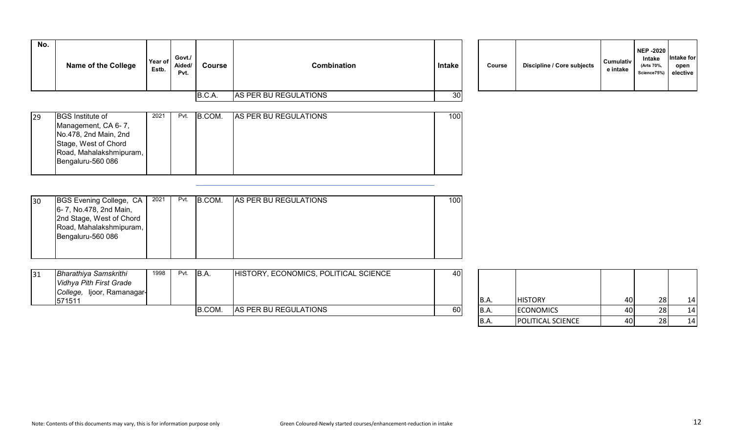| No. | Name of the College | Year of Estb. | Govt./ Aided/ Pvt. | Course | Combination | Intake | Course | Discipline / Core subjects | Cumulative intake | NEP -2020 Intake (Arts 70%, Science75%) | Intake for open elective |
|---|---|---|---|---|---|---|---|---|---|---|---|
| | | | | B.C.A. | AS PER BU REGULATIONS | 30 | | | | | |
| 29 | BGS Institute of Management, CA 6- 7, No.478, 2nd Main, 2nd Stage, West of Chord Road, Mahalakshmipuram, Bengaluru-560 086 | 2021 | Pvt. | B.COM. | AS PER BU REGULATIONS | 100 | | | | | |
| 30 | BGS Evening College, CA 6- 7, No.478, 2nd Main, 2nd Stage, West of Chord Road, Mahalakshmipuram, Bengaluru-560 086 | 2021 | Pvt. | B.COM. | AS PER BU REGULATIONS | 100 | | | | | |
| 31 | *Bharathiya Samskrithi Vidhya Pith First Grade College,* Ijoor, Ramanagar-571511 | 1998 | Pvt. | B.A. | HISTORY, ECONOMICS, POLITICAL SCIENCE | 40 | B.A. | HISTORY | 40 | 28 | 14 |
| | | | | B.COM. | AS PER BU REGULATIONS | 60 | B.A. | ECONOMICS | 40 | 28 | 14 |
| | | | | | | | B.A. | POLITICAL SCIENCE | 40 | 28 | 14 |

Note: Contents of this documents may vary, this is for information purpose only

Green Coloured-Newly started courses/enhancement-reduction in intake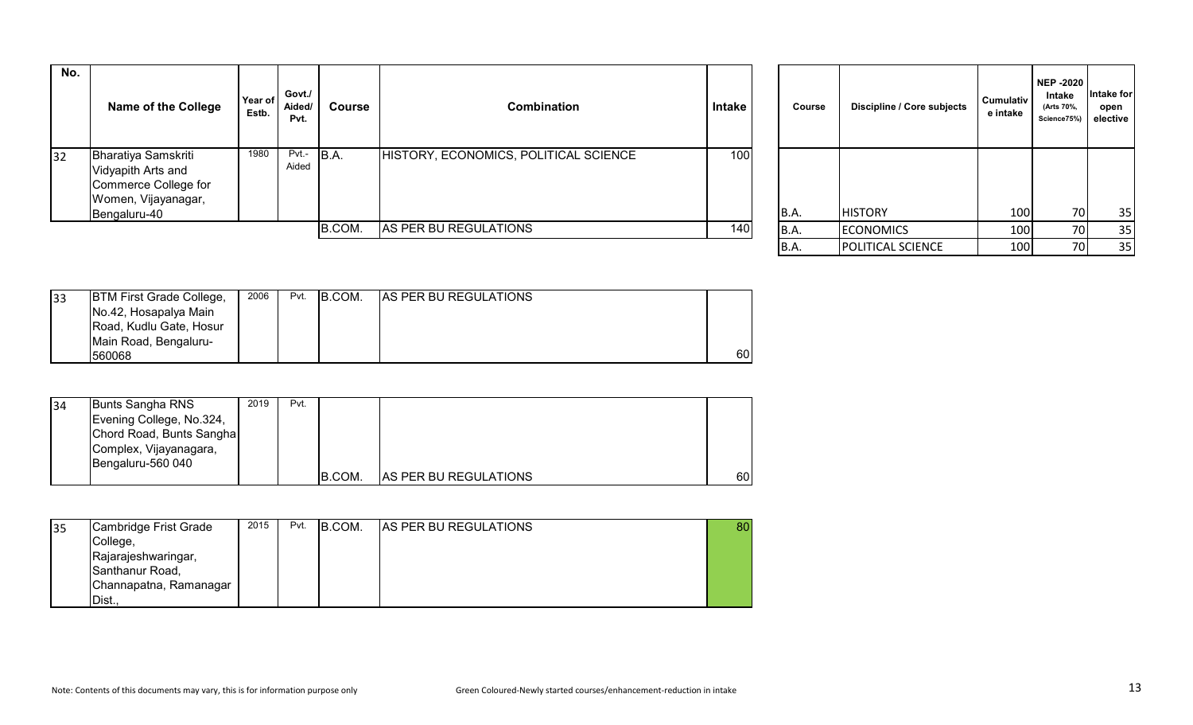| No. | Name of the College | Year of Estb. | Govt./ Aided/ Pvt. | Course | Combination | Intake |
|---|---|---|---|---|---|---|
| 32 | Bharatiya Samskriti Vidyapith Arts and Commerce College for Women, Vijayanagar, Bengaluru-40 | 1980 | Pvt.- Aided | B.A. | HISTORY, ECONOMICS, POLITICAL SCIENCE | 100 |
| | | | | B.COM. | AS PER BU REGULATIONS | 140 |

| Course | Discipline / Core subjects | Cumulative intake | NEP -2020 Intake (Arts 70%, Science75%) | Intake for open elective |
|---|---|---|---|---|
| B.A. | HISTORY | 100 | 70 | 35 |
| B.A. | ECONOMICS | 100 | 70 | 35 |
| B.A. | POLITICAL SCIENCE | 100 | 70 | 35 |

| No. | Name of the College | Year of Estb. | Govt./ Aided/ Pvt. | Course | Combination | Intake |
|---|---|---|---|---|---|---|
| 33 | BTM First Grade College, No.42, Hosapalya Main Road, Kudlu Gate, Hosur Main Road, Bengaluru-560068 | 2006 | Pvt. | B.COM. | AS PER BU REGULATIONS | 60 |
| 34 | Bunts Sangha RNS Evening College, No.324, Chord Road, Bunts Sangha Complex, Vijayanagara, Bengaluru-560 040 | 2019 | Pvt. | B.COM. | AS PER BU REGULATIONS | 60 |
| 35 | Cambridge Frist Grade College, Rajarajeshwaringar, Santhanur Road, Channapatna, Ramanagar Dist., | 2015 | Pvt. | B.COM. | AS PER BU REGULATIONS | 80 |

Note: Contents of this documents may vary, this is for information purpose only

Green Coloured-Newly started courses/enhancement-reduction in intake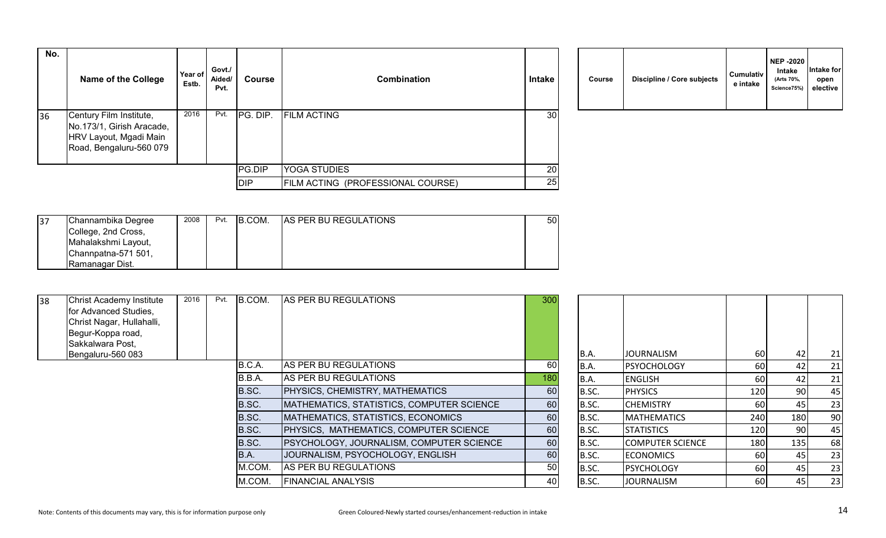| No. | Name of the College | Year of Estb. | Govt./ Aided/ Pvt. | Course | Combination | Intake | Course | Discipline / Core subjects | Cumulative intake | NEP -2020 Intake (Arts 70%, Science75%) | Intake for open elective |
|---|---|---|---|---|---|---|---|---|---|---|---|
| 36 | Century Film Institute, No.173/1, Girish Aracade, HRV Layout, Mgadi Main Road, Bengaluru-560 079 | 2016 | Pvt. | PG. DIP. | FILM ACTING | 30 | | | | | |
| | | | | PG.DIP | YOGA STUDIES | 20 | | | | | |
| | | | | DIP | FILM ACTING (PROFESSIONAL COURSE) | 25 | | | | | |

| No. | Name of the College | Year of Estb. | Govt./ Aided/ Pvt. | Course | Combination | Intake |
|---|---|---|---|---|---|---|
| 37 | Channambika Degree College, 2nd Cross, Mahalakshmi Layout, Channpatna-571 501, Ramanagar Dist. | 2008 | Pvt. | B.COM. | AS PER BU REGULATIONS | 50 |

| No. | Name of the College | Year of Estb. | Govt./ Aided/ Pvt. | Course | Combination | Intake | Course | Discipline / Core subjects | Cumulative intake | NEP -2020 Intake (Arts 70%, Science75%) | Intake for open elective |
|---|---|---|---|---|---|---|---|---|---|---|---|
| 38 | Christ Academy Institute for Advanced Studies, Christ Nagar, Hullahalli, Begur-Koppa road, Sakkalwara Post, Bengaluru-560 083 | 2016 | Pvt. | B.COM. | AS PER BU REGULATIONS | 300 | B.A. | JOURNALISM | 60 | 42 | 21 |
| | | | | B.C.A. | AS PER BU REGULATIONS | 60 | B.A. | PSYOCHOLOGY | 60 | 42 | 21 |
| | | | | B.B.A. | AS PER BU REGULATIONS | 180 | B.A. | ENGLISH | 60 | 42 | 21 |
| | | | | B.SC. | PHYSICS, CHEMISTRY, MATHEMATICS | 60 | B.SC. | PHYSICS | 120 | 90 | 45 |
| | | | | B.SC. | MATHEMATICS, STATISTICS, COMPUTER SCIENCE | 60 | B.SC. | CHEMISTRY | 60 | 45 | 23 |
| | | | | B.SC. | MATHEMATICS, STATISTICS, ECONOMICS | 60 | B.SC. | MATHEMATICS | 240 | 180 | 90 |
| | | | | B.SC. | PHYSICS, MATHEMATICS, COMPUTER SCIENCE | 60 | B.SC. | STATISTICS | 120 | 90 | 45 |
| | | | | B.SC. | PSYCHOLOGY, JOURNALISM, COMPUTER SCIENCE | 60 | B.SC. | COMPUTER SCIENCE | 180 | 135 | 68 |
| | | | | B.A. | JOURNALISM, PSYOCHOLOGY, ENGLISH | 60 | B.SC. | ECONOMICS | 60 | 45 | 23 |
| | | | | M.COM. | AS PER BU REGULATIONS | 50 | B.SC. | PSYCHOLOGY | 60 | 45 | 23 |
| | | | | M.COM. | FINANCIAL ANALYSIS | 40 | B.SC. | JOURNALISM | 60 | 45 | 23 |

Note: Contents of this documents may vary, this is for information purpose only

Green Coloured-Newly started courses/enhancement-reduction in intake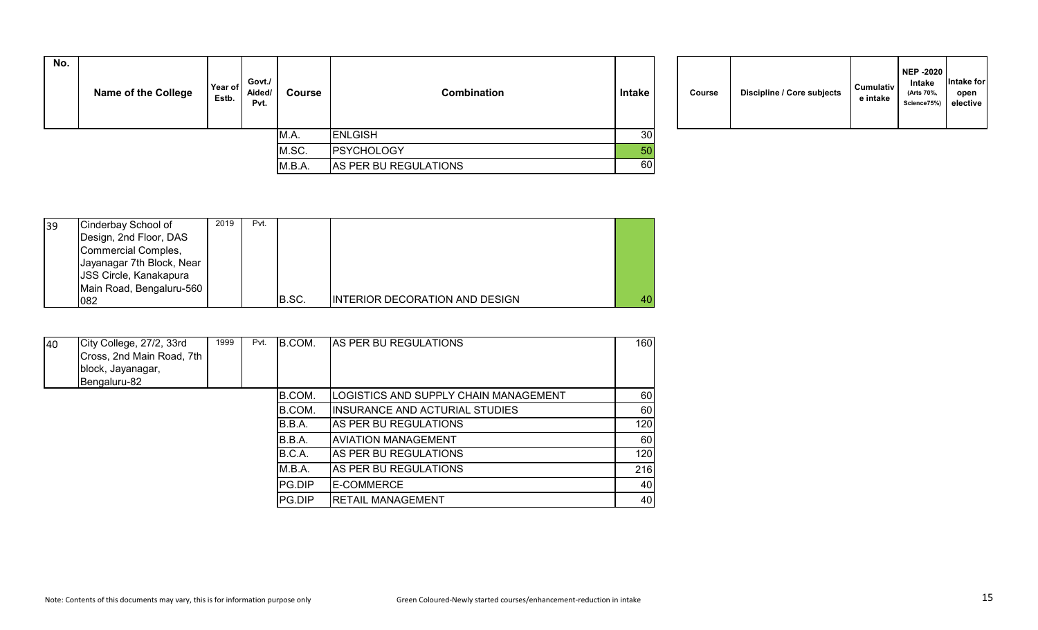| No. | Name of the College | Year of Estb. | Govt./ Aided/ Pvt. | Course | Combination | Intake |
|---|---|---|---|---|---|---|
| | | | | M.A. | ENLGISH | 30 |
| | | | | M.SC. | PSYCHOLOGY | 50 |
| | | | | M.B.A. | AS PER BU REGULATIONS | 60 |
| 39 | Cinderbay School of Design, 2nd Floor, DAS Commercial Comples, Jayanagar 7th Block, Near JSS Circle, Kanakapura Main Road, Bengaluru-560 082 | 2019 | Pvt. | B.SC. | INTERIOR DECORATION AND DESIGN | 40 |
| 40 | City College, 27/2, 33rd Cross, 2nd Main Road, 7th block, Jayanagar, Bengaluru-82 | 1999 | Pvt. | B.COM. | AS PER BU REGULATIONS | 160 |
| | | | | B.COM. | LOGISTICS AND SUPPLY CHAIN MANAGEMENT | 60 |
| | | | | B.COM. | INSURANCE AND ACTURIAL STUDIES | 60 |
| | | | | B.B.A. | AS PER BU REGULATIONS | 120 |
| | | | | B.B.A. | AVIATION MANAGEMENT | 60 |
| | | | | B.C.A. | AS PER BU REGULATIONS | 120 |
| | | | | M.B.A. | AS PER BU REGULATIONS | 216 |
| | | | | PG.DIP | E-COMMERCE | 40 |
| | | | | PG.DIP | RETAIL MANAGEMENT | 40 |

| Course | Discipline / Core subjects | Cumulative intake | NEP -2020 Intake (Arts 70%, Science75%) | Intake for open elective |
|---|---|---|---|---|

Note: Contents of this documents may vary, this is for information purpose only

Green Coloured-Newly started courses/enhancement-reduction in intake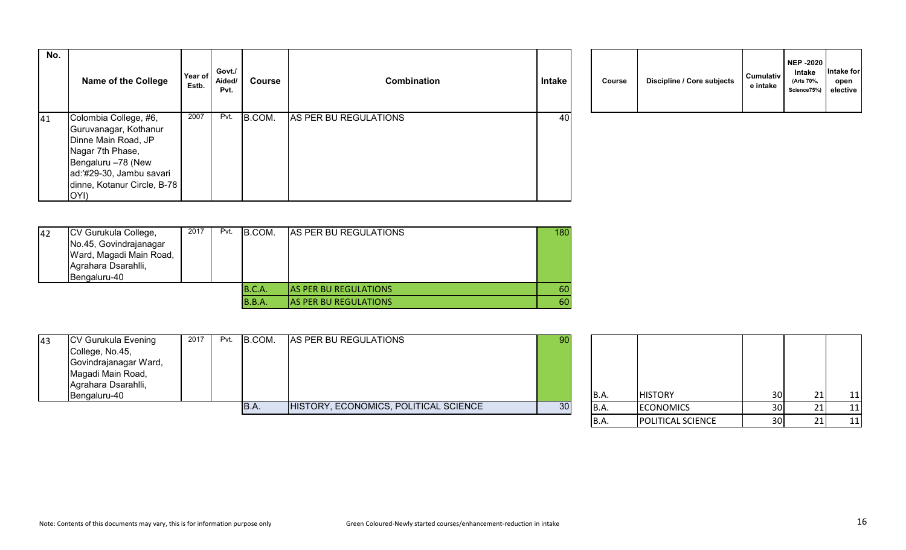| No. | Name of the College | Year of Estb. | Govt./ Aided/ Pvt. | Course | Combination | Intake |
|---|---|---|---|---|---|---|
| 41 | Colombia College, #6, Guruvanagar, Kothanur Dinne Main Road, JP Nagar 7th Phase, Bengaluru –78 (New ad:'#29-30, Jambu savari dinne, Kotanur Circle, B-78 OYI) | 2007 | Pvt. | B.COM. | AS PER BU REGULATIONS | 40 |
| 42 | CV Gurukula College, No.45, Govindrajanagar Ward, Magadi Main Road, Agrahara Dsarahlli, Bengaluru-40 | 2017 | Pvt. | B.COM. | AS PER BU REGULATIONS | 180 |
| | | | | B.C.A. | AS PER BU REGULATIONS | 60 |
| | | | | B.B.A. | AS PER BU REGULATIONS | 60 |
| 43 | CV Gurukula Evening College, No.45, Govindrajanagar Ward, Magadi Main Road, Agrahara Dsarahlli, Bengaluru-40 | 2017 | Pvt. | B.COM. | AS PER BU REGULATIONS | 90 |
| | | | | B.A. | HISTORY, ECONOMICS, POLITICAL SCIENCE | 30 |

| Course | Discipline / Core subjects | Cumulative intake | NEP -2020 Intake (Arts 70%, Science75%) | Intake for open elective |
|---|---|---|---|---|
| B.A. | HISTORY | 30 | 21 | 11 |
| B.A. | ECONOMICS | 30 | 21 | 11 |
| B.A. | POLITICAL SCIENCE | 30 | 21 | 11 |

Note: Contents of this documents may vary, this is for information purpose only

Green Coloured-Newly started courses/enhancement-reduction in intake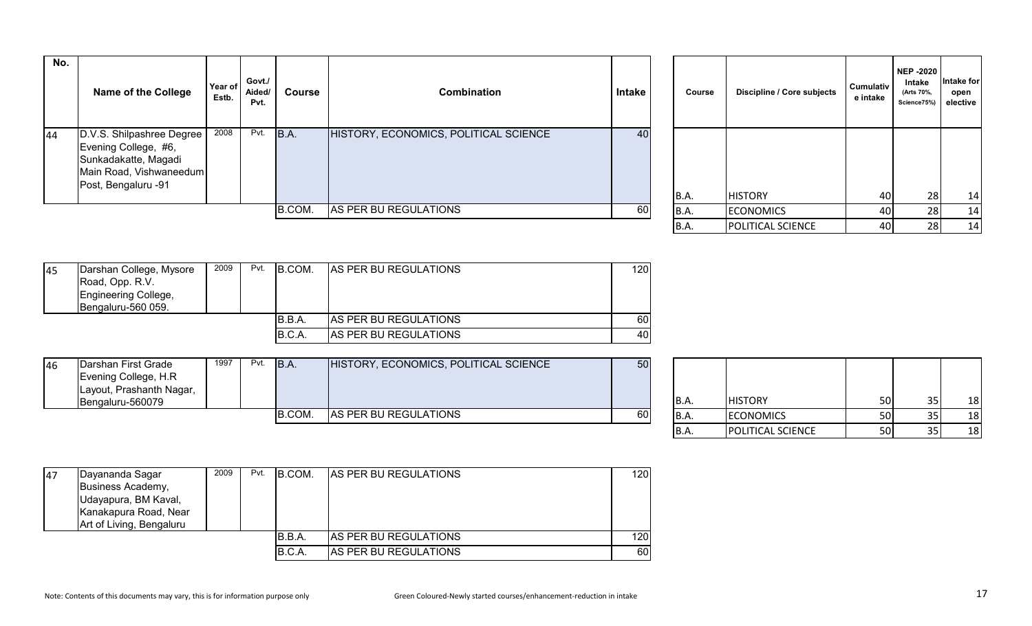| No. | Name of the College | Year of Estb. | Govt./ Aided/ Pvt. | Course | Combination | Intake |
|---|---|---|---|---|---|---|
| 44 | D.V.S. Shilpashree Degree Evening College, #6, Sunkadakatte, Magadi Main Road, Vishwaneedum Post, Bengaluru -91 | 2008 | Pvt. | B.A. | HISTORY, ECONOMICS, POLITICAL SCIENCE | 40 |
| | | | | B.COM. | AS PER BU REGULATIONS | 60 |
| 45 | Darshan College, Mysore Road, Opp. R.V. Engineering College, Bengaluru-560 059. | 2009 | Pvt. | B.COM. | AS PER BU REGULATIONS | 120 |
| | | | | B.B.A. | AS PER BU REGULATIONS | 60 |
| | | | | B.C.A. | AS PER BU REGULATIONS | 40 |
| 46 | Darshan First Grade Evening College, H.R Layout, Prashanth Nagar, Bengaluru-560079 | 1997 | Pvt. | B.A. | HISTORY, ECONOMICS, POLITICAL SCIENCE | 50 |
| | | | | B.COM. | AS PER BU REGULATIONS | 60 |
| 47 | Dayananda Sagar Business Academy, Udayapura, BM Kaval, Kanakapura Road, Near Art of Living, Bengaluru | 2009 | Pvt. | B.COM. | AS PER BU REGULATIONS | 120 |
| | | | | B.B.A. | AS PER BU REGULATIONS | 120 |
| | | | | B.C.A. | AS PER BU REGULATIONS | 60 |

| Course | Discipline / Core subjects | Cumulative intake | NEP -2020 Intake (Arts 70%, Science75%) | Intake for open elective |
|---|---|---|---|---|
| B.A. | HISTORY | 40 | 28 | 14 |
| B.A. | ECONOMICS | 40 | 28 | 14 |
| B.A. | POLITICAL SCIENCE | 40 | 28 | 14 |
| B.A. | HISTORY | 50 | 35 | 18 |
| B.A. | ECONOMICS | 50 | 35 | 18 |
| B.A. | POLITICAL SCIENCE | 50 | 35 | 18 |

Note: Contents of this documents may vary, this is for information purpose only

Green Coloured-Newly started courses/enhancement-reduction in intake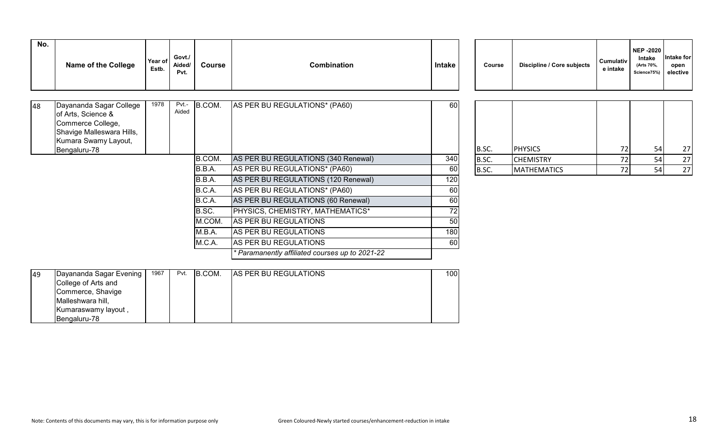| No. | Name of the College | Year of Estb. | Govt./ Aided/ Pvt. | Course | Combination | Intake |
|---|---|---|---|---|---|---|
| 48 | Dayananda Sagar College of Arts, Science & Commerce College, Shavige Malleswara Hills, Kumara Swamy Layout, Bengaluru-78 | 1978 | Pvt.-Aided | B.COM. | AS PER BU REGULATIONS* (PA60) | 60 |
| | | | | B.COM. | AS PER BU REGULATIONS (340 Renewal) | 340 |
| | | | | B.B.A. | AS PER BU REGULATIONS* (PA60) | 60 |
| | | | | B.B.A. | AS PER BU REGULATIONS (120 Renewal) | 120 |
| | | | | B.C.A. | AS PER BU REGULATIONS* (PA60) | 60 |
| | | | | B.C.A. | AS PER BU REGULATIONS (60 Renewal) | 60 |
| | | | | B.SC. | PHYSICS, CHEMISTRY, MATHEMATICS* | 72 |
| | | | | M.COM. | AS PER BU REGULATIONS | 50 |
| | | | | M.B.A. | AS PER BU REGULATIONS | 180 |
| | | | | M.C.A. | AS PER BU REGULATIONS | 60 |
| | | | | | *\* Paramanently affiliated courses up to 2021-22* | |
| 49 | Dayananda Sagar Evening College of Arts and Commerce, Shavige Malleshwara hill, Kumaraswamy layout , Bengaluru-78 | 1967 | Pvt. | B.COM. | AS PER BU REGULATIONS | 100 |

| Course | Discipline / Core subjects | Cumulative intake | NEP -2020 Intake (Arts 70%, Science75%) | Intake for open elective |
|---|---|---|---|---|
| B.SC. | PHYSICS | 72 | 54 | 27 |
| B.SC. | CHEMISTRY | 72 | 54 | 27 |
| B.SC. | MATHEMATICS | 72 | 54 | 27 |

Note: Contents of this documents may vary, this is for information purpose only

Green Coloured-Newly started courses/enhancement-reduction in intake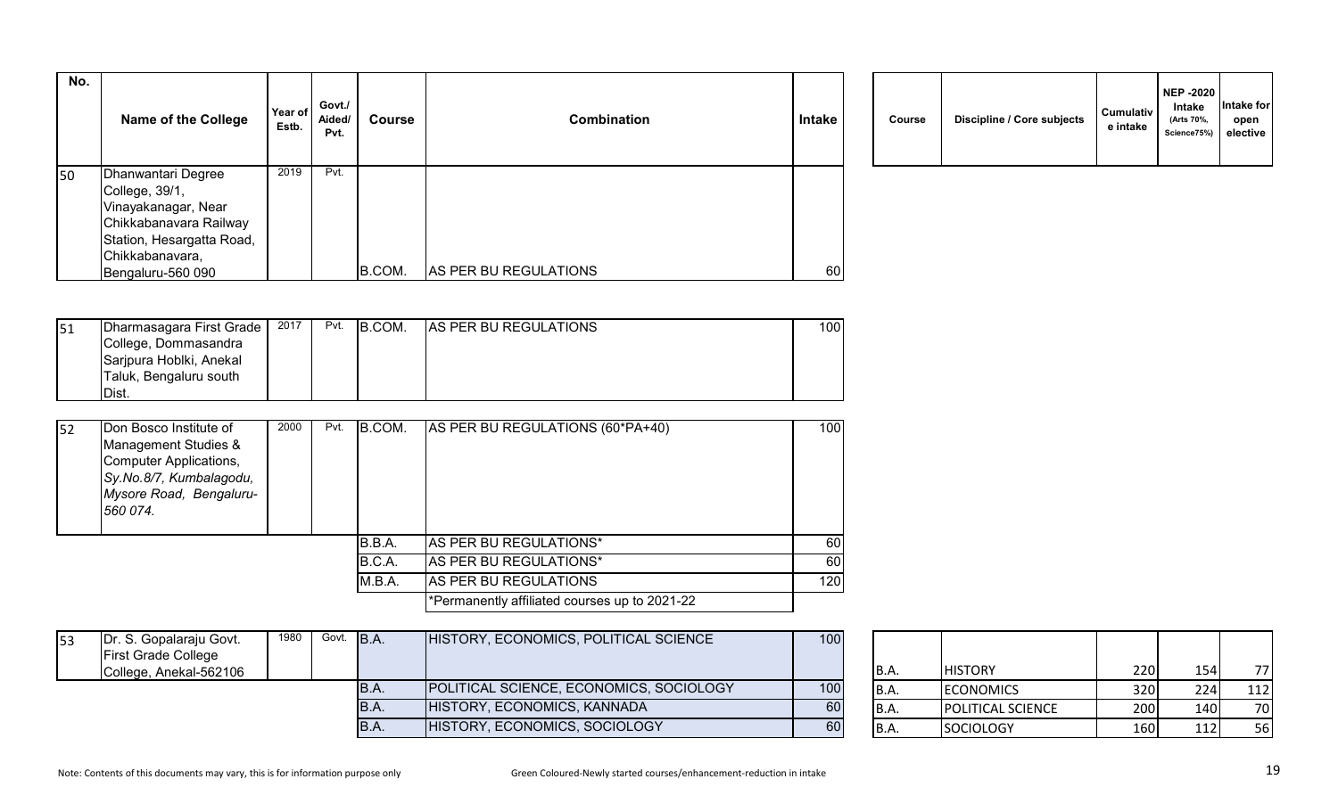| No. | Name of the College | Year of Estb. | Govt./ Aided/ Pvt. | Course | Combination | Intake | Course | Discipline / Core subjects | Cumulative intake | NEP -2020 Intake (Arts 70%, Science75%) | Intake for open elective |
|---|---|---|---|---|---|---|---|---|---|---|---|
| 50 | Dhanwantari Degree College, 39/1, Vinayakanagar, Near Chikkabanavara Railway Station, Hesargatta Road, Chikkabanavara, Bengaluru-560 090 | 2019 | Pvt. | B.COM. | AS PER BU REGULATIONS | 60 | | | | | |
| 51 | Dharmasagara First Grade College, Dommasandra Sarjpura Hoblki, Anekal Taluk, Bengaluru south Dist. | 2017 | Pvt. | B.COM. | AS PER BU REGULATIONS | 100 | | | | | |
| 52 | Don Bosco Institute of Management Studies & Computer Applications, *Sy.No.8/7, Kumbalagodu, Mysore Road, Bengaluru-560 074.* | 2000 | Pvt. | B.COM. | AS PER BU REGULATIONS (60*PA+40) | 100 | | | | | |
| | | | | B.B.A. | AS PER BU REGULATIONS* | 60 | | | | | |
| | | | | B.C.A. | AS PER BU REGULATIONS* | 60 | | | | | |
| | | | | M.B.A. | AS PER BU REGULATIONS | 120 | | | | | |
| | | | | | *Permanently affiliated courses up to 2021-22 | | | | | | |
| 53 | Dr. S. Gopalaraju Govt. First Grade College College, Anekal-562106 | 1980 | Govt. | B.A. | HISTORY, ECONOMICS, POLITICAL SCIENCE | 100 | B.A. | HISTORY | 220 | 154 | 77 |
| | | | | B.A. | POLITICAL SCIENCE, ECONOMICS, SOCIOLOGY | 100 | B.A. | ECONOMICS | 320 | 224 | 112 |
| | | | | B.A. | HISTORY, ECONOMICS, KANNADA | 60 | B.A. | POLITICAL SCIENCE | 200 | 140 | 70 |
| | | | | B.A. | HISTORY, ECONOMICS, SOCIOLOGY | 60 | B.A. | SOCIOLOGY | 160 | 112 | 56 |

Note: Contents of this documents may vary, this is for information purpose only

Green Coloured-Newly started courses/enhancement-reduction in intake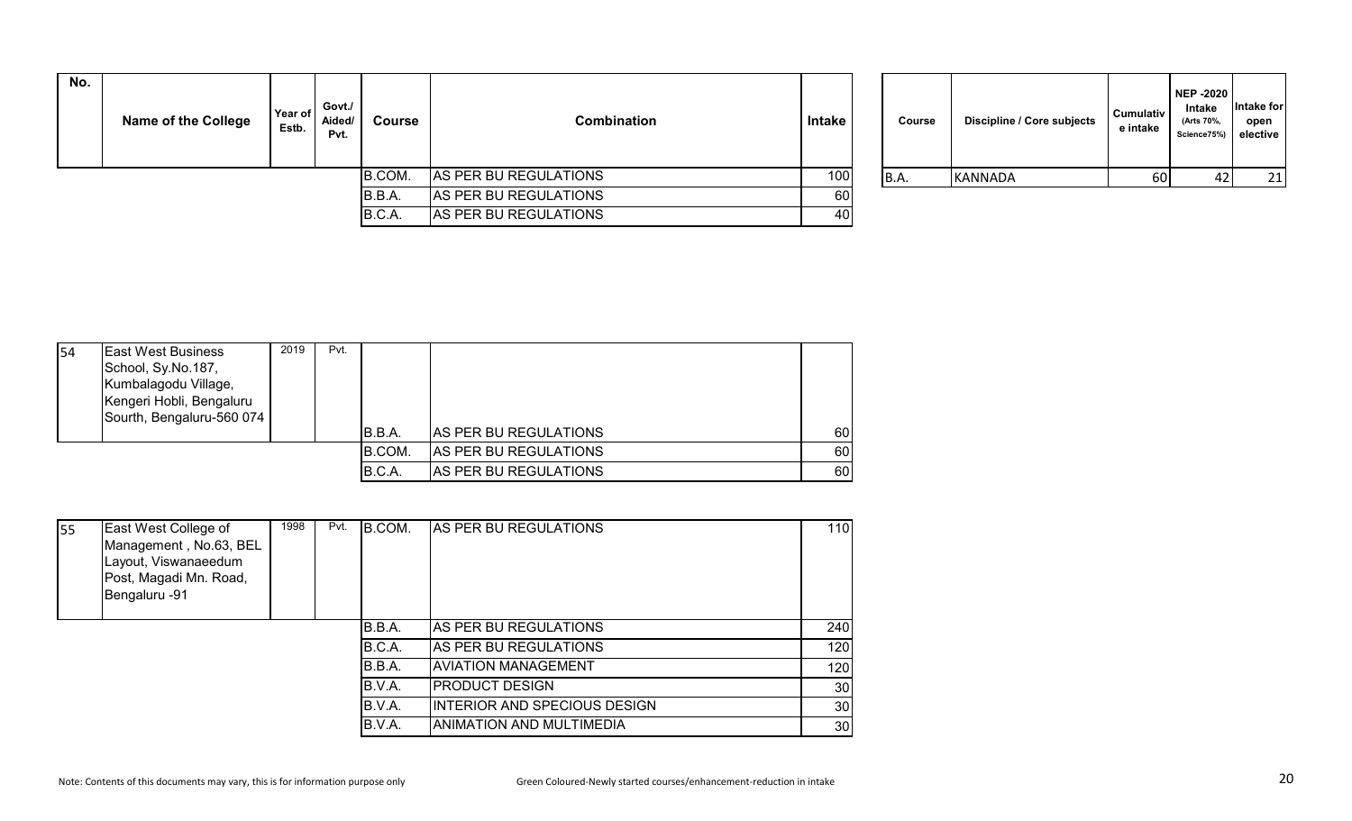| No. | Name of the College | Year of Estb. | Govt./ Aided/ Pvt. | Course | Combination | Intake |
|---|---|---|---|---|---|---|
| | | | | B.COM. | AS PER BU REGULATIONS | 100 |
| | | | | B.B.A. | AS PER BU REGULATIONS | 60 |
| | | | | B.C.A. | AS PER BU REGULATIONS | 40 |

| Course | Discipline / Core subjects | Cumulative intake | NEP -2020 Intake (Arts 70%, Science75%) | Intake for open elective |
|---|---|---|---|---|
| B.A. | KANNADA | 60 | 42 | 21 |

| No. | Name of the College | Year of Estb. | Govt./ Aided/ Pvt. | Course | Combination | Intake |
|---|---|---|---|---|---|---|
| 54 | East West Business School, Sy.No.187, Kumbalagodu Village, Kengeri Hobli, Bengaluru Sourth, Bengaluru-560 074 | 2019 | Pvt. | B.B.A. | AS PER BU REGULATIONS | 60 |
| | | | | B.COM. | AS PER BU REGULATIONS | 60 |
| | | | | B.C.A. | AS PER BU REGULATIONS | 60 |

| No. | Name of the College | Year of Estb. | Govt./ Aided/ Pvt. | Course | Combination | Intake |
|---|---|---|---|---|---|---|
| 55 | East West College of Management , No.63, BEL Layout, Viswanaeedum Post, Magadi Mn. Road, Bengaluru -91 | 1998 | Pvt. | B.COM. | AS PER BU REGULATIONS | 110 |
| | | | | B.B.A. | AS PER BU REGULATIONS | 240 |
| | | | | B.C.A. | AS PER BU REGULATIONS | 120 |
| | | | | B.B.A. | AVIATION MANAGEMENT | 120 |
| | | | | B.V.A. | PRODUCT DESIGN | 30 |
| | | | | B.V.A. | INTERIOR AND SPECIOUS DESIGN | 30 |
| | | | | B.V.A. | ANIMATION AND MULTIMEDIA | 30 |

Note: Contents of this documents may vary, this is for information purpose only

Green Coloured-Newly started courses/enhancement-reduction in intake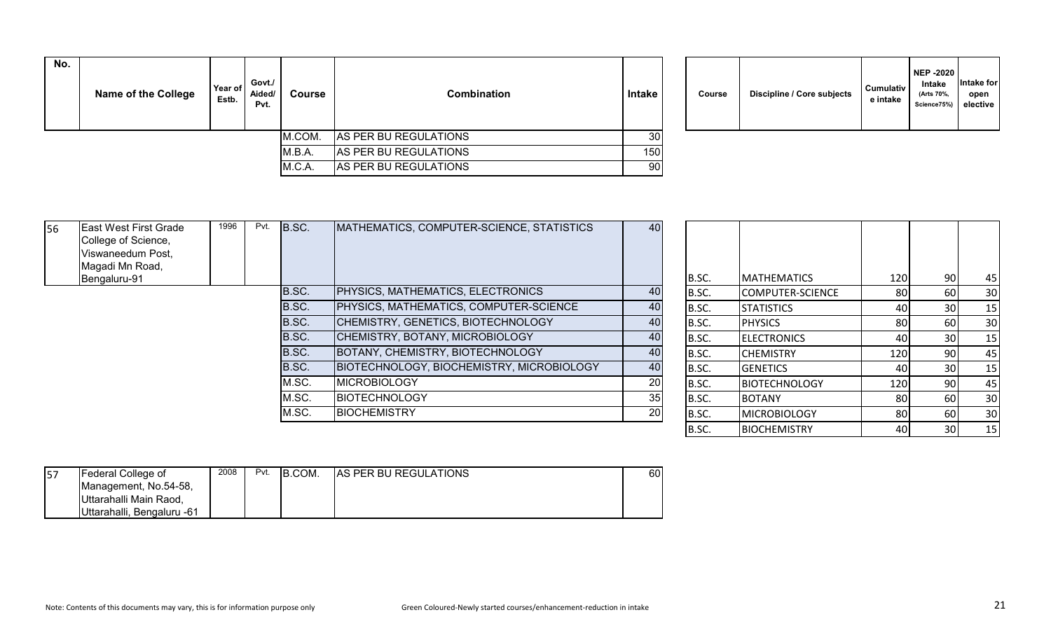| No. | Name of the College | Year of Estb. | Govt./ Aided/ Pvt. | Course | Combination | Intake |
|---|---|---|---|---|---|---|
| | | | | M.COM. | AS PER BU REGULATIONS | 30 |
| | | | | M.B.A. | AS PER BU REGULATIONS | 150 |
| | | | | M.C.A. | AS PER BU REGULATIONS | 90 |
| 56 | East West First Grade College of Science, Viswaneedum Post, Magadi Mn Road, Bengaluru-91 | 1996 | Pvt. | B.SC. | MATHEMATICS, COMPUTER-SCIENCE, STATISTICS | 40 |
| | | | | B.SC. | PHYSICS, MATHEMATICS, ELECTRONICS | 40 |
| | | | | B.SC. | PHYSICS, MATHEMATICS, COMPUTER-SCIENCE | 40 |
| | | | | B.SC. | CHEMISTRY, GENETICS, BIOTECHNOLOGY | 40 |
| | | | | B.SC. | CHEMISTRY, BOTANY, MICROBIOLOGY | 40 |
| | | | | B.SC. | BOTANY, CHEMISTRY, BIOTECHNOLOGY | 40 |
| | | | | B.SC. | BIOTECHNOLOGY, BIOCHEMISTRY, MICROBIOLOGY | 40 |
| | | | | M.SC. | MICROBIOLOGY | 20 |
| | | | | M.SC. | BIOTECHNOLOGY | 35 |
| | | | | M.SC. | BIOCHEMISTRY | 20 |
| 57 | Federal College of Management, No.54-58, Uttarahalli Main Raod, Uttarahalli, Bengaluru -61 | 2008 | Pvt. | B.COM. | AS PER BU REGULATIONS | 60 |

| Course | Discipline / Core subjects | Cumulative intake | NEP -2020 Intake (Arts 70%, Science75%) | Intake for open elective |
|---|---|---|---|---|
| B.SC. | MATHEMATICS | 120 | 90 | 45 |
| B.SC. | COMPUTER-SCIENCE | 80 | 60 | 30 |
| B.SC. | STATISTICS | 40 | 30 | 15 |
| B.SC. | PHYSICS | 80 | 60 | 30 |
| B.SC. | ELECTRONICS | 40 | 30 | 15 |
| B.SC. | CHEMISTRY | 120 | 90 | 45 |
| B.SC. | GENETICS | 40 | 30 | 15 |
| B.SC. | BIOTECHNOLOGY | 120 | 90 | 45 |
| B.SC. | BOTANY | 80 | 60 | 30 |
| B.SC. | MICROBIOLOGY | 80 | 60 | 30 |
| B.SC. | BIOCHEMISTRY | 40 | 30 | 15 |

Note: Contents of this documents may vary, this is for information purpose only

Green Coloured-Newly started courses/enhancement-reduction in intake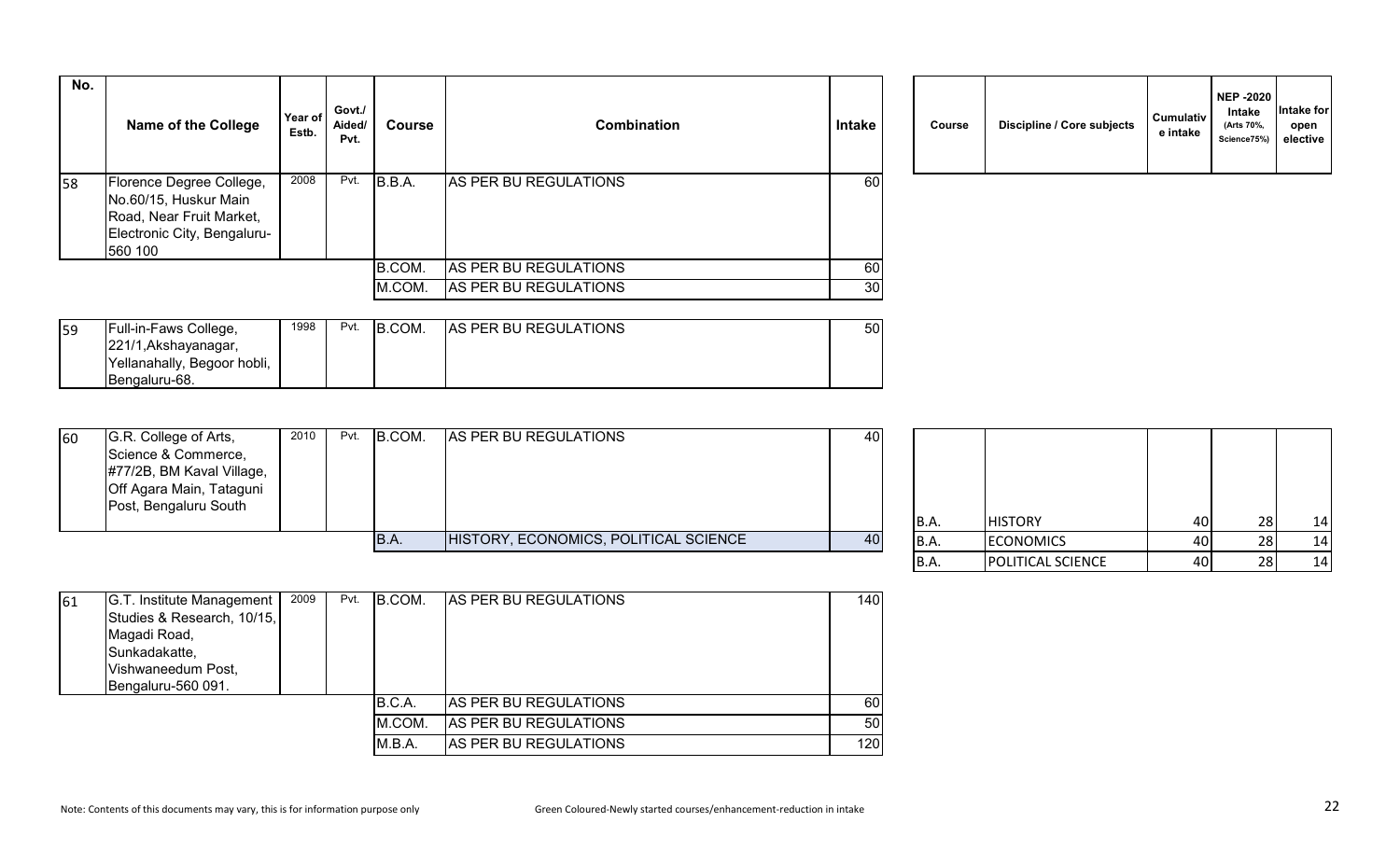| No. | Name of the College | Year of Estb. | Govt./ Aided/ Pvt. | Course | Combination | Intake | Course | Discipline / Core subjects | Cumulative intake | NEP -2020 Intake (Arts 70%, Science75%) | Intake for open elective |
|---|---|---|---|---|---|---|---|---|---|---|---|
| 58 | Florence Degree College, No.60/15, Huskur Main Road, Near Fruit Market, Electronic City, Bengaluru-560 100 | 2008 | Pvt. | B.B.A. | AS PER BU REGULATIONS | 60 | | | | | |
| | | | | B.COM. | AS PER BU REGULATIONS | 60 | | | | | |
| | | | | M.COM. | AS PER BU REGULATIONS | 30 | | | | | |
| 59 | Full-in-Faws College, 221/1,Akshayanagar, Yellanahally, Begoor hobli, Bengaluru-68. | 1998 | Pvt. | B.COM. | AS PER BU REGULATIONS | 50 | | | | | |
| 60 | G.R. College of Arts, Science & Commerce, #77/2B, BM Kaval Village, Off Agara Main, Tataguni Post, Bengaluru South | 2010 | Pvt. | B.COM. | AS PER BU REGULATIONS | 40 | B.A. | HISTORY | 40 | 28 | 14 |
| | | | | B.A. | HISTORY, ECONOMICS, POLITICAL SCIENCE | 40 | B.A. | ECONOMICS | 40 | 28 | 14 |
| | | | | | | | B.A. | POLITICAL SCIENCE | 40 | 28 | 14 |
| 61 | G.T. Institute Management Studies & Research, 10/15, Magadi Road, Sunkadakatte, Vishwaneedum Post, Bengaluru-560 091. | 2009 | Pvt. | B.COM. | AS PER BU REGULATIONS | 140 | | | | | |
| | | | | B.C.A. | AS PER BU REGULATIONS | 60 | | | | | |
| | | | | M.COM. | AS PER BU REGULATIONS | 50 | | | | | |
| | | | | M.B.A. | AS PER BU REGULATIONS | 120 | | | | | |

Note: Contents of this documents may vary, this is for information purpose only

Green Coloured-Newly started courses/enhancement-reduction in intake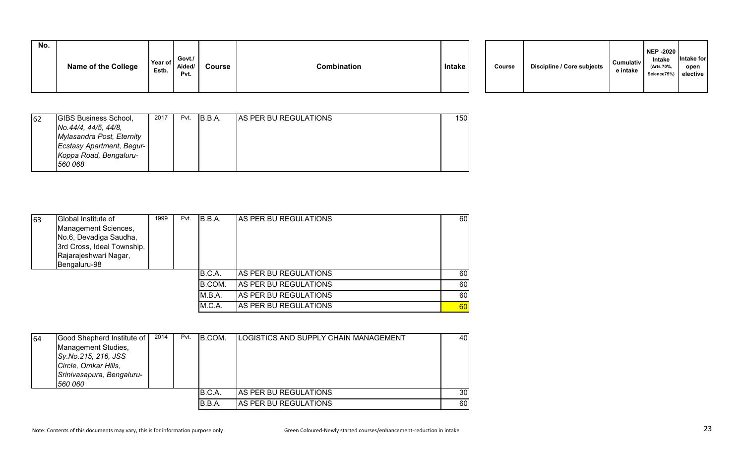| No. | Name of the College | Year of Estb. | Govt./ Aided/ Pvt. | Course | Combination | Intake | Course | Discipline / Core subjects | Cumulative intake | NEP -2020 Intake (Arts 70%, Science75%) | Intake for open elective |
|---|---|---|---|---|---|---|---|---|---|---|---|
| 62 | GIBS Business School, *No.44/4, 44/5, 44/8, Mylasandra Post, Eternity Ecstasy Apartment, Begur-Koppa Road, Bengaluru-560 068* | 2017 | Pvt. | B.B.A. | AS PER BU REGULATIONS | 150 | | | | | |
| 63 | Global Institute of Management Sciences, No.6, Devadiga Saudha, 3rd Cross, Ideal Township, Rajarajeshwari Nagar, Bengaluru-98 | 1999 | Pvt. | B.B.A. | AS PER BU REGULATIONS | 60 | | | | | |
| | | | | B.C.A. | AS PER BU REGULATIONS | 60 | | | | | |
| | | | | B.COM. | AS PER BU REGULATIONS | 60 | | | | | |
| | | | | M.B.A. | AS PER BU REGULATIONS | 60 | | | | | |
| | | | | M.C.A. | AS PER BU REGULATIONS | 60 | | | | | |
| 64 | Good Shepherd Institute of Management Studies, *Sy.No.215, 216, JSS Circle, Omkar Hills, Srinivasapura, Bengaluru-560 060* | 2014 | Pvt. | B.COM. | LOGISTICS AND SUPPLY CHAIN MANAGEMENT | 40 | | | | | |
| | | | | B.C.A. | AS PER BU REGULATIONS | 30 | | | | | |
| | | | | B.B.A. | AS PER BU REGULATIONS | 60 | | | | | |

Note: Contents of this documents may vary, this is for information purpose only

Green Coloured-Newly started courses/enhancement-reduction in intake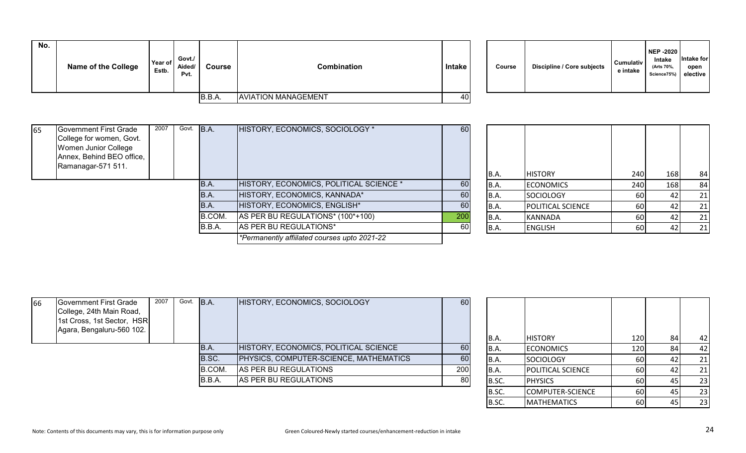| No. | Name of the College | Year of Estb. | Govt./ Aided/ Pvt. | Course | Combination | Intake |
|---|---|---|---|---|---|---|
| | | | | B.B.A. | AVIATION MANAGEMENT | 40 |

| Course | Discipline / Core subjects | Cumulative intake | NEP -2020 Intake (Arts 70%, Science75%) | Intake for open elective |
|---|---|---|---|---|

| No. | Name of the College | Year of Estb. | Govt./ Aided/ Pvt. | Course | Combination | Intake |
|---|---|---|---|---|---|---|
| 65 | Government First Grade College for women, Govt. Women Junior College Annex, Behind BEO office, Ramanagar-571 511. | 2007 | Govt. | B.A. | HISTORY, ECONOMICS, SOCIOLOGY * | 60 |
| | | | | B.A. | HISTORY, ECONOMICS, POLITICAL SCIENCE * | 60 |
| | | | | B.A. | HISTORY, ECONOMICS, KANNADA* | 60 |
| | | | | B.A. | HISTORY, ECONOMICS, ENGLISH* | 60 |
| | | | | B.COM. | AS PER BU REGULATIONS* (100*+100) | 200 |
| | | | | B.B.A. | AS PER BU REGULATIONS* | 60 |
| | | | | | *Permanently affiilated courses upto 2021-22 | |

| Course | Discipline / Core subjects | Cumulative intake | NEP -2020 Intake (Arts 70%, Science75%) | Intake for open elective |
|---|---|---|---|---|
| B.A. | HISTORY | 240 | 168 | 84 |
| B.A. | ECONOMICS | 240 | 168 | 84 |
| B.A. | SOCIOLOGY | 60 | 42 | 21 |
| B.A. | POLITICAL SCIENCE | 60 | 42 | 21 |
| B.A. | KANNADA | 60 | 42 | 21 |
| B.A. | ENGLISH | 60 | 42 | 21 |

| No. | Name of the College | Year of Estb. | Govt./ Aided/ Pvt. | Course | Combination | Intake |
|---|---|---|---|---|---|---|
| 66 | Government First Grade College, 24th Main Road, 1st Cross, 1st Sector, HSR Agara, Bengaluru-560 102. | 2007 | Govt. | B.A. | HISTORY, ECONOMICS, SOCIOLOGY | 60 |
| | | | | B.A. | HISTORY, ECONOMICS, POLITICAL SCIENCE | 60 |
| | | | | B.SC. | PHYSICS, COMPUTER-SCIENCE, MATHEMATICS | 60 |
| | | | | B.COM. | AS PER BU REGULATIONS | 200 |
| | | | | B.B.A. | AS PER BU REGULATIONS | 80 |

| Course | Discipline / Core subjects | Cumulative intake | NEP -2020 Intake (Arts 70%, Science75%) | Intake for open elective |
|---|---|---|---|---|
| B.A. | HISTORY | 120 | 84 | 42 |
| B.A. | ECONOMICS | 120 | 84 | 42 |
| B.A. | SOCIOLOGY | 60 | 42 | 21 |
| B.A. | POLITICAL SCIENCE | 60 | 42 | 21 |
| B.SC. | PHYSICS | 60 | 45 | 23 |
| B.SC. | COMPUTER-SCIENCE | 60 | 45 | 23 |
| B.SC. | MATHEMATICS | 60 | 45 | 23 |

Note: Contents of this documents may vary, this is for information purpose only

Green Coloured-Newly started courses/enhancement-reduction in intake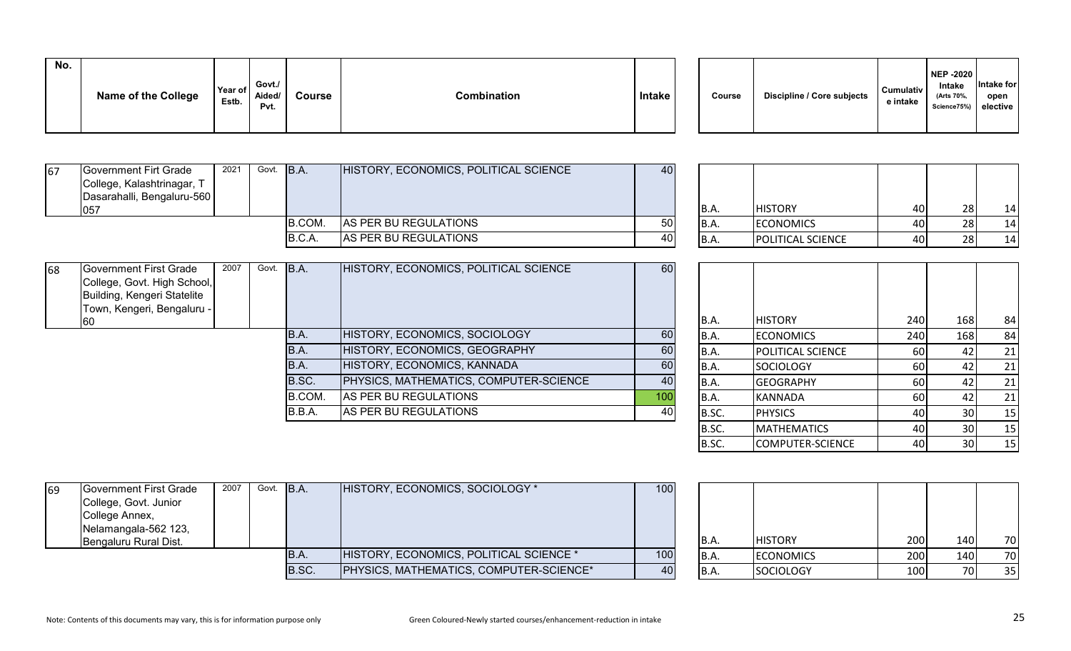| No. | Name of the College | Year of Estb. | Govt./ Aided/ Pvt. | Course | Combination | Intake | Course | Discipline / Core subjects | Cumulative intake | NEP -2020 Intake (Arts 70%, Science75%) | Intake for open elective |
|---|---|---|---|---|---|---|---|---|---|---|---|
| 67 | Government Firt Grade College, Kalashtrinagar, T Dasarahalli, Bengaluru-560 057 | 2021 | Govt. | B.A. | HISTORY, ECONOMICS, POLITICAL SCIENCE | 40 | B.A. | HISTORY | 40 | 28 | 14 |
| | | | | B.COM. | AS PER BU REGULATIONS | 50 | B.A. | ECONOMICS | 40 | 28 | 14 |
| | | | | B.C.A. | AS PER BU REGULATIONS | 40 | B.A. | POLITICAL SCIENCE | 40 | 28 | 14 |
| 68 | Government First Grade College, Govt. High School, Building, Kengeri Statelite Town, Kengeri, Bengaluru - 60 | 2007 | Govt. | B.A. | HISTORY, ECONOMICS, POLITICAL SCIENCE | 60 | B.A. | HISTORY | 240 | 168 | 84 |
| | | | | B.A. | HISTORY, ECONOMICS, SOCIOLOGY | 60 | B.A. | ECONOMICS | 240 | 168 | 84 |
| | | | | B.A. | HISTORY, ECONOMICS, GEOGRAPHY | 60 | B.A. | POLITICAL SCIENCE | 60 | 42 | 21 |
| | | | | B.A. | HISTORY, ECONOMICS, KANNADA | 60 | B.A. | SOCIOLOGY | 60 | 42 | 21 |
| | | | | B.SC. | PHYSICS, MATHEMATICS, COMPUTER-SCIENCE | 40 | B.A. | GEOGRAPHY | 60 | 42 | 21 |
| | | | | B.COM. | AS PER BU REGULATIONS | 100 | B.A. | KANNADA | 60 | 42 | 21 |
| | | | | B.B.A. | AS PER BU REGULATIONS | 40 | B.SC. | PHYSICS | 40 | 30 | 15 |
| | | | | | | | B.SC. | MATHEMATICS | 40 | 30 | 15 |
| | | | | | | | B.SC. | COMPUTER-SCIENCE | 40 | 30 | 15 |
| 69 | Government First Grade College, Govt. Junior College Annex, Nelamangala-562 123, Bengaluru Rural Dist. | 2007 | Govt. | B.A. | HISTORY, ECONOMICS, SOCIOLOGY * | 100 | B.A. | HISTORY | 200 | 140 | 70 |
| | | | | B.A. | HISTORY, ECONOMICS, POLITICAL SCIENCE * | 100 | B.A. | ECONOMICS | 200 | 140 | 70 |
| | | | | B.SC. | PHYSICS, MATHEMATICS, COMPUTER-SCIENCE* | 40 | B.A. | SOCIOLOGY | 100 | 70 | 35 |

Note: Contents of this documents may vary, this is for information purpose only

Green Coloured-Newly started courses/enhancement-reduction in intake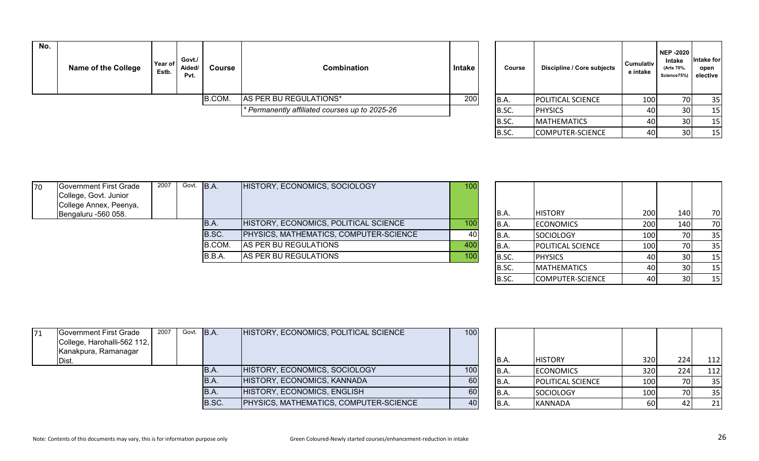| No. | Name of the College | Year of Estb. | Govt./ Aided/ Pvt. | Course | Combination | Intake |
|---|---|---|---|---|---|---|
| | | | | B.COM. | AS PER BU REGULATIONS* | 200 |
| | | | | | * Permanently affiliated courses up to 2025-26 | |

| Course | Discipline / Core subjects | Cumulative intake | NEP -2020 Intake (Arts 70%, Science75%) | Intake for open elective |
|---|---|---|---|---|
| B.A. | POLITICAL SCIENCE | 100 | 70 | 35 |
| B.SC. | PHYSICS | 40 | 30 | 15 |
| B.SC. | MATHEMATICS | 40 | 30 | 15 |
| B.SC. | COMPUTER-SCIENCE | 40 | 30 | 15 |

| No. | Name of the College | Year of Estb. | Govt./ Aided/ Pvt. | Course | Combination | Intake |
|---|---|---|---|---|---|---|
| 70 | Government First Grade College, Govt. Junior College Annex, Peenya, Bengaluru -560 058. | 2007 | Govt. | B.A. | HISTORY, ECONOMICS, SOCIOLOGY | 100 |
| | | | | B.A. | HISTORY, ECONOMICS, POLITICAL SCIENCE | 100 |
| | | | | B.SC. | PHYSICS, MATHEMATICS, COMPUTER-SCIENCE | 40 |
| | | | | B.COM. | AS PER BU REGULATIONS | 400 |
| | | | | B.B.A. | AS PER BU REGULATIONS | 100 |

| Course | Discipline / Core subjects | Cumulative intake | NEP -2020 Intake (Arts 70%, Science75%) | Intake for open elective |
|---|---|---|---|---|
| B.A. | HISTORY | 200 | 140 | 70 |
| B.A. | ECONOMICS | 200 | 140 | 70 |
| B.A. | SOCIOLOGY | 100 | 70 | 35 |
| B.A. | POLITICAL SCIENCE | 100 | 70 | 35 |
| B.SC. | PHYSICS | 40 | 30 | 15 |
| B.SC. | MATHEMATICS | 40 | 30 | 15 |
| B.SC. | COMPUTER-SCIENCE | 40 | 30 | 15 |

| No. | Name of the College | Year of Estb. | Govt./ Aided/ Pvt. | Course | Combination | Intake |
|---|---|---|---|---|---|---|
| 71 | Government First Grade College, Harohalli-562 112, Kanakpura, Ramanagar Dist. | 2007 | Govt. | B.A. | HISTORY, ECONOMICS, POLITICAL SCIENCE | 100 |
| | | | | B.A. | HISTORY, ECONOMICS, SOCIOLOGY | 100 |
| | | | | B.A. | HISTORY, ECONOMICS, KANNADA | 60 |
| | | | | B.A. | HISTORY, ECONOMICS, ENGLISH | 60 |
| | | | | B.SC. | PHYSICS, MATHEMATICS, COMPUTER-SCIENCE | 40 |

| Course | Discipline / Core subjects | Cumulative intake | NEP -2020 Intake (Arts 70%, Science75%) | Intake for open elective |
|---|---|---|---|---|
| B.A. | HISTORY | 320 | 224 | 112 |
| B.A. | ECONOMICS | 320 | 224 | 112 |
| B.A. | POLITICAL SCIENCE | 100 | 70 | 35 |
| B.A. | SOCIOLOGY | 100 | 70 | 35 |
| B.A. | KANNADA | 60 | 42 | 21 |

Note: Contents of this documents may vary, this is for information purpose only

Green Coloured-Newly started courses/enhancement-reduction in intake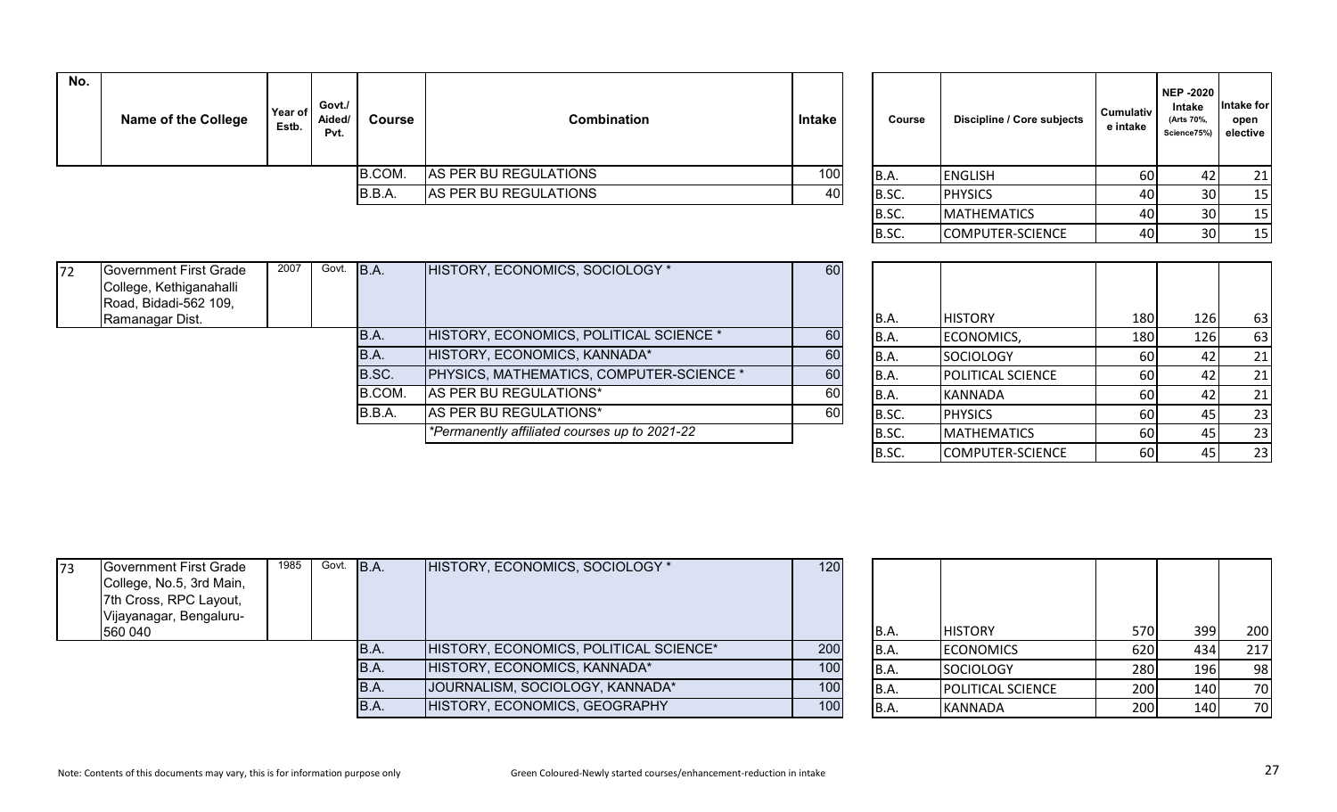| No. | Name of the College | Year of Estb. | Govt./ Aided/ Pvt. | Course | Combination | Intake |
|---|---|---|---|---|---|---|
| | | | | B.COM. | AS PER BU REGULATIONS | 100 |
| | | | | B.B.A. | AS PER BU REGULATIONS | 40 |

| Course | Discipline / Core subjects | Cumulative intake | NEP -2020 Intake (Arts 70%, Science75%) | Intake for open elective |
|---|---|---|---|---|
| B.A. | ENGLISH | 60 | 42 | 21 |
| B.SC. | PHYSICS | 40 | 30 | 15 |
| B.SC. | MATHEMATICS | 40 | 30 | 15 |
| B.SC. | COMPUTER-SCIENCE | 40 | 30 | 15 |

| No. | Name of the College | Year of Estb. | Govt./ Aided/ Pvt. | Course | Combination | Intake |
|---|---|---|---|---|---|---|
| 72 | Government First Grade College, Kethiganahalli Road, Bidadi-562 109, Ramanagar Dist. | 2007 | Govt. | B.A. | HISTORY, ECONOMICS, SOCIOLOGY * | 60 |
| | | | | B.A. | HISTORY, ECONOMICS, POLITICAL SCIENCE * | 60 |
| | | | | B.A. | HISTORY, ECONOMICS, KANNADA* | 60 |
| | | | | B.SC. | PHYSICS, MATHEMATICS, COMPUTER-SCIENCE * | 60 |
| | | | | B.COM. | AS PER BU REGULATIONS* | 60 |
| | | | | B.B.A. | AS PER BU REGULATIONS* | 60 |
| | | | | | *Permanently affiliated courses up to 2021-22* | |

| Course | Discipline / Core subjects | Cumulative intake | NEP -2020 Intake (Arts 70%, Science75%) | Intake for open elective |
|---|---|---|---|---|
| B.A. | HISTORY | 180 | 126 | 63 |
| B.A. | ECONOMICS, | 180 | 126 | 63 |
| B.A. | SOCIOLOGY | 60 | 42 | 21 |
| B.A. | POLITICAL SCIENCE | 60 | 42 | 21 |
| B.A. | KANNADA | 60 | 42 | 21 |
| B.SC. | PHYSICS | 60 | 45 | 23 |
| B.SC. | MATHEMATICS | 60 | 45 | 23 |
| B.SC. | COMPUTER-SCIENCE | 60 | 45 | 23 |

| No. | Name of the College | Year of Estb. | Govt./ Aided/ Pvt. | Course | Combination | Intake |
|---|---|---|---|---|---|---|
| 73 | Government First Grade College, No.5, 3rd Main, 7th Cross, RPC Layout, Vijayanagar, Bengaluru-560 040 | 1985 | Govt. | B.A. | HISTORY, ECONOMICS, SOCIOLOGY * | 120 |
| | | | | B.A. | HISTORY, ECONOMICS, POLITICAL SCIENCE* | 200 |
| | | | | B.A. | HISTORY, ECONOMICS, KANNADA* | 100 |
| | | | | B.A. | JOURNALISM, SOCIOLOGY, KANNADA* | 100 |
| | | | | B.A. | HISTORY, ECONOMICS, GEOGRAPHY | 100 |

| Course | Discipline / Core subjects | Cumulative intake | NEP -2020 Intake (Arts 70%, Science75%) | Intake for open elective |
|---|---|---|---|---|
| B.A. | HISTORY | 570 | 399 | 200 |
| B.A. | ECONOMICS | 620 | 434 | 217 |
| B.A. | SOCIOLOGY | 280 | 196 | 98 |
| B.A. | POLITICAL SCIENCE | 200 | 140 | 70 |
| B.A. | KANNADA | 200 | 140 | 70 |

Note: Contents of this documents may vary, this is for information purpose only

Green Coloured-Newly started courses/enhancement-reduction in intake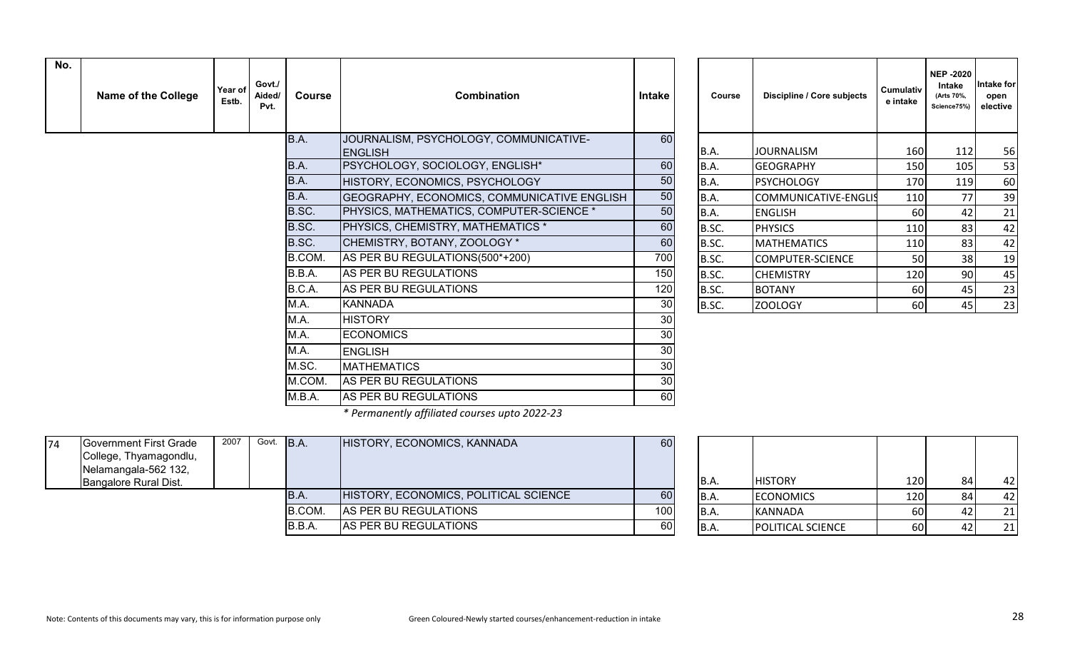| No. | Name of the College | Year of Estb. | Govt./ Aided/ Pvt. | Course | Combination | Intake |
|---|---|---|---|---|---|---|
| | | | | B.A. | JOURNALISM, PSYCHOLOGY, COMMUNICATIVE-ENGLISH | 60 |
| | | | | B.A. | PSYCHOLOGY, SOCIOLOGY, ENGLISH* | 60 |
| | | | | B.A. | HISTORY, ECONOMICS, PSYCHOLOGY | 50 |
| | | | | B.A. | GEOGRAPHY, ECONOMICS, COMMUNICATIVE ENGLISH | 50 |
| | | | | B.SC. | PHYSICS, MATHEMATICS, COMPUTER-SCIENCE * | 50 |
| | | | | B.SC. | PHYSICS, CHEMISTRY, MATHEMATICS * | 60 |
| | | | | B.SC. | CHEMISTRY, BOTANY, ZOOLOGY * | 60 |
| | | | | B.COM. | AS PER BU REGULATIONS(500*+200) | 700 |
| | | | | B.B.A. | AS PER BU REGULATIONS | 150 |
| | | | | B.C.A. | AS PER BU REGULATIONS | 120 |
| | | | | M.A. | KANNADA | 30 |
| | | | | M.A. | HISTORY | 30 |
| | | | | M.A. | ECONOMICS | 30 |
| | | | | M.A. | ENGLISH | 30 |
| | | | | M.SC. | MATHEMATICS | 30 |
| | | | | M.COM. | AS PER BU REGULATIONS | 30 |
| | | | | M.B.A. | AS PER BU REGULATIONS | 60 |

*\* Permanently affiliated courses upto 2022-23*

| Course | Discipline / Core subjects | Cumulative intake | NEP -2020 Intake (Arts 70%, Science75%) | Intake for open elective |
|---|---|---|---|---|
| B.A. | JOURNALISM | 160 | 112 | 56 |
| B.A. | GEOGRAPHY | 150 | 105 | 53 |
| B.A. | PSYCHOLOGY | 170 | 119 | 60 |
| B.A. | COMMUNICATIVE-ENGLIS | 110 | 77 | 39 |
| B.A. | ENGLISH | 60 | 42 | 21 |
| B.SC. | PHYSICS | 110 | 83 | 42 |
| B.SC. | MATHEMATICS | 110 | 83 | 42 |
| B.SC. | COMPUTER-SCIENCE | 50 | 38 | 19 |
| B.SC. | CHEMISTRY | 120 | 90 | 45 |
| B.SC. | BOTANY | 60 | 45 | 23 |
| B.SC. | ZOOLOGY | 60 | 45 | 23 |

| No. | Name of the College | Year of Estb. | Govt./ Aided/ Pvt. | Course | Combination | Intake |
|---|---|---|---|---|---|---|
| 74 | Government First Grade College, Thyamagondlu, Nelamangala-562 132, Bangalore Rural Dist. | 2007 | Govt. | B.A. | HISTORY, ECONOMICS, KANNADA | 60 |
| | | | | B.A. | HISTORY, ECONOMICS, POLITICAL SCIENCE | 60 |
| | | | | B.COM. | AS PER BU REGULATIONS | 100 |
| | | | | B.B.A. | AS PER BU REGULATIONS | 60 |

| Course | Discipline / Core subjects | Cumulative intake | NEP -2020 Intake (Arts 70%, Science75%) | Intake for open elective |
|---|---|---|---|---|
| B.A. | HISTORY | 120 | 84 | 42 |
| B.A. | ECONOMICS | 120 | 84 | 42 |
| B.A. | KANNADA | 60 | 42 | 21 |
| B.A. | POLITICAL SCIENCE | 60 | 42 | 21 |

Note: Contents of this documents may vary, this is for information purpose only

Green Coloured-Newly started courses/enhancement-reduction in intake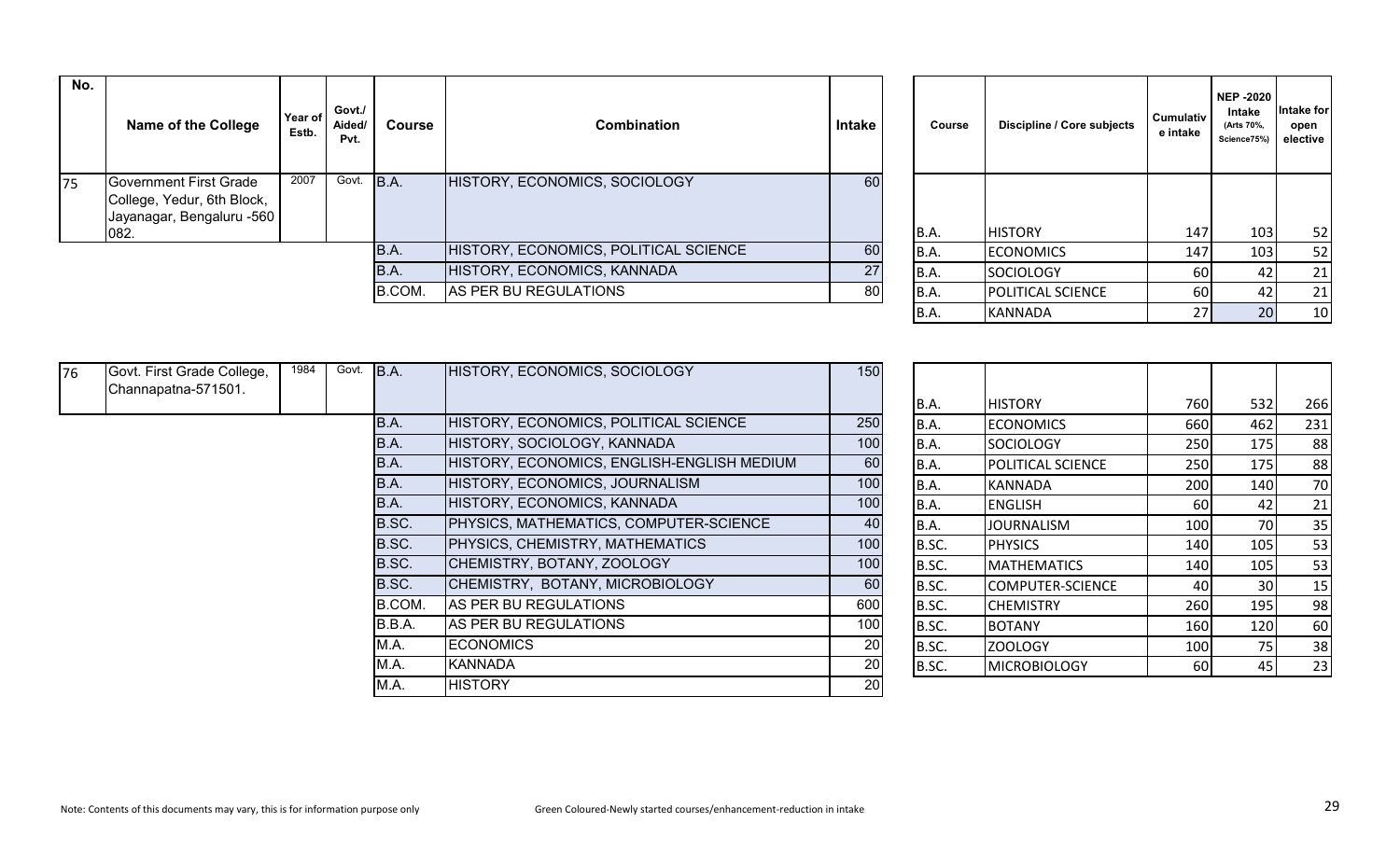| No. | Name of the College | Year of Estb. | Govt./ Aided/ Pvt. | Course | Combination | Intake |
|---|---|---|---|---|---|---|
| 75 | Government First Grade College, Yedur, 6th Block, Jayanagar, Bengaluru -560 082. | 2007 | Govt. | B.A. | HISTORY, ECONOMICS, SOCIOLOGY | 60 |
| | | | | B.A. | HISTORY, ECONOMICS, POLITICAL SCIENCE | 60 |
| | | | | B.A. | HISTORY, ECONOMICS, KANNADA | 27 |
| | | | | B.COM. | AS PER BU REGULATIONS | 80 |

| Course | Discipline / Core subjects | Cumulative intake | NEP -2020 Intake (Arts 70%, Science75%) | Intake for open elective |
|---|---|---|---|---|
| B.A. | HISTORY | 147 | 103 | 52 |
| B.A. | ECONOMICS | 147 | 103 | 52 |
| B.A. | SOCIOLOGY | 60 | 42 | 21 |
| B.A. | POLITICAL SCIENCE | 60 | 42 | 21 |
| B.A. | KANNADA | 27 | 20 | 10 |

| No. | Name of the College | Year of Estb. | Govt./ Aided/ Pvt. | Course | Combination | Intake |
|---|---|---|---|---|---|---|
| 76 | Govt. First Grade College, Channapatna-571501. | 1984 | Govt. | B.A. | HISTORY, ECONOMICS, SOCIOLOGY | 150 |
| | | | | B.A. | HISTORY, ECONOMICS, POLITICAL SCIENCE | 250 |
| | | | | B.A. | HISTORY, SOCIOLOGY, KANNADA | 100 |
| | | | | B.A. | HISTORY, ECONOMICS, ENGLISH-ENGLISH MEDIUM | 60 |
| | | | | B.A. | HISTORY, ECONOMICS, JOURNALISM | 100 |
| | | | | B.A. | HISTORY, ECONOMICS, KANNADA | 100 |
| | | | | B.SC. | PHYSICS, MATHEMATICS, COMPUTER-SCIENCE | 40 |
| | | | | B.SC. | PHYSICS, CHEMISTRY, MATHEMATICS | 100 |
| | | | | B.SC. | CHEMISTRY, BOTANY, ZOOLOGY | 100 |
| | | | | B.SC. | CHEMISTRY, BOTANY, MICROBIOLOGY | 60 |
| | | | | B.COM. | AS PER BU REGULATIONS | 600 |
| | | | | B.B.A. | AS PER BU REGULATIONS | 100 |
| | | | | M.A. | ECONOMICS | 20 |
| | | | | M.A. | KANNADA | 20 |
| | | | | M.A. | HISTORY | 20 |

| Course | Discipline / Core subjects | Cumulative intake | NEP -2020 Intake (Arts 70%, Science75%) | Intake for open elective |
|---|---|---|---|---|
| B.A. | HISTORY | 760 | 532 | 266 |
| B.A. | ECONOMICS | 660 | 462 | 231 |
| B.A. | SOCIOLOGY | 250 | 175 | 88 |
| B.A. | POLITICAL SCIENCE | 250 | 175 | 88 |
| B.A. | KANNADA | 200 | 140 | 70 |
| B.A. | ENGLISH | 60 | 42 | 21 |
| B.A. | JOURNALISM | 100 | 70 | 35 |
| B.SC. | PHYSICS | 140 | 105 | 53 |
| B.SC. | MATHEMATICS | 140 | 105 | 53 |
| B.SC. | COMPUTER-SCIENCE | 40 | 30 | 15 |
| B.SC. | CHEMISTRY | 260 | 195 | 98 |
| B.SC. | BOTANY | 160 | 120 | 60 |
| B.SC. | ZOOLOGY | 100 | 75 | 38 |
| B.SC. | MICROBIOLOGY | 60 | 45 | 23 |

Note: Contents of this documents may vary, this is for information purpose only

Green Coloured-Newly started courses/enhancement-reduction in intake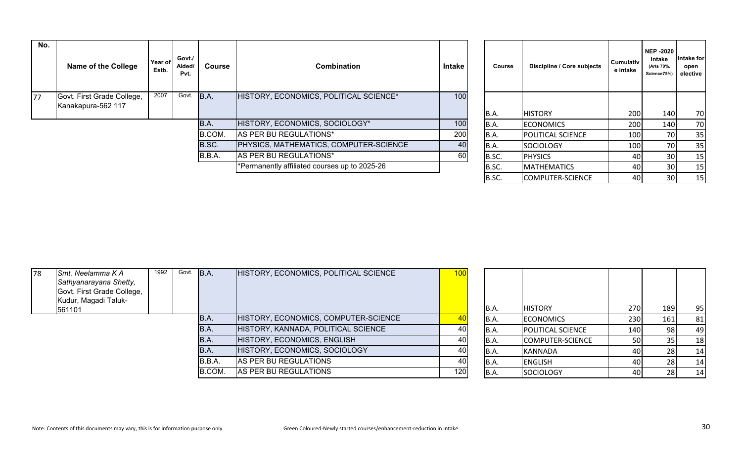| No. | Name of the College | Year of Estb. | Govt./ Aided/ Pvt. | Course | Combination | Intake |
|---|---|---|---|---|---|---|
| 77 | Govt. First Grade College, Kanakapura-562 117 | 2007 | Govt. | B.A. | HISTORY, ECONOMICS, POLITICAL SCIENCE* | 100 |
| | | | | B.A. | HISTORY, ECONOMICS, SOCIOLOGY* | 100 |
| | | | | B.COM. | AS PER BU REGULATIONS* | 200 |
| | | | | B.SC. | PHYSICS, MATHEMATICS, COMPUTER-SCIENCE | 40 |
| | | | | B.B.A. | AS PER BU REGULATIONS* | 60 |
| | | | | | *Permanently affiliated courses up to 2025-26 | |

| Course | Discipline / Core subjects | Cumulative intake | NEP -2020 Intake (Arts 70%, Science75%) | Intake for open elective |
|---|---|---|---|---|
| B.A. | HISTORY | 200 | 140 | 70 |
| B.A. | ECONOMICS | 200 | 140 | 70 |
| B.A. | POLITICAL SCIENCE | 100 | 70 | 35 |
| B.A. | SOCIOLOGY | 100 | 70 | 35 |
| B.SC. | PHYSICS | 40 | 30 | 15 |
| B.SC. | MATHEMATICS | 40 | 30 | 15 |
| B.SC. | COMPUTER-SCIENCE | 40 | 30 | 15 |

| No. | Name of the College | Year of Estb. | Govt./ Aided/ Pvt. | Course | Combination | Intake |
|---|---|---|---|---|---|---|
| 78 | *Smt. Neelamma K A Sathyanarayana Shetty,* Govt. First Grade College, Kudur, Magadi Taluk-561101 | 1992 | Govt. | B.A. | HISTORY, ECONOMICS, POLITICAL SCIENCE | 100 |
| | | | | B.A. | HISTORY, ECONOMICS, COMPUTER-SCIENCE | 40 |
| | | | | B.A. | HISTORY, KANNADA, POLITICAL SCIENCE | 40 |
| | | | | B.A. | HISTORY, ECONOMICS, ENGLISH | 40 |
| | | | | B.A. | HISTORY, ECONOMICS, SOCIOLOGY | 40 |
| | | | | B.B.A. | AS PER BU REGULATIONS | 40 |
| | | | | B.COM. | AS PER BU REGULATIONS | 120 |

| Course | Discipline / Core subjects | Cumulative intake | NEP -2020 Intake (Arts 70%, Science75%) | Intake for open elective |
|---|---|---|---|---|
| B.A. | HISTORY | 270 | 189 | 95 |
| B.A. | ECONOMICS | 230 | 161 | 81 |
| B.A. | POLITICAL SCIENCE | 140 | 98 | 49 |
| B.A. | COMPUTER-SCIENCE | 50 | 35 | 18 |
| B.A. | KANNADA | 40 | 28 | 14 |
| B.A. | ENGLISH | 40 | 28 | 14 |
| B.A. | SOCIOLOGY | 40 | 28 | 14 |

Note: Contents of this documents may vary, this is for information purpose only

Green Coloured-Newly started courses/enhancement-reduction in intake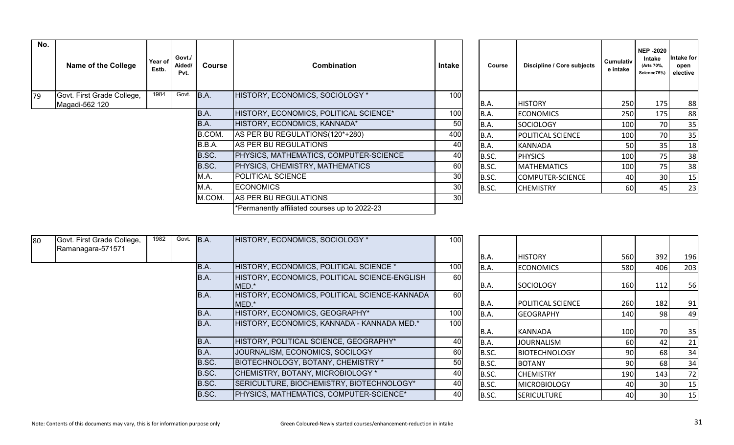| No. | Name of the College | Year of Estb. | Govt./ Aided/ Pvt. | Course | Combination | Intake |
|---|---|---|---|---|---|---|
| 79 | Govt. First Grade College, Magadi-562 120 | 1984 | Govt. | B.A. | HISTORY, ECONOMICS, SOCIOLOGY * | 100 |
| | | | | B.A. | HISTORY, ECONOMICS, POLITICAL SCIENCE* | 100 |
| | | | | B.A. | HISTORY, ECONOMICS, KANNADA* | 50 |
| | | | | B.COM. | AS PER BU REGULATIONS(120*+280) | 400 |
| | | | | B.B.A. | AS PER BU REGULATIONS | 40 |
| | | | | B.SC. | PHYSICS, MATHEMATICS, COMPUTER-SCIENCE | 40 |
| | | | | B.SC. | PHYSICS, CHEMISTRY, MATHEMATICS | 60 |
| | | | | M.A. | POLITICAL SCIENCE | 30 |
| | | | | M.A. | ECONOMICS | 30 |
| | | | | M.COM. | AS PER BU REGULATIONS | 30 |
| | | | | | *Permanently affiliated courses up to 2022-23 | |

| Course | Discipline / Core subjects | Cumulative intake | NEP -2020 Intake (Arts 70%, Science75%) | Intake for open elective |
|---|---|---|---|---|
| B.A. | HISTORY | 250 | 175 | 88 |
| B.A. | ECONOMICS | 250 | 175 | 88 |
| B.A. | SOCIOLOGY | 100 | 70 | 35 |
| B.A. | POLITICAL SCIENCE | 100 | 70 | 35 |
| B.A. | KANNADA | 50 | 35 | 18 |
| B.SC. | PHYSICS | 100 | 75 | 38 |
| B.SC. | MATHEMATICS | 100 | 75 | 38 |
| B.SC. | COMPUTER-SCIENCE | 40 | 30 | 15 |
| B.SC. | CHEMISTRY | 60 | 45 | 23 |

| No. | Name of the College | Year of Estb. | Govt./ Aided/ Pvt. | Course | Combination | Intake |
|---|---|---|---|---|---|---|
| 80 | Govt. First Grade College, Ramanagara-571571 | 1982 | Govt. | B.A. | HISTORY, ECONOMICS, SOCIOLOGY * | 100 |
| | | | | B.A. | HISTORY, ECONOMICS, POLITICAL SCIENCE * | 100 |
| | | | | B.A. | HISTORY, ECONOMICS, POLITICAL SCIENCE-ENGLISH MED.* | 60 |
| | | | | B.A. | HISTORY, ECONOMICS, POLITICAL SCIENCE-KANNADA MED.* | 60 |
| | | | | B.A. | HISTORY, ECONOMICS, GEOGRAPHY* | 100 |
| | | | | B.A. | HISTORY, ECONOMICS, KANNADA - KANNADA MED.* | 100 |
| | | | | B.A. | HISTORY, POLITICAL SCIENCE, GEOGRAPHY* | 40 |
| | | | | B.A. | JOURNALISM, ECONOMICS, SOCILOGY | 60 |
| | | | | B.SC. | BIOTECHNOLOGY, BOTANY, CHEMISTRY * | 50 |
| | | | | B.SC. | CHEMISTRY, BOTANY, MICROBIOLOGY * | 40 |
| | | | | B.SC. | SERICULTURE, BIOCHEMISTRY, BIOTECHNOLOGY* | 40 |
| | | | | B.SC. | PHYSICS, MATHEMATICS, COMPUTER-SCIENCE* | 40 |

| Course | Discipline / Core subjects | Cumulative intake | NEP -2020 Intake (Arts 70%, Science75%) | Intake for open elective |
|---|---|---|---|---|
| B.A. | HISTORY | 560 | 392 | 196 |
| B.A. | ECONOMICS | 580 | 406 | 203 |
| B.A. | SOCIOLOGY | 160 | 112 | 56 |
| B.A. | POLITICAL SCIENCE | 260 | 182 | 91 |
| B.A. | GEOGRAPHY | 140 | 98 | 49 |
| B.A. | KANNADA | 100 | 70 | 35 |
| B.A. | JOURNALISM | 60 | 42 | 21 |
| B.SC. | BIOTECHNOLOGY | 90 | 68 | 34 |
| B.SC. | BOTANY | 90 | 68 | 34 |
| B.SC. | CHEMISTRY | 190 | 143 | 72 |
| B.SC. | MICROBIOLOGY | 40 | 30 | 15 |
| B.SC. | SERICULTURE | 40 | 30 | 15 |

Note: Contents of this documents may vary, this is for information purpose only

Green Coloured-Newly started courses/enhancement-reduction in intake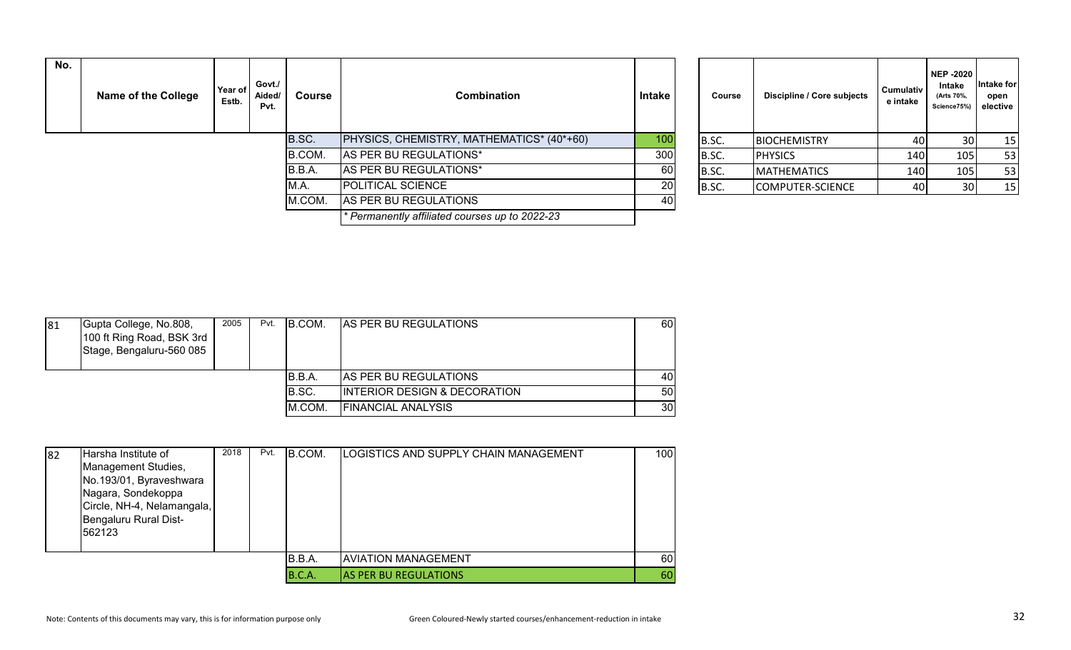| No. | Name of the College | Year of Estb. | Govt./ Aided/ Pvt. | Course | Combination | Intake |
|---|---|---|---|---|---|---|
| | | | | B.SC. | PHYSICS, CHEMISTRY, MATHEMATICS* (40*+60) | 100 |
| | | | | B.COM. | AS PER BU REGULATIONS* | 300 |
| | | | | B.B.A. | AS PER BU REGULATIONS* | 60 |
| | | | | M.A. | POLITICAL SCIENCE | 20 |
| | | | | M.COM. | AS PER BU REGULATIONS | 40 |
| | | | | | *\* Permanently affiliated courses up to 2022-23* | |

| Course | Discipline / Core subjects | Cumulative intake | NEP -2020 Intake (Arts 70%, Science75%) | Intake for open elective |
|---|---|---|---|---|
| B.SC. | BIOCHEMISTRY | 40 | 30 | 15 |
| B.SC. | PHYSICS | 140 | 105 | 53 |
| B.SC. | MATHEMATICS | 140 | 105 | 53 |
| B.SC. | COMPUTER-SCIENCE | 40 | 30 | 15 |

| No. | Name of the College | Year of Estb. | Govt./ Aided/ Pvt. | Course | Combination | Intake |
|---|---|---|---|---|---|---|
| 81 | Gupta College, No.808, 100 ft Ring Road, BSK 3rd Stage, Bengaluru-560 085 | 2005 | Pvt. | B.COM. | AS PER BU REGULATIONS | 60 |
| | | | | B.B.A. | AS PER BU REGULATIONS | 40 |
| | | | | B.SC. | INTERIOR DESIGN & DECORATION | 50 |
| | | | | M.COM. | FINANCIAL ANALYSIS | 30 |

| No. | Name of the College | Year of Estb. | Govt./ Aided/ Pvt. | Course | Combination | Intake |
|---|---|---|---|---|---|---|
| 82 | Harsha Institute of Management Studies, No.193/01, Byraveshwara Nagara, Sondekoppa Circle, NH-4, Nelamangala, Bengaluru Rural Dist-562123 | 2018 | Pvt. | B.COM. | LOGISTICS AND SUPPLY CHAIN MANAGEMENT | 100 |
| | | | | B.B.A. | AVIATION MANAGEMENT | 60 |
| | | | | B.C.A. | AS PER BU REGULATIONS | 60 |

Note: Contents of this documents may vary, this is for information purpose only

Green Coloured-Newly started courses/enhancement-reduction in intake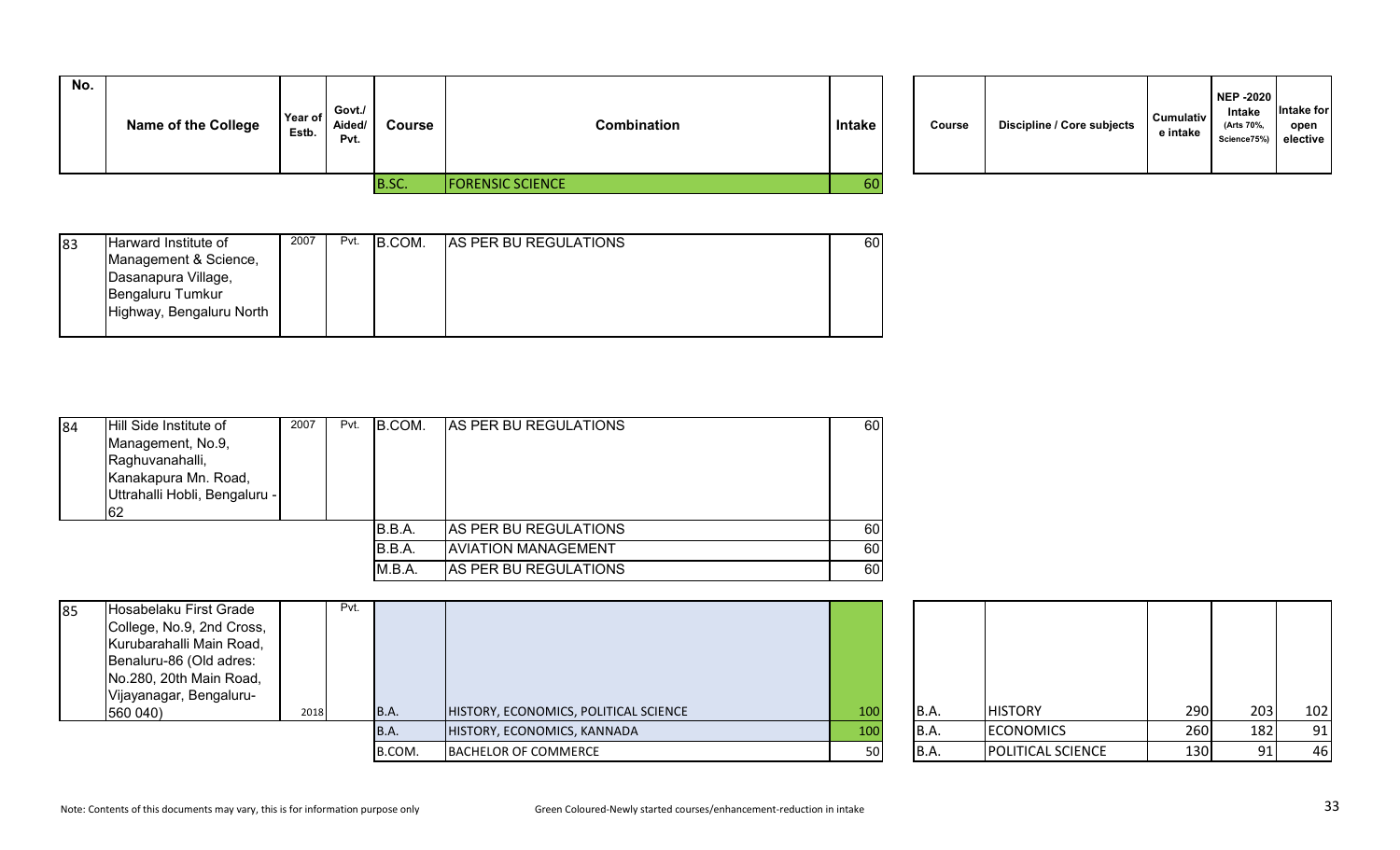| No. | Name of the College | Year of Estb. | Govt./ Aided/ Pvt. | Course | Combination | Intake | Course | Discipline / Core subjects | Cumulative intake | NEP -2020 Intake (Arts 70%, Science75%) | Intake for open elective |
|---|---|---|---|---|---|---|---|---|---|---|---|
| | | | | B.SC. | FORENSIC SCIENCE | 60 | | | | | |
| 83 | Harward Institute of Management & Science, Dasanapura Village, Bengaluru Tumkur Highway, Bengaluru North | 2007 | Pvt. | B.COM. | AS PER BU REGULATIONS | 60 | | | | | |
| 84 | Hill Side Institute of Management, No.9, Raghuvanahalli, Kanakapura Mn. Road, Uttrahalli Hobli, Bengaluru - 62 | 2007 | Pvt. | B.COM. | AS PER BU REGULATIONS | 60 | | | | | |
| | | | | B.B.A. | AS PER BU REGULATIONS | 60 | | | | | |
| | | | | B.B.A. | AVIATION MANAGEMENT | 60 | | | | | |
| | | | | M.B.A. | AS PER BU REGULATIONS | 60 | | | | | |
| 85 | Hosabelaku First Grade College, No.9, 2nd Cross, Kurubarahalli Main Road, Benaluru-86 (Old adres: No.280, 20th Main Road, Vijayanagar, Bengaluru-560 040) | 2018 | Pvt. | B.A. | HISTORY, ECONOMICS, POLITICAL SCIENCE | 100 | B.A. | HISTORY | 290 | 203 | 102 |
| | | | | B.A. | HISTORY, ECONOMICS, KANNADA | 100 | B.A. | ECONOMICS | 260 | 182 | 91 |
| | | | | B.COM. | BACHELOR OF COMMERCE | 50 | B.A. | POLITICAL SCIENCE | 130 | 91 | 46 |

Note: Contents of this documents may vary, this is for information purpose only

Green Coloured-Newly started courses/enhancement-reduction in intake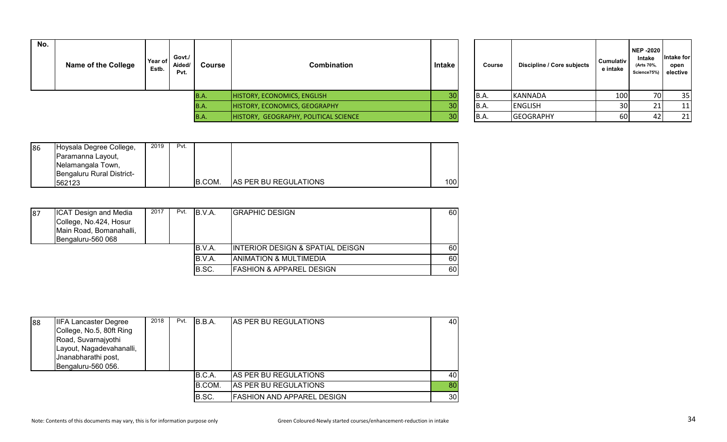| No. | Name of the College | Year of Estb. | Govt./ Aided/ Pvt. | Course | Combination | Intake |
|---|---|---|---|---|---|---|
| | | | | B.A. | HISTORY, ECONOMICS, ENGLISH | 30 |
| | | | | B.A. | HISTORY, ECONOMICS, GEOGRAPHY | 30 |
| | | | | B.A. | HISTORY, GEOGRAPHY, POLITICAL SCIENCE | 30 |

| Course | Discipline / Core subjects | Cumulative intake | NEP -2020 Intake (Arts 70%, Science75%) | Intake for open elective |
|---|---|---|---|---|
| B.A. | KANNADA | 100 | 70 | 35 |
| B.A. | ENGLISH | 30 | 21 | 11 |
| B.A. | GEOGRAPHY | 60 | 42 | 21 |

| No. | Name of the College | Year of Estb. | Govt./ Aided/ Pvt. | Course | Combination | Intake |
|---|---|---|---|---|---|---|
| 86 | Hoysala Degree College, Paramanna Layout, Nelamangala Town, Bengaluru Rural District-562123 | 2019 | Pvt. | B.COM. | AS PER BU REGULATIONS | 100 |
| 87 | ICAT Design and Media College, No.424, Hosur Main Road, Bomanahalli, Bengaluru-560 068 | 2017 | Pvt. | B.V.A. | GRAPHIC DESIGN | 60 |
| | | | | B.V.A. | INTERIOR DESIGN & SPATIAL DEISGN | 60 |
| | | | | B.V.A. | ANIMATION & MULTIMEDIA | 60 |
| | | | | B.SC. | FASHION & APPAREL DESIGN | 60 |
| 88 | IIFA Lancaster Degree College, No.5, 80ft Ring Road, Suvarnajyothi Layout, Nagadevahanalli, Jnanabharathi post, Bengaluru-560 056. | 2018 | Pvt. | B.B.A. | AS PER BU REGULATIONS | 40 |
| | | | | B.C.A. | AS PER BU REGULATIONS | 40 |
| | | | | B.COM. | AS PER BU REGULATIONS | 80 |
| | | | | B.SC. | FASHION AND APPAREL DESIGN | 30 |

Note: Contents of this documents may vary, this is for information purpose only

Green Coloured-Newly started courses/enhancement-reduction in intake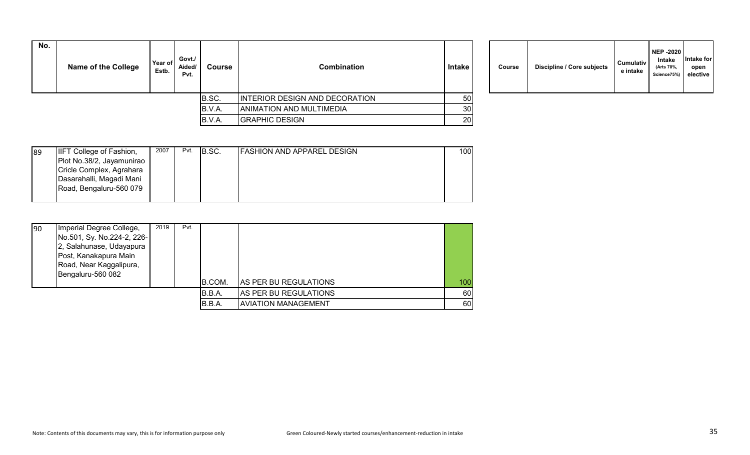| No. | Name of the College | Year of Estb. | Govt./ Aided/ Pvt. | Course | Combination | Intake | Course | Discipline / Core subjects | Cumulative intake | NEP -2020 Intake (Arts 70%, Science75%) | Intake for open elective |
|---|---|---|---|---|---|---|---|---|---|---|---|
| | | | | B.SC. | INTERIOR DESIGN AND DECORATION | 50 | | | | | |
| | | | | B.V.A. | ANIMATION AND MULTIMEDIA | 30 | | | | | |
| | | | | B.V.A. | GRAPHIC DESIGN | 20 | | | | | |
| 89 | IIFT College of Fashion, Plot No.38/2, Jayamunirao Cricle Complex, Agrahara Dasarahalli, Magadi Mani Road, Bengaluru-560 079 | 2007 | Pvt. | B.SC. | FASHION AND APPAREL DESIGN | 100 | | | | | |
| 90 | Imperial Degree College, No.501, Sy. No.224-2, 226-2, Salahunase, Udayapura Post, Kanakapura Main Road, Near Kaggalipura, Bengaluru-560 082 | 2019 | Pvt. | B.COM. | AS PER BU REGULATIONS | 100 | | | | | |
| | | | | B.B.A. | AS PER BU REGULATIONS | 60 | | | | | |
| | | | | B.B.A. | AVIATION MANAGEMENT | 60 | | | | | |

Note: Contents of this documents may vary, this is for information purpose only

Green Coloured-Newly started courses/enhancement-reduction in intake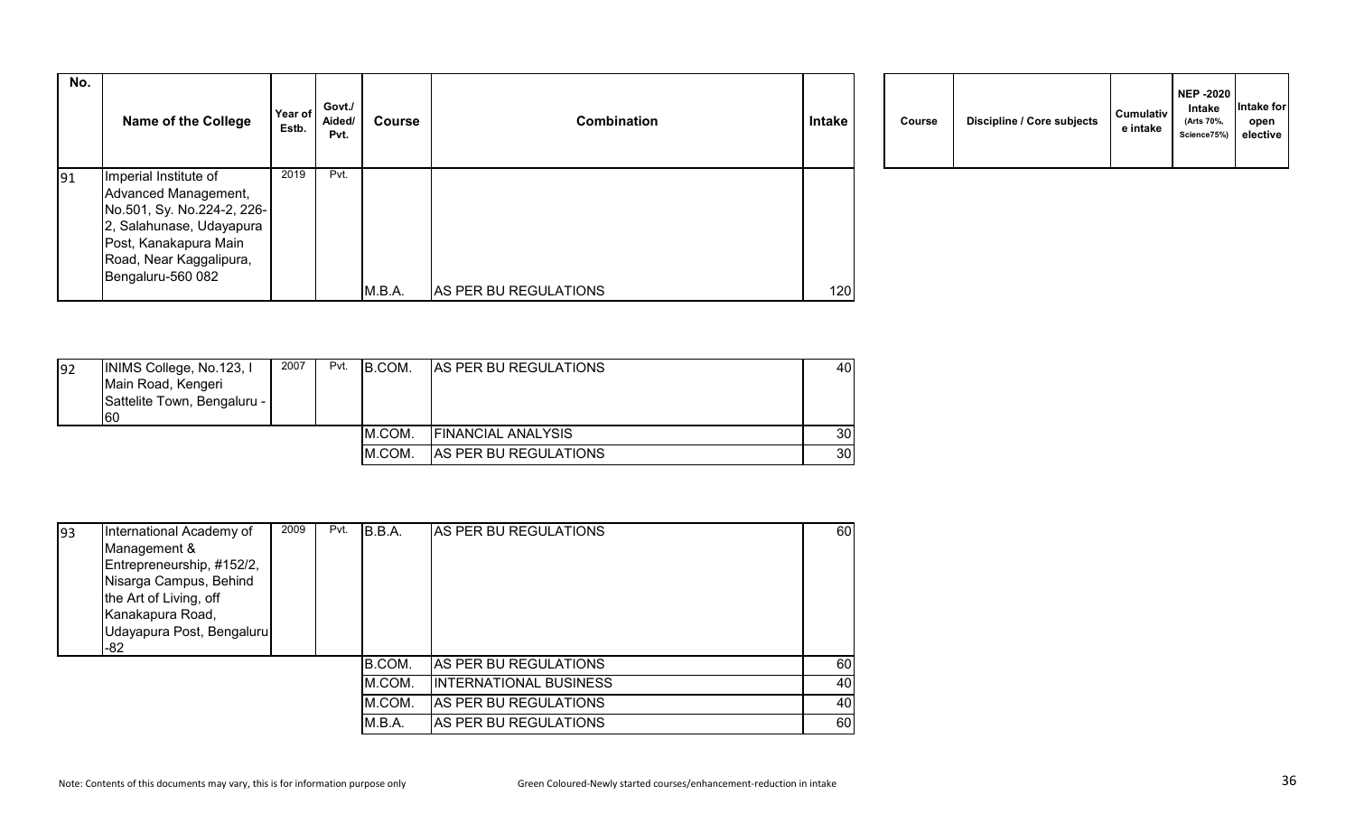| No. | Name of the College | Year of Estb. | Govt./ Aided/ Pvt. | Course | Combination | Intake |
|---|---|---|---|---|---|---|
| 91 | Imperial Institute of Advanced Management, No.501, Sy. No.224-2, 226-2, Salahunase, Udayapura Post, Kanakapura Main Road, Near Kaggalipura, Bengaluru-560 082 | 2019 | Pvt. | M.B.A. | AS PER BU REGULATIONS | 120 |
| 92 | INIMS College, No.123, I Main Road, Kengeri Sattelite Town, Bengaluru - 60 | 2007 | Pvt. | B.COM. | AS PER BU REGULATIONS | 40 |
| | | | | M.COM. | FINANCIAL ANALYSIS | 30 |
| | | | | M.COM. | AS PER BU REGULATIONS | 30 |
| 93 | International Academy of Management & Entrepreneurship, #152/2, Nisarga Campus, Behind the Art of Living, off Kanakapura Road, Udayapura Post, Bengaluru -82 | 2009 | Pvt. | B.B.A. | AS PER BU REGULATIONS | 60 |
| | | | | B.COM. | AS PER BU REGULATIONS | 60 |
| | | | | M.COM. | INTERNATIONAL BUSINESS | 40 |
| | | | | M.COM. | AS PER BU REGULATIONS | 40 |
| | | | | M.B.A. | AS PER BU REGULATIONS | 60 |

| Course | Discipline / Core subjects | Cumulative intake | NEP -2020 Intake (Arts 70%, Science75%) | Intake for open elective |
|---|---|---|---|---|

Note: Contents of this documents may vary, this is for information purpose only

Green Coloured-Newly started courses/enhancement-reduction in intake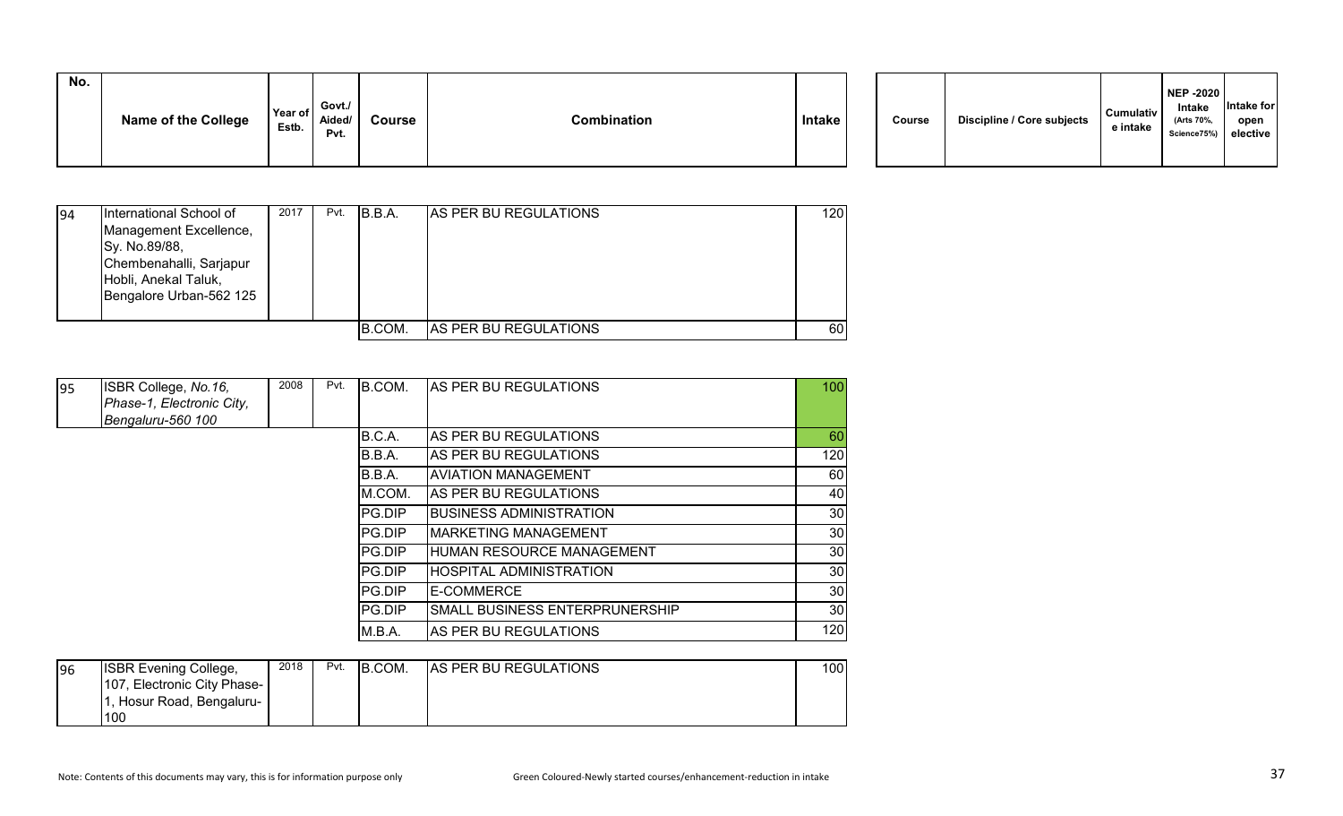| No. | Name of the College | Year of Estb. | Govt./ Aided/ Pvt. | Course | Combination | Intake | Course | Discipline / Core subjects | Cumulative intake | NEP -2020 Intake (Arts 70%, Science75%) | Intake for open elective |
|---|---|---|---|---|---|---|---|---|---|---|---|
| 94 | International School of Management Excellence, Sy. No.89/88, Chembenahalli, Sarjapur Hobli, Anekal Taluk, Bengalore Urban-562 125 | 2017 | Pvt. | B.B.A. | AS PER BU REGULATIONS | 120 | | | | | |
| | | | | B.COM. | AS PER BU REGULATIONS | 60 | | | | | |
| 95 | ISBR College, *No.16, Phase-1, Electronic City, Bengaluru-560 100* | 2008 | Pvt. | B.COM. | AS PER BU REGULATIONS | 100 | | | | | |
| | | | | B.C.A. | AS PER BU REGULATIONS | 60 | | | | | |
| | | | | B.B.A. | AS PER BU REGULATIONS | 120 | | | | | |
| | | | | B.B.A. | AVIATION MANAGEMENT | 60 | | | | | |
| | | | | M.COM. | AS PER BU REGULATIONS | 40 | | | | | |
| | | | | PG.DIP | BUSINESS ADMINISTRATION | 30 | | | | | |
| | | | | PG.DIP | MARKETING MANAGEMENT | 30 | | | | | |
| | | | | PG.DIP | HUMAN RESOURCE MANAGEMENT | 30 | | | | | |
| | | | | PG.DIP | HOSPITAL ADMINISTRATION | 30 | | | | | |
| | | | | PG.DIP | E-COMMERCE | 30 | | | | | |
| | | | | PG.DIP | SMALL BUSINESS ENTERPRUNERSHIP | 30 | | | | | |
| | | | | M.B.A. | AS PER BU REGULATIONS | 120 | | | | | |
| 96 | ISBR Evening College, 107, Electronic City Phase-1, Hosur Road, Bengaluru-100 | 2018 | Pvt. | B.COM. | AS PER BU REGULATIONS | 100 | | | | | |

Note: Contents of this documents may vary, this is for information purpose only

Green Coloured-Newly started courses/enhancement-reduction in intake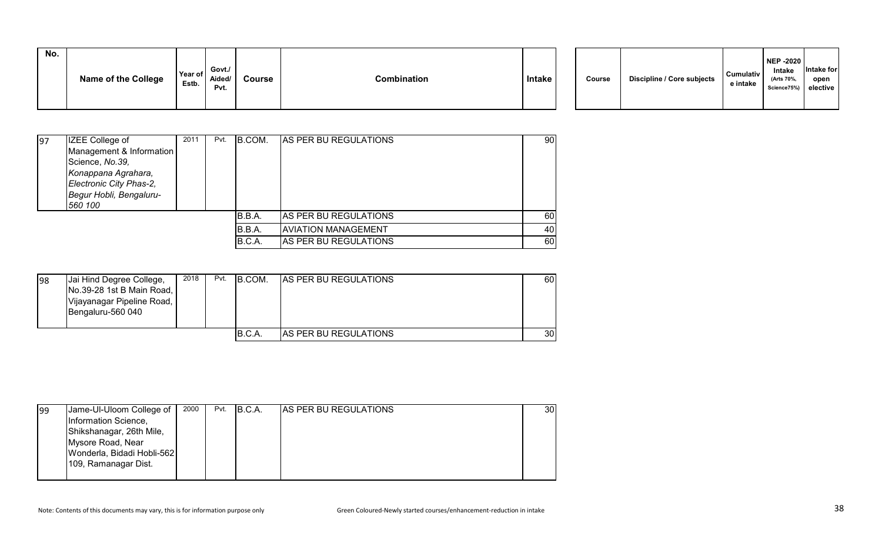| No. | Name of the College | Year of Estb. | Govt./ Aided/ Pvt. | Course | Combination | Intake | Course | Discipline / Core subjects | Cumulative intake | NEP -2020 Intake (Arts 70%, Science75%) | Intake for open elective |
|---|---|---|---|---|---|---|---|---|---|---|---|
| 97 | IZEE College of Management & Information Science, *No.39, Konappana Agrahara, Electronic City Phas-2, Begur Hobli, Bengaluru-560 100* | 2011 | Pvt. | B.COM. | AS PER BU REGULATIONS | 90 | | | | | |
| | | | | B.B.A. | AS PER BU REGULATIONS | 60 | | | | | |
| | | | | B.B.A. | AVIATION MANAGEMENT | 40 | | | | | |
| | | | | B.C.A. | AS PER BU REGULATIONS | 60 | | | | | |
| 98 | Jai Hind Degree College, No.39-28 1st B Main Road, Vijayanagar Pipeline Road, Bengaluru-560 040 | 2018 | Pvt. | B.COM. | AS PER BU REGULATIONS | 60 | | | | | |
| | | | | B.C.A. | AS PER BU REGULATIONS | 30 | | | | | |
| 99 | Jame-Ul-Uloom College of Information Science, Shikshanagar, 26th Mile, Mysore Road, Near Wonderla, Bidadi Hobli-562 109, Ramanagar Dist. | 2000 | Pvt. | B.C.A. | AS PER BU REGULATIONS | 30 | | | | | |

Note: Contents of this documents may vary, this is for information purpose only

Green Coloured-Newly started courses/enhancement-reduction in intake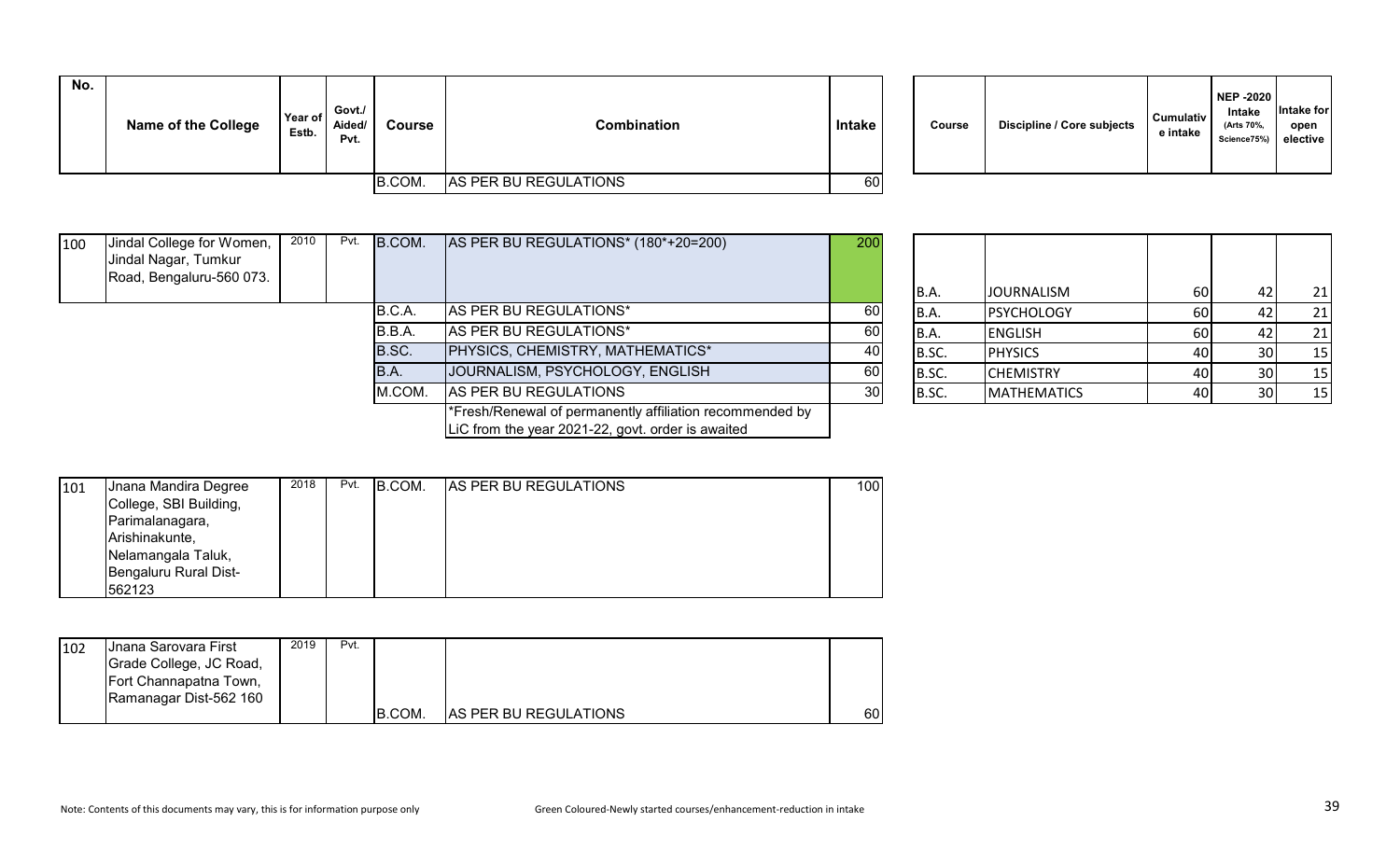| No. | Name of the College | Year of Estb. | Govt./ Aided/ Pvt. | Course | Combination | Intake |
|---|---|---|---|---|---|---|
| | | | | B.COM. | AS PER BU REGULATIONS | 60 |

| Course | Discipline / Core subjects | Cumulative intake | NEP -2020 Intake (Arts 70%, Science75%) | Intake for open elective |
|---|---|---|---|---|

| No. | Name of the College | Year of Estb. | Govt./ Aided/ Pvt. | Course | Combination | Intake |
|---|---|---|---|---|---|---|
| 100 | Jindal College for Women, Jindal Nagar, Tumkur Road, Bengaluru-560 073. | 2010 | Pvt. | B.COM. | AS PER BU REGULATIONS* (180*+20=200) | 200 |
| | | | | B.C.A. | AS PER BU REGULATIONS* | 60 |
| | | | | B.B.A. | AS PER BU REGULATIONS* | 60 |
| | | | | B.SC. | PHYSICS, CHEMISTRY, MATHEMATICS* | 40 |
| | | | | B.A. | JOURNALISM, PSYCHOLOGY, ENGLISH | 60 |
| | | | | M.COM. | AS PER BU REGULATIONS | 30 |
| | | | | | *Fresh/Renewal of permanently affiliation recommended by LiC from the year 2021-22, govt. order is awaited | |

| Course | Discipline / Core subjects | Cumulative intake | NEP -2020 Intake (Arts 70%, Science75%) | Intake for open elective |
|---|---|---|---|---|
| B.A. | JOURNALISM | 60 | 42 | 21 |
| B.A. | PSYCHOLOGY | 60 | 42 | 21 |
| B.A. | ENGLISH | 60 | 42 | 21 |
| B.SC. | PHYSICS | 40 | 30 | 15 |
| B.SC. | CHEMISTRY | 40 | 30 | 15 |
| B.SC. | MATHEMATICS | 40 | 30 | 15 |

| No. | Name of the College | Year of Estb. | Govt./ Aided/ Pvt. | Course | Combination | Intake |
|---|---|---|---|---|---|---|
| 101 | Jnana Mandira Degree College, SBI Building, Parimalanagara, Arishinakunte, Nelamangala Taluk, Bengaluru Rural Dist-562123 | 2018 | Pvt. | B.COM. | AS PER BU REGULATIONS | 100 |

| No. | Name of the College | Year of Estb. | Govt./ Aided/ Pvt. | Course | Combination | Intake |
|---|---|---|---|---|---|---|
| 102 | Jnana Sarovara First Grade College, JC Road, Fort Channapatna Town, Ramanagar Dist-562 160 | 2019 | Pvt. | B.COM. | AS PER BU REGULATIONS | 60 |

Note: Contents of this documents may vary, this is for information purpose only

Green Coloured-Newly started courses/enhancement-reduction in intake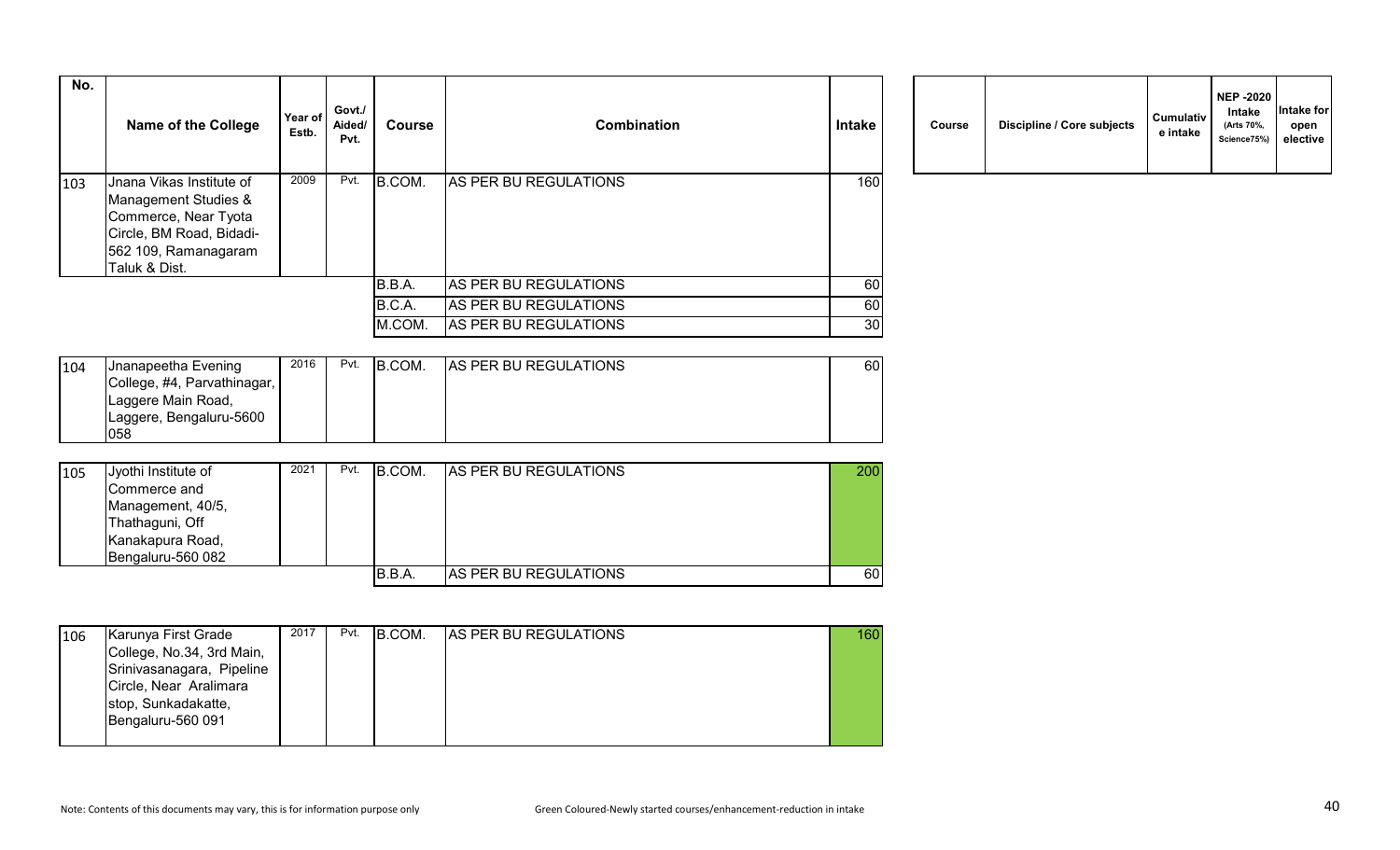| No. | Name of the College | Year of Estb. | Govt./ Aided/ Pvt. | Course | Combination | Intake |
|---|---|---|---|---|---|---|
| 103 | Jnana Vikas Institute of Management Studies & Commerce, Near Tyota Circle, BM Road, Bidadi-562 109, Ramanagaram Taluk & Dist. | 2009 | Pvt. | B.COM. | AS PER BU REGULATIONS | 160 |
| | | | | B.B.A. | AS PER BU REGULATIONS | 60 |
| | | | | B.C.A. | AS PER BU REGULATIONS | 60 |
| | | | | M.COM. | AS PER BU REGULATIONS | 30 |
| 104 | Jnanapeetha Evening College, #4, Parvathinagar, Laggere Main Road, Laggere, Bengaluru-5600 058 | 2016 | Pvt. | B.COM. | AS PER BU REGULATIONS | 60 |
| 105 | Jyothi Institute of Commerce and Management, 40/5, Thathaguni, Off Kanakapura Road, Bengaluru-560 082 | 2021 | Pvt. | B.COM. | AS PER BU REGULATIONS | 200 |
| | | | | B.B.A. | AS PER BU REGULATIONS | 60 |
| 106 | Karunya First Grade College, No.34, 3rd Main, Srinivasanagara, Pipeline Circle, Near Aralimara stop, Sunkadakatte, Bengaluru-560 091 | 2017 | Pvt. | B.COM. | AS PER BU REGULATIONS | 160 |

| Course | Discipline / Core subjects | Cumulative intake | NEP -2020 Intake (Arts 70%, Science75%) | Intake for open elective |
|---|---|---|---|---|

Note: Contents of this documents may vary, this is for information purpose only

Green Coloured-Newly started courses/enhancement-reduction in intake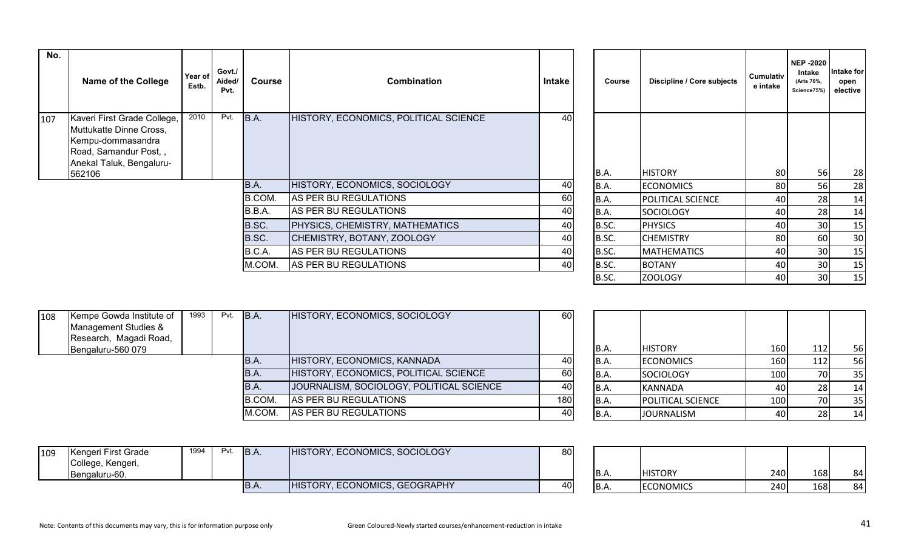| No. | Name of the College | Year of Estb. | Govt./ Aided/ Pvt. | Course | Combination | Intake | Course | Discipline / Core subjects | Cumulative intake | NEP -2020 Intake (Arts 70%, Science75%) | Intake for open elective |
|---|---|---|---|---|---|---|---|---|---|---|---|
| 107 | Kaveri First Grade College, Muttukatte Dinne Cross, Kempu-dommasandra Road, Samandur Post, , Anekal Taluk, Bengaluru-562106 | 2010 | Pvt. | B.A. | HISTORY, ECONOMICS, POLITICAL SCIENCE | 40 | B.A. | HISTORY | 80 | 56 | 28 |
| | | | | B.A. | HISTORY, ECONOMICS, SOCIOLOGY | 40 | B.A. | ECONOMICS | 80 | 56 | 28 |
| | | | | B.COM. | AS PER BU REGULATIONS | 60 | B.A. | POLITICAL SCIENCE | 40 | 28 | 14 |
| | | | | B.B.A. | AS PER BU REGULATIONS | 40 | B.A. | SOCIOLOGY | 40 | 28 | 14 |
| | | | | B.SC. | PHYSICS, CHEMISTRY, MATHEMATICS | 40 | B.SC. | PHYSICS | 40 | 30 | 15 |
| | | | | B.SC. | CHEMISTRY, BOTANY, ZOOLOGY | 40 | B.SC. | CHEMISTRY | 80 | 60 | 30 |
| | | | | B.C.A. | AS PER BU REGULATIONS | 40 | B.SC. | MATHEMATICS | 40 | 30 | 15 |
| | | | | M.COM. | AS PER BU REGULATIONS | 40 | B.SC. | BOTANY | 40 | 30 | 15 |
| | | | | | | | B.SC. | ZOOLOGY | 40 | 30 | 15 |
| 108 | Kempe Gowda Institute of Management Studies & Research, Magadi Road, Bengaluru-560 079 | 1993 | Pvt. | B.A. | HISTORY, ECONOMICS, SOCIOLOGY | 60 | B.A. | HISTORY | 160 | 112 | 56 |
| | | | | B.A. | HISTORY, ECONOMICS, KANNADA | 40 | B.A. | ECONOMICS | 160 | 112 | 56 |
| | | | | B.A. | HISTORY, ECONOMICS, POLITICAL SCIENCE | 60 | B.A. | SOCIOLOGY | 100 | 70 | 35 |
| | | | | B.A. | JOURNALISM, SOCIOLOGY, POLITICAL SCIENCE | 40 | B.A. | KANNADA | 40 | 28 | 14 |
| | | | | B.COM. | AS PER BU REGULATIONS | 180 | B.A. | POLITICAL SCIENCE | 100 | 70 | 35 |
| | | | | M.COM. | AS PER BU REGULATIONS | 40 | B.A. | JOURNALISM | 40 | 28 | 14 |
| 109 | Kengeri First Grade College, Kengeri, Bengaluru-60. | 1994 | Pvt. | B.A. | HISTORY, ECONOMICS, SOCIOLOGY | 80 | B.A. | HISTORY | 240 | 168 | 84 |
| | | | | B.A. | HISTORY, ECONOMICS, GEOGRAPHY | 40 | B.A. | ECONOMICS | 240 | 168 | 84 |

Note: Contents of this documents may vary, this is for information purpose only

Green Coloured-Newly started courses/enhancement-reduction in intake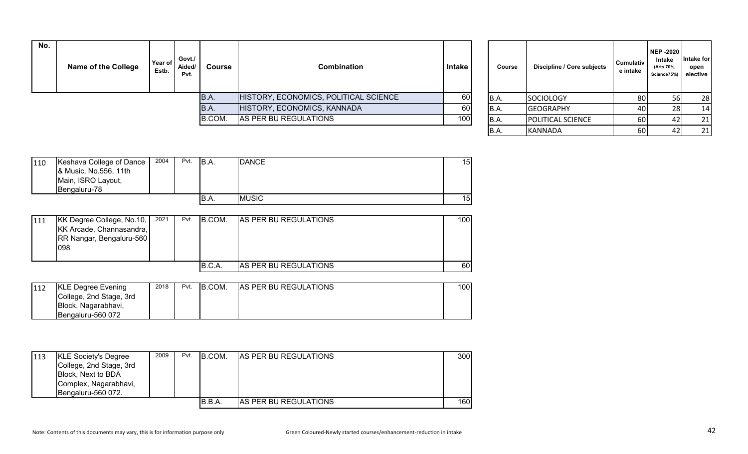| No. | Name of the College | Year of Estb. | Govt./ Aided/ Pvt. | Course | Combination | Intake |
|---|---|---|---|---|---|---|
| | | | | B.A. | HISTORY, ECONOMICS, POLITICAL SCIENCE | 60 |
| | | | | B.A. | HISTORY, ECONOMICS, KANNADA | 60 |
| | | | | B.COM. | AS PER BU REGULATIONS | 100 |
| 110 | Keshava College of Dance & Music, No.556, 11th Main, ISRO Layout, Bengaluru-78 | 2004 | Pvt. | B.A. | DANCE | 15 |
| | | | | B.A. | MUSIC | 15 |
| 111 | KK Degree College, No.10, KK Arcade, Channasandra, RR Nangar, Bengaluru-560 098 | 2021 | Pvt. | B.COM. | AS PER BU REGULATIONS | 100 |
| | | | | B.C.A. | AS PER BU REGULATIONS | 60 |
| 112 | KLE Degree Evening College, 2nd Stage, 3rd Block, Nagarabhavi, Bengaluru-560 072 | 2018 | Pvt. | B.COM. | AS PER BU REGULATIONS | 100 |
| 113 | KLE Society's Degree College, 2nd Stage, 3rd Block, Next to BDA Complex, Nagarabhavi, Bengaluru-560 072. | 2009 | Pvt. | B.COM. | AS PER BU REGULATIONS | 300 |
| | | | | B.B.A. | AS PER BU REGULATIONS | 160 |

| Course | Discipline / Core subjects | Cumulative intake | NEP -2020 Intake (Arts 70%, Science75%) | Intake for open elective |
|---|---|---|---|---|
| B.A. | SOCIOLOGY | 80 | 56 | 28 |
| B.A. | GEOGRAPHY | 40 | 28 | 14 |
| B.A. | POLITICAL SCIENCE | 60 | 42 | 21 |
| B.A. | KANNADA | 60 | 42 | 21 |

Note: Contents of this documents may vary, this is for information purpose only

Green Coloured-Newly started courses/enhancement-reduction in intake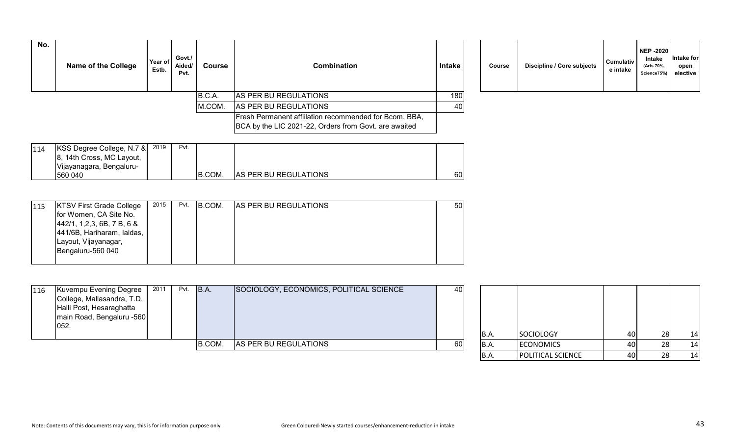| No. | Name of the College | Year of Estb. | Govt./ Aided/ Pvt. | Course | Combination | Intake | Course | Discipline / Core subjects | Cumulative intake | NEP -2020 Intake (Arts 70%, Science75%) | Intake for open elective |
|---|---|---|---|---|---|---|---|---|---|---|---|
| | | | | B.C.A. | AS PER BU REGULATIONS | 180 | | | | | |
| | | | | M.COM. | AS PER BU REGULATIONS | 40 | | | | | |
| | | | | | Fresh Permanent affiilation recommended for Bcom, BBA, BCA by the LIC 2021-22, Orders from Govt. are awaited | | | | | | |
| 114 | KSS Degree College, N.7 & 8, 14th Cross, MC Layout, Vijayanagara, Bengaluru-560 040 | 2019 | Pvt. | B.COM. | AS PER BU REGULATIONS | 60 | | | | | |
| 115 | KTSV First Grade College for Women, CA Site No. 442/1, 1,2,3, 6B, 7 B, 6 & 441/6B, Hariharam, Ialdas, Layout, Vijayanagar, Bengaluru-560 040 | 2015 | Pvt. | B.COM. | AS PER BU REGULATIONS | 50 | | | | | |
| 116 | Kuvempu Evening Degree College, Mallasandra, T.D. Halli Post, Hesaraghatta main Road, Bengaluru -560 052. | 2011 | Pvt. | B.A. | SOCIOLOGY, ECONOMICS, POLITICAL SCIENCE | 40 | B.A. | SOCIOLOGY | 40 | 28 | 14 |
| | | | | B.COM. | AS PER BU REGULATIONS | 60 | B.A. | ECONOMICS | 40 | 28 | 14 |
| | | | | | | | B.A. | POLITICAL SCIENCE | 40 | 28 | 14 |

Note: Contents of this documents may vary, this is for information purpose only

Green Coloured-Newly started courses/enhancement-reduction in intake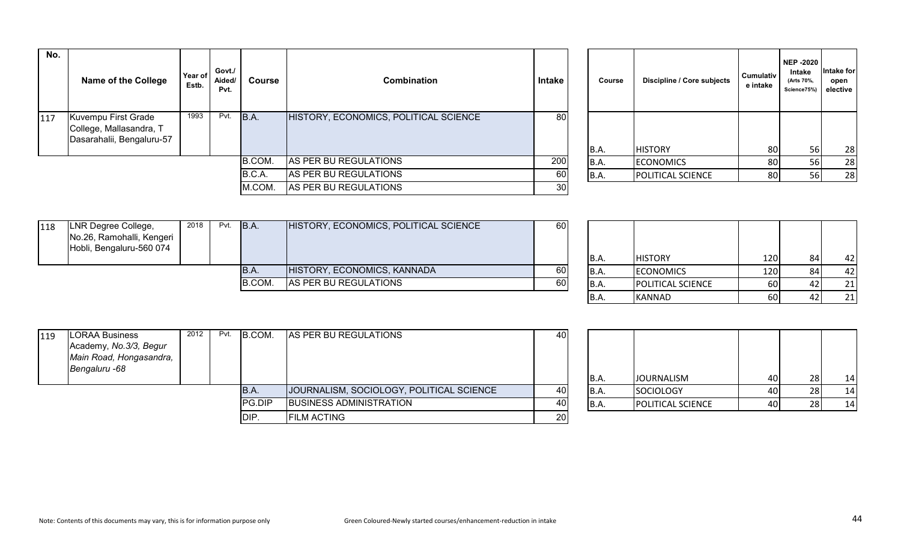| No. | Name of the College | Year of Estb. | Govt./ Aided/ Pvt. | Course | Combination | Intake |
|---|---|---|---|---|---|---|
| 117 | Kuvempu First Grade College, Mallasandra, T Dasarahalii, Bengaluru-57 | 1993 | Pvt. | B.A. | HISTORY, ECONOMICS, POLITICAL SCIENCE | 80 |
| | | | | B.COM. | AS PER BU REGULATIONS | 200 |
| | | | | B.C.A. | AS PER BU REGULATIONS | 60 |
| | | | | M.COM. | AS PER BU REGULATIONS | 30 |

| Course | Discipline / Core subjects | Cumulative intake | NEP -2020 Intake (Arts 70%, Science75%) | Intake for open elective |
|---|---|---|---|---|
| B.A. | HISTORY | 80 | 56 | 28 |
| B.A. | ECONOMICS | 80 | 56 | 28 |
| B.A. | POLITICAL SCIENCE | 80 | 56 | 28 |

| No. | Name of the College | Year of Estb. | Govt./ Aided/ Pvt. | Course | Combination | Intake |
|---|---|---|---|---|---|---|
| 118 | LNR Degree College, No.26, Ramohalli, Kengeri Hobli, Bengaluru-560 074 | 2018 | Pvt. | B.A. | HISTORY, ECONOMICS, POLITICAL SCIENCE | 60 |
| | | | | B.A. | HISTORY, ECONOMICS, KANNADA | 60 |
| | | | | B.COM. | AS PER BU REGULATIONS | 60 |

| Course | Discipline / Core subjects | Cumulative intake | NEP -2020 Intake (Arts 70%, Science75%) | Intake for open elective |
|---|---|---|---|---|
| B.A. | HISTORY | 120 | 84 | 42 |
| B.A. | ECONOMICS | 120 | 84 | 42 |
| B.A. | POLITICAL SCIENCE | 60 | 42 | 21 |
| B.A. | KANNAD | 60 | 42 | 21 |

| No. | Name of the College | Year of Estb. | Govt./ Aided/ Pvt. | Course | Combination | Intake |
|---|---|---|---|---|---|---|
| 119 | LORAA Business Academy, *No.3/3, Begur Main Road, Hongasandra, Bengaluru -68* | 2012 | Pvt. | B.COM. | AS PER BU REGULATIONS | 40 |
| | | | | B.A. | JOURNALISM, SOCIOLOGY, POLITICAL SCIENCE | 40 |
| | | | | PG.DIP | BUSINESS ADMINISTRATION | 40 |
| | | | | DIP. | FILM ACTING | 20 |

| Course | Discipline / Core subjects | Cumulative intake | NEP -2020 Intake (Arts 70%, Science75%) | Intake for open elective |
|---|---|---|---|---|
| B.A. | JOURNALISM | 40 | 28 | 14 |
| B.A. | SOCIOLOGY | 40 | 28 | 14 |
| B.A. | POLITICAL SCIENCE | 40 | 28 | 14 |

Note: Contents of this documents may vary, this is for information purpose only

Green Coloured-Newly started courses/enhancement-reduction in intake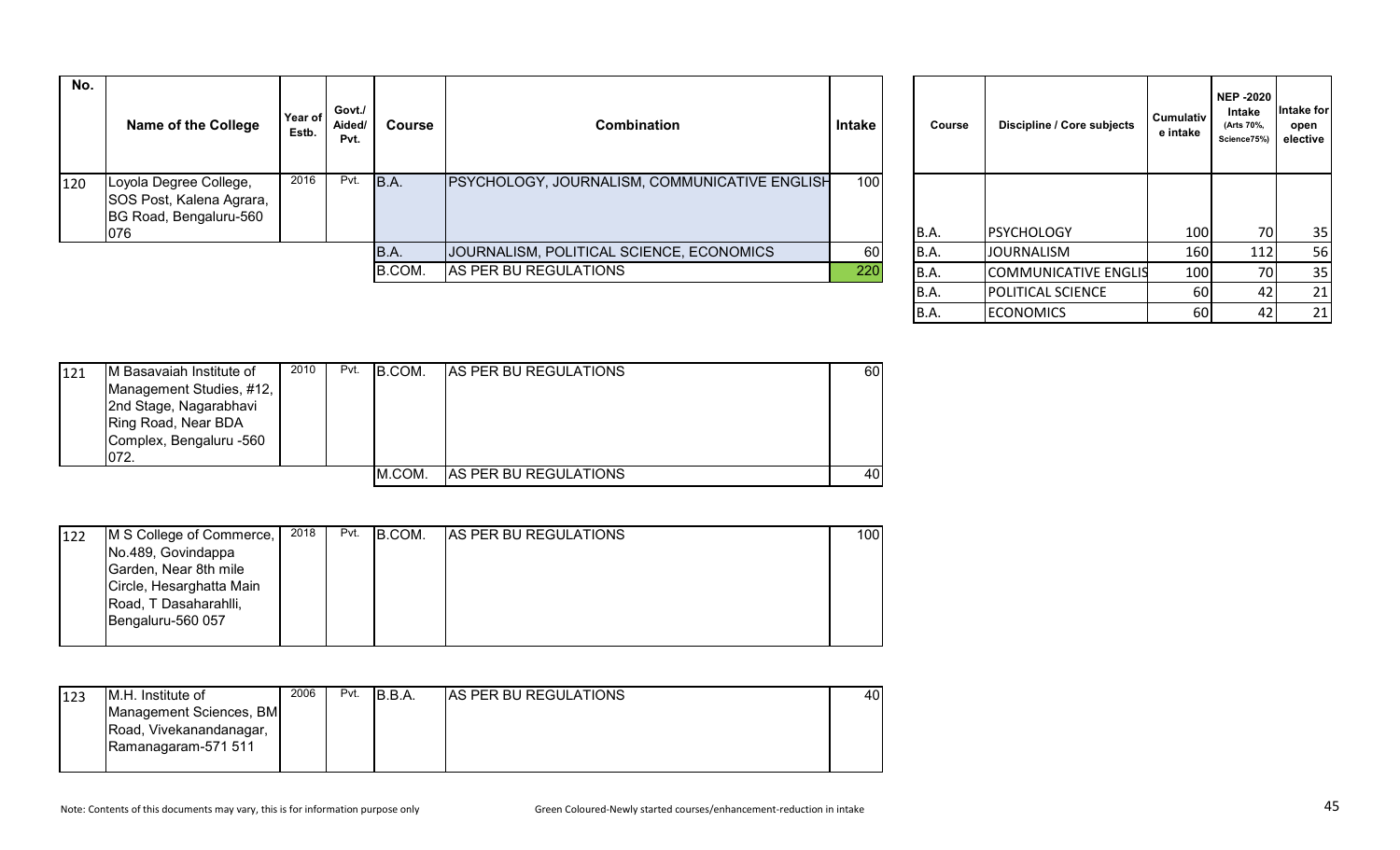| No. | Name of the College | Year of Estb. | Govt./ Aided/ Pvt. | Course | Combination | Intake |
|---|---|---|---|---|---|---|
| 120 | Loyola Degree College, SOS Post, Kalena Agrara, BG Road, Bengaluru-560 076 | 2016 | Pvt. | B.A. | PSYCHOLOGY, JOURNALISM, COMMUNICATIVE ENGLISH | 100 |
| | | | | B.A. | JOURNALISM, POLITICAL SCIENCE, ECONOMICS | 60 |
| | | | | B.COM. | AS PER BU REGULATIONS | 220 |

| Course | Discipline / Core subjects | Cumulative intake | NEP -2020 Intake (Arts 70%, Science75%) | Intake for open elective |
|---|---|---|---|---|
| B.A. | PSYCHOLOGY | 100 | 70 | 35 |
| B.A. | JOURNALISM | 160 | 112 | 56 |
| B.A. | COMMUNICATIVE ENGLIS | 100 | 70 | 35 |
| B.A. | POLITICAL SCIENCE | 60 | 42 | 21 |
| B.A. | ECONOMICS | 60 | 42 | 21 |

| No. | Name of the College | Year of Estb. | Govt./ Aided/ Pvt. | Course | Combination | Intake |
|---|---|---|---|---|---|---|
| 121 | M Basavaiah Institute of Management Studies, #12, 2nd Stage, Nagarabhavi Ring Road, Near BDA Complex, Bengaluru -560 072. | 2010 | Pvt. | B.COM. | AS PER BU REGULATIONS | 60 |
| | | | | M.COM. | AS PER BU REGULATIONS | 40 |
| 122 | M S College of Commerce, No.489, Govindappa Garden, Near 8th mile Circle, Hesarghatta Main Road, T Dasaharahlli, Bengaluru-560 057 | 2018 | Pvt. | B.COM. | AS PER BU REGULATIONS | 100 |
| 123 | M.H. Institute of Management Sciences, BM Road, Vivekanandanagar, Ramanagaram-571 511 | 2006 | Pvt. | B.B.A. | AS PER BU REGULATIONS | 40 |

Note: Contents of this documents may vary, this is for information purpose only

Green Coloured-Newly started courses/enhancement-reduction in intake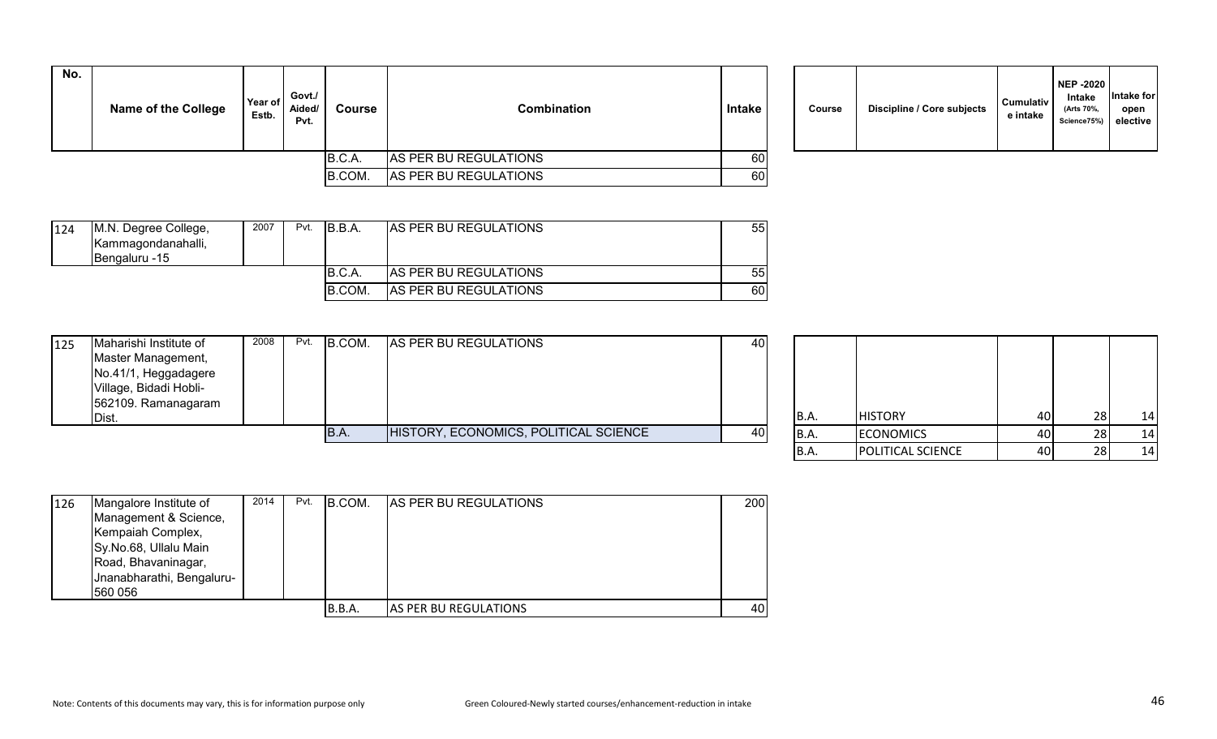| No. | Name of the College | Year of Estb. | Govt./ Aided/ Pvt. | Course | Combination | Intake | Course | Discipline / Core subjects | Cumulative intake | NEP -2020 Intake (Arts 70%, Science75%) | Intake for open elective |
|---|---|---|---|---|---|---|---|---|---|---|---|
| | | | | B.C.A. | AS PER BU REGULATIONS | 60 | | | | | |
| | | | | B.COM. | AS PER BU REGULATIONS | 60 | | | | | |
| 124 | M.N. Degree College, Kammagondanahalli, Bengaluru -15 | 2007 | Pvt. | B.B.A. | AS PER BU REGULATIONS | 55 | | | | | |
| | | | | B.C.A. | AS PER BU REGULATIONS | 55 | | | | | |
| | | | | B.COM. | AS PER BU REGULATIONS | 60 | | | | | |
| 125 | Maharishi Institute of Master Management, No.41/1, Heggadagere Village, Bidadi Hobli-562109. Ramanagaram Dist. | 2008 | Pvt. | B.COM. | AS PER BU REGULATIONS | 40 | B.A. | HISTORY | 40 | 28 | 14 |
| | | | | B.A. | HISTORY, ECONOMICS, POLITICAL SCIENCE | 40 | B.A. | ECONOMICS | 40 | 28 | 14 |
| | | | | | | | B.A. | POLITICAL SCIENCE | 40 | 28 | 14 |
| 126 | Mangalore Institute of Management & Science, Kempaiah Complex, Sy.No.68, Ullalu Main Road, Bhavaninagar, Jnanabharathi, Bengaluru-560 056 | 2014 | Pvt. | B.COM. | AS PER BU REGULATIONS | 200 | | | | | |
| | | | | B.B.A. | AS PER BU REGULATIONS | 40 | | | | | |

Note: Contents of this documents may vary, this is for information purpose only

Green Coloured-Newly started courses/enhancement-reduction in intake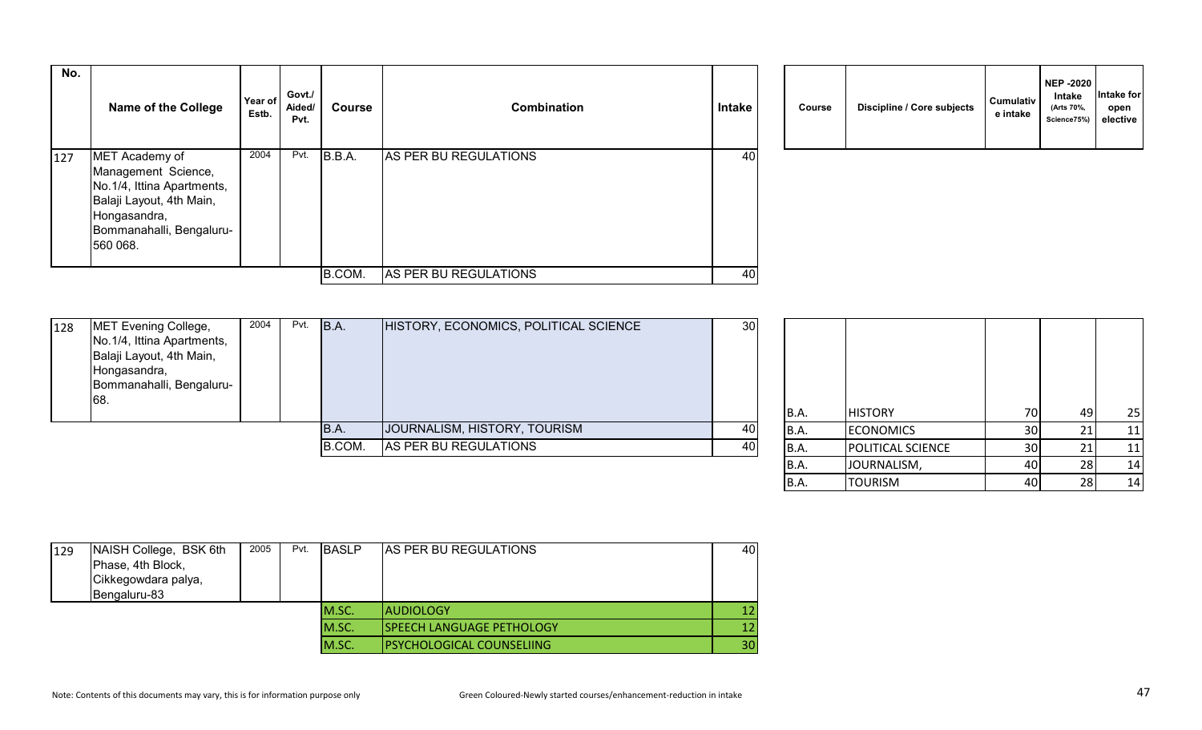| No. | Name of the College | Year of Estb. | Govt./ Aided/ Pvt. | Course | Combination | Intake | Course | Discipline / Core subjects | Cumulative intake | NEP -2020 Intake (Arts 70%, Science75%) | Intake for open elective |
|---|---|---|---|---|---|---|---|---|---|---|---|
| 127 | MET Academy of Management Science, No.1/4, Ittina Apartments, Balaji Layout, 4th Main, Hongasandra, Bommanahalli, Bengaluru-560 068. | 2004 | Pvt. | B.B.A. | AS PER BU REGULATIONS | 40 | | | | | |
| | | | | B.COM. | AS PER BU REGULATIONS | 40 | | | | | |
| 128 | MET Evening College, No.1/4, Ittina Apartments, Balaji Layout, 4th Main, Hongasandra, Bommanahalli, Bengaluru-68. | 2004 | Pvt. | B.A. | HISTORY, ECONOMICS, POLITICAL SCIENCE | 30 | B.A. | HISTORY | 70 | 49 | 25 |
| | | | | B.A. | JOURNALISM, HISTORY, TOURISM | 40 | B.A. | ECONOMICS | 30 | 21 | 11 |
| | | | | B.COM. | AS PER BU REGULATIONS | 40 | B.A. | POLITICAL SCIENCE | 30 | 21 | 11 |
| | | | | | | | B.A. | JOURNALISM, | 40 | 28 | 14 |
| | | | | | | | B.A. | TOURISM | 40 | 28 | 14 |
| 129 | NAISH College, BSK 6th Phase, 4th Block, Cikkegowdara palya, Bengaluru-83 | 2005 | Pvt. | BASLP | AS PER BU REGULATIONS | 40 | | | | | |
| | | | | M.SC. | AUDIOLOGY | 12 | | | | | |
| | | | | M.SC. | SPEECH LANGUAGE PETHOLOGY | 12 | | | | | |
| | | | | M.SC. | PSYCHOLOGICAL COUNSELIING | 30 | | | | | |

Note: Contents of this documents may vary, this is for information purpose only

Green Coloured-Newly started courses/enhancement-reduction in intake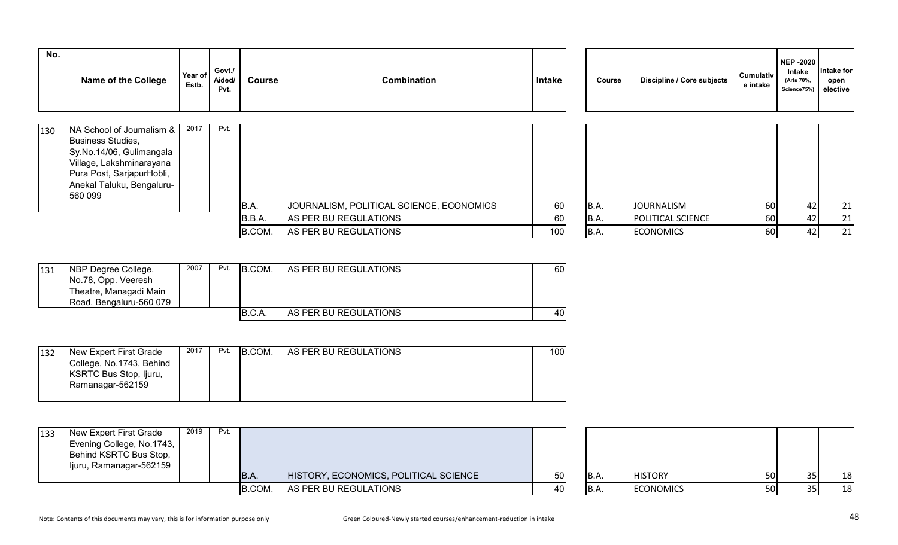| No. | Name of the College | Year of Estb. | Govt./ Aided/ Pvt. | Course | Combination | Intake | Course | Discipline / Core subjects | Cumulative intake | NEP -2020 Intake (Arts 70%, Science75%) | Intake for open elective |
|---|---|---|---|---|---|---|---|---|---|---|---|
| 130 | NA School of Journalism & Business Studies, Sy.No.14/06, Gulimangala Village, Lakshminarayana Pura Post, SarjapurHobli, Anekal Taluku, Bengaluru-560 099 | 2017 | Pvt. | B.A. | JOURNALISM, POLITICAL SCIENCE, ECONOMICS | 60 | B.A. | JOURNALISM | 60 | 42 | 21 |
| | | | | B.B.A. | AS PER BU REGULATIONS | 60 | B.A. | POLITICAL SCIENCE | 60 | 42 | 21 |
| | | | | B.COM. | AS PER BU REGULATIONS | 100 | B.A. | ECONOMICS | 60 | 42 | 21 |
| 131 | NBP Degree College, No.78, Opp. Veeresh Theatre, Managadi Main Road, Bengaluru-560 079 | 2007 | Pvt. | B.COM. | AS PER BU REGULATIONS | 60 | | | | | |
| | | | | B.C.A. | AS PER BU REGULATIONS | 40 | | | | | |
| 132 | New Expert First Grade College, No.1743, Behind KSRTC Bus Stop, Ijuru, Ramanagar-562159 | 2017 | Pvt. | B.COM. | AS PER BU REGULATIONS | 100 | | | | | |
| 133 | New Expert First Grade Evening College, No.1743, Behind KSRTC Bus Stop, Ijuru, Ramanagar-562159 | 2019 | Pvt. | B.A. | HISTORY, ECONOMICS, POLITICAL SCIENCE | 50 | B.A. | HISTORY | 50 | 35 | 18 |
| | | | | B.COM. | AS PER BU REGULATIONS | 40 | B.A. | ECONOMICS | 50 | 35 | 18 |

Note: Contents of this documents may vary, this is for information purpose only

Green Coloured-Newly started courses/enhancement-reduction in intake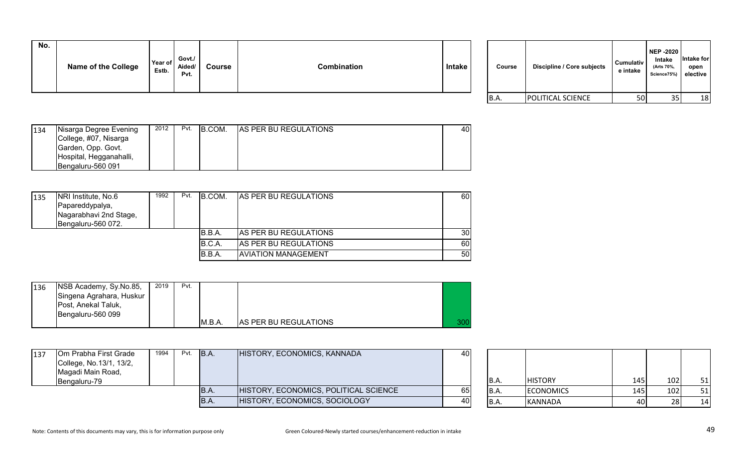| No. | Name of the College | Year of Estb. | Govt./ Aided/ Pvt. | Course | Combination | Intake |
|---|---|---|---|---|---|---|

| Course | Discipline / Core subjects | Cumulative intake | NEP -2020 Intake (Arts 70%, Science75%) | Intake for open elective |
|---|---|---|---|---|
| B.A. | POLITICAL SCIENCE | 50 | 35 | 18 |

| No. | Name of the College | Year of Estb. | Govt./ Aided/ Pvt. | Course | Combination | Intake |
|---|---|---|---|---|---|---|
| 134 | Nisarga Degree Evening College, #07, Nisarga Garden, Opp. Govt. Hospital, Hegganahalli, Bengaluru-560 091 | 2012 | Pvt. | B.COM. | AS PER BU REGULATIONS | 40 |
| 135 | NRI Institute, No.6 Papareddypalya, Nagarabhavi 2nd Stage, Bengaluru-560 072. | 1992 | Pvt. | B.COM. | AS PER BU REGULATIONS | 60 |
| | | | | B.B.A. | AS PER BU REGULATIONS | 30 |
| | | | | B.C.A. | AS PER BU REGULATIONS | 60 |
| | | | | B.B.A. | AVIATION MANAGEMENT | 50 |
| 136 | NSB Academy, Sy.No.85, Singena Agrahara, Huskur Post, Anekal Taluk, Bengaluru-560 099 | 2019 | Pvt. | M.B.A. | AS PER BU REGULATIONS | 300 |
| 137 | Om Prabha First Grade College, No.13/1, 13/2, Magadi Main Road, Bengaluru-79 | 1994 | Pvt. | B.A. | HISTORY, ECONOMICS, KANNADA | 40 |
| | | | | B.A. | HISTORY, ECONOMICS, POLITICAL SCIENCE | 65 |
| | | | | B.A. | HISTORY, ECONOMICS, SOCIOLOGY | 40 |

| Course | Discipline / Core subjects | Cumulative intake | NEP -2020 Intake (Arts 70%, Science75%) | Intake for open elective |
|---|---|---|---|---|
| B.A. | HISTORY | 145 | 102 | 51 |
| B.A. | ECONOMICS | 145 | 102 | 51 |
| B.A. | KANNADA | 40 | 28 | 14 |

Note: Contents of this documents may vary, this is for information purpose only

Green Coloured-Newly started courses/enhancement-reduction in intake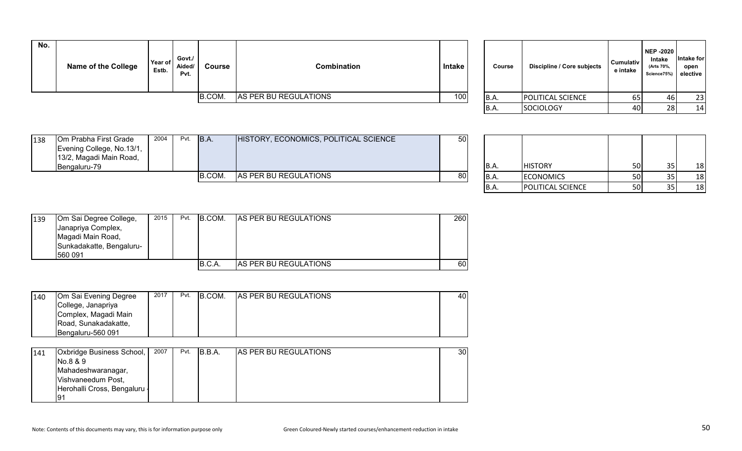| No. | Name of the College | Year of Estb. | Govt./ Aided/ Pvt. | Course | Combination | Intake | Course | Discipline / Core subjects | Cumulative intake | NEP -2020 Intake (Arts 70%, Science75%) | Intake for open elective |
|---|---|---|---|---|---|---|---|---|---|---|---|
| | | | | B.COM. | AS PER BU REGULATIONS | 100 | B.A. | POLITICAL SCIENCE | 65 | 46 | 23 |
| | | | | | | | B.A. | SOCIOLOGY | 40 | 28 | 14 |
| 138 | Om Prabha First Grade Evening College, No.13/1, 13/2, Magadi Main Road, Bengaluru-79 | 2004 | Pvt. | B.A. | HISTORY, ECONOMICS, POLITICAL SCIENCE | 50 | B.A. | HISTORY | 50 | 35 | 18 |
| | | | | B.COM. | AS PER BU REGULATIONS | 80 | B.A. | ECONOMICS | 50 | 35 | 18 |
| | | | | | | | B.A. | POLITICAL SCIENCE | 50 | 35 | 18 |
| 139 | Om Sai Degree College, Janapriya Complex, Magadi Main Road, Sunkadakatte, Bengaluru-560 091 | 2015 | Pvt. | B.COM. | AS PER BU REGULATIONS | 260 | | | | | |
| | | | | B.C.A. | AS PER BU REGULATIONS | 60 | | | | | |
| 140 | Om Sai Evening Degree College, Janapriya Complex, Magadi Main Road, Sunakadakatte, Bengaluru-560 091 | 2017 | Pvt. | B.COM. | AS PER BU REGULATIONS | 40 | | | | | |
| 141 | Oxbridge Business School, No.8 & 9 Mahadeshwaranagar, Vishvaneedum Post, Herohalli Cross, Bengaluru - 91 | 2007 | Pvt. | B.B.A. | AS PER BU REGULATIONS | 30 | | | | | |

Note: Contents of this documents may vary, this is for information purpose only

Green Coloured-Newly started courses/enhancement-reduction in intake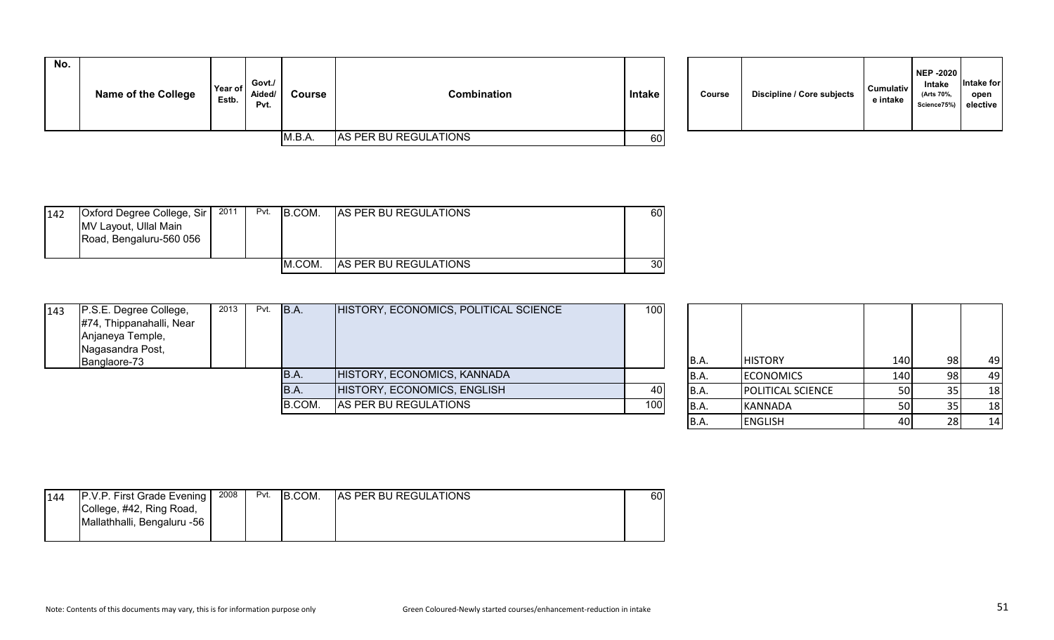| No. | Name of the College | Year of Estb. | Govt./ Aided/ Pvt. | Course | Combination | Intake |
|---|---|---|---|---|---|---|
| | | | | M.B.A. | AS PER BU REGULATIONS | 60 |

| Course | Discipline / Core subjects | Cumulative intake | NEP -2020 Intake (Arts 70%, Science75%) | Intake for open elective |
|---|---|---|---|---|

| No. | Name of the College | Year of Estb. | Govt./ Aided/ Pvt. | Course | Combination | Intake |
|---|---|---|---|---|---|---|
| 142 | Oxford Degree College, Sir MV Layout, Ullal Main Road, Bengaluru-560 056 | 2011 | Pvt. | B.COM. | AS PER BU REGULATIONS | 60 |
| | | | | M.COM. | AS PER BU REGULATIONS | 30 |

| No. | Name of the College | Year of Estb. | Govt./ Aided/ Pvt. | Course | Combination | Intake |
|---|---|---|---|---|---|---|
| 143 | P.S.E. Degree College, #74, Thippanahalli, Near Anjaneya Temple, Nagasandra Post, Banglaore-73 | 2013 | Pvt. | B.A. | HISTORY, ECONOMICS, POLITICAL SCIENCE | 100 |
| | | | | B.A. | HISTORY, ECONOMICS, KANNADA | |
| | | | | B.A. | HISTORY, ECONOMICS, ENGLISH | 40 |
| | | | | B.COM. | AS PER BU REGULATIONS | 100 |

| Course | Discipline / Core subjects | Cumulative intake | NEP -2020 Intake (Arts 70%, Science75%) | Intake for open elective |
|---|---|---|---|---|
| B.A. | HISTORY | 140 | 98 | 49 |
| B.A. | ECONOMICS | 140 | 98 | 49 |
| B.A. | POLITICAL SCIENCE | 50 | 35 | 18 |
| B.A. | KANNADA | 50 | 35 | 18 |
| B.A. | ENGLISH | 40 | 28 | 14 |

| No. | Name of the College | Year of Estb. | Govt./ Aided/ Pvt. | Course | Combination | Intake |
|---|---|---|---|---|---|---|
| 144 | P.V.P. First Grade Evening College, #42, Ring Road, Mallathhalli, Bengaluru -56 | 2008 | Pvt. | B.COM. | AS PER BU REGULATIONS | 60 |

Note: Contents of this documents may vary, this is for information purpose only

Green Coloured-Newly started courses/enhancement-reduction in intake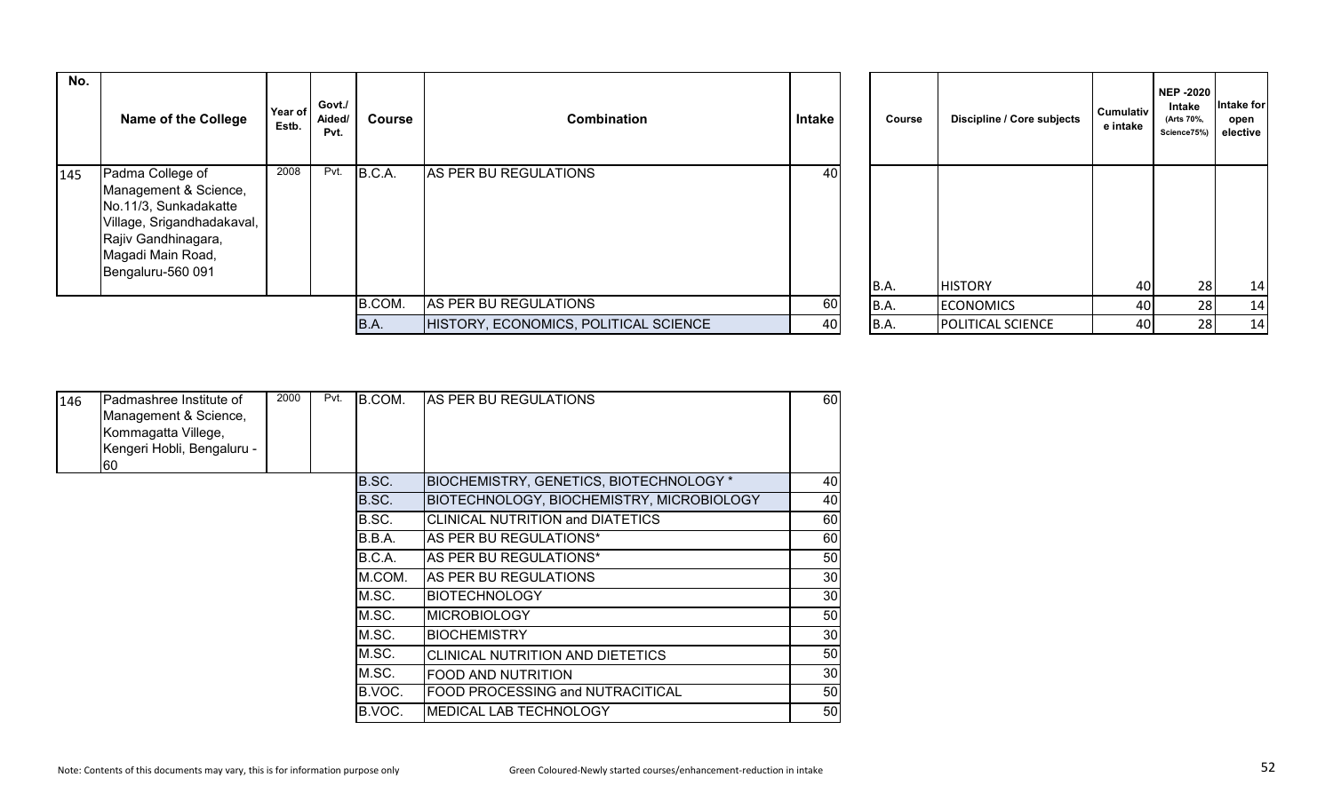| No. | Name of the College | Year of Estb. | Govt./ Aided/ Pvt. | Course | Combination | Intake |
|---|---|---|---|---|---|---|
| 145 | Padma College of Management & Science, No.11/3, Sunkadakatte Village, Srigandhadakaval, Rajiv Gandhinagara, Magadi Main Road, Bengaluru-560 091 | 2008 | Pvt. | B.C.A. | AS PER BU REGULATIONS | 40 |
| | | | | B.COM. | AS PER BU REGULATIONS | 60 |
| | | | | B.A. | HISTORY, ECONOMICS, POLITICAL SCIENCE | 40 |

| Course | Discipline / Core subjects | Cumulative intake | NEP -2020 Intake (Arts 70%, Science75%) | Intake for open elective |
|---|---|---|---|---|
| B.A. | HISTORY | 40 | 28 | 14 |
| B.A. | ECONOMICS | 40 | 28 | 14 |
| B.A. | POLITICAL SCIENCE | 40 | 28 | 14 |

| No. | Name of the College | Year of Estb. | Govt./ Aided/ Pvt. | Course | Combination | Intake |
|---|---|---|---|---|---|---|
| 146 | Padmashree Institute of Management & Science, Kommagatta Villege, Kengeri Hobli, Bengaluru - 60 | 2000 | Pvt. | B.COM. | AS PER BU REGULATIONS | 60 |
| | | | | B.SC. | BIOCHEMISTRY, GENETICS, BIOTECHNOLOGY * | 40 |
| | | | | B.SC. | BIOTECHNOLOGY, BIOCHEMISTRY, MICROBIOLOGY | 40 |
| | | | | B.SC. | CLINICAL NUTRITION and DIATETICS | 60 |
| | | | | B.B.A. | AS PER BU REGULATIONS* | 60 |
| | | | | B.C.A. | AS PER BU REGULATIONS* | 50 |
| | | | | M.COM. | AS PER BU REGULATIONS | 30 |
| | | | | M.SC. | BIOTECHNOLOGY | 30 |
| | | | | M.SC. | MICROBIOLOGY | 50 |
| | | | | M.SC. | BIOCHEMISTRY | 30 |
| | | | | M.SC. | CLINICAL NUTRITION AND DIETETICS | 50 |
| | | | | M.SC. | FOOD AND NUTRITION | 30 |
| | | | | B.VOC. | FOOD PROCESSING and NUTRACITICAL | 50 |
| | | | | B.VOC. | MEDICAL LAB TECHNOLOGY | 50 |

Note: Contents of this documents may vary, this is for information purpose only

Green Coloured-Newly started courses/enhancement-reduction in intake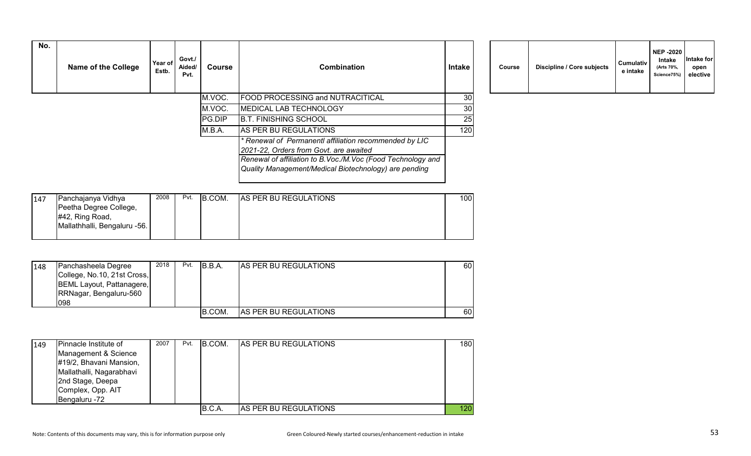| No. | Name of the College | Year of Estb. | Govt./ Aided/ Pvt. | Course | Combination | Intake | Course | Discipline / Core subjects | Cumulative intake | NEP -2020 Intake (Arts 70%, Science75%) | Intake for open elective |
|---|---|---|---|---|---|---|---|---|---|---|---|
| | | | | M.VOC. | FOOD PROCESSING and NUTRACITICAL | 30 | | | | | |
| | | | | M.VOC. | MEDICAL LAB TECHNOLOGY | 30 | | | | | |
| | | | | PG.DIP | B.T. FINISHING SCHOOL | 25 | | | | | |
| | | | | M.B.A. | AS PER BU REGULATIONS | 120 | | | | | |
| | | | | | *\* Renewal of Permanentl affiliation recommended by LIC 2021-22, Orders from Govt. are awaited* | | | | | | |
| | | | | | *Renewal of affiliation to B.Voc./M.Voc (Food Technology and Quality Management/Medical Biotechnology) are pending* | | | | | | |
| 147 | Panchajanya Vidhya Peetha Degree College, #42, Ring Road, Mallathhalli, Bengaluru -56. | 2008 | Pvt. | B.COM. | AS PER BU REGULATIONS | 100 | | | | | |
| 148 | Panchasheela Degree College, No.10, 21st Cross, BEML Layout, Pattanagere, RRNagar, Bengaluru-560 098 | 2018 | Pvt. | B.B.A. | AS PER BU REGULATIONS | 60 | | | | | |
| | | | | B.COM. | AS PER BU REGULATIONS | 60 | | | | | |
| 149 | Pinnacle Institute of Management & Science #19/2, Bhavani Mansion, Mallathalli, Nagarabhavi 2nd Stage, Deepa Complex, Opp. AIT Bengaluru -72 | 2007 | Pvt. | B.COM. | AS PER BU REGULATIONS | 180 | | | | | |
| | | | | B.C.A. | AS PER BU REGULATIONS | 120 | | | | | |

Note: Contents of this documents may vary, this is for information purpose only

Green Coloured-Newly started courses/enhancement-reduction in intake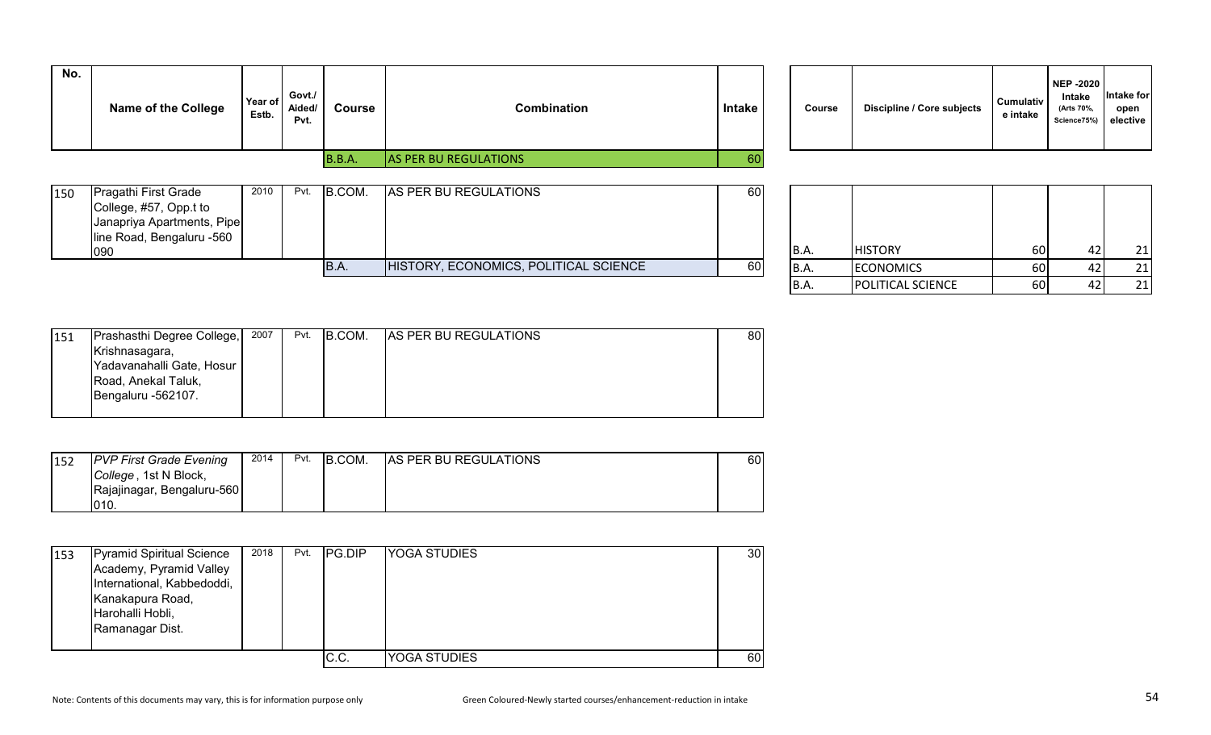| No. | Name of the College | Year of Estb. | Govt./ Aided/ Pvt. | Course | Combination | Intake | Course | Discipline / Core subjects | Cumulative intake | NEP -2020 Intake (Arts 70%, Science75%) | Intake for open elective |
|---|---|---|---|---|---|---|---|---|---|---|---|
| | | | | B.B.A. | AS PER BU REGULATIONS | 60 | | | | | |
| 150 | Pragathi First Grade College, #57, Opp.t to Janapriya Apartments, Pipe line Road, Bengaluru -560 090 | 2010 | Pvt. | B.COM. | AS PER BU REGULATIONS | 60 | B.A. | HISTORY | 60 | 42 | 21 |
| | | | | B.A. | HISTORY, ECONOMICS, POLITICAL SCIENCE | 60 | B.A. | ECONOMICS | 60 | 42 | 21 |
| | | | | | | | B.A. | POLITICAL SCIENCE | 60 | 42 | 21 |
| 151 | Prashasthi Degree College, Krishnasagara, Yadavanahalli Gate, Hosur Road, Anekal Taluk, Bengaluru -562107. | 2007 | Pvt. | B.COM. | AS PER BU REGULATIONS | 80 | | | | | |
| 152 | *PVP First Grade Evening College*, 1st N Block, Rajajinagar, Bengaluru-560 010. | 2014 | Pvt. | B.COM. | AS PER BU REGULATIONS | 60 | | | | | |
| 153 | Pyramid Spiritual Science Academy, Pyramid Valley International, Kabbedoddi, Kanakapura Road, Harohalli Hobli, Ramanagar Dist. | 2018 | Pvt. | PG.DIP | YOGA STUDIES | 30 | | | | | |
| | | | | C.C. | YOGA STUDIES | 60 | | | | | |

Note: Contents of this documents may vary, this is for information purpose only

Green Coloured-Newly started courses/enhancement-reduction in intake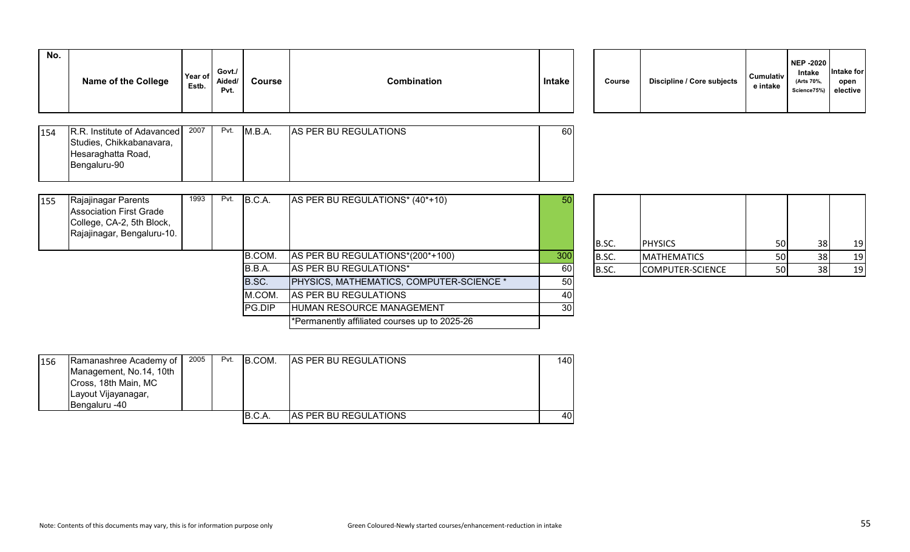| No. | Name of the College | Year of Estb. | Govt./ Aided/ Pvt. | Course | Combination | Intake |
|---|---|---|---|---|---|---|
| 154 | R.R. Institute of Adavanced Studies, Chikkabanavara, Hesaraghatta Road, Bengaluru-90 | 2007 | Pvt. | M.B.A. | AS PER BU REGULATIONS | 60 |
| 155 | Rajajinagar Parents Association First Grade College, CA-2, 5th Block, Rajajinagar, Bengaluru-10. | 1993 | Pvt. | B.C.A. | AS PER BU REGULATIONS* (40*+10) | 50 |
| | | | | B.COM. | AS PER BU REGULATIONS*(200*+100) | 300 |
| | | | | B.B.A. | AS PER BU REGULATIONS* | 60 |
| | | | | B.SC. | PHYSICS, MATHEMATICS, COMPUTER-SCIENCE * | 50 |
| | | | | M.COM. | AS PER BU REGULATIONS | 40 |
| | | | | PG.DIP | HUMAN RESOURCE MANAGEMENT | 30 |
| | | | | | *Permanently affiliated courses up to 2025-26 | |
| 156 | Ramanashree Academy of Management, No.14, 10th Cross, 18th Main, MC Layout Vijayanagar, Bengaluru -40 | 2005 | Pvt. | B.COM. | AS PER BU REGULATIONS | 140 |
| | | | | B.C.A. | AS PER BU REGULATIONS | 40 |

| Course | Discipline / Core subjects | Cumulative intake | NEP -2020 Intake (Arts 70%, Science75%) | Intake for open elective |
|---|---|---|---|---|
| B.SC. | PHYSICS | 50 | 38 | 19 |
| B.SC. | MATHEMATICS | 50 | 38 | 19 |
| B.SC. | COMPUTER-SCIENCE | 50 | 38 | 19 |

Note: Contents of this documents may vary, this is for information purpose only

Green Coloured-Newly started courses/enhancement-reduction in intake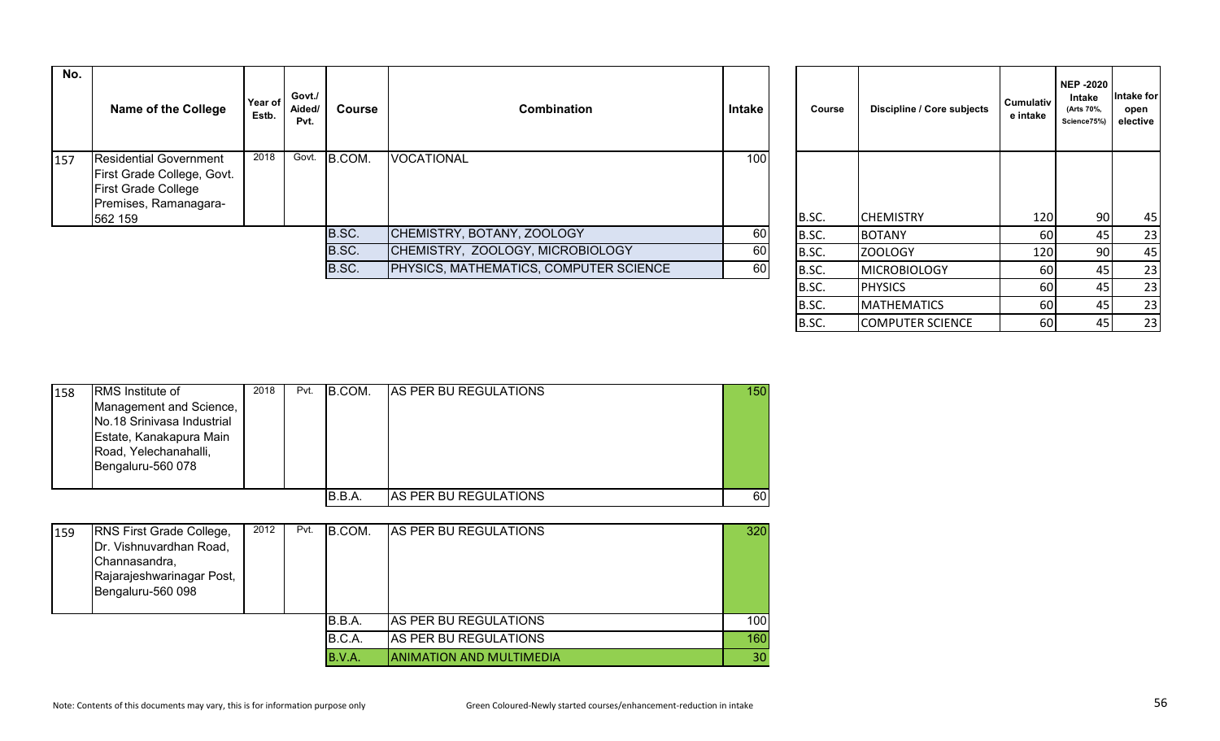| No. | Name of the College | Year of Estb. | Govt./ Aided/ Pvt. | Course | Combination | Intake |
|---|---|---|---|---|---|---|
| 157 | Residential Government First Grade College, Govt. First Grade College Premises, Ramanagara-562 159 | 2018 | Govt. | B.COM. | VOCATIONAL | 100 |
| | | | | B.SC. | CHEMISTRY, BOTANY, ZOOLOGY | 60 |
| | | | | B.SC. | CHEMISTRY, ZOOLOGY, MICROBIOLOGY | 60 |
| | | | | B.SC. | PHYSICS, MATHEMATICS, COMPUTER SCIENCE | 60 |
| 158 | RMS Institute of Management and Science, No.18 Srinivasa Industrial Estate, Kanakapura Main Road, Yelechanahalli, Bengaluru-560 078 | 2018 | Pvt. | B.COM. | AS PER BU REGULATIONS | 150 |
| | | | | B.B.A. | AS PER BU REGULATIONS | 60 |
| 159 | RNS First Grade College, Dr. Vishnuvardhan Road, Channasandra, Rajarajeshwarinagar Post, Bengaluru-560 098 | 2012 | Pvt. | B.COM. | AS PER BU REGULATIONS | 320 |
| | | | | B.B.A. | AS PER BU REGULATIONS | 100 |
| | | | | B.C.A. | AS PER BU REGULATIONS | 160 |
| | | | | B.V.A. | ANIMATION AND MULTIMEDIA | 30 |

| Course | Discipline / Core subjects | Cumulative intake | NEP -2020 Intake (Arts 70%, Science75%) | Intake for open elective |
|---|---|---|---|---|
| B.SC. | CHEMISTRY | 120 | 90 | 45 |
| B.SC. | BOTANY | 60 | 45 | 23 |
| B.SC. | ZOOLOGY | 120 | 90 | 45 |
| B.SC. | MICROBIOLOGY | 60 | 45 | 23 |
| B.SC. | PHYSICS | 60 | 45 | 23 |
| B.SC. | MATHEMATICS | 60 | 45 | 23 |
| B.SC. | COMPUTER SCIENCE | 60 | 45 | 23 |

Note: Contents of this documents may vary, this is for information purpose only

Green Coloured-Newly started courses/enhancement-reduction in intake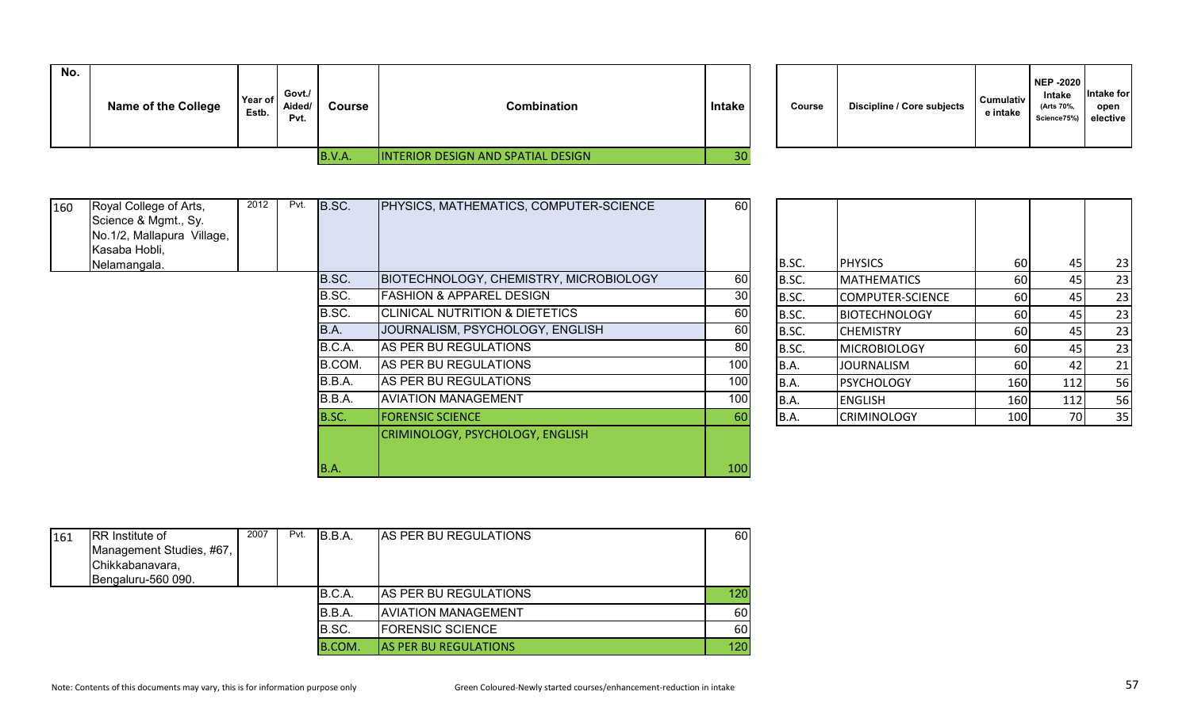| No. | Name of the College | Year of Estb. | Govt./ Aided/ Pvt. | Course | Combination | Intake | Course | Discipline / Core subjects | Cumulative intake | NEP -2020 Intake (Arts 70%, Science75%) | Intake for open elective |
|---|---|---|---|---|---|---|---|---|---|---|---|
| | | | | B.V.A. | INTERIOR DESIGN AND SPATIAL DESIGN | 30 | | | | | |
| 160 | Royal College of Arts, Science & Mgmt., Sy. No.1/2, Mallapura Village, Kasaba Hobli, Nelamangala. | 2012 | Pvt. | B.SC. | PHYSICS, MATHEMATICS, COMPUTER-SCIENCE | 60 | B.SC. | PHYSICS | 60 | 45 | 23 |
| | | | | B.SC. | BIOTECHNOLOGY, CHEMISTRY, MICROBIOLOGY | 60 | B.SC. | MATHEMATICS | 60 | 45 | 23 |
| | | | | B.SC. | FASHION & APPAREL DESIGN | 30 | B.SC. | COMPUTER-SCIENCE | 60 | 45 | 23 |
| | | | | B.SC. | CLINICAL NUTRITION & DIETETICS | 60 | B.SC. | BIOTECHNOLOGY | 60 | 45 | 23 |
| | | | | B.A. | JOURNALISM, PSYCHOLOGY, ENGLISH | 60 | B.SC. | CHEMISTRY | 60 | 45 | 23 |
| | | | | B.C.A. | AS PER BU REGULATIONS | 80 | B.SC. | MICROBIOLOGY | 60 | 45 | 23 |
| | | | | B.COM. | AS PER BU REGULATIONS | 100 | B.A. | JOURNALISM | 60 | 42 | 21 |
| | | | | B.B.A. | AS PER BU REGULATIONS | 100 | B.A. | PSYCHOLOGY | 160 | 112 | 56 |
| | | | | B.B.A. | AVIATION MANAGEMENT | 100 | B.A. | ENGLISH | 160 | 112 | 56 |
| | | | | B.SC. | FORENSIC SCIENCE | 60 | B.A. | CRIMINOLOGY | 100 | 70 | 35 |
| | | | | B.A. | CRIMINOLOGY, PSYCHOLOGY, ENGLISH | 100 | | | | | |
| 161 | RR Institute of Management Studies, #67, Chikkabanavara, Bengaluru-560 090. | 2007 | Pvt. | B.B.A. | AS PER BU REGULATIONS | 60 | | | | | |
| | | | | B.C.A. | AS PER BU REGULATIONS | 120 | | | | | |
| | | | | B.B.A. | AVIATION MANAGEMENT | 60 | | | | | |
| | | | | B.SC. | FORENSIC SCIENCE | 60 | | | | | |
| | | | | B.COM. | AS PER BU REGULATIONS | 120 | | | | | |

Note: Contents of this documents may vary, this is for information purpose only

Green Coloured-Newly started courses/enhancement-reduction in intake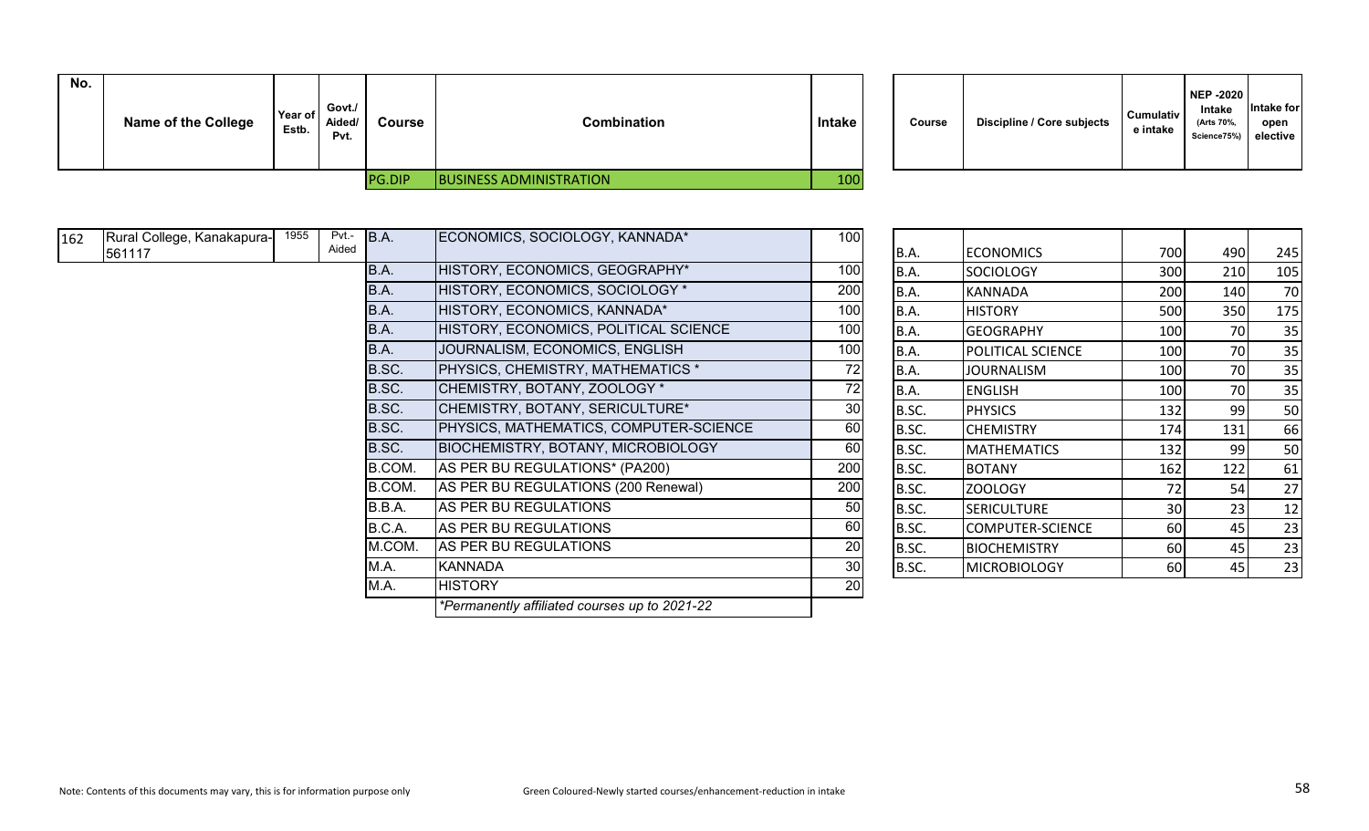| No. | Name of the College | Year of Estb. | Govt./ Aided/ Pvt. | Course | Combination | Intake |
|---|---|---|---|---|---|---|
| | | | | PG.DIP | BUSINESS ADMINISTRATION | 100 |

| No. | Name of the College | Year of Estb. | Govt./ Aided/ Pvt. | Course | Combination | Intake |
|---|---|---|---|---|---|---|
| 162 | Rural College, Kanakapura-561117 | 1955 | Pvt.-Aided | B.A. | ECONOMICS, SOCIOLOGY, KANNADA* | 100 |
| | | | | B.A. | HISTORY, ECONOMICS, GEOGRAPHY* | 100 |
| | | | | B.A. | HISTORY, ECONOMICS, SOCIOLOGY * | 200 |
| | | | | B.A. | HISTORY, ECONOMICS, KANNADA* | 100 |
| | | | | B.A. | HISTORY, ECONOMICS, POLITICAL SCIENCE | 100 |
| | | | | B.A. | JOURNALISM, ECONOMICS, ENGLISH | 100 |
| | | | | B.SC. | PHYSICS, CHEMISTRY, MATHEMATICS * | 72 |
| | | | | B.SC. | CHEMISTRY, BOTANY, ZOOLOGY * | 72 |
| | | | | B.SC. | CHEMISTRY, BOTANY, SERICULTURE* | 30 |
| | | | | B.SC. | PHYSICS, MATHEMATICS, COMPUTER-SCIENCE | 60 |
| | | | | B.SC. | BIOCHEMISTRY, BOTANY, MICROBIOLOGY | 60 |
| | | | | B.COM. | AS PER BU REGULATIONS* (PA200) | 200 |
| | | | | B.COM. | AS PER BU REGULATIONS (200 Renewal) | 200 |
| | | | | B.B.A. | AS PER BU REGULATIONS | 50 |
| | | | | B.C.A. | AS PER BU REGULATIONS | 60 |
| | | | | M.COM. | AS PER BU REGULATIONS | 20 |
| | | | | M.A. | KANNADA | 30 |
| | | | | M.A. | HISTORY | 20 |
| | | | | | *Permanently affiliated courses up to 2021-22 | |

| Course | Discipline / Core subjects | Cumulative intake | NEP -2020 Intake (Arts 70%, Science75%) | Intake for open elective |
|---|---|---|---|---|
| B.A. | ECONOMICS | 700 | 490 | 245 |
| B.A. | SOCIOLOGY | 300 | 210 | 105 |
| B.A. | KANNADA | 200 | 140 | 70 |
| B.A. | HISTORY | 500 | 350 | 175 |
| B.A. | GEOGRAPHY | 100 | 70 | 35 |
| B.A. | POLITICAL SCIENCE | 100 | 70 | 35 |
| B.A. | JOURNALISM | 100 | 70 | 35 |
| B.A. | ENGLISH | 100 | 70 | 35 |
| B.SC. | PHYSICS | 132 | 99 | 50 |
| B.SC. | CHEMISTRY | 174 | 131 | 66 |
| B.SC. | MATHEMATICS | 132 | 99 | 50 |
| B.SC. | BOTANY | 162 | 122 | 61 |
| B.SC. | ZOOLOGY | 72 | 54 | 27 |
| B.SC. | SERICULTURE | 30 | 23 | 12 |
| B.SC. | COMPUTER-SCIENCE | 60 | 45 | 23 |
| B.SC. | BIOCHEMISTRY | 60 | 45 | 23 |
| B.SC. | MICROBIOLOGY | 60 | 45 | 23 |

Note: Contents of this documents may vary, this is for information purpose only

Green Coloured-Newly started courses/enhancement-reduction in intake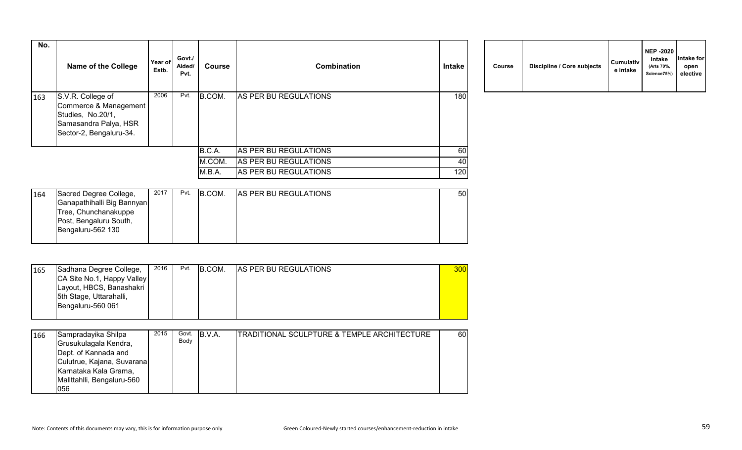| No. | Name of the College | Year of Estb. | Govt./ Aided/ Pvt. | Course | Combination | Intake |
|---|---|---|---|---|---|---|
| 163 | S.V.R. College of Commerce & Management Studies, No.20/1, Samasandra Palya, HSR Sector-2, Bengaluru-34. | 2006 | Pvt. | B.COM. | AS PER BU REGULATIONS | 180 |
| | | | | B.C.A. | AS PER BU REGULATIONS | 60 |
| | | | | M.COM. | AS PER BU REGULATIONS | 40 |
| | | | | M.B.A. | AS PER BU REGULATIONS | 120 |
| 164 | Sacred Degree College, Ganapathihalli Big Bannyan Tree, Chunchanakuppe Post, Bengaluru South, Bengaluru-562 130 | 2017 | Pvt. | B.COM. | AS PER BU REGULATIONS | 50 |
| 165 | Sadhana Degree College, CA Site No.1, Happy Valley Layout, HBCS, Banashakri 5th Stage, Uttarahalli, Bengaluru-560 061 | 2016 | Pvt. | B.COM. | AS PER BU REGULATIONS | 300 |
| 166 | Sampradayika Shilpa Grusukulagala Kendra, Dept. of Kannada and Culutrue, Kajana, Suvarana Karnataka Kala Grama, Mallttahlli, Bengaluru-560 056 | 2015 | Govt. Body | B.V.A. | TRADITIONAL SCULPTURE & TEMPLE ARCHITECTURE | 60 |

| Course | Discipline / Core subjects | Cumulative intake | NEP -2020 Intake (Arts 70%, Science75%) | Intake for open elective |
|---|---|---|---|---|

Note: Contents of this documents may vary, this is for information purpose only

Green Coloured-Newly started courses/enhancement-reduction in intake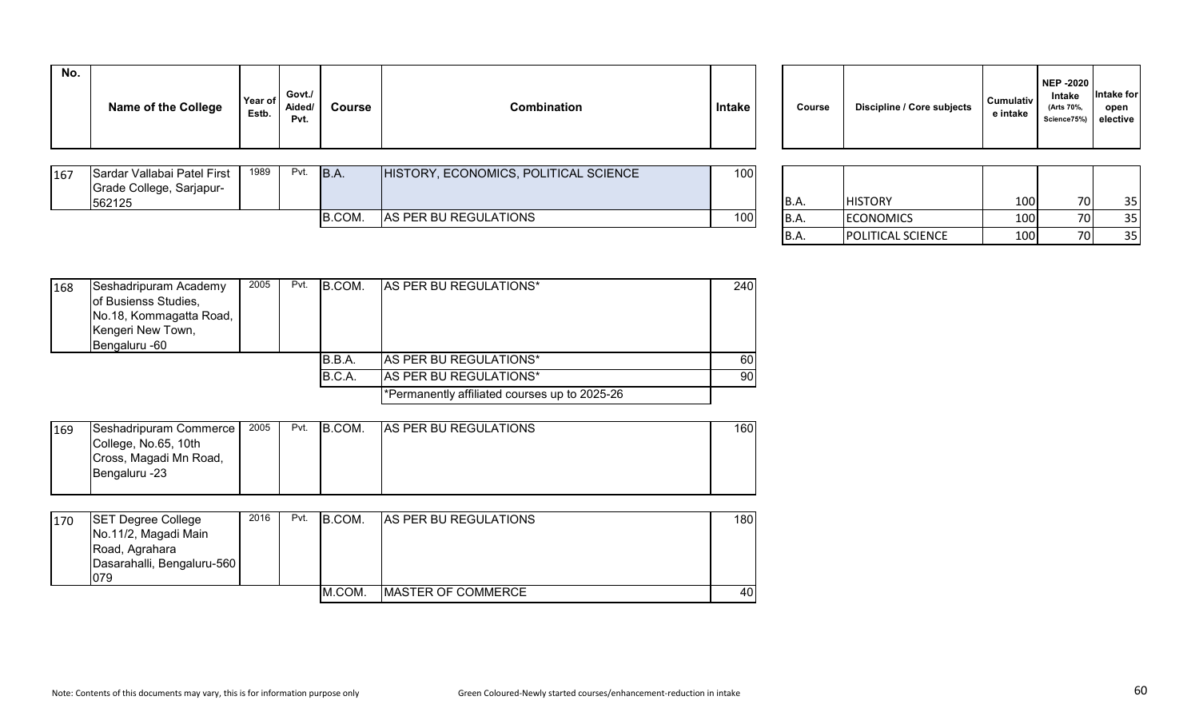| No. | Name of the College | Year of Estb. | Govt./ Aided/ Pvt. | Course | Combination | Intake |
|---|---|---|---|---|---|---|
| 167 | Sardar Vallabai Patel First Grade College, Sarjapur-562125 | 1989 | Pvt. | B.A. | HISTORY, ECONOMICS, POLITICAL SCIENCE | 100 |
| | | | | B.COM. | AS PER BU REGULATIONS | 100 |

| Course | Discipline / Core subjects | Cumulative intake | NEP -2020 Intake (Arts 70%, Science75%) | Intake for open elective |
|---|---|---|---|---|
| B.A. | HISTORY | 100 | 70 | 35 |
| B.A. | ECONOMICS | 100 | 70 | 35 |
| B.A. | POLITICAL SCIENCE | 100 | 70 | 35 |

| No. | Name of the College | Year of Estb. | Govt./ Aided/ Pvt. | Course | Combination | Intake |
|---|---|---|---|---|---|---|
| 168 | Seshadripuram Academy of Busienss Studies, No.18, Kommagatta Road, Kengeri New Town, Bengaluru -60 | 2005 | Pvt. | B.COM. | AS PER BU REGULATIONS* | 240 |
| | | | | B.B.A. | AS PER BU REGULATIONS* | 60 |
| | | | | B.C.A. | AS PER BU REGULATIONS* | 90 |
| | | | | | *Permanently affiliated courses up to 2025-26 | |
| 169 | Seshadripuram Commerce College, No.65, 10th Cross, Magadi Mn Road, Bengaluru -23 | 2005 | Pvt. | B.COM. | AS PER BU REGULATIONS | 160 |
| 170 | SET Degree College No.11/2, Magadi Main Road, Agrahara Dasarahalli, Bengaluru-560 079 | 2016 | Pvt. | B.COM. | AS PER BU REGULATIONS | 180 |
| | | | | M.COM. | MASTER OF COMMERCE | 40 |

Note: Contents of this documents may vary, this is for information purpose only

Green Coloured-Newly started courses/enhancement-reduction in intake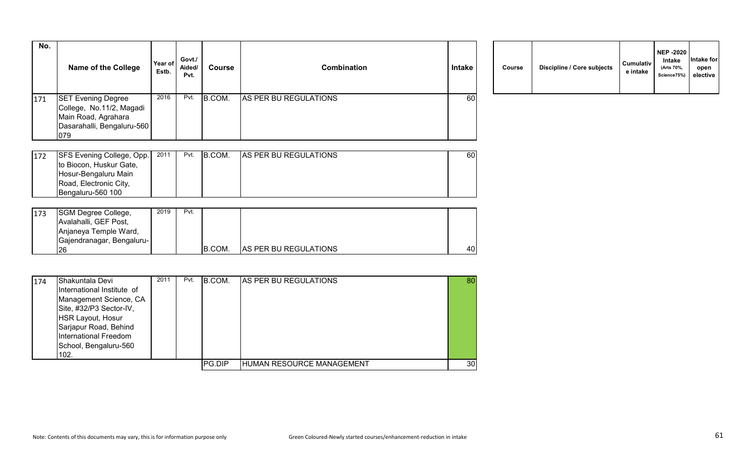| No. | Name of the College | Year of Estb. | Govt./ Aided/ Pvt. | Course | Combination | Intake | Course | Discipline / Core subjects | Cumulative intake | NEP -2020 Intake (Arts 70%, Science75%) | Intake for open elective |
|---|---|---|---|---|---|---|---|---|---|---|---|
| 171 | SET Evening Degree College, No.11/2, Magadi Main Road, Agrahara Dasarahalli, Bengaluru-560 079 | 2016 | Pvt. | B.COM. | AS PER BU REGULATIONS | 60 | | | | | |
| 172 | SFS Evening College, Opp. to Biocon, Huskur Gate, Hosur-Bengaluru Main Road, Electronic City, Bengaluru-560 100 | 2011 | Pvt. | B.COM. | AS PER BU REGULATIONS | 60 | | | | | |
| 173 | SGM Degree College, Avalahalli, GEF Post, Anjaneya Temple Ward, Gajendranagar, Bengaluru-26 | 2019 | Pvt. | B.COM. | AS PER BU REGULATIONS | 40 | | | | | |
| 174 | Shakuntala Devi International Institute of Management Science, CA Site, #32/P3 Sector-IV, HSR Layout, Hosur Sarjapur Road, Behind International Freedom School, Bengaluru-560 102. | 2011 | Pvt. | B.COM. | AS PER BU REGULATIONS | 80 | | | | | |
| | | | | PG.DIP | HUMAN RESOURCE MANAGEMENT | 30 | | | | | |

Note: Contents of this documents may vary, this is for information purpose only

Green Coloured-Newly started courses/enhancement-reduction in intake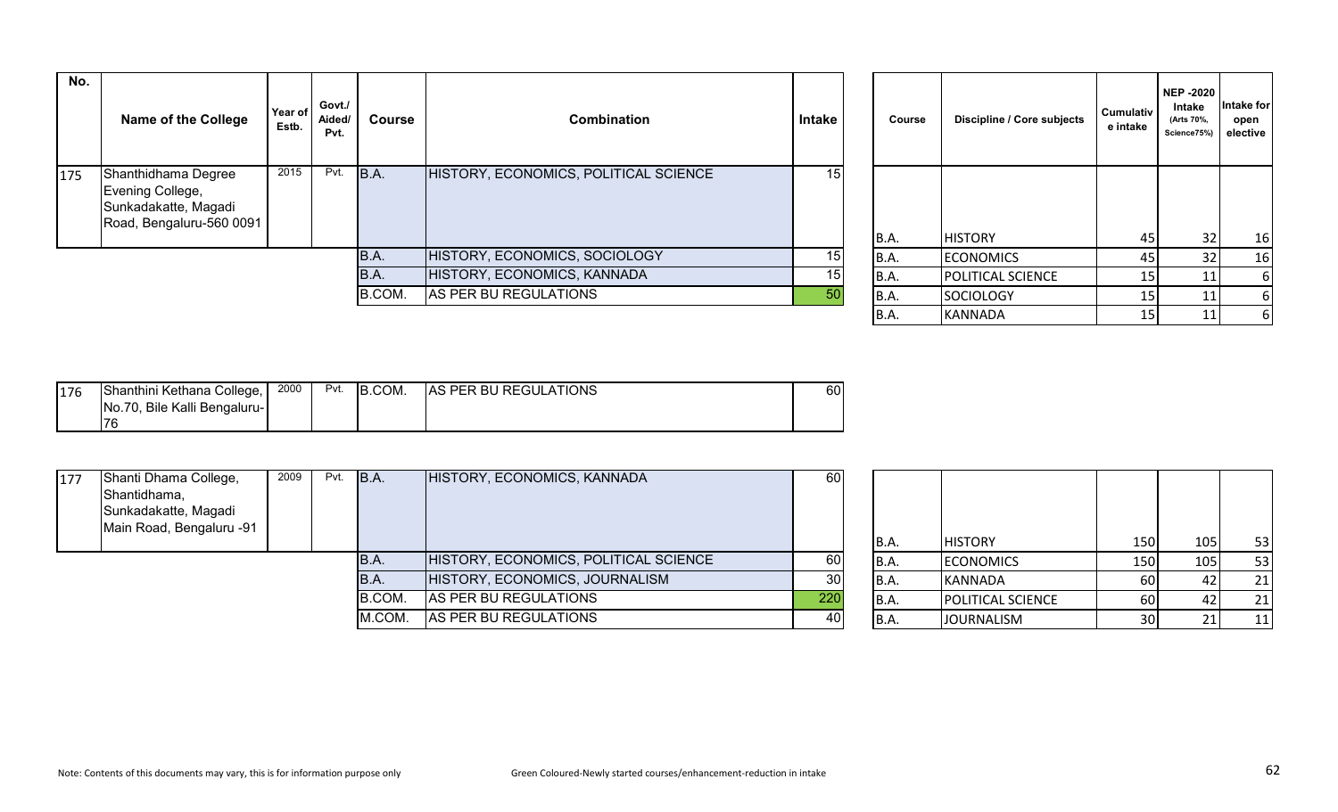| No. | Name of the College | Year of Estb. | Govt./ Aided/ Pvt. | Course | Combination | Intake |
|---|---|---|---|---|---|---|
| 175 | Shanthidhama Degree Evening College, Sunkadakatte, Magadi Road, Bengaluru-560 0091 | 2015 | Pvt. | B.A. | HISTORY, ECONOMICS, POLITICAL SCIENCE | 15 |
| | | | | B.A. | HISTORY, ECONOMICS, SOCIOLOGY | 15 |
| | | | | B.A. | HISTORY, ECONOMICS, KANNADA | 15 |
| | | | | B.COM. | AS PER BU REGULATIONS | 50 |

| Course | Discipline / Core subjects | Cumulative intake | NEP -2020 Intake (Arts 70%, Science75%) | Intake for open elective |
|---|---|---|---|---|
| B.A. | HISTORY | 45 | 32 | 16 |
| B.A. | ECONOMICS | 45 | 32 | 16 |
| B.A. | POLITICAL SCIENCE | 15 | 11 | 6 |
| B.A. | SOCIOLOGY | 15 | 11 | 6 |
| B.A. | KANNADA | 15 | 11 | 6 |

| No. | Name of the College | Year of Estb. | Govt./ Aided/ Pvt. | Course | Combination | Intake |
|---|---|---|---|---|---|---|
| 176 | Shanthini Kethana College, No.70, Bile Kalli Bengaluru-76 | 2000 | Pvt. | B.COM. | AS PER BU REGULATIONS | 60 |

| No. | Name of the College | Year of Estb. | Govt./ Aided/ Pvt. | Course | Combination | Intake |
|---|---|---|---|---|---|---|
| 177 | Shanti Dhama College, Shantidhama, Sunkadakatte, Magadi Main Road, Bengaluru -91 | 2009 | Pvt. | B.A. | HISTORY, ECONOMICS, KANNADA | 60 |
| | | | | B.A. | HISTORY, ECONOMICS, POLITICAL SCIENCE | 60 |
| | | | | B.A. | HISTORY, ECONOMICS, JOURNALISM | 30 |
| | | | | B.COM. | AS PER BU REGULATIONS | 220 |
| | | | | M.COM. | AS PER BU REGULATIONS | 40 |

| Course | Discipline / Core subjects | Cumulative intake | NEP -2020 Intake (Arts 70%, Science75%) | Intake for open elective |
|---|---|---|---|---|
| B.A. | HISTORY | 150 | 105 | 53 |
| B.A. | ECONOMICS | 150 | 105 | 53 |
| B.A. | KANNADA | 60 | 42 | 21 |
| B.A. | POLITICAL SCIENCE | 60 | 42 | 21 |
| B.A. | JOURNALISM | 30 | 21 | 11 |

Note: Contents of this documents may vary, this is for information purpose only

Green Coloured-Newly started courses/enhancement-reduction in intake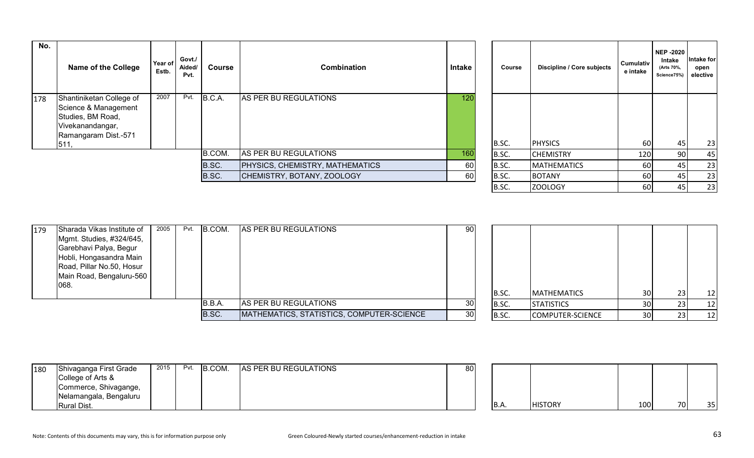| No. | Name of the College | Year of Estb. | Govt./ Aided/ Pvt. | Course | Combination | Intake | Course | Discipline / Core subjects | Cumulative intake | NEP -2020 Intake (Arts 70%, Science75%) | Intake for open elective |
|---|---|---|---|---|---|---|---|---|---|---|---|
| 178 | Shantiniketan College of Science & Management Studies, BM Road, Vivekanandangar, Ramangaram Dist.-571 511, | 2007 | Pvt. | B.C.A. | AS PER BU REGULATIONS | 120 | B.SC. | PHYSICS | 60 | 45 | 23 |
| | | | | B.COM. | AS PER BU REGULATIONS | 160 | B.SC. | CHEMISTRY | 120 | 90 | 45 |
| | | | | B.SC. | PHYSICS, CHEMISTRY, MATHEMATICS | 60 | B.SC. | MATHEMATICS | 60 | 45 | 23 |
| | | | | B.SC. | CHEMISTRY, BOTANY, ZOOLOGY | 60 | B.SC. | BOTANY | 60 | 45 | 23 |
| | | | | | | | B.SC. | ZOOLOGY | 60 | 45 | 23 |
| 179 | Sharada Vikas Institute of Mgmt. Studies, #324/645, Garebhavi Palya, Begur Hobli, Hongasandra Main Road, Pillar No.50, Hosur Main Road, Bengaluru-560 068. | 2005 | Pvt. | B.COM. | AS PER BU REGULATIONS | 90 | B.SC. | MATHEMATICS | 30 | 23 | 12 |
| | | | | B.B.A. | AS PER BU REGULATIONS | 30 | B.SC. | STATISTICS | 30 | 23 | 12 |
| | | | | B.SC. | MATHEMATICS, STATISTICS, COMPUTER-SCIENCE | 30 | B.SC. | COMPUTER-SCIENCE | 30 | 23 | 12 |
| 180 | Shivaganga First Grade College of Arts & Commerce, Shivagange, Nelamangala, Bengaluru Rural Dist. | 2015 | Pvt. | B.COM. | AS PER BU REGULATIONS | 80 | B.A. | HISTORY | 100 | 70 | 35 |

Note: Contents of this documents may vary, this is for information purpose only

Green Coloured-Newly started courses/enhancement-reduction in intake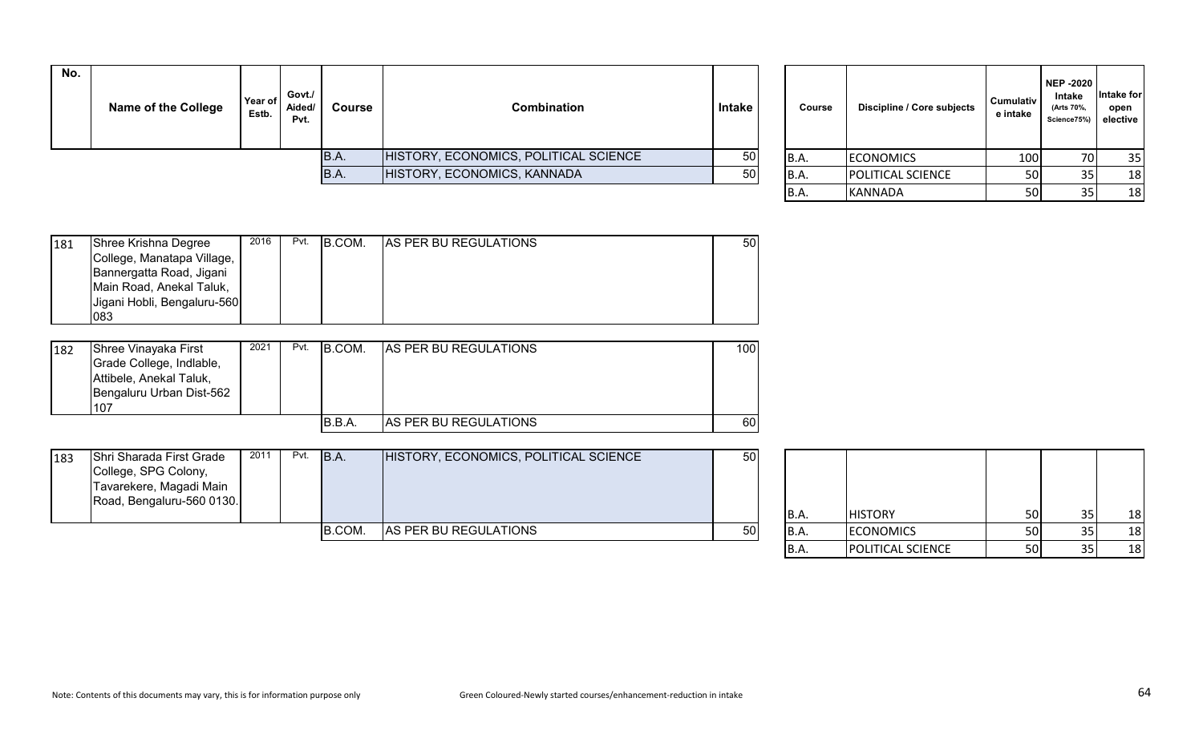| No. | Name of the College | Year of Estb. | Govt./ Aided/ Pvt. | Course | Combination | Intake |
|---|---|---|---|---|---|---|
| | | | | B.A. | HISTORY, ECONOMICS, POLITICAL SCIENCE | 50 |
| | | | | B.A. | HISTORY, ECONOMICS, KANNADA | 50 |
| 181 | Shree Krishna Degree College, Manatapa Village, Bannergatta Road, Jigani Main Road, Anekal Taluk, Jigani Hobli, Bengaluru-560 083 | 2016 | Pvt. | B.COM. | AS PER BU REGULATIONS | 50 |
| 182 | Shree Vinayaka First Grade College, Indlable, Attibele, Anekal Taluk, Bengaluru Urban Dist-562 107 | 2021 | Pvt. | B.COM. | AS PER BU REGULATIONS | 100 |
| | | | | B.B.A. | AS PER BU REGULATIONS | 60 |
| 183 | Shri Sharada First Grade College, SPG Colony, Tavarekere, Magadi Main Road, Bengaluru-560 0130. | 2011 | Pvt. | B.A. | HISTORY, ECONOMICS, POLITICAL SCIENCE | 50 |
| | | | | B.COM. | AS PER BU REGULATIONS | 50 |

| Course | Discipline / Core subjects | Cumulative intake | NEP -2020 Intake (Arts 70%, Science75%) | Intake for open elective |
|---|---|---|---|---|
| B.A. | ECONOMICS | 100 | 70 | 35 |
| B.A. | POLITICAL SCIENCE | 50 | 35 | 18 |
| B.A. | KANNADA | 50 | 35 | 18 |
| B.A. | HISTORY | 50 | 35 | 18 |
| B.A. | ECONOMICS | 50 | 35 | 18 |
| B.A. | POLITICAL SCIENCE | 50 | 35 | 18 |

Note: Contents of this documents may vary, this is for information purpose only

Green Coloured-Newly started courses/enhancement-reduction in intake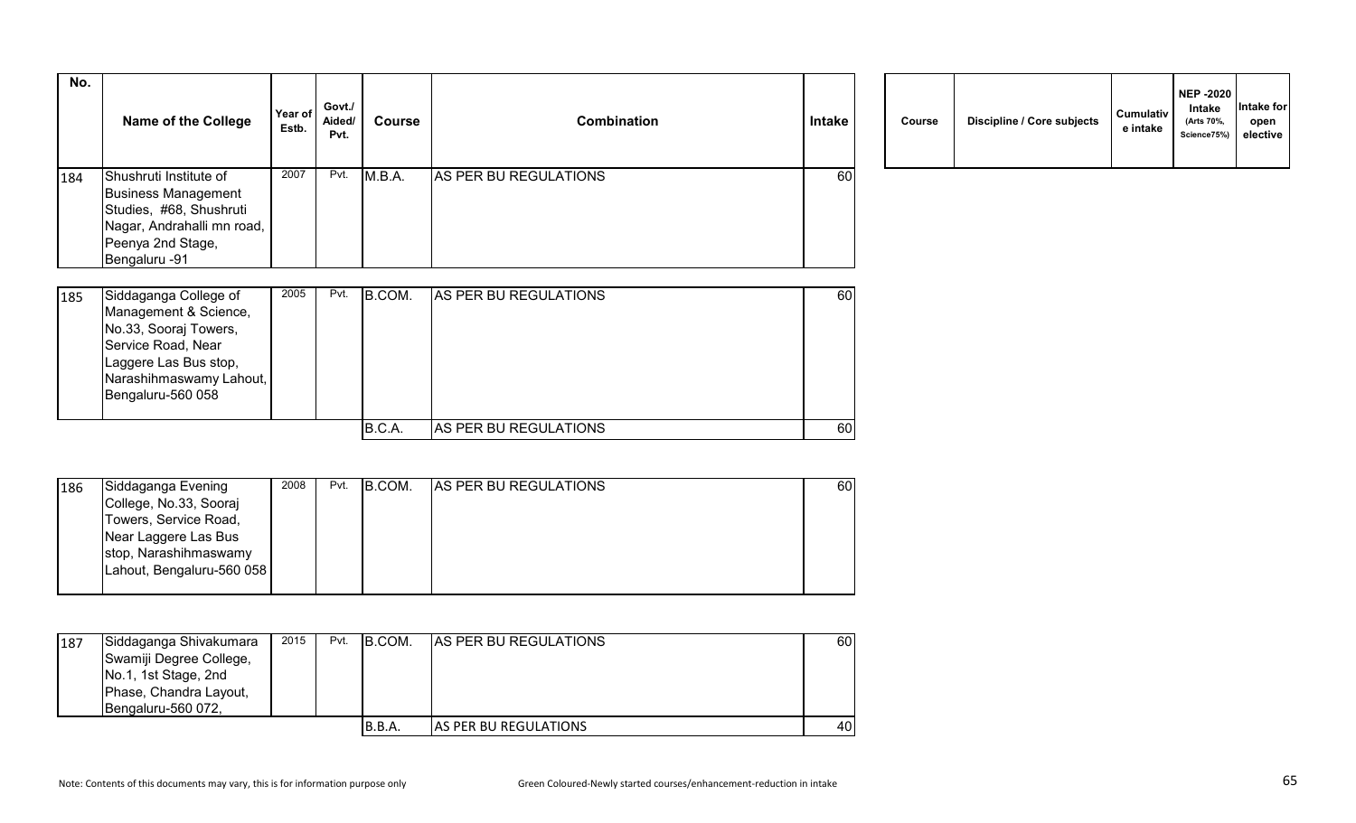| No. | Name of the College | Year of Estb. | Govt./ Aided/ Pvt. | Course | Combination | Intake |
|---|---|---|---|---|---|---|
| 184 | Shushruti Institute of Business Management Studies, #68, Shushruti Nagar, Andrahalli mn road, Peenya 2nd Stage, Bengaluru -91 | 2007 | Pvt. | M.B.A. | AS PER BU REGULATIONS | 60 |
| 185 | Siddaganga College of Management & Science, No.33, Sooraj Towers, Service Road, Near Laggere Las Bus stop, Narashihmaswamy Lahout, Bengaluru-560 058 | 2005 | Pvt. | B.COM. | AS PER BU REGULATIONS | 60 |
| | | | | B.C.A. | AS PER BU REGULATIONS | 60 |
| 186 | Siddaganga Evening College, No.33, Sooraj Towers, Service Road, Near Laggere Las Bus stop, Narashihmaswamy Lahout, Bengaluru-560 058 | 2008 | Pvt. | B.COM. | AS PER BU REGULATIONS | 60 |
| 187 | Siddaganga Shivakumara Swamiji Degree College, No.1, 1st Stage, 2nd Phase, Chandra Layout, Bengaluru-560 072, | 2015 | Pvt. | B.COM. | AS PER BU REGULATIONS | 60 |
| | | | | B.B.A. | AS PER BU REGULATIONS | 40 |

| Course | Discipline / Core subjects | Cumulative intake | NEP -2020 Intake (Arts 70%, Science75%) | Intake for open elective |
|---|---|---|---|---|

Note: Contents of this documents may vary, this is for information purpose only

Green Coloured-Newly started courses/enhancement-reduction in intake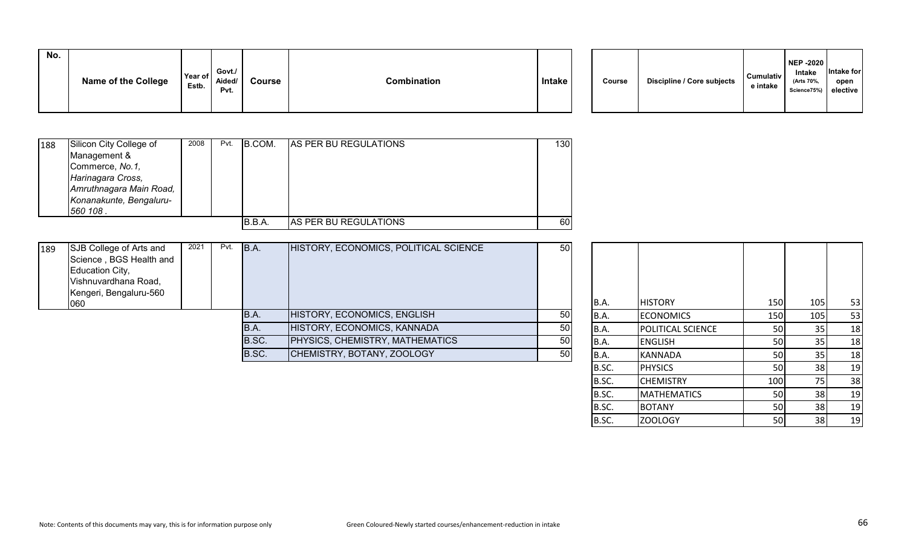| No. | Name of the College | Year of Estb. | Govt./ Aided/ Pvt. | Course | Combination | Intake |
|---|---|---|---|---|---|---|
| 188 | Silicon City College of Management & Commerce, *No.1, Harinagara Cross, Amruthnagara Main Road, Konanakunte, Bengaluru-560 108 .* | 2008 | Pvt. | B.COM. | AS PER BU REGULATIONS | 130 |
| | | | | B.B.A. | AS PER BU REGULATIONS | 60 |
| 189 | SJB College of Arts and Science , BGS Health and Education City, Vishnuvardhana Road, Kengeri, Bengaluru-560 060 | 2021 | Pvt. | B.A. | HISTORY, ECONOMICS, POLITICAL SCIENCE | 50 |
| | | | | B.A. | HISTORY, ECONOMICS, ENGLISH | 50 |
| | | | | B.A. | HISTORY, ECONOMICS, KANNADA | 50 |
| | | | | B.SC. | PHYSICS, CHEMISTRY, MATHEMATICS | 50 |
| | | | | B.SC. | CHEMISTRY, BOTANY, ZOOLOGY | 50 |

| Course | Discipline / Core subjects | Cumulative intake | NEP -2020 Intake (Arts 70%, Science75%) | Intake for open elective |
|---|---|---|---|---|
| B.A. | HISTORY | 150 | 105 | 53 |
| B.A. | ECONOMICS | 150 | 105 | 53 |
| B.A. | POLITICAL SCIENCE | 50 | 35 | 18 |
| B.A. | ENGLISH | 50 | 35 | 18 |
| B.A. | KANNADA | 50 | 35 | 18 |
| B.SC. | PHYSICS | 50 | 38 | 19 |
| B.SC. | CHEMISTRY | 100 | 75 | 38 |
| B.SC. | MATHEMATICS | 50 | 38 | 19 |
| B.SC. | BOTANY | 50 | 38 | 19 |
| B.SC. | ZOOLOGY | 50 | 38 | 19 |

Note: Contents of this documents may vary, this is for information purpose only

Green Coloured-Newly started courses/enhancement-reduction in intake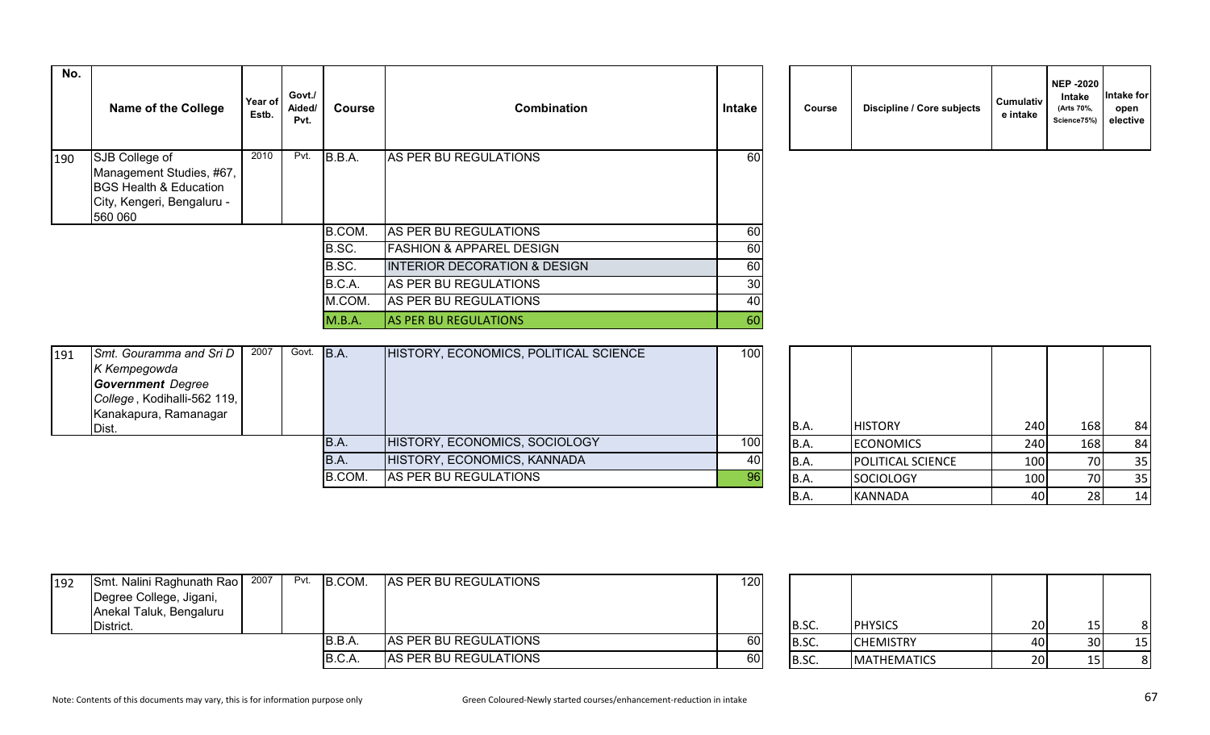| No. | Name of the College | Year of Estb. | Govt./ Aided/ Pvt. | Course | Combination | Intake |
|---|---|---|---|---|---|---|
| 190 | SJB College of Management Studies, #67, BGS Health & Education City, Kengeri, Bengaluru - 560 060 | 2010 | Pvt. | B.B.A. | AS PER BU REGULATIONS | 60 |
| | | | | B.COM. | AS PER BU REGULATIONS | 60 |
| | | | | B.SC. | FASHION & APPAREL DESIGN | 60 |
| | | | | B.SC. | INTERIOR DECORATION & DESIGN | 60 |
| | | | | B.C.A. | AS PER BU REGULATIONS | 30 |
| | | | | M.COM. | AS PER BU REGULATIONS | 40 |
| | | | | M.B.A. | AS PER BU REGULATIONS | 60 |
| 191 | Smt. Gouramma and Sri D K Kempegowda ***Government*** *Degree College*, Kodihalli-562 119, Kanakapura, Ramanagar Dist. | 2007 | Govt. | B.A. | HISTORY, ECONOMICS, POLITICAL SCIENCE | 100 |
| | | | | B.A. | HISTORY, ECONOMICS, SOCIOLOGY | 100 |
| | | | | B.A. | HISTORY, ECONOMICS, KANNADA | 40 |
| | | | | B.COM. | AS PER BU REGULATIONS | 96 |
| 192 | Smt. Nalini Raghunath Rao Degree College, Jigani, Anekal Taluk, Bengaluru District. | 2007 | Pvt. | B.COM. | AS PER BU REGULATIONS | 120 |
| | | | | B.B.A. | AS PER BU REGULATIONS | 60 |
| | | | | B.C.A. | AS PER BU REGULATIONS | 60 |

| College No. | Course | Discipline / Core subjects | Cumulative intake | NEP -2020 Intake (Arts 70%, Science75%) | Intake for open elective |
|---|---|---|---|---|---|
| 191 | B.A. | HISTORY | 240 | 168 | 84 |
| 191 | B.A. | ECONOMICS | 240 | 168 | 84 |
| 191 | B.A. | POLITICAL SCIENCE | 100 | 70 | 35 |
| 191 | B.A. | SOCIOLOGY | 100 | 70 | 35 |
| 191 | B.A. | KANNADA | 40 | 28 | 14 |
| 192 | B.SC. | PHYSICS | 20 | 15 | 8 |
| 192 | B.SC. | CHEMISTRY | 40 | 30 | 15 |
| 192 | B.SC. | MATHEMATICS | 20 | 15 | 8 |

Note: Contents of this documents may vary, this is for information purpose only

Green Coloured-Newly started courses/enhancement-reduction in intake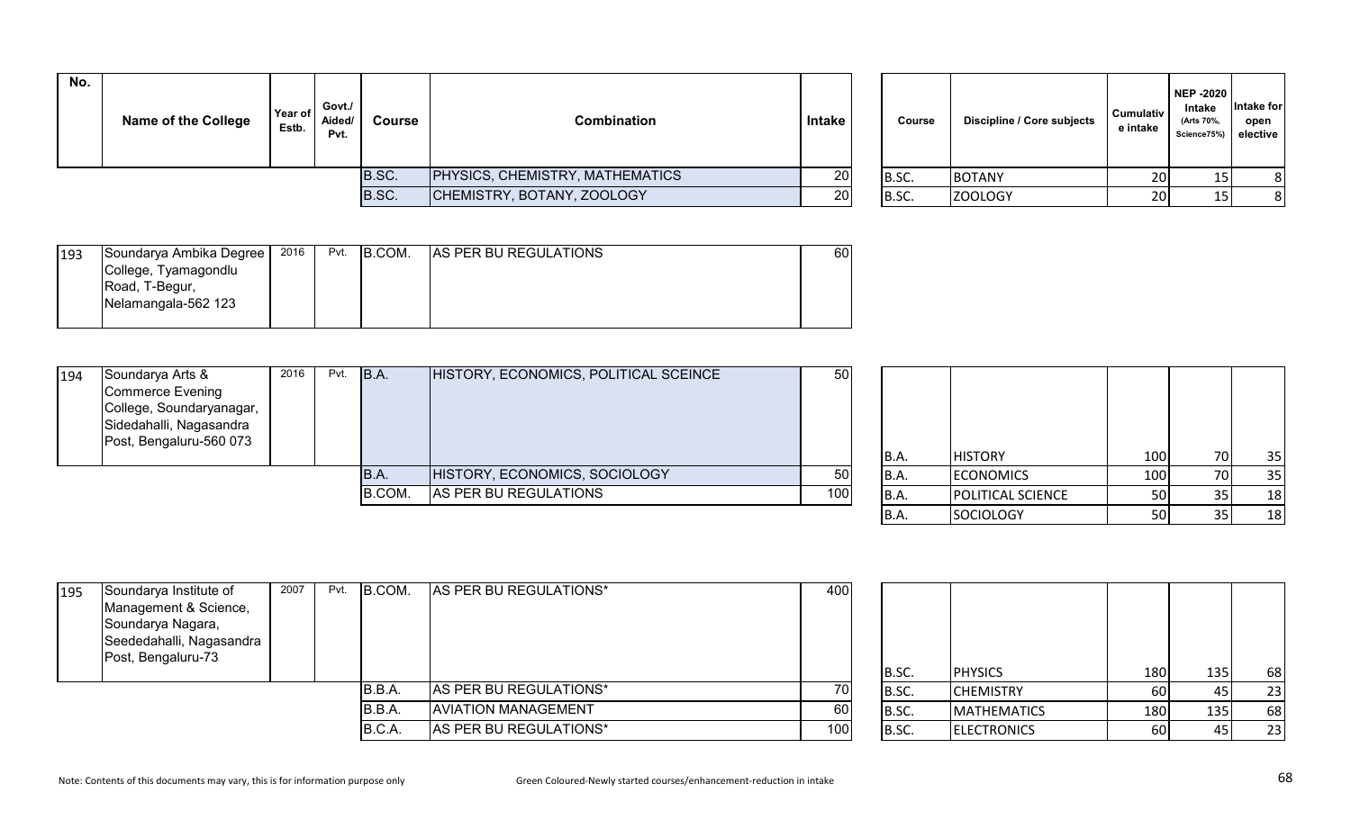| No. | Name of the College | Year of Estb. | Govt./ Aided/ Pvt. | Course | Combination | Intake |
|---|---|---|---|---|---|---|
| | | | | B.SC. | PHYSICS, CHEMISTRY, MATHEMATICS | 20 |
| | | | | B.SC. | CHEMISTRY, BOTANY, ZOOLOGY | 20 |
| 193 | Soundarya Ambika Degree College, Tyamagondlu Road, T-Begur, Nelamangala-562 123 | 2016 | Pvt. | B.COM. | AS PER BU REGULATIONS | 60 |
| 194 | Soundarya Arts & Commerce Evening College, Soundaryanagar, Sidedahalli, Nagasandra Post, Bengaluru-560 073 | 2016 | Pvt. | B.A. | HISTORY, ECONOMICS, POLITICAL SCEINCE | 50 |
| | | | | B.A. | HISTORY, ECONOMICS, SOCIOLOGY | 50 |
| | | | | B.COM. | AS PER BU REGULATIONS | 100 |
| 195 | Soundarya Institute of Management & Science, Soundarya Nagara, Seededahalli, Nagasandra Post, Bengaluru-73 | 2007 | Pvt. | B.COM. | AS PER BU REGULATIONS* | 400 |
| | | | | B.B.A. | AS PER BU REGULATIONS* | 70 |
| | | | | B.B.A. | AVIATION MANAGEMENT | 60 |
| | | | | B.C.A. | AS PER BU REGULATIONS* | 100 |

| Course | Discipline / Core subjects | Cumulative intake | NEP -2020 Intake (Arts 70%, Science75%) | Intake for open elective |
|---|---|---|---|---|
| B.SC. | BOTANY | 20 | 15 | 8 |
| B.SC. | ZOOLOGY | 20 | 15 | 8 |
| B.A. | HISTORY | 100 | 70 | 35 |
| B.A. | ECONOMICS | 100 | 70 | 35 |
| B.A. | POLITICAL SCIENCE | 50 | 35 | 18 |
| B.A. | SOCIOLOGY | 50 | 35 | 18 |
| B.SC. | PHYSICS | 180 | 135 | 68 |
| B.SC. | CHEMISTRY | 60 | 45 | 23 |
| B.SC. | MATHEMATICS | 180 | 135 | 68 |
| B.SC. | ELECTRONICS | 60 | 45 | 23 |

Note: Contents of this documents may vary, this is for information purpose only

Green Coloured-Newly started courses/enhancement-reduction in intake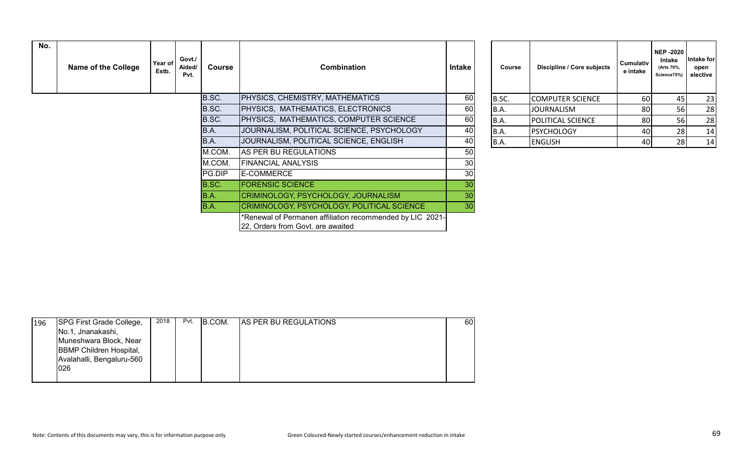| No. | Name of the College | Year of Estb. | Govt./ Aided/ Pvt. | Course | Combination | Intake |
|---|---|---|---|---|---|---|
| | | | | B.SC. | PHYSICS, CHEMISTRY, MATHEMATICS | 60 |
| | | | | B.SC. | PHYSICS, MATHEMATICS, ELECTRONICS | 60 |
| | | | | B.SC. | PHYSICS, MATHEMATICS, COMPUTER SCIENCE | 60 |
| | | | | B.A. | JOURNALISM, POLITICAL SCIENCE, PSYCHOLOGY | 40 |
| | | | | B.A. | JOURNALISM, POLITICAL SCIENCE, ENGLISH | 40 |
| | | | | M.COM. | AS PER BU REGULATIONS | 50 |
| | | | | M.COM. | FINANCIAL ANALYSIS | 30 |
| | | | | PG.DIP | E-COMMERCE | 30 |
| | | | | B.SC. | FORENSIC SCIENCE | 30 |
| | | | | B.A. | CRIMINOLOGY, PSYCHOLOGY, JOURNALISM | 30 |
| | | | | B.A. | CRIMINOLOGY, PSYCHOLOGY, POLITICAL SCIENCE | 30 |
| | | | | | *Renewal of Permanen affiliation recommended by LIC 2021-22, Orders from Govt. are awaited | |
| 196 | SPG First Grade College, No.1, Jnanakashi, Muneshwara Block, Near BBMP Children Hospital, Avalahalli, Bengaluru-560 026 | 2018 | Pvt. | B.COM. | AS PER BU REGULATIONS | 60 |

| Course | Discipline / Core subjects | Cumulative intake | NEP -2020 Intake (Arts 70%, Science75%) | Intake for open elective |
|---|---|---|---|---|
| B.SC. | COMPUTER SCIENCE | 60 | 45 | 23 |
| B.A. | JOURNALISM | 80 | 56 | 28 |
| B.A. | POLITICAL SCIENCE | 80 | 56 | 28 |
| B.A. | PSYCHOLOGY | 40 | 28 | 14 |
| B.A. | ENGLISH | 40 | 28 | 14 |

Note: Contents of this documents may vary, this is for information purpose only

Green Coloured-Newly started courses/enhancement-reduction in intake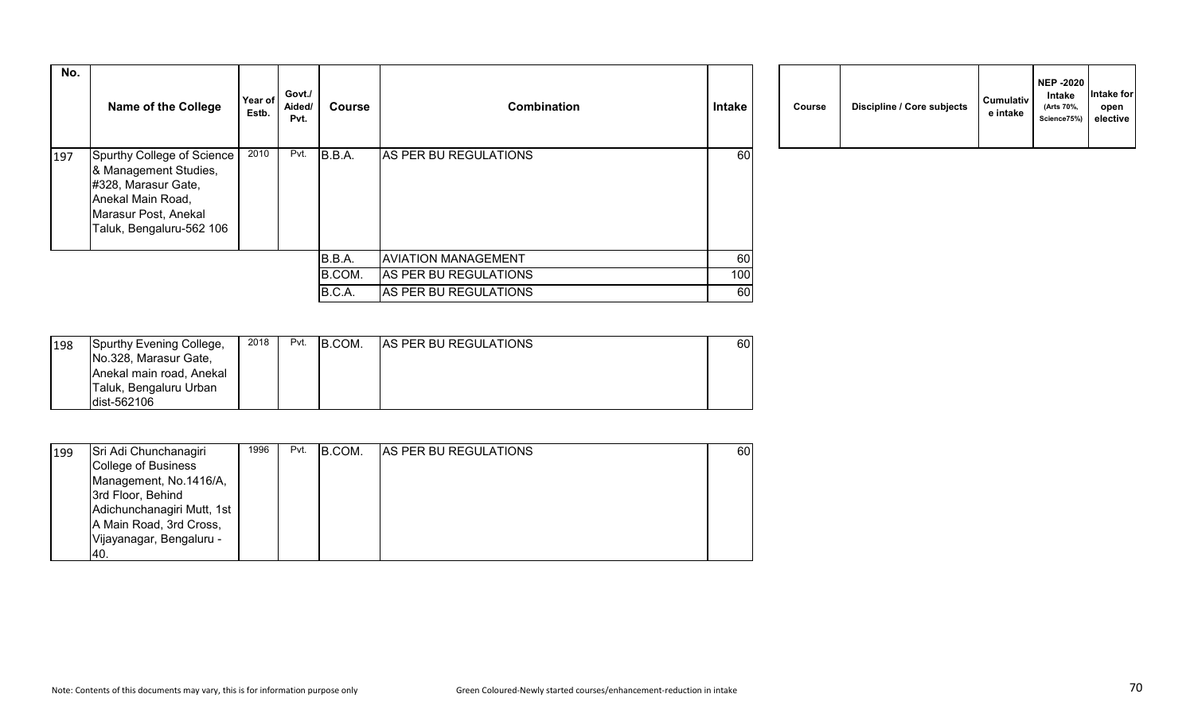| No. | Name of the College | Year of Estb. | Govt./ Aided/ Pvt. | Course | Combination | Intake |
|---|---|---|---|---|---|---|
| 197 | Spurthy College of Science & Management Studies, #328, Marasur Gate, Anekal Main Road, Marasur Post, Anekal Taluk, Bengaluru-562 106 | 2010 | Pvt. | B.B.A. | AS PER BU REGULATIONS | 60 |
| | | | | B.B.A. | AVIATION MANAGEMENT | 60 |
| | | | | B.COM. | AS PER BU REGULATIONS | 100 |
| | | | | B.C.A. | AS PER BU REGULATIONS | 60 |
| 198 | Spurthy Evening College, No.328, Marasur Gate, Anekal main road, Anekal Taluk, Bengaluru Urban dist-562106 | 2018 | Pvt. | B.COM. | AS PER BU REGULATIONS | 60 |
| 199 | Sri Adi Chunchanagiri College of Business Management, No.1416/A, 3rd Floor, Behind Adichunchanagiri Mutt, 1st A Main Road, 3rd Cross, Vijayanagar, Bengaluru - 40. | 1996 | Pvt. | B.COM. | AS PER BU REGULATIONS | 60 |

| Course | Discipline / Core subjects | Cumulative intake | NEP -2020 Intake (Arts 70%, Science75%) | Intake for open elective |
|---|---|---|---|---|

Note: Contents of this documents may vary, this is for information purpose only

Green Coloured-Newly started courses/enhancement-reduction in intake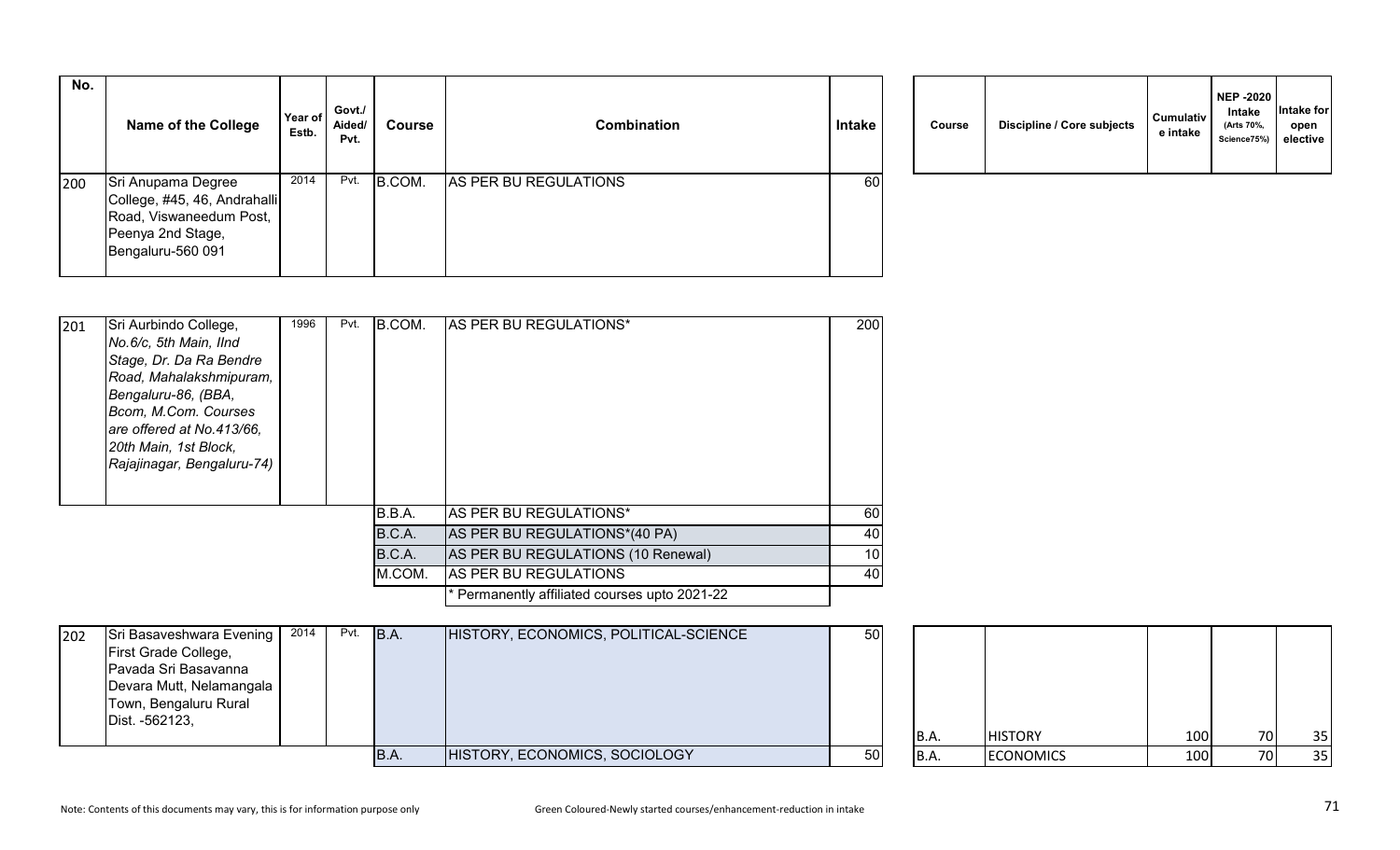| No. | Name of the College | Year of Estb. | Govt./ Aided/ Pvt. | Course | Combination | Intake | Course | Discipline / Core subjects | Cumulative intake | NEP -2020 Intake (Arts 70%, Science75%) | Intake for open elective |
|---|---|---|---|---|---|---|---|---|---|---|---|
| 200 | Sri Anupama Degree College, #45, 46, Andrahalli Road, Viswaneedum Post, Peenya 2nd Stage, Bengaluru-560 091 | 2014 | Pvt. | B.COM. | AS PER BU REGULATIONS | 60 | | | | | |
| 201 | *Sri Aurbindo College, No.6/c, 5th Main, IInd Stage, Dr. Da Ra Bendre Road, Mahalakshmipuram, Bengaluru-86, (BBA, Bcom, M.Com. Courses are offered at No.413/66, 20th Main, 1st Block, Rajajinagar, Bengaluru-74)* | 1996 | Pvt. | B.COM. | AS PER BU REGULATIONS* | 200 | | | | | |
| | | | | B.B.A. | AS PER BU REGULATIONS* | 60 | | | | | |
| | | | | B.C.A. | AS PER BU REGULATIONS*(40 PA) | 40 | | | | | |
| | | | | B.C.A. | AS PER BU REGULATIONS (10 Renewal) | 10 | | | | | |
| | | | | M.COM. | AS PER BU REGULATIONS | 40 | | | | | |
| | | | | | * Permanently affiliated courses upto 2021-22 | | | | | | |
| 202 | Sri Basaveshwara Evening First Grade College, Pavada Sri Basavanna Devara Mutt, Nelamangala Town, Bengaluru Rural Dist. -562123, | 2014 | Pvt. | B.A. | HISTORY, ECONOMICS, POLITICAL-SCIENCE | 50 | B.A. | HISTORY | 100 | 70 | 35 |
| | | | | B.A. | HISTORY, ECONOMICS, SOCIOLOGY | 50 | B.A. | ECONOMICS | 100 | 70 | 35 |

Note: Contents of this documents may vary, this is for information purpose only

Green Coloured-Newly started courses/enhancement-reduction in intake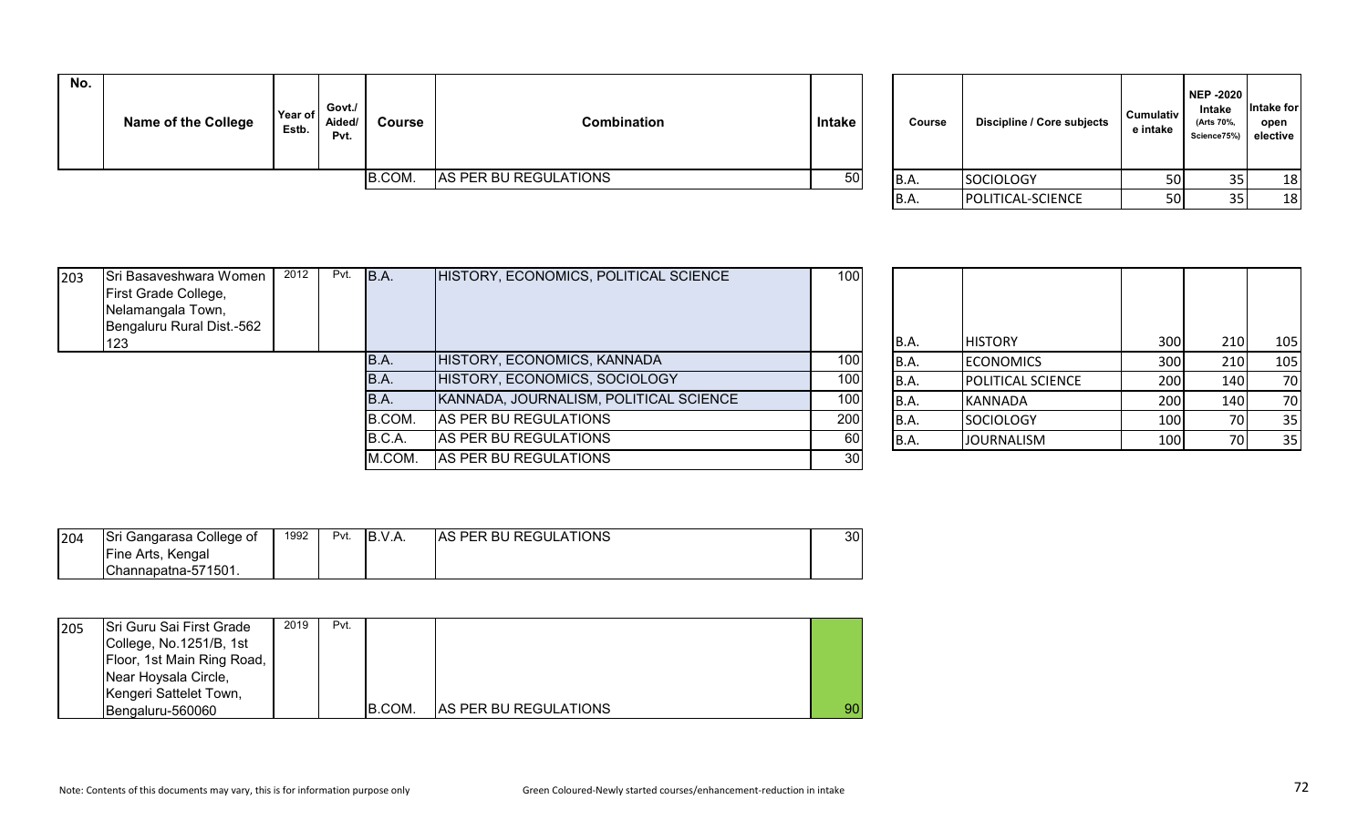| No. | Name of the College | Year of Estb. | Govt./ Aided/ Pvt. | Course | Combination | Intake |
|---|---|---|---|---|---|---|
| | | | | B.COM. | AS PER BU REGULATIONS | 50 |

| Course | Discipline / Core subjects | Cumulative intake | NEP -2020 Intake (Arts 70%, Science75%) | Intake for open elective |
|---|---|---|---|---|
| B.A. | SOCIOLOGY | 50 | 35 | 18 |
| B.A. | POLITICAL-SCIENCE | 50 | 35 | 18 |

| No. | Name of the College | Year of Estb. | Govt./ Aided/ Pvt. | Course | Combination | Intake |
|---|---|---|---|---|---|---|
| 203 | Sri Basaveshwara Women First Grade College, Nelamangala Town, Bengaluru Rural Dist.-562 123 | 2012 | Pvt. | B.A. | HISTORY, ECONOMICS, POLITICAL SCIENCE | 100 |
| | | | | B.A. | HISTORY, ECONOMICS, KANNADA | 100 |
| | | | | B.A. | HISTORY, ECONOMICS, SOCIOLOGY | 100 |
| | | | | B.A. | KANNADA, JOURNALISM, POLITICAL SCIENCE | 100 |
| | | | | B.COM. | AS PER BU REGULATIONS | 200 |
| | | | | B.C.A. | AS PER BU REGULATIONS | 60 |
| | | | | M.COM. | AS PER BU REGULATIONS | 30 |

| Course | Discipline / Core subjects | Cumulative intake | NEP -2020 Intake (Arts 70%, Science75%) | Intake for open elective |
|---|---|---|---|---|
| B.A. | HISTORY | 300 | 210 | 105 |
| B.A. | ECONOMICS | 300 | 210 | 105 |
| B.A. | POLITICAL SCIENCE | 200 | 140 | 70 |
| B.A. | KANNADA | 200 | 140 | 70 |
| B.A. | SOCIOLOGY | 100 | 70 | 35 |
| B.A. | JOURNALISM | 100 | 70 | 35 |

| No. | Name of the College | Year of Estb. | Govt./ Aided/ Pvt. | Course | Combination | Intake |
|---|---|---|---|---|---|---|
| 204 | Sri Gangarasa College of Fine Arts, Kengal Channapatna-571501. | 1992 | Pvt. | B.V.A. | AS PER BU REGULATIONS | 30 |
| 205 | Sri Guru Sai First Grade College, No.1251/B, 1st Floor, 1st Main Ring Road, Near Hoysala Circle, Kengeri Sattelet Town, Bengaluru-560060 | 2019 | Pvt. | B.COM. | AS PER BU REGULATIONS | 90 |

Note: Contents of this documents may vary, this is for information purpose only

Green Coloured-Newly started courses/enhancement-reduction in intake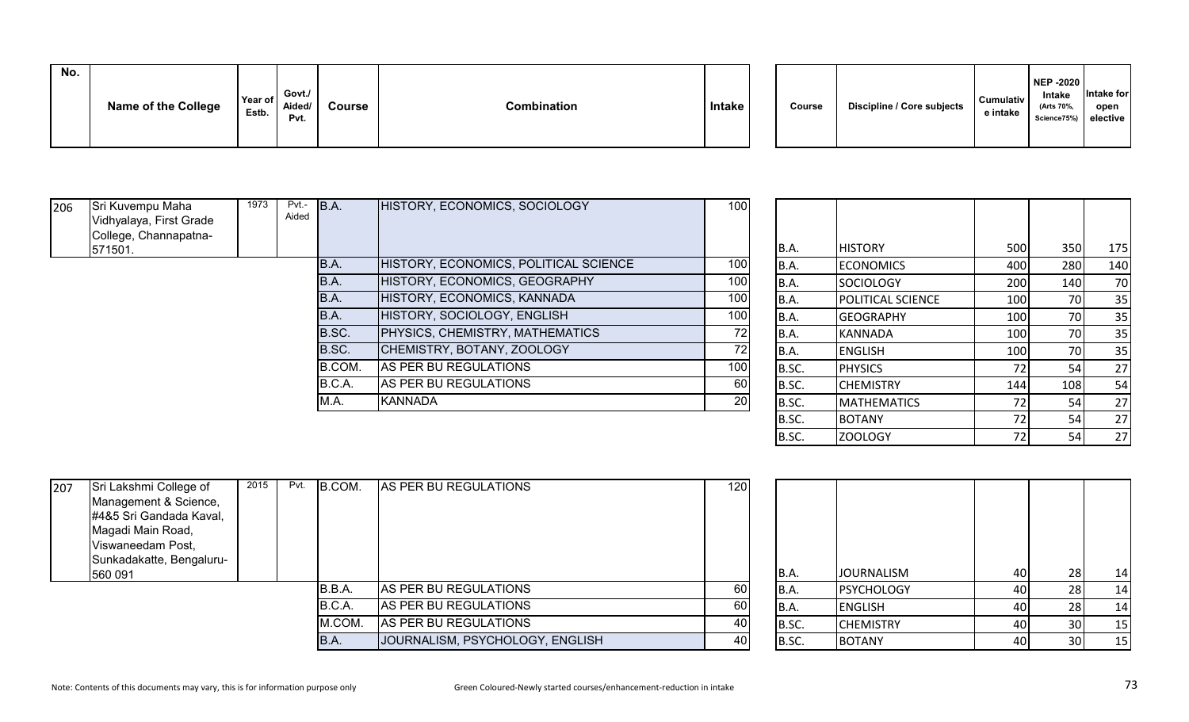| No. | Name of the College | Year of Estb. | Govt./ Aided/ Pvt. | Course | Combination | Intake | Course | Discipline / Core subjects | Cumulative intake | NEP -2020 Intake (Arts 70%, Science75%) | Intake for open elective |
|---|---|---|---|---|---|---|---|---|---|---|---|
| 206 | Sri Kuvempu Maha Vidhyalaya, First Grade College, Channapatna-571501. | 1973 | Pvt.-Aided | B.A. | HISTORY, ECONOMICS, SOCIOLOGY | 100 | B.A. | HISTORY | 500 | 350 | 175 |
| | | | | B.A. | HISTORY, ECONOMICS, POLITICAL SCIENCE | 100 | B.A. | ECONOMICS | 400 | 280 | 140 |
| | | | | B.A. | HISTORY, ECONOMICS, GEOGRAPHY | 100 | B.A. | SOCIOLOGY | 200 | 140 | 70 |
| | | | | B.A. | HISTORY, ECONOMICS, KANNADA | 100 | B.A. | POLITICAL SCIENCE | 100 | 70 | 35 |
| | | | | B.A. | HISTORY, SOCIOLOGY, ENGLISH | 100 | B.A. | GEOGRAPHY | 100 | 70 | 35 |
| | | | | B.SC. | PHYSICS, CHEMISTRY, MATHEMATICS | 72 | B.A. | KANNADA | 100 | 70 | 35 |
| | | | | B.SC. | CHEMISTRY, BOTANY, ZOOLOGY | 72 | B.A. | ENGLISH | 100 | 70 | 35 |
| | | | | B.COM. | AS PER BU REGULATIONS | 100 | B.SC. | PHYSICS | 72 | 54 | 27 |
| | | | | B.C.A. | AS PER BU REGULATIONS | 60 | B.SC. | CHEMISTRY | 144 | 108 | 54 |
| | | | | M.A. | KANNADA | 20 | B.SC. | MATHEMATICS | 72 | 54 | 27 |
| | | | | | | | B.SC. | BOTANY | 72 | 54 | 27 |
| | | | | | | | B.SC. | ZOOLOGY | 72 | 54 | 27 |
| 207 | Sri Lakshmi College of Management & Science, #4&5 Sri Gandada Kaval, Magadi Main Road, Viswaneedam Post, Sunkadakatte, Bengaluru-560 091 | 2015 | Pvt. | B.COM. | AS PER BU REGULATIONS | 120 | B.A. | JOURNALISM | 40 | 28 | 14 |
| | | | | B.B.A. | AS PER BU REGULATIONS | 60 | B.A. | PSYCHOLOGY | 40 | 28 | 14 |
| | | | | B.C.A. | AS PER BU REGULATIONS | 60 | B.A. | ENGLISH | 40 | 28 | 14 |
| | | | | M.COM. | AS PER BU REGULATIONS | 40 | B.SC. | CHEMISTRY | 40 | 30 | 15 |
| | | | | B.A. | JOURNALISM, PSYCHOLOGY, ENGLISH | 40 | B.SC. | BOTANY | 40 | 30 | 15 |

Note: Contents of this documents may vary, this is for information purpose only

Green Coloured-Newly started courses/enhancement-reduction in intake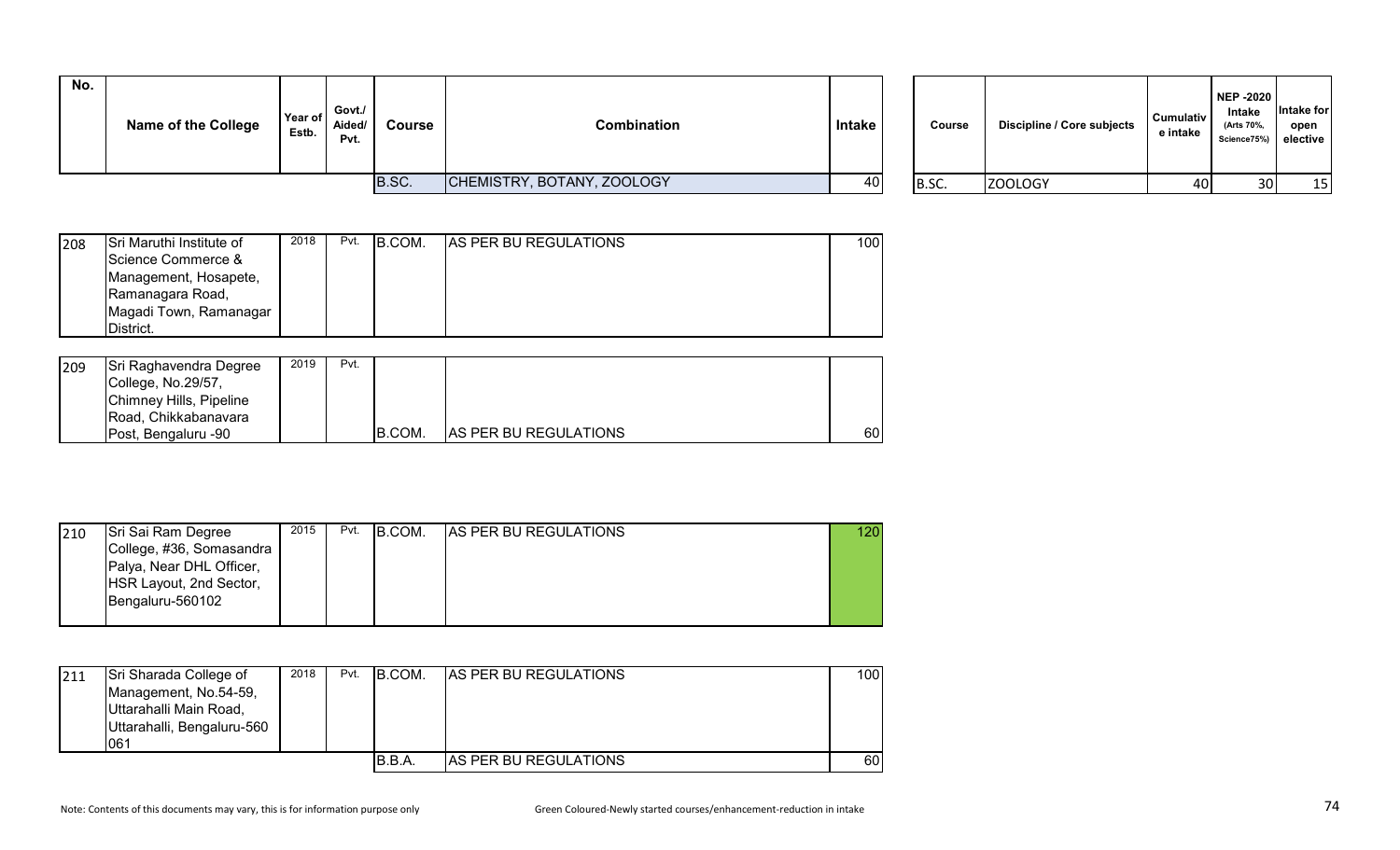| No. | Name of the College | Year of Estb. | Govt./ Aided/ Pvt. | Course | Combination | Intake |
|---|---|---|---|---|---|---|
| | | | | B.SC. | CHEMISTRY, BOTANY, ZOOLOGY | 40 |
| 208 | Sri Maruthi Institute of Science Commerce & Management, Hosapete, Ramanagara Road, Magadi Town, Ramanagar District. | 2018 | Pvt. | B.COM. | AS PER BU REGULATIONS | 100 |
| 209 | Sri Raghavendra Degree College, No.29/57, Chimney Hills, Pipeline Road, Chikkabanavara Post, Bengaluru -90 | 2019 | Pvt. | B.COM. | AS PER BU REGULATIONS | 60 |
| 210 | Sri Sai Ram Degree College, #36, Somasandra Palya, Near DHL Officer, HSR Layout, 2nd Sector, Bengaluru-560102 | 2015 | Pvt. | B.COM. | AS PER BU REGULATIONS | 120 |
| 211 | Sri Sharada College of Management, No.54-59, Uttarahalli Main Road, Uttarahalli, Bengaluru-560 061 | 2018 | Pvt. | B.COM. | AS PER BU REGULATIONS | 100 |
| | | | | B.B.A. | AS PER BU REGULATIONS | 60 |

| Course | Discipline / Core subjects | Cumulative intake | NEP -2020 Intake (Arts 70%, Science75%) | Intake for open elective |
|---|---|---|---|---|
| B.SC. | ZOOLOGY | 40 | 30 | 15 |

Note: Contents of this documents may vary, this is for information purpose only

Green Coloured-Newly started courses/enhancement-reduction in intake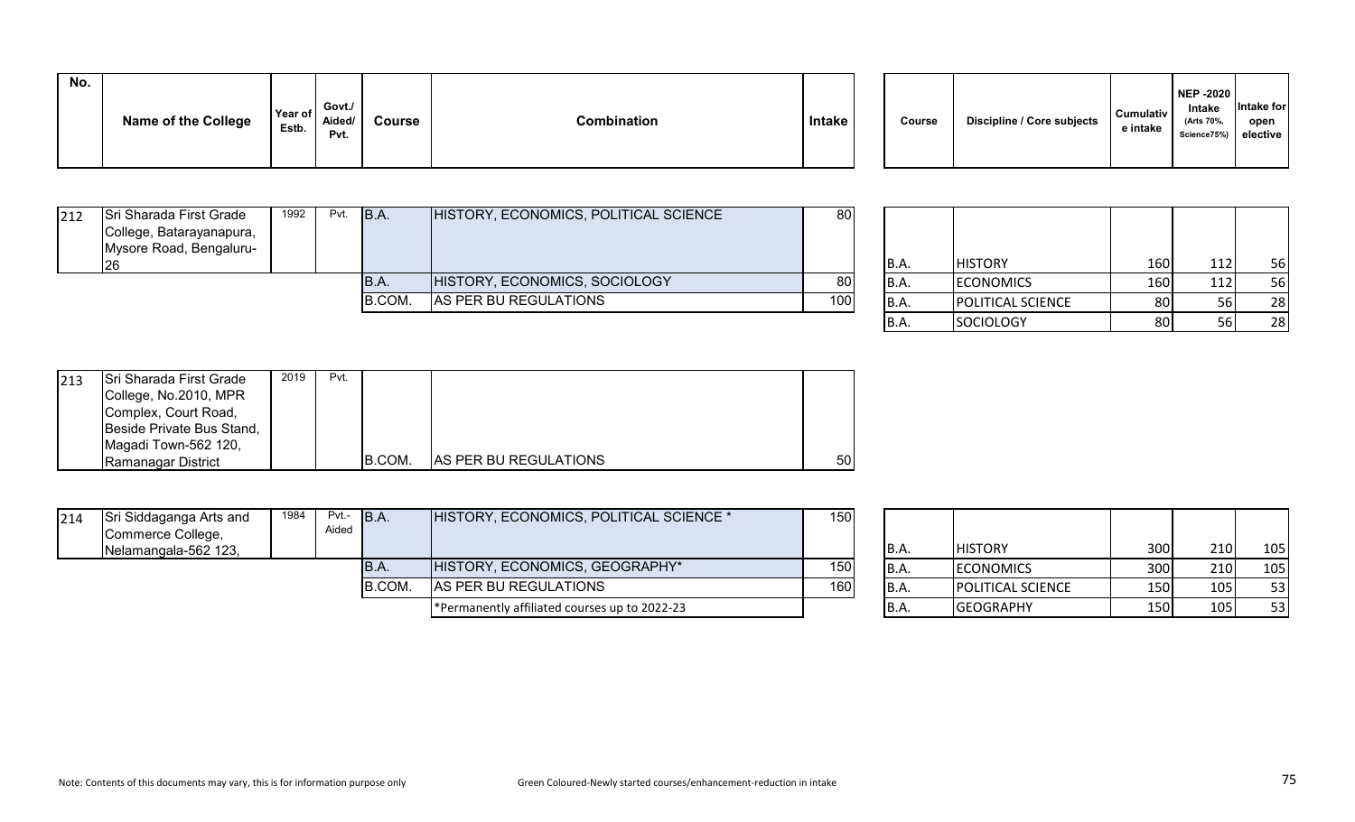| No. | Name of the College | Year of Estb. | Govt./ Aided/ Pvt. | Course | Combination | Intake |
|---|---|---|---|---|---|---|
| 212 | Sri Sharada First Grade College, Batarayanapura, Mysore Road, Bengaluru-26 | 1992 | Pvt. | B.A. | HISTORY, ECONOMICS, POLITICAL SCIENCE | 80 |
| | | | | B.A. | HISTORY, ECONOMICS, SOCIOLOGY | 80 |
| | | | | B.COM. | AS PER BU REGULATIONS | 100 |
| 213 | Sri Sharada First Grade College, No.2010, MPR Complex, Court Road, Beside Private Bus Stand, Magadi Town-562 120, Ramanagar District | 2019 | Pvt. | B.COM. | AS PER BU REGULATIONS | 50 |
| 214 | Sri Siddaganga Arts and Commerce College, Nelamangala-562 123, | 1984 | Pvt.-Aided | B.A. | HISTORY, ECONOMICS, POLITICAL SCIENCE * | 150 |
| | | | | B.A. | HISTORY, ECONOMICS, GEOGRAPHY* | 150 |
| | | | | B.COM. | AS PER BU REGULATIONS | 160 |
| | | | | | *Permanently affiliated courses up to 2022-23 | |

| No. | Course | Discipline / Core subjects | Cumulative intake | NEP -2020 Intake (Arts 70%, Science75%) | Intake for open elective |
|---|---|---|---|---|---|
| 212 | B.A. | HISTORY | 160 | 112 | 56 |
| | B.A. | ECONOMICS | 160 | 112 | 56 |
| | B.A. | POLITICAL SCIENCE | 80 | 56 | 28 |
| | B.A. | SOCIOLOGY | 80 | 56 | 28 |
| 214 | B.A. | HISTORY | 300 | 210 | 105 |
| | B.A. | ECONOMICS | 300 | 210 | 105 |
| | B.A. | POLITICAL SCIENCE | 150 | 105 | 53 |
| | B.A. | GEOGRAPHY | 150 | 105 | 53 |

Note: Contents of this documents may vary, this is for information purpose only

Green Coloured-Newly started courses/enhancement-reduction in intake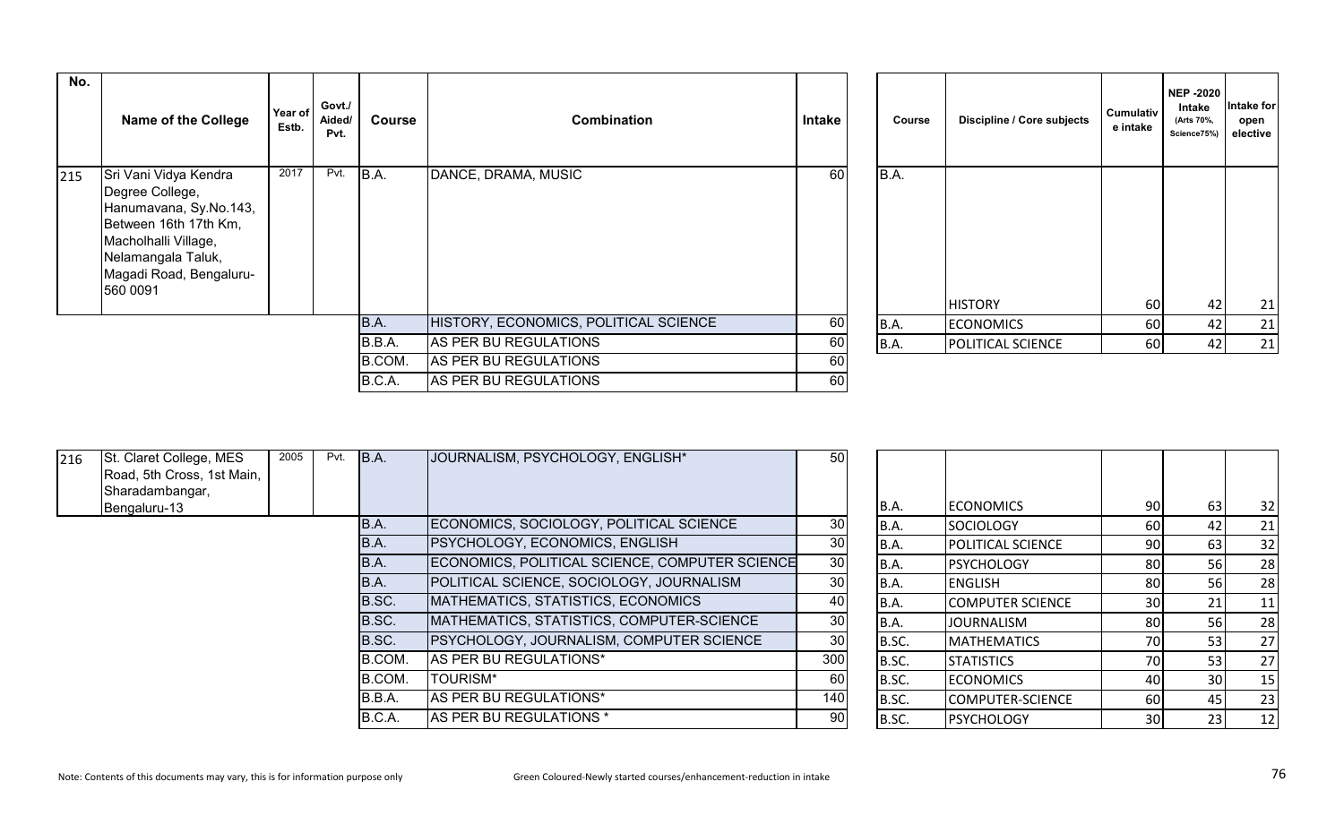| No. | Name of the College | Year of Estb. | Govt./ Aided/ Pvt. | Course | Combination | Intake |
|---|---|---|---|---|---|---|
| 215 | Sri Vani Vidya Kendra Degree College, Hanumavana, Sy.No.143, Between 16th 17th Km, Macholhalli Village, Nelamangala Taluk, Magadi Road, Bengaluru-560 0091 | 2017 | Pvt. | B.A. | DANCE, DRAMA, MUSIC | 60 |
| | | | | B.A. | HISTORY, ECONOMICS, POLITICAL SCIENCE | 60 |
| | | | | B.B.A. | AS PER BU REGULATIONS | 60 |
| | | | | B.COM. | AS PER BU REGULATIONS | 60 |
| | | | | B.C.A. | AS PER BU REGULATIONS | 60 |

| Course | Discipline / Core subjects | Cumulative intake | NEP -2020 Intake (Arts 70%, Science75%) | Intake for open elective |
|---|---|---|---|---|
| B.A. | HISTORY | 60 | 42 | 21 |
| B.A. | ECONOMICS | 60 | 42 | 21 |
| B.A. | POLITICAL SCIENCE | 60 | 42 | 21 |

| No. | Name of the College | Year of Estb. | Govt./ Aided/ Pvt. | Course | Combination | Intake |
|---|---|---|---|---|---|---|
| 216 | St. Claret College, MES Road, 5th Cross, 1st Main, Sharadambangar, Bengaluru-13 | 2005 | Pvt. | B.A. | JOURNALISM, PSYCHOLOGY, ENGLISH* | 50 |
| | | | | B.A. | ECONOMICS, SOCIOLOGY, POLITICAL SCIENCE | 30 |
| | | | | B.A. | PSYCHOLOGY, ECONOMICS, ENGLISH | 30 |
| | | | | B.A. | ECONOMICS, POLITICAL SCIENCE, COMPUTER SCIENCE | 30 |
| | | | | B.A. | POLITICAL SCIENCE, SOCIOLOGY, JOURNALISM | 30 |
| | | | | B.SC. | MATHEMATICS, STATISTICS, ECONOMICS | 40 |
| | | | | B.SC. | MATHEMATICS, STATISTICS, COMPUTER-SCIENCE | 30 |
| | | | | B.SC. | PSYCHOLOGY, JOURNALISM, COMPUTER SCIENCE | 30 |
| | | | | B.COM. | AS PER BU REGULATIONS* | 300 |
| | | | | B.COM. | TOURISM* | 60 |
| | | | | B.B.A. | AS PER BU REGULATIONS* | 140 |
| | | | | B.C.A. | AS PER BU REGULATIONS * | 90 |

| Course | Discipline / Core subjects | Cumulative intake | NEP -2020 Intake (Arts 70%, Science75%) | Intake for open elective |
|---|---|---|---|---|
| B.A. | ECONOMICS | 90 | 63 | 32 |
| B.A. | SOCIOLOGY | 60 | 42 | 21 |
| B.A. | POLITICAL SCIENCE | 90 | 63 | 32 |
| B.A. | PSYCHOLOGY | 80 | 56 | 28 |
| B.A. | ENGLISH | 80 | 56 | 28 |
| B.A. | COMPUTER SCIENCE | 30 | 21 | 11 |
| B.A. | JOURNALISM | 80 | 56 | 28 |
| B.SC. | MATHEMATICS | 70 | 53 | 27 |
| B.SC. | STATISTICS | 70 | 53 | 27 |
| B.SC. | ECONOMICS | 40 | 30 | 15 |
| B.SC. | COMPUTER-SCIENCE | 60 | 45 | 23 |
| B.SC. | PSYCHOLOGY | 30 | 23 | 12 |

Note: Contents of this documents may vary, this is for information purpose only

Green Coloured-Newly started courses/enhancement-reduction in intake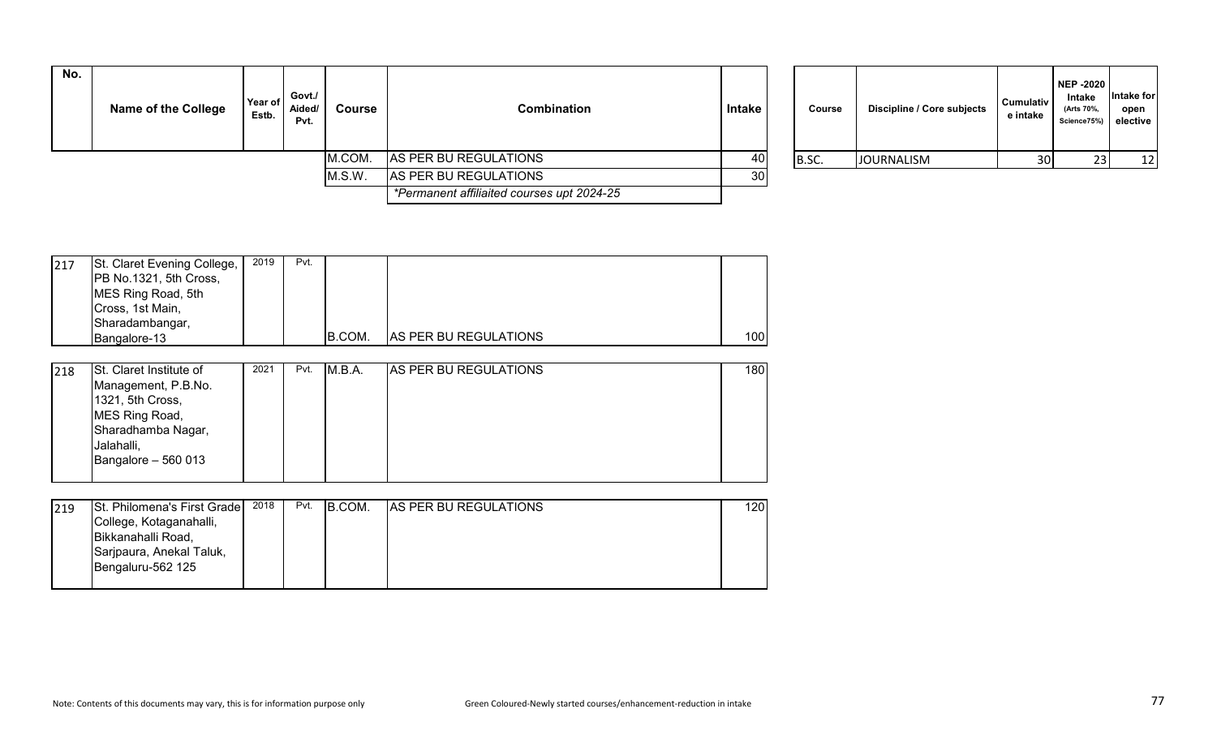| No. | Name of the College | Year of Estb. | Govt./ Aided/ Pvt. | Course | Combination | Intake |
|---|---|---|---|---|---|---|
| | | | | M.COM. | AS PER BU REGULATIONS | 40 |
| | | | | M.S.W. | AS PER BU REGULATIONS | 30 |
| | | | | | *Permanent affiliaited courses upt 2024-25* | |

| Course | Discipline / Core subjects | Cumulative intake | NEP -2020 Intake (Arts 70%, Science75%) | Intake for open elective |
|---|---|---|---|---|
| B.SC. | JOURNALISM | 30 | 23 | 12 |

| No. | Name of the College | Year of Estb. | Govt./ Aided/ Pvt. | Course | Combination | Intake |
|---|---|---|---|---|---|---|
| 217 | St. Claret Evening College, PB No.1321, 5th Cross, MES Ring Road, 5th Cross, 1st Main, Sharadambangar, Bangalore-13 | 2019 | Pvt. | B.COM. | AS PER BU REGULATIONS | 100 |
| 218 | St. Claret Institute of Management, P.B.No. 1321, 5th Cross, MES Ring Road, Sharadhamba Nagar, Jalahalli, Bangalore – 560 013 | 2021 | Pvt. | M.B.A. | AS PER BU REGULATIONS | 180 |
| 219 | St. Philomena's First Grade College, Kotaganahalli, Bikkanahalli Road, Sarjpaura, Anekal Taluk, Bengaluru-562 125 | 2018 | Pvt. | B.COM. | AS PER BU REGULATIONS | 120 |

Note: Contents of this documents may vary, this is for information purpose only

Green Coloured-Newly started courses/enhancement-reduction in intake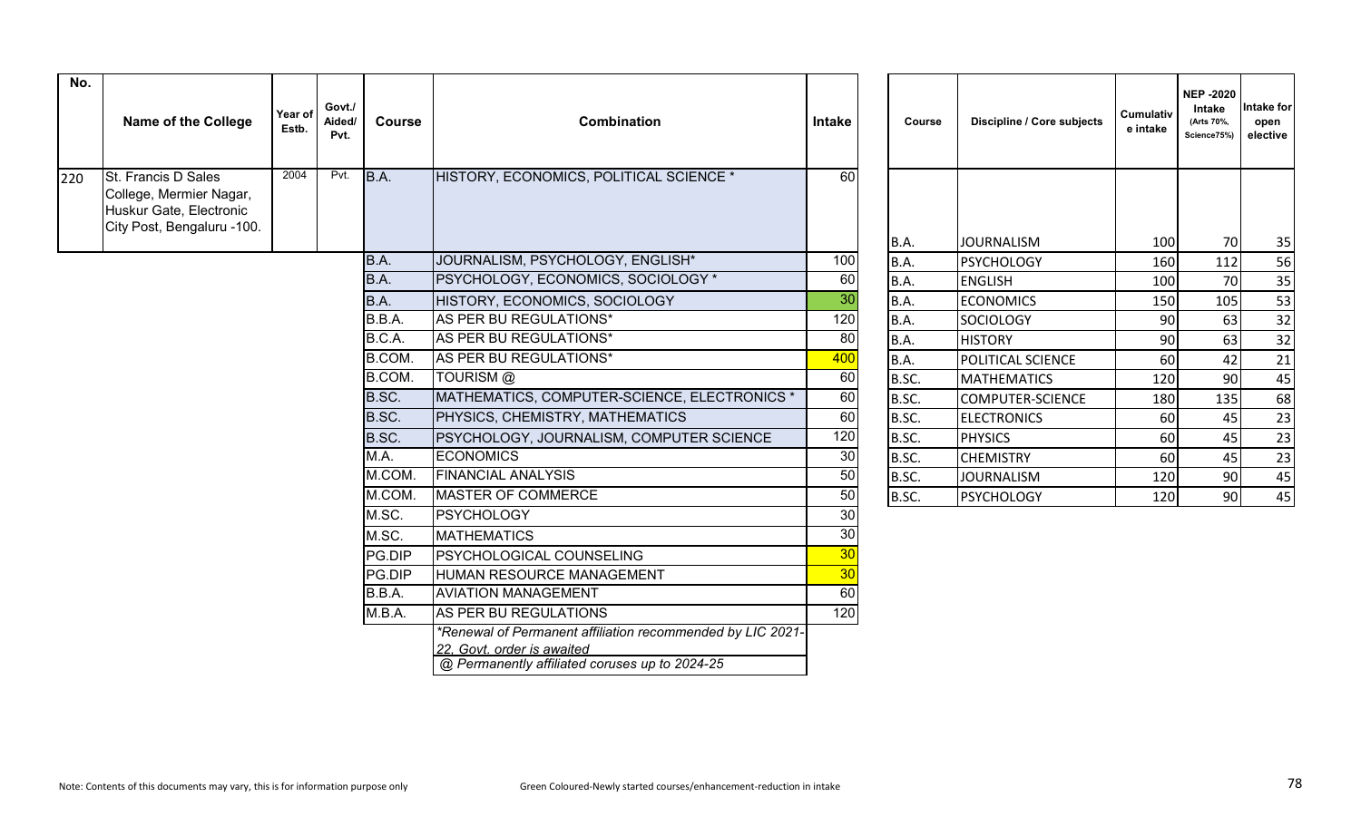| No. | Name of the College | Year of Estb. | Govt./ Aided/ Pvt. | Course | Combination | Intake |
|---|---|---|---|---|---|---|
| 220 | St. Francis D Sales College, Mermier Nagar, Huskur Gate, Electronic City Post, Bengaluru -100. | 2004 | Pvt. | B.A. | HISTORY, ECONOMICS, POLITICAL SCIENCE * | 60 |
| | | | | B.A. | JOURNALISM, PSYCHOLOGY, ENGLISH* | 100 |
| | | | | B.A. | PSYCHOLOGY, ECONOMICS, SOCIOLOGY * | 60 |
| | | | | B.A. | HISTORY, ECONOMICS, SOCIOLOGY | 30 |
| | | | | B.B.A. | AS PER BU REGULATIONS* | 120 |
| | | | | B.C.A. | AS PER BU REGULATIONS* | 80 |
| | | | | B.COM. | AS PER BU REGULATIONS* | 400 |
| | | | | B.COM. | TOURISM @ | 60 |
| | | | | B.SC. | MATHEMATICS, COMPUTER-SCIENCE, ELECTRONICS * | 60 |
| | | | | B.SC. | PHYSICS, CHEMISTRY, MATHEMATICS | 60 |
| | | | | B.SC. | PSYCHOLOGY, JOURNALISM, COMPUTER SCIENCE | 120 |
| | | | | M.A. | ECONOMICS | 30 |
| | | | | M.COM. | FINANCIAL ANALYSIS | 50 |
| | | | | M.COM. | MASTER OF COMMERCE | 50 |
| | | | | M.SC. | PSYCHOLOGY | 30 |
| | | | | M.SC. | MATHEMATICS | 30 |
| | | | | PG.DIP | PSYCHOLOGICAL COUNSELING | 30 |
| | | | | PG.DIP | HUMAN RESOURCE MANAGEMENT | 30 |
| | | | | B.B.A. | AVIATION MANAGEMENT | 60 |
| | | | | M.B.A. | AS PER BU REGULATIONS | 120 |
| | | | | | *Renewal of Permanent affiliation recommended by LIC 2021-22, Govt. order is awaited | |
| | | | | | @ Permanently affiliated coruses up to 2024-25 | |

| Course | Discipline / Core subjects | Cumulative intake | NEP -2020 Intake (Arts 70%, Science75%) | Intake for open elective |
|---|---|---|---|---|
| B.A. | JOURNALISM | 100 | 70 | 35 |
| B.A. | PSYCHOLOGY | 160 | 112 | 56 |
| B.A. | ENGLISH | 100 | 70 | 35 |
| B.A. | ECONOMICS | 150 | 105 | 53 |
| B.A. | SOCIOLOGY | 90 | 63 | 32 |
| B.A. | HISTORY | 90 | 63 | 32 |
| B.A. | POLITICAL SCIENCE | 60 | 42 | 21 |
| B.SC. | MATHEMATICS | 120 | 90 | 45 |
| B.SC. | COMPUTER-SCIENCE | 180 | 135 | 68 |
| B.SC. | ELECTRONICS | 60 | 45 | 23 |
| B.SC. | PHYSICS | 60 | 45 | 23 |
| B.SC. | CHEMISTRY | 60 | 45 | 23 |
| B.SC. | JOURNALISM | 120 | 90 | 45 |
| B.SC. | PSYCHOLOGY | 120 | 90 | 45 |

Note: Contents of this documents may vary, this is for information purpose only

Green Coloured-Newly started courses/enhancement-reduction in intake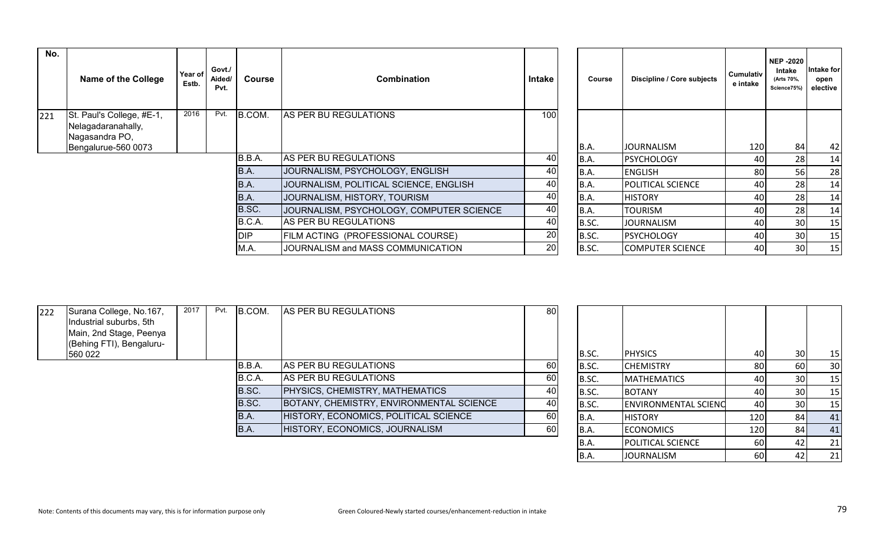| No. | Name of the College | Year of Estb. | Govt./ Aided/ Pvt. | Course | Combination | Intake | Course | Discipline / Core subjects | Cumulative intake | NEP -2020 Intake (Arts 70%, Science75%) | Intake for open elective |
|---|---|---|---|---|---|---|---|---|---|---|---|
| 221 | St. Paul's College, #E-1, Nelagadaranahally, Nagasandra PO, Bengalurue-560 0073 | 2016 | Pvt. | B.COM. | AS PER BU REGULATIONS | 100 | B.A. | JOURNALISM | 120 | 84 | 42 |
| | | | | B.B.A. | AS PER BU REGULATIONS | 40 | B.A. | PSYCHOLOGY | 40 | 28 | 14 |
| | | | | B.A. | JOURNALISM, PSYCHOLOGY, ENGLISH | 40 | B.A. | ENGLISH | 80 | 56 | 28 |
| | | | | B.A. | JOURNALISM, POLITICAL SCIENCE, ENGLISH | 40 | B.A. | POLITICAL SCIENCE | 40 | 28 | 14 |
| | | | | B.A. | JOURNALISM, HISTORY, TOURISM | 40 | B.A. | HISTORY | 40 | 28 | 14 |
| | | | | B.SC. | JOURNALISM, PSYCHOLOGY, COMPUTER SCIENCE | 40 | B.A. | TOURISM | 40 | 28 | 14 |
| | | | | B.C.A. | AS PER BU REGULATIONS | 40 | B.SC. | JOURNALISM | 40 | 30 | 15 |
| | | | | DIP | FILM ACTING (PROFESSIONAL COURSE) | 20 | B.SC. | PSYCHOLOGY | 40 | 30 | 15 |
| | | | | M.A. | JOURNALISM and MASS COMMUNICATION | 20 | B.SC. | COMPUTER SCIENCE | 40 | 30 | 15 |
| 222 | Surana College, No.167, Industrial suburbs, 5th Main, 2nd Stage, Peenya (Behing FTI), Bengaluru-560 022 | 2017 | Pvt. | B.COM. | AS PER BU REGULATIONS | 80 | B.SC. | PHYSICS | 40 | 30 | 15 |
| | | | | B.B.A. | AS PER BU REGULATIONS | 60 | B.SC. | CHEMISTRY | 80 | 60 | 30 |
| | | | | B.C.A. | AS PER BU REGULATIONS | 60 | B.SC. | MATHEMATICS | 40 | 30 | 15 |
| | | | | B.SC. | PHYSICS, CHEMISTRY, MATHEMATICS | 40 | B.SC. | BOTANY | 40 | 30 | 15 |
| | | | | B.SC. | BOTANY, CHEMISTRY, ENVIRONMENTAL SCIENCE | 40 | B.SC. | ENVIRONMENTAL SCIENC | 40 | 30 | 15 |
| | | | | B.A. | HISTORY, ECONOMICS, POLITICAL SCIENCE | 60 | B.A. | HISTORY | 120 | 84 | 41 |
| | | | | B.A. | HISTORY, ECONOMICS, JOURNALISM | 60 | B.A. | ECONOMICS | 120 | 84 | 41 |
| | | | | | | | B.A. | POLITICAL SCIENCE | 60 | 42 | 21 |
| | | | | | | | B.A. | JOURNALISM | 60 | 42 | 21 |

Note: Contents of this documents may vary, this is for information purpose only

Green Coloured-Newly started courses/enhancement-reduction in intake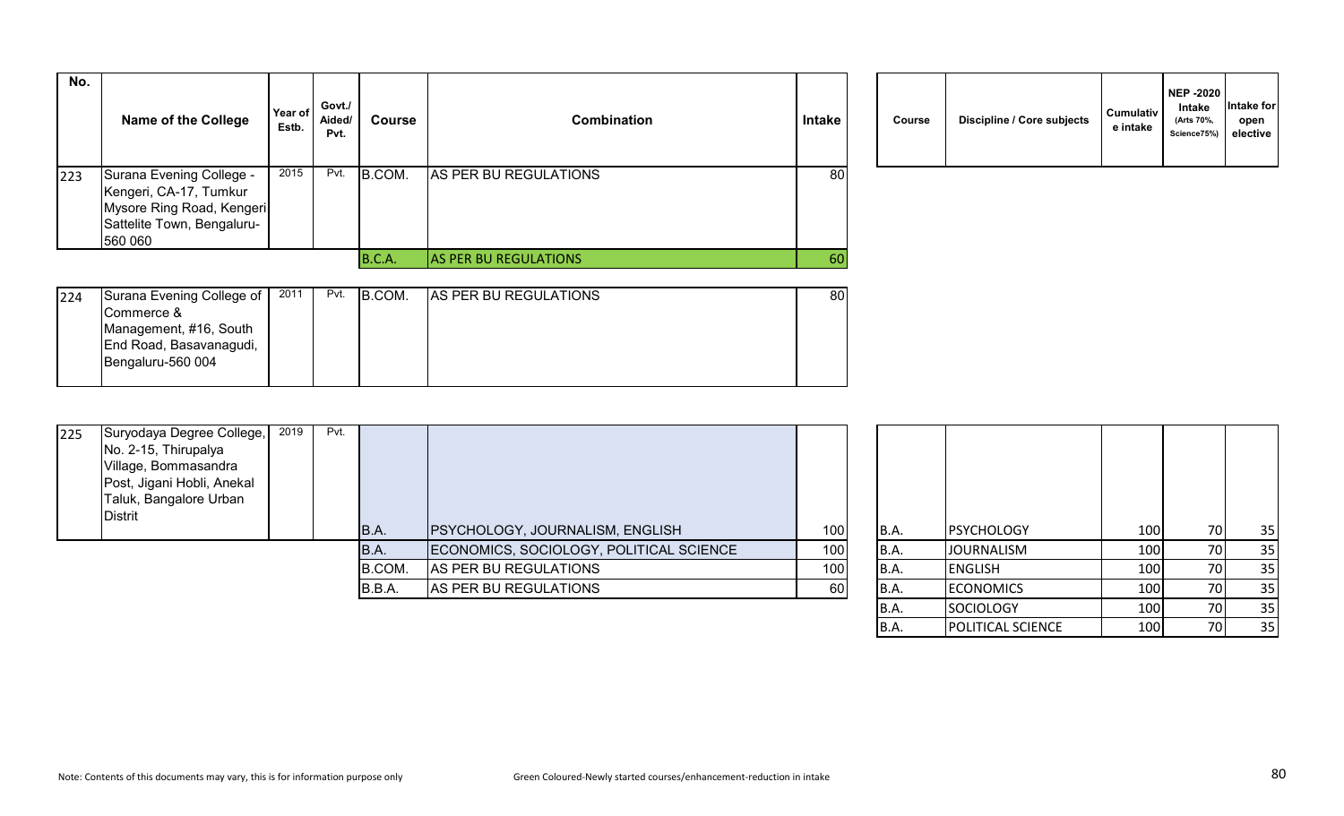| No. | Name of the College | Year of Estb. | Govt./ Aided/ Pvt. | Course | Combination | Intake | Course | Discipline / Core subjects | Cumulative intake | NEP -2020 Intake (Arts 70%, Science75%) | Intake for open elective |
|---|---|---|---|---|---|---|---|---|---|---|---|
| 223 | Surana Evening College - Kengeri, CA-17, Tumkur Mysore Ring Road, Kengeri Sattelite Town, Bengaluru-560 060 | 2015 | Pvt. | B.COM. | AS PER BU REGULATIONS | 80 | | | | | |
| | | | | B.C.A. | AS PER BU REGULATIONS | 60 | | | | | |
| 224 | Surana Evening College of Commerce & Management, #16, South End Road, Basavanagudi, Bengaluru-560 004 | 2011 | Pvt. | B.COM. | AS PER BU REGULATIONS | 80 | | | | | |
| 225 | Suryodaya Degree College, No. 2-15, Thirupalya Village, Bommasandra Post, Jigani Hobli, Anekal Taluk, Bangalore Urban Distrit | 2019 | Pvt. | B.A. | PSYCHOLOGY, JOURNALISM, ENGLISH | 100 | B.A. | PSYCHOLOGY | 100 | 70 | 35 |
| | | | | B.A. | ECONOMICS, SOCIOLOGY, POLITICAL SCIENCE | 100 | B.A. | JOURNALISM | 100 | 70 | 35 |
| | | | | B.COM. | AS PER BU REGULATIONS | 100 | B.A. | ENGLISH | 100 | 70 | 35 |
| | | | | B.B.A. | AS PER BU REGULATIONS | 60 | B.A. | ECONOMICS | 100 | 70 | 35 |
| | | | | | | | B.A. | SOCIOLOGY | 100 | 70 | 35 |
| | | | | | | | B.A. | POLITICAL SCIENCE | 100 | 70 | 35 |

Note: Contents of this documents may vary, this is for information purpose only

Green Coloured-Newly started courses/enhancement-reduction in intake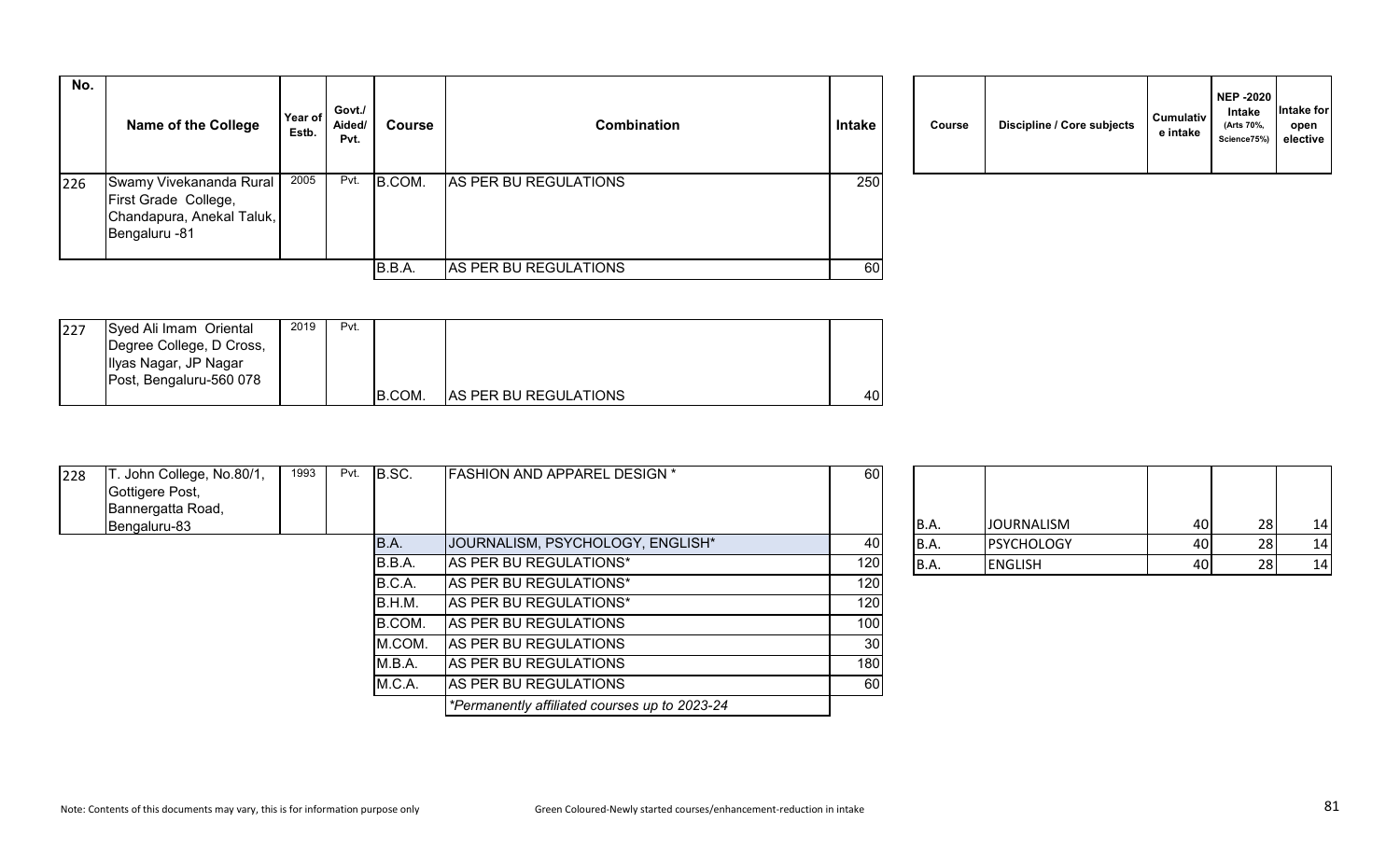| No. | Name of the College | Year of Estb. | Govt./ Aided/ Pvt. | Course | Combination | Intake | Course | Discipline / Core subjects | Cumulative intake | NEP -2020 Intake (Arts 70%, Science75%) | Intake for open elective |
|---|---|---|---|---|---|---|---|---|---|---|---|
| 226 | Swamy Vivekananda Rural First Grade College, Chandapura, Anekal Taluk, Bengaluru -81 | 2005 | Pvt. | B.COM. | AS PER BU REGULATIONS | 250 | | | | | |
| | | | | B.B.A. | AS PER BU REGULATIONS | 60 | | | | | |

| No. | Name of the College | Year of Estb. | Govt./ Aided/ Pvt. | Course | Combination | Intake |
|---|---|---|---|---|---|---|
| 227 | Syed Ali Imam Oriental Degree College, D Cross, Ilyas Nagar, JP Nagar Post, Bengaluru-560 078 | 2019 | Pvt. | B.COM. | AS PER BU REGULATIONS | 40 |

| No. | Name of the College | Year of Estb. | Govt./ Aided/ Pvt. | Course | Combination | Intake | Course | Discipline / Core subjects | Cumulative intake | NEP -2020 Intake (Arts 70%, Science75%) | Intake for open elective |
|---|---|---|---|---|---|---|---|---|---|---|---|
| 228 | T. John College, No.80/1, Gottigere Post, Bannergatta Road, Bengaluru-83 | 1993 | Pvt. | B.SC. | FASHION AND APPAREL DESIGN * | 60 | B.A. | JOURNALISM | 40 | 28 | 14 |
| | | | | B.A. | JOURNALISM, PSYCHOLOGY, ENGLISH* | 40 | B.A. | PSYCHOLOGY | 40 | 28 | 14 |
| | | | | B.B.A. | AS PER BU REGULATIONS* | 120 | B.A. | ENGLISH | 40 | 28 | 14 |
| | | | | B.C.A. | AS PER BU REGULATIONS* | 120 | | | | | |
| | | | | B.H.M. | AS PER BU REGULATIONS* | 120 | | | | | |
| | | | | B.COM. | AS PER BU REGULATIONS | 100 | | | | | |
| | | | | M.COM. | AS PER BU REGULATIONS | 30 | | | | | |
| | | | | M.B.A. | AS PER BU REGULATIONS | 180 | | | | | |
| | | | | M.C.A. | AS PER BU REGULATIONS | 60 | | | | | |
| | | | | | *Permanently affiliated courses up to 2023-24* | | | | | | |

Note: Contents of this documents may vary, this is for information purpose only

Green Coloured-Newly started courses/enhancement-reduction in intake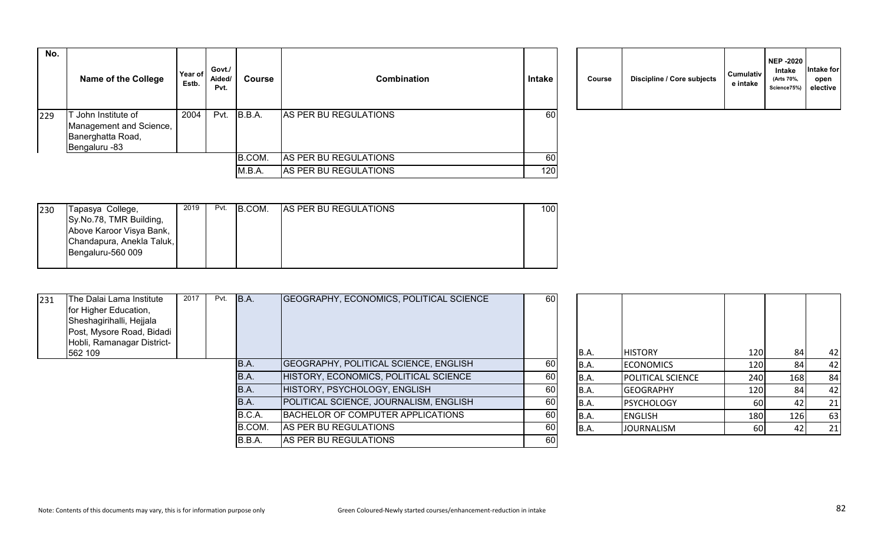| No. | Name of the College | Year of Estb. | Govt./ Aided/ Pvt. | Course | Combination | Intake |
|---|---|---|---|---|---|---|
| 229 | T John Institute of Management and Science, Banerghatta Road, Bengaluru -83 | 2004 | Pvt. | B.B.A. | AS PER BU REGULATIONS | 60 |
| | | | | B.COM. | AS PER BU REGULATIONS | 60 |
| | | | | M.B.A. | AS PER BU REGULATIONS | 120 |

| Course | Discipline / Core subjects | Cumulative intake | NEP -2020 Intake (Arts 70%, Science75%) | Intake for open elective |
|---|---|---|---|---|

| No. | Name of the College | Year of Estb. | Govt./ Aided/ Pvt. | Course | Combination | Intake |
|---|---|---|---|---|---|---|
| 230 | Tapasya College, Sy.No.78, TMR Building, Above Karoor Visya Bank, Chandapura, Anekla Taluk, Bengaluru-560 009 | 2019 | Pvt. | B.COM. | AS PER BU REGULATIONS | 100 |

| No. | Name of the College | Year of Estb. | Govt./ Aided/ Pvt. | Course | Combination | Intake |
|---|---|---|---|---|---|---|
| 231 | The Dalai Lama Institute for Higher Education, Sheshagirihalli, Hejjala Post, Mysore Road, Bidadi Hobli, Ramanagar District-562 109 | 2017 | Pvt. | B.A. | GEOGRAPHY, ECONOMICS, POLITICAL SCIENCE | 60 |
| | | | | B.A. | GEOGRAPHY, POLITICAL SCIENCE, ENGLISH | 60 |
| | | | | B.A. | HISTORY, ECONOMICS, POLITICAL SCIENCE | 60 |
| | | | | B.A. | HISTORY, PSYCHOLOGY, ENGLISH | 60 |
| | | | | B.A. | POLITICAL SCIENCE, JOURNALISM, ENGLISH | 60 |
| | | | | B.C.A. | BACHELOR OF COMPUTER APPLICATIONS | 60 |
| | | | | B.COM. | AS PER BU REGULATIONS | 60 |
| | | | | B.B.A. | AS PER BU REGULATIONS | 60 |

| Course | Discipline / Core subjects | Cumulative intake | NEP -2020 Intake (Arts 70%, Science75%) | Intake for open elective |
|---|---|---|---|---|
| B.A. | HISTORY | 120 | 84 | 42 |
| B.A. | ECONOMICS | 120 | 84 | 42 |
| B.A. | POLITICAL SCIENCE | 240 | 168 | 84 |
| B.A. | GEOGRAPHY | 120 | 84 | 42 |
| B.A. | PSYCHOLOGY | 60 | 42 | 21 |
| B.A. | ENGLISH | 180 | 126 | 63 |
| B.A. | JOURNALISM | 60 | 42 | 21 |

Note: Contents of this documents may vary, this is for information purpose only

Green Coloured-Newly started courses/enhancement-reduction in intake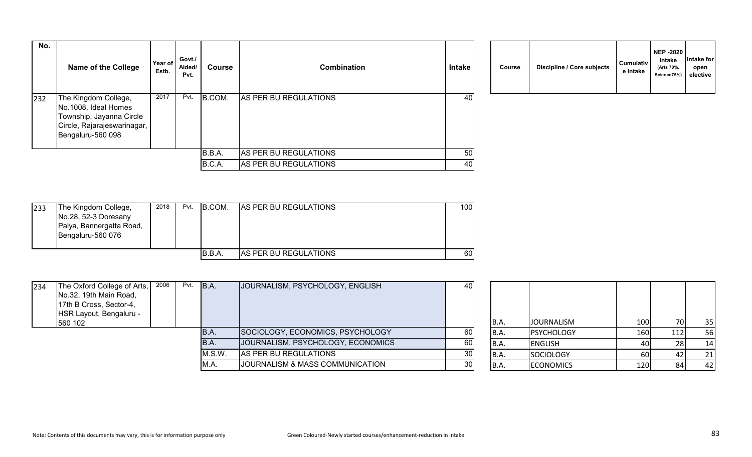| No. | Name of the College | Year of Estb. | Govt./ Aided/ Pvt. | Course | Combination | Intake |
|---|---|---|---|---|---|---|
| 232 | The Kingdom College, No.1008, Ideal Homes Township, Jayanna Circle Circle, Rajarajeswarinagar, Bengaluru-560 098 | 2017 | Pvt. | B.COM. | AS PER BU REGULATIONS | 40 |
| | | | | B.B.A. | AS PER BU REGULATIONS | 50 |
| | | | | B.C.A. | AS PER BU REGULATIONS | 40 |
| 233 | The Kingdom College, No.28, 52-3 Doresany Palya, Bannergatta Road, Bengaluru-560 076 | 2018 | Pvt. | B.COM. | AS PER BU REGULATIONS | 100 |
| | | | | B.B.A. | AS PER BU REGULATIONS | 60 |
| 234 | The Oxford College of Arts, No.32, 19th Main Road, 17th B Cross, Sector-4, HSR Layout, Bengaluru - 560 102 | 2006 | Pvt. | B.A. | JOURNALISM, PSYCHOLOGY, ENGLISH | 40 |
| | | | | B.A. | SOCIOLOGY, ECONOMICS, PSYCHOLOGY | 60 |
| | | | | B.A. | JOURNALISM, PSYCHOLOGY, ECONOMICS | 60 |
| | | | | M.S.W. | AS PER BU REGULATIONS | 30 |
| | | | | M.A. | JOURNALISM & MASS COMMUNICATION | 30 |

| Course | Discipline / Core subjects | Cumulative intake | NEP -2020 Intake (Arts 70%, Science75%) | Intake for open elective |
|---|---|---|---|---|
| B.A. | JOURNALISM | 100 | 70 | 35 |
| B.A. | PSYCHOLOGY | 160 | 112 | 56 |
| B.A. | ENGLISH | 40 | 28 | 14 |
| B.A. | SOCIOLOGY | 60 | 42 | 21 |
| B.A. | ECONOMICS | 120 | 84 | 42 |

Note: Contents of this documents may vary, this is for information purpose only

Green Coloured-Newly started courses/enhancement-reduction in intake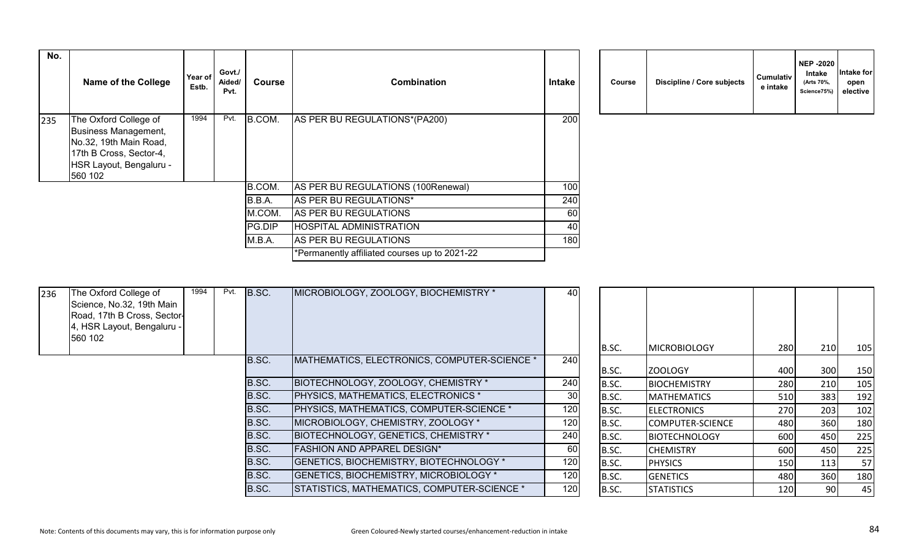| No. | Name of the College | Year of Estb. | Govt./ Aided/ Pvt. | Course | Combination | Intake | Course | Discipline / Core subjects | Cumulative intake | NEP -2020 Intake (Arts 70%, Science75%) | Intake for open elective |
|---|---|---|---|---|---|---|---|---|---|---|---|
| 235 | The Oxford College of Business Management, No.32, 19th Main Road, 17th B Cross, Sector-4, HSR Layout, Bengaluru - 560 102 | 1994 | Pvt. | B.COM. | AS PER BU REGULATIONS*(PA200) | 200 | | | | | |
| | | | | B.COM. | AS PER BU REGULATIONS (100Renewal) | 100 | | | | | |
| | | | | B.B.A. | AS PER BU REGULATIONS* | 240 | | | | | |
| | | | | M.COM. | AS PER BU REGULATIONS | 60 | | | | | |
| | | | | PG.DIP | HOSPITAL ADMINISTRATION | 40 | | | | | |
| | | | | M.B.A. | AS PER BU REGULATIONS | 180 | | | | | |
| | | | | | *Permanently affiliated courses up to 2021-22 | | | | | | |

| No. | Name of the College | Year of Estb. | Govt./ Aided/ Pvt. | Course | Combination | Intake | Course | Discipline / Core subjects | Cumulative intake | NEP -2020 Intake (Arts 70%, Science75%) | Intake for open elective |
|---|---|---|---|---|---|---|---|---|---|---|---|
| 236 | The Oxford College of Science, No.32, 19th Main Road, 17th B Cross, Sector-4, HSR Layout, Bengaluru - 560 102 | 1994 | Pvt. | B.SC. | MICROBIOLOGY, ZOOLOGY, BIOCHEMISTRY * | 40 | B.SC. | MICROBIOLOGY | 280 | 210 | 105 |
| | | | | B.SC. | MATHEMATICS, ELECTRONICS, COMPUTER-SCIENCE * | 240 | B.SC. | ZOOLOGY | 400 | 300 | 150 |
| | | | | B.SC. | BIOTECHNOLOGY, ZOOLOGY, CHEMISTRY * | 240 | B.SC. | BIOCHEMISTRY | 280 | 210 | 105 |
| | | | | B.SC. | PHYSICS, MATHEMATICS, ELECTRONICS * | 30 | B.SC. | MATHEMATICS | 510 | 383 | 192 |
| | | | | B.SC. | PHYSICS, MATHEMATICS, COMPUTER-SCIENCE * | 120 | B.SC. | ELECTRONICS | 270 | 203 | 102 |
| | | | | B.SC. | MICROBIOLOGY, CHEMISTRY, ZOOLOGY * | 120 | B.SC. | COMPUTER-SCIENCE | 480 | 360 | 180 |
| | | | | B.SC. | BIOTECHNOLOGY, GENETICS, CHEMISTRY * | 240 | B.SC. | BIOTECHNOLOGY | 600 | 450 | 225 |
| | | | | B.SC. | FASHION AND APPAREL DESIGN* | 60 | B.SC. | CHEMISTRY | 600 | 450 | 225 |
| | | | | B.SC. | GENETICS, BIOCHEMISTRY, BIOTECHNOLOGY * | 120 | B.SC. | PHYSICS | 150 | 113 | 57 |
| | | | | B.SC. | GENETICS, BIOCHEMISTRY, MICROBIOLOGY * | 120 | B.SC. | GENETICS | 480 | 360 | 180 |
| | | | | B.SC. | STATISTICS, MATHEMATICS, COMPUTER-SCIENCE * | 120 | B.SC. | STATISTICS | 120 | 90 | 45 |

Note: Contents of this documents may vary, this is for information purpose only

Green Coloured-Newly started courses/enhancement-reduction in intake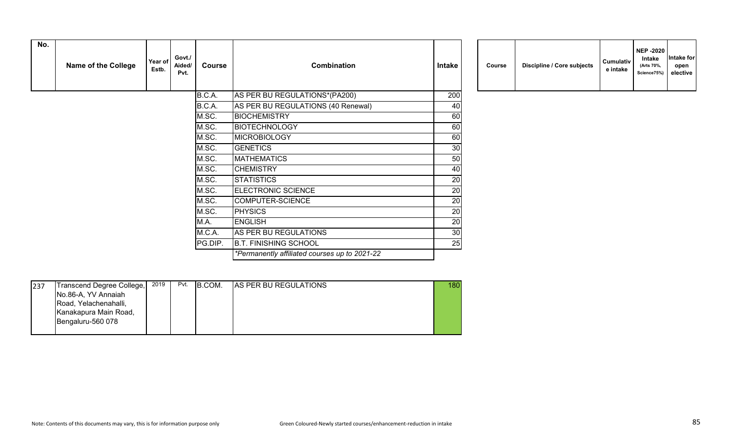| No. | Name of the College | Year of Estb. | Govt./ Aided/ Pvt. | Course | Combination | Intake | Course | Discipline / Core subjects | Cumulative intake | NEP -2020 Intake (Arts 70%, Science75%) | Intake for open elective |
|---|---|---|---|---|---|---|---|---|---|---|---|
| | | | | B.C.A. | AS PER BU REGULATIONS*(PA200) | 200 | | | | | |
| | | | | B.C.A. | AS PER BU REGULATIONS (40 Renewal) | 40 | | | | | |
| | | | | M.SC. | BIOCHEMISTRY | 60 | | | | | |
| | | | | M.SC. | BIOTECHNOLOGY | 60 | | | | | |
| | | | | M.SC. | MICROBIOLOGY | 60 | | | | | |
| | | | | M.SC. | GENETICS | 30 | | | | | |
| | | | | M.SC. | MATHEMATICS | 50 | | | | | |
| | | | | M.SC. | CHEMISTRY | 40 | | | | | |
| | | | | M.SC. | STATISTICS | 20 | | | | | |
| | | | | M.SC. | ELECTRONIC SCIENCE | 20 | | | | | |
| | | | | M.SC. | COMPUTER-SCIENCE | 20 | | | | | |
| | | | | M.SC. | PHYSICS | 20 | | | | | |
| | | | | M.A. | ENGLISH | 20 | | | | | |
| | | | | M.C.A. | AS PER BU REGULATIONS | 30 | | | | | |
| | | | | PG.DIP. | B.T. FINISHING SCHOOL | 25 | | | | | |
| | | | | | *Permanently affiliated courses up to 2021-22 | | | | | | |
| 237 | Transcend Degree College, No.86-A, YV Annaiah Road, Yelachenahalli, Kanakapura Main Road, Bengaluru-560 078 | 2019 | Pvt. | B.COM. | AS PER BU REGULATIONS | 180 | | | | | |

Note: Contents of this documents may vary, this is for information purpose only

Green Coloured-Newly started courses/enhancement-reduction in intake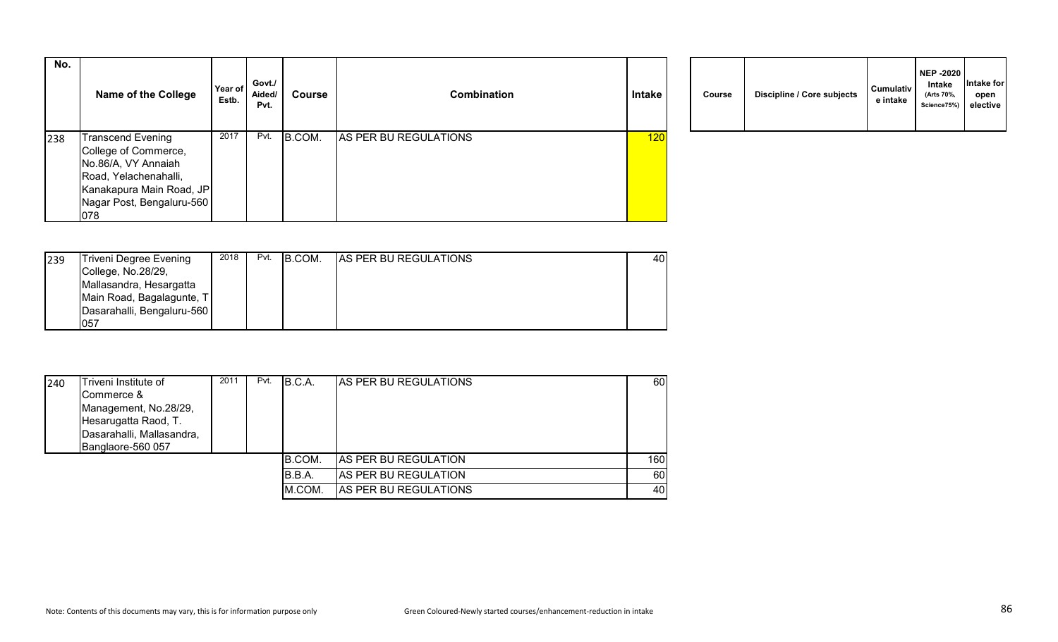| No. | Name of the College | Year of Estb. | Govt./ Aided/ Pvt. | Course | Combination | Intake | Course | Discipline / Core subjects | Cumulative intake | NEP -2020 Intake (Arts 70%, Science75%) | Intake for open elective |
|---|---|---|---|---|---|---|---|---|---|---|---|
| 238 | Transcend Evening College of Commerce, No.86/A, VY Annaiah Road, Yelachenahalli, Kanakapura Main Road, JP Nagar Post, Bengaluru-560 078 | 2017 | Pvt. | B.COM. | AS PER BU REGULATIONS | 120 | | | | | |
| 239 | Triveni Degree Evening College, No.28/29, Mallasandra, Hesargatta Main Road, Bagalagunte, T Dasarahalli, Bengaluru-560 057 | 2018 | Pvt. | B.COM. | AS PER BU REGULATIONS | 40 | | | | | |
| 240 | Triveni Institute of Commerce & Management, No.28/29, Hesarugatta Raod, T. Dasarahalli, Mallasandra, Banglaore-560 057 | 2011 | Pvt. | B.C.A. | AS PER BU REGULATIONS | 60 | | | | | |
| | | | | B.COM. | AS PER BU REGULATION | 160 | | | | | |
| | | | | B.B.A. | AS PER BU REGULATION | 60 | | | | | |
| | | | | M.COM. | AS PER BU REGULATIONS | 40 | | | | | |

Note: Contents of this documents may vary, this is for information purpose only

Green Coloured-Newly started courses/enhancement-reduction in intake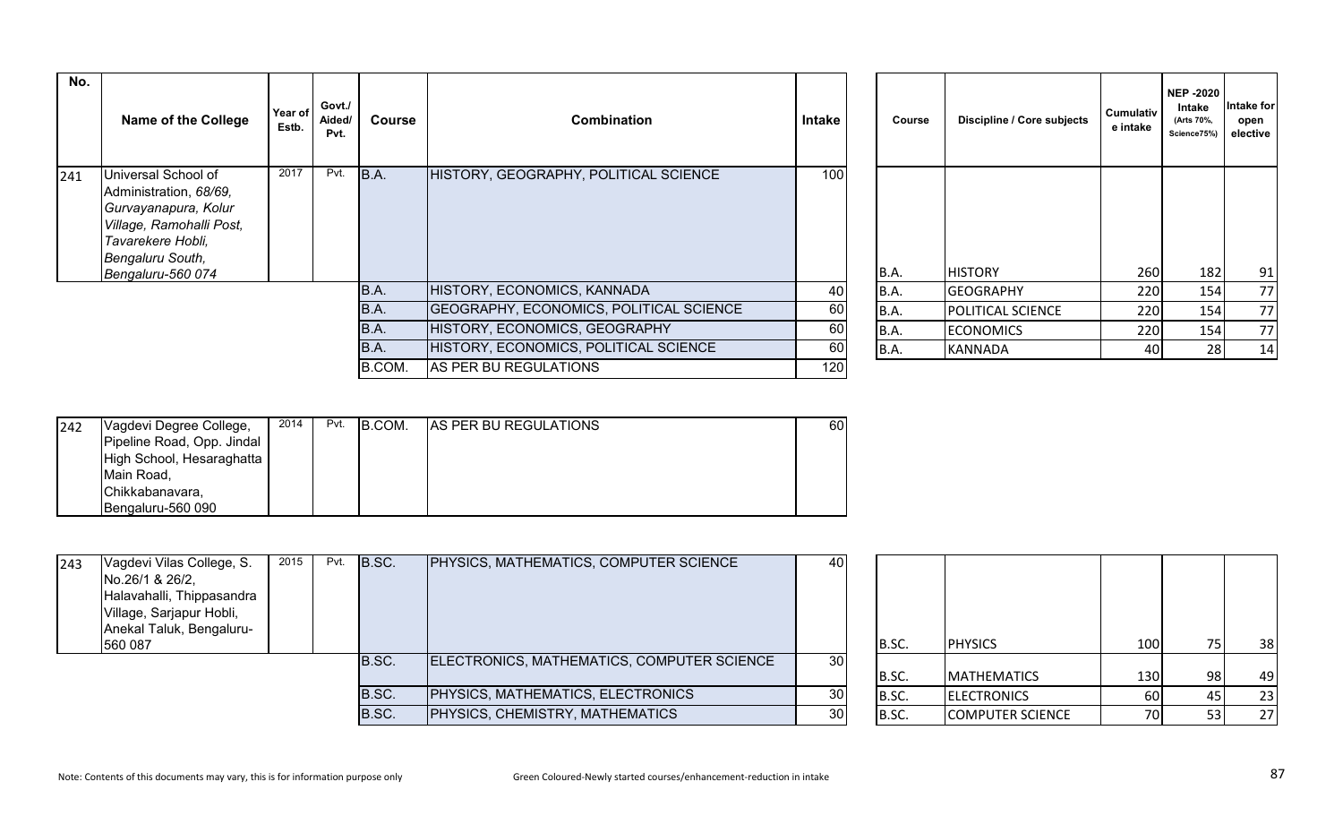| No. | Name of the College | Year of Estb. | Govt./ Aided/ Pvt. | Course | Combination | Intake | Course | Discipline / Core subjects | Cumulative intake | NEP -2020 Intake (Arts 70%, Science75%) | Intake for open elective |
|---|---|---|---|---|---|---|---|---|---|---|---|
| 241 | Universal School of Administration, *68/69, Gurvayanapura, Kolur Village, Ramohalli Post, Tavarekere Hobli, Bengaluru South, Bengaluru-560 074* | 2017 | Pvt. | B.A. | HISTORY, GEOGRAPHY, POLITICAL SCIENCE | 100 | B.A. | HISTORY | 260 | 182 | 91 |
| | | | | B.A. | HISTORY, ECONOMICS, KANNADA | 40 | B.A. | GEOGRAPHY | 220 | 154 | 77 |
| | | | | B.A. | GEOGRAPHY, ECONOMICS, POLITICAL SCIENCE | 60 | B.A. | POLITICAL SCIENCE | 220 | 154 | 77 |
| | | | | B.A. | HISTORY, ECONOMICS, GEOGRAPHY | 60 | B.A. | ECONOMICS | 220 | 154 | 77 |
| | | | | B.A. | HISTORY, ECONOMICS, POLITICAL SCIENCE | 60 | B.A. | KANNADA | 40 | 28 | 14 |
| | | | | B.COM. | AS PER BU REGULATIONS | 120 | | | | | |
| 242 | Vagdevi Degree College, Pipeline Road, Opp. Jindal High School, Hesaraghatta Main Road, Chikkabanavara, Bengaluru-560 090 | 2014 | Pvt. | B.COM. | AS PER BU REGULATIONS | 60 | | | | | |
| 243 | Vagdevi Vilas College, S. No.26/1 & 26/2, Halavahalli, Thippasandra Village, Sarjapur Hobli, Anekal Taluk, Bengaluru-560 087 | 2015 | Pvt. | B.SC. | PHYSICS, MATHEMATICS, COMPUTER SCIENCE | 40 | B.SC. | PHYSICS | 100 | 75 | 38 |
| | | | | B.SC. | ELECTRONICS, MATHEMATICS, COMPUTER SCIENCE | 30 | B.SC. | MATHEMATICS | 130 | 98 | 49 |
| | | | | B.SC. | PHYSICS, MATHEMATICS, ELECTRONICS | 30 | B.SC. | ELECTRONICS | 60 | 45 | 23 |
| | | | | B.SC. | PHYSICS, CHEMISTRY, MATHEMATICS | 30 | B.SC. | COMPUTER SCIENCE | 70 | 53 | 27 |

Note: Contents of this documents may vary, this is for information purpose only

Green Coloured-Newly started courses/enhancement-reduction in intake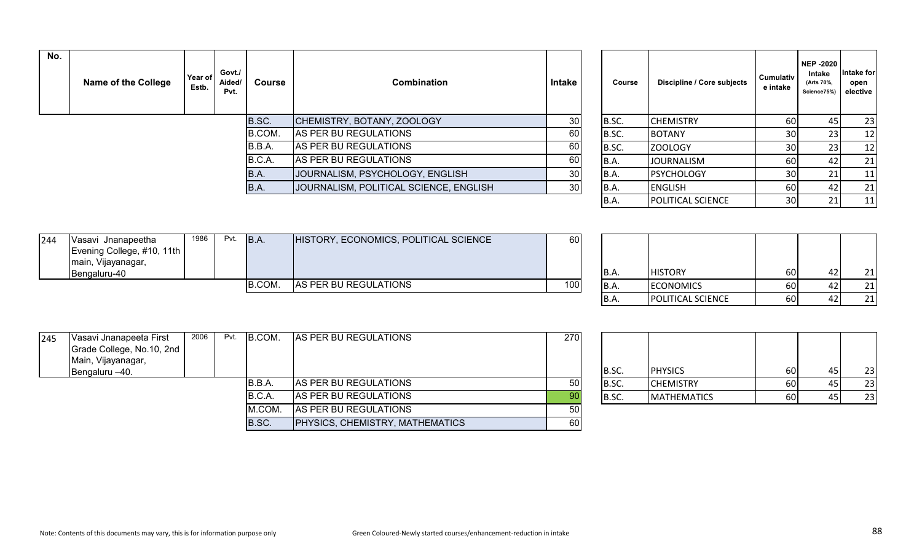| No. | Name of the College | Year of Estb. | Govt./ Aided/ Pvt. | Course | Combination | Intake |
|---|---|---|---|---|---|---|
| | | | | B.SC. | CHEMISTRY, BOTANY, ZOOLOGY | 30 |
| | | | | B.COM. | AS PER BU REGULATIONS | 60 |
| | | | | B.B.A. | AS PER BU REGULATIONS | 60 |
| | | | | B.C.A. | AS PER BU REGULATIONS | 60 |
| | | | | B.A. | JOURNALISM, PSYCHOLOGY, ENGLISH | 30 |
| | | | | B.A. | JOURNALISM, POLITICAL SCIENCE, ENGLISH | 30 |
| 244 | Vasavi Jnanapeetha Evening College, #10, 11th main, Vijayanagar, Bengaluru-40 | 1986 | Pvt. | B.A. | HISTORY, ECONOMICS, POLITICAL SCIENCE | 60 |
| | | | | B.COM. | AS PER BU REGULATIONS | 100 |
| 245 | Vasavi Jnanapeeta First Grade College, No.10, 2nd Main, Vijayanagar, Bengaluru –40. | 2006 | Pvt. | B.COM. | AS PER BU REGULATIONS | 270 |
| | | | | B.B.A. | AS PER BU REGULATIONS | 50 |
| | | | | B.C.A. | AS PER BU REGULATIONS | 90 |
| | | | | M.COM. | AS PER BU REGULATIONS | 50 |
| | | | | B.SC. | PHYSICS, CHEMISTRY, MATHEMATICS | 60 |

| Course | Discipline / Core subjects | Cumulative intake | NEP -2020 Intake (Arts 70%, Science75%) | Intake for open elective |
|---|---|---|---|---|
| B.SC. | CHEMISTRY | 60 | 45 | 23 |
| B.SC. | BOTANY | 30 | 23 | 12 |
| B.SC. | ZOOLOGY | 30 | 23 | 12 |
| B.A. | JOURNALISM | 60 | 42 | 21 |
| B.A. | PSYCHOLOGY | 30 | 21 | 11 |
| B.A. | ENGLISH | 60 | 42 | 21 |
| B.A. | POLITICAL SCIENCE | 30 | 21 | 11 |
| B.A. | HISTORY | 60 | 42 | 21 |
| B.A. | ECONOMICS | 60 | 42 | 21 |
| B.A. | POLITICAL SCIENCE | 60 | 42 | 21 |
| B.SC. | PHYSICS | 60 | 45 | 23 |
| B.SC. | CHEMISTRY | 60 | 45 | 23 |
| B.SC. | MATHEMATICS | 60 | 45 | 23 |

Note: Contents of this documents may vary, this is for information purpose only

Green Coloured-Newly started courses/enhancement-reduction in intake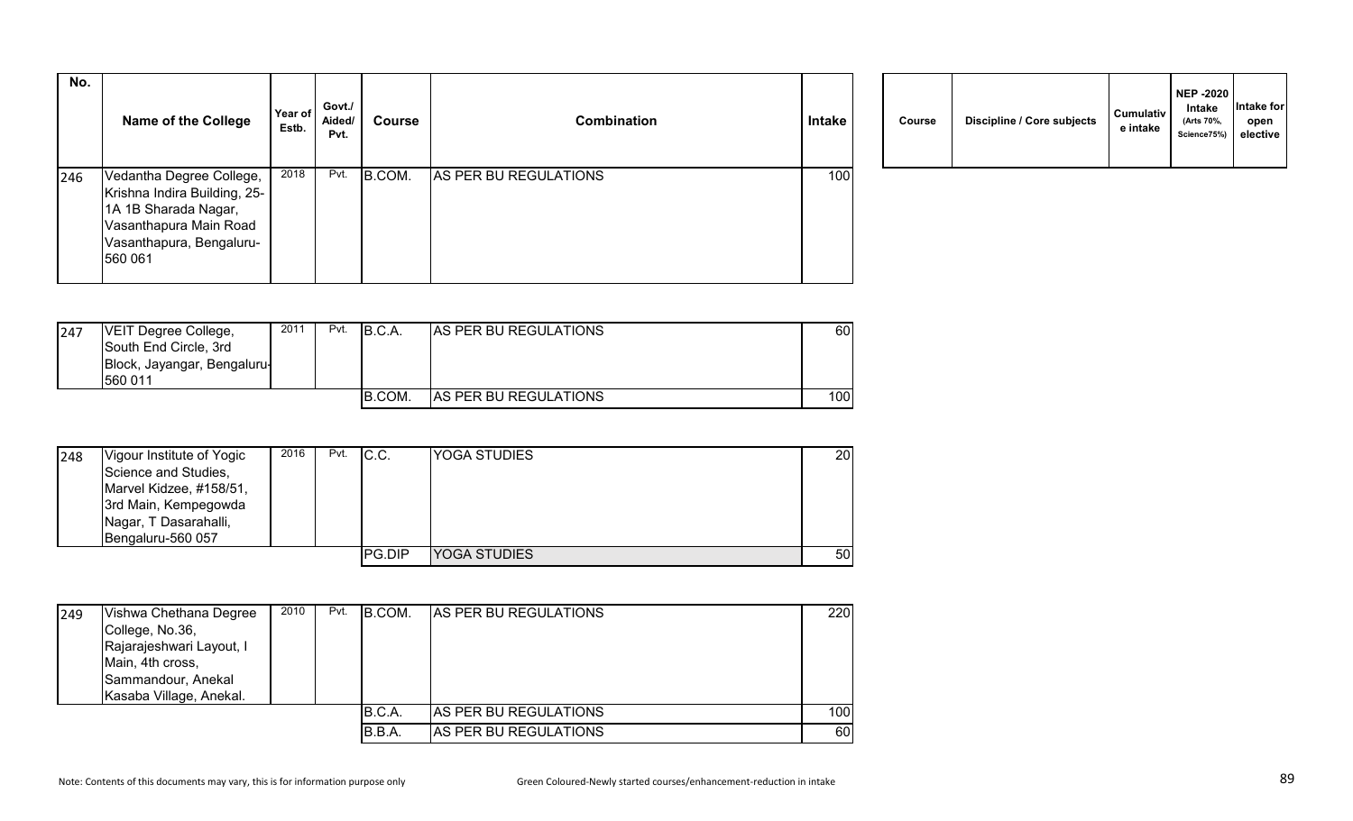| No. | Name of the College | Year of Estb. | Govt./ Aided/ Pvt. | Course | Combination | Intake | Course | Discipline / Core subjects | Cumulative intake | NEP -2020 Intake (Arts 70%, Science75%) | Intake for open elective |
|---|---|---|---|---|---|---|---|---|---|---|---|
| 246 | Vedantha Degree College, Krishna Indira Building, 25-1A 1B Sharada Nagar, Vasanthapura Main Road Vasanthapura, Bengaluru-560 061 | 2018 | Pvt. | B.COM. | AS PER BU REGULATIONS | 100 | | | | | |
| 247 | VEIT Degree College, South End Circle, 3rd Block, Jayangar, Bengaluru-560 011 | 2011 | Pvt. | B.C.A. | AS PER BU REGULATIONS | 60 | | | | | |
| | | | | B.COM. | AS PER BU REGULATIONS | 100 | | | | | |
| 248 | Vigour Institute of Yogic Science and Studies, Marvel Kidzee, #158/51, 3rd Main, Kempegowda Nagar, T Dasarahalli, Bengaluru-560 057 | 2016 | Pvt. | C.C. | YOGA STUDIES | 20 | | | | | |
| | | | | PG.DIP | YOGA STUDIES | 50 | | | | | |
| 249 | Vishwa Chethana Degree College, No.36, Rajarajeshwari Layout, I Main, 4th cross, Sammandour, Anekal Kasaba Village, Anekal. | 2010 | Pvt. | B.COM. | AS PER BU REGULATIONS | 220 | | | | | |
| | | | | B.C.A. | AS PER BU REGULATIONS | 100 | | | | | |
| | | | | B.B.A. | AS PER BU REGULATIONS | 60 | | | | | |

Note: Contents of this documents may vary, this is for information purpose only

Green Coloured-Newly started courses/enhancement-reduction in intake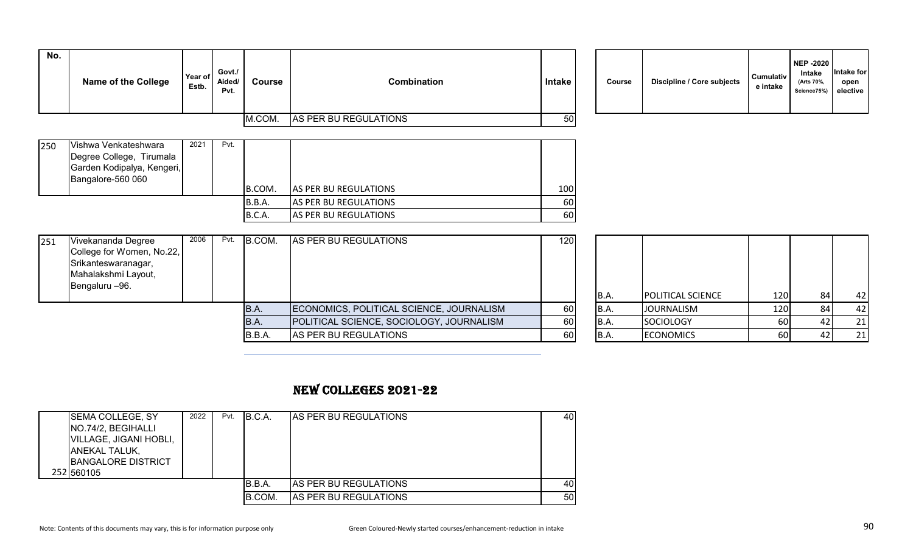| No. | Name of the College | Year of Estb. | Govt./ Aided/ Pvt. | Course | Combination | Intake | Course | Discipline / Core subjects | Cumulative intake | NEP -2020 Intake (Arts 70%, Science75%) | Intake for open elective |
|---|---|---|---|---|---|---|---|---|---|---|---|
| | | | | M.COM. | AS PER BU REGULATIONS | 50 | | | | | |
| 250 | Vishwa Venkateshwara Degree College, Tirumala Garden Kodipalya, Kengeri, Bangalore-560 060 | 2021 | Pvt. | B.COM. | AS PER BU REGULATIONS | 100 | | | | | |
| | | | | B.B.A. | AS PER BU REGULATIONS | 60 | | | | | |
| | | | | B.C.A. | AS PER BU REGULATIONS | 60 | | | | | |
| 251 | Vivekananda Degree College for Women, No.22, Srikanteswaranagar, Mahalakshmi Layout, Bengaluru –96. | 2006 | Pvt. | B.COM. | AS PER BU REGULATIONS | 120 | B.A. | POLITICAL SCIENCE | 120 | 84 | 42 |
| | | | | B.A. | ECONOMICS, POLITICAL SCIENCE, JOURNALISM | 60 | B.A. | JOURNALISM | 120 | 84 | 42 |
| | | | | B.A. | POLITICAL SCIENCE, SOCIOLOGY, JOURNALISM | 60 | B.A. | SOCIOLOGY | 60 | 42 | 21 |
| | | | | B.B.A. | AS PER BU REGULATIONS | 60 | B.A. | ECONOMICS | 60 | 42 | 21 |

## NEW COLLEGES 2021-22

| No. | Name of the College | Year of Estb. | Govt./ Aided/ Pvt. | Course | Combination | Intake |
|---|---|---|---|---|---|---|
| 252 | SEMA COLLEGE, SY NO.74/2, BEGIHALLI VILLAGE, JIGANI HOBLI, ANEKAL TALUK, BANGALORE DISTRICT 560105 | 2022 | Pvt. | B.C.A. | AS PER BU REGULATIONS | 40 |
| | | | | B.B.A. | AS PER BU REGULATIONS | 40 |
| | | | | B.COM. | AS PER BU REGULATIONS | 50 |

Note: Contents of this documents may vary, this is for information purpose only

Green Coloured-Newly started courses/enhancement-reduction in intake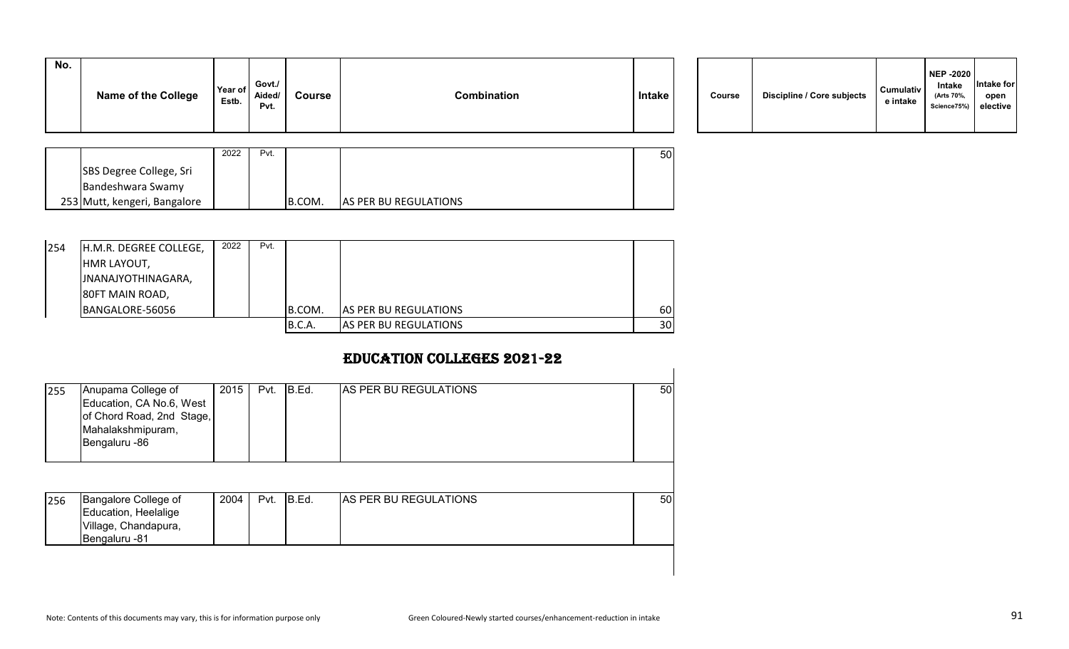| No. | Name of the College | Year of Estb. | Govt./ Aided/ Pvt. | Course | Combination | Intake |
|---|---|---|---|---|---|---|
| 253 | SBS Degree College, Sri Bandeshwara Swamy Mutt, kengeri, Bangalore | 2022 | Pvt. | B.COM. | AS PER BU REGULATIONS | 50 |
| 254 | H.M.R. DEGREE COLLEGE, HMR LAYOUT, JNANAJYOTHINAGARA, 80FT MAIN ROAD, BANGALORE-56056 | 2022 | Pvt. | B.COM. | AS PER BU REGULATIONS | 60 |
| | | | | B.C.A. | AS PER BU REGULATIONS | 30 |

| Course | Discipline / Core subjects | Cumulative intake | NEP -2020 Intake (Arts 70%, Science75%) | Intake for open elective |
|---|---|---|---|---|

## EDUCATION COLLEGES 2021-22

| No. | Name of the College | Year of Estb. | Govt./ Aided/ Pvt. | Course | Combination | Intake |
|---|---|---|---|---|---|---|
| 255 | Anupama College of Education, CA No.6, West of Chord Road, 2nd Stage, Mahalakshmipuram, Bengaluru -86 | 2015 | Pvt. | B.Ed. | AS PER BU REGULATIONS | 50 |
| 256 | Bangalore College of Education, Heelalige Village, Chandapura, Bengaluru -81 | 2004 | Pvt. | B.Ed. | AS PER BU REGULATIONS | 50 |

Note: Contents of this documents may vary, this is for information purpose only

Green Coloured-Newly started courses/enhancement-reduction in intake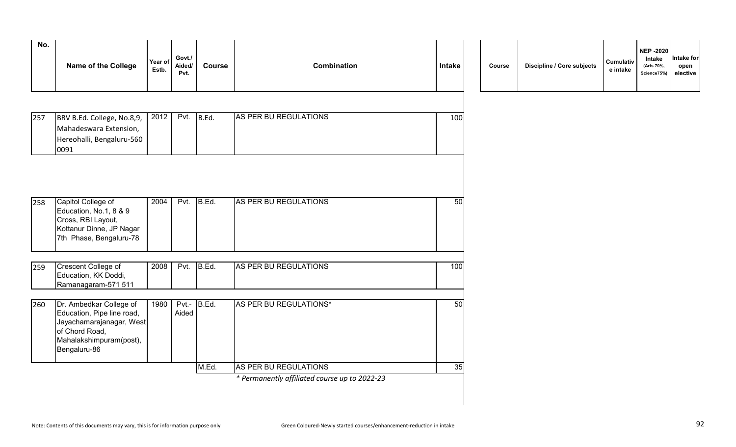| No. | Name of the College | Year of Estb. | Govt./ Aided/ Pvt. | Course | Combination | Intake | Course | Discipline / Core subjects | Cumulative intake | NEP -2020 Intake (Arts 70%, Science75%) | Intake for open elective |
|---|---|---|---|---|---|---|---|---|---|---|---|
| 257 | BRV B.Ed. College, No.8,9, Mahadeswara Extension, Hereohalli, Bengaluru-560 0091 | 2012 | Pvt. | B.Ed. | AS PER BU REGULATIONS | 100 | | | | | |
| 258 | Capitol College of Education, No.1, 8 & 9 Cross, RBI Layout, Kottanur Dinne, JP Nagar 7th Phase, Bengaluru-78 | 2004 | Pvt. | B.Ed. | AS PER BU REGULATIONS | 50 | | | | | |
| 259 | Crescent College of Education, KK Doddi, Ramanagaram-571 511 | 2008 | Pvt. | B.Ed. | AS PER BU REGULATIONS | 100 | | | | | |
| 260 | Dr. Ambedkar College of Education, Pipe line road, Jayachamarajanagar, West of Chord Road, Mahalakshimpuram(post), Bengaluru-86 | 1980 | Pvt.- Aided | B.Ed. | AS PER BU REGULATIONS* | 50 | | | | | |
| | | | | M.Ed. | AS PER BU REGULATIONS | 35 | | | | | |
| | | | | | *Permanently affiliated course up to 2022-23* | | | | | | |

Note: Contents of this documents may vary, this is for information purpose only

Green Coloured-Newly started courses/enhancement-reduction in intake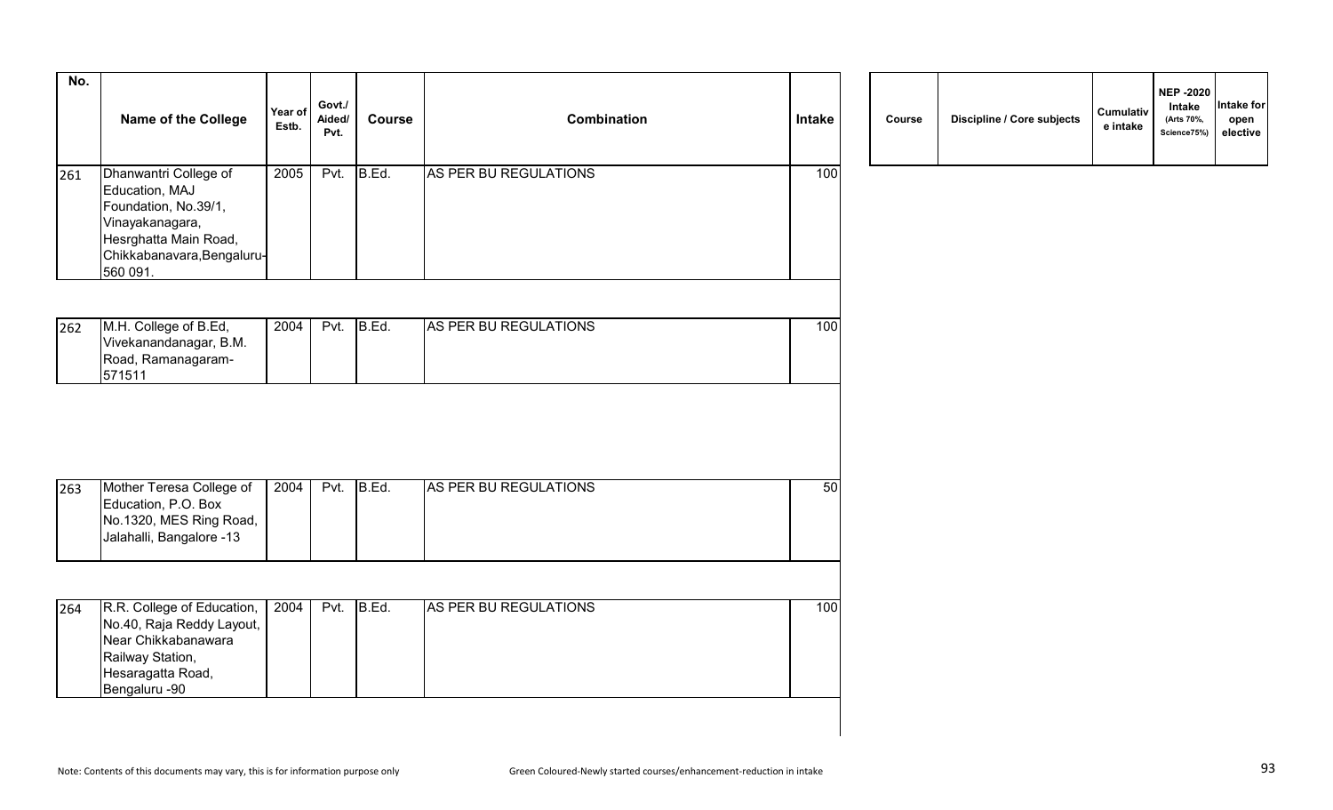| No. | Name of the College | Year of Estb. | Govt./ Aided/ Pvt. | Course | Combination | Intake | Course | Discipline / Core subjects | Cumulative intake | NEP -2020 Intake (Arts 70%, Science75%) | Intake for open elective |
|---|---|---|---|---|---|---|---|---|---|---|---|
| 261 | Dhanwantri College of Education, MAJ Foundation, No.39/1, Vinayakanagara, Hesrghatta Main Road, Chikkabanavara,Bengaluru-560 091. | 2005 | Pvt. | B.Ed. | AS PER BU REGULATIONS | 100 | | | | | |
| 262 | M.H. College of B.Ed, Vivekanandanagar, B.M. Road, Ramanagaram-571511 | 2004 | Pvt. | B.Ed. | AS PER BU REGULATIONS | 100 | | | | | |
| 263 | Mother Teresa College of Education, P.O. Box No.1320, MES Ring Road, Jalahalli, Bangalore -13 | 2004 | Pvt. | B.Ed. | AS PER BU REGULATIONS | 50 | | | | | |
| 264 | R.R. College of Education, No.40, Raja Reddy Layout, Near Chikkabanawara Railway Station, Hesaragatta Road, Bengaluru -90 | 2004 | Pvt. | B.Ed. | AS PER BU REGULATIONS | 100 | | | | | |

Note: Contents of this documents may vary, this is for information purpose only

Green Coloured-Newly started courses/enhancement-reduction in intake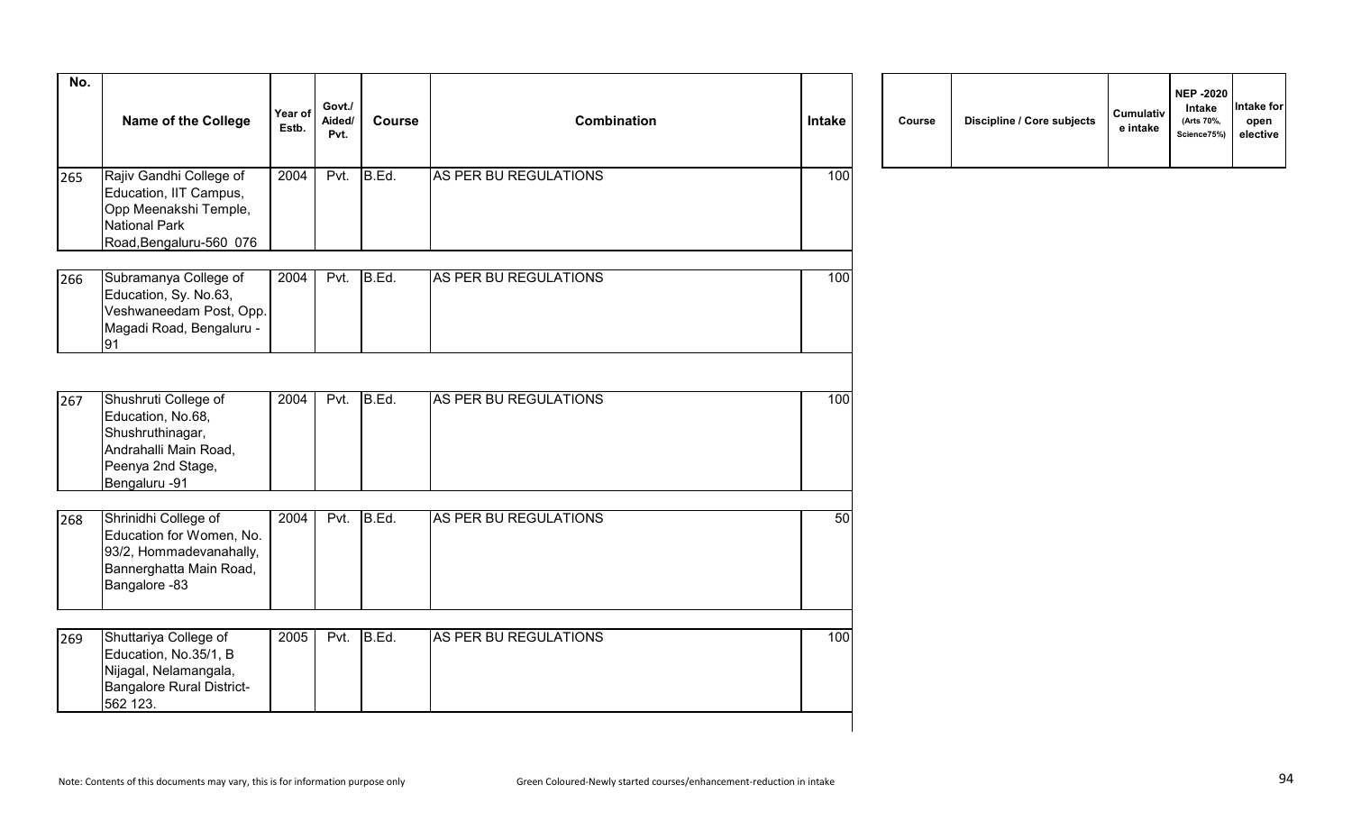| No. | Name of the College | Year of Estb. | Govt./ Aided/ Pvt. | Course | Combination | Intake |
|---|---|---|---|---|---|---|
| 265 | Rajiv Gandhi College of Education, IIT Campus, Opp Meenakshi Temple, National Park Road,Bengaluru-560 076 | 2004 | Pvt. | B.Ed. | AS PER BU REGULATIONS | 100 |
| 266 | Subramanya College of Education, Sy. No.63, Veshwaneedam Post, Opp. Magadi Road, Bengaluru - 91 | 2004 | Pvt. | B.Ed. | AS PER BU REGULATIONS | 100 |
| 267 | Shushruti College of Education, No.68, Shushruthinagar, Andrahalli Main Road, Peenya 2nd Stage, Bengaluru -91 | 2004 | Pvt. | B.Ed. | AS PER BU REGULATIONS | 100 |
| 268 | Shrinidhi College of Education for Women, No. 93/2, Hommadevanahally, Bannerghatta Main Road, Bangalore -83 | 2004 | Pvt. | B.Ed. | AS PER BU REGULATIONS | 50 |
| 269 | Shuttariya College of Education, No.35/1, B Nijagal, Nelamangala, Bangalore Rural District- 562 123. | 2005 | Pvt. | B.Ed. | AS PER BU REGULATIONS | 100 |

| Course | Discipline / Core subjects | Cumulative intake | NEP -2020 Intake (Arts 70%, Science75%) | Intake for open elective |
|---|---|---|---|---|

Note: Contents of this documents may vary, this is for information purpose only

Green Coloured-Newly started courses/enhancement-reduction in intake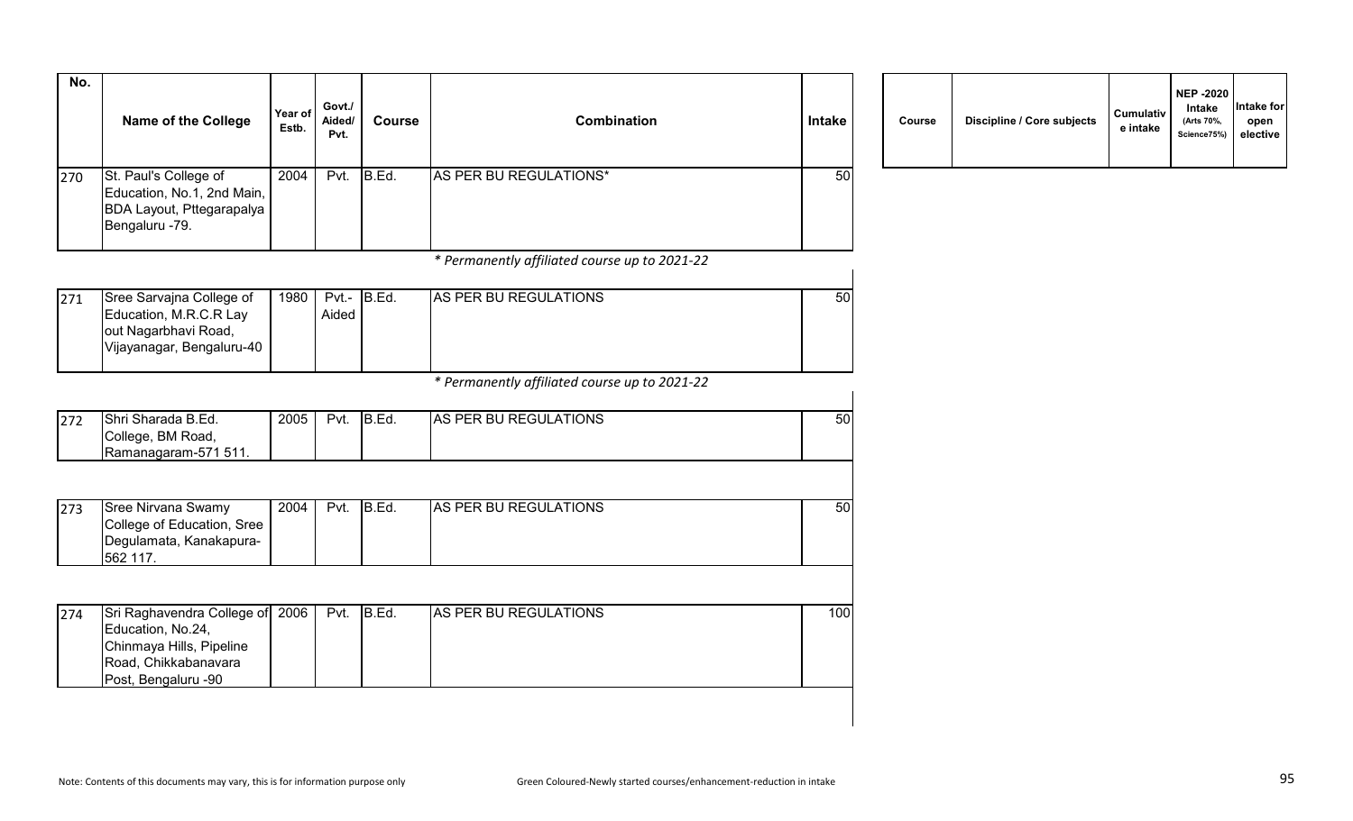| No. | Name of the College | Year of Estb. | Govt./ Aided/ Pvt. | Course | Combination | Intake | Course | Discipline / Core subjects | Cumulative intake | NEP -2020 Intake (Arts 70%, Science75%) | Intake for open elective |
|---|---|---|---|---|---|---|---|---|---|---|---|
| 270 | St. Paul's College of Education, No.1, 2nd Main, BDA Layout, Pttegarapalya Bengaluru -79. | 2004 | Pvt. | B.Ed. | AS PER BU REGULATIONS* | 50 | | | | | |
| | | | | | *\* Permanently affiliated course up to 2021-22* | | | | | | |
| 271 | Sree Sarvajna College of Education, M.R.C.R Lay out Nagarbhavi Road, Vijayanagar, Bengaluru-40 | 1980 | Pvt.- Aided | B.Ed. | AS PER BU REGULATIONS | 50 | | | | | |
| | | | | | *\* Permanently affiliated course up to 2021-22* | | | | | | |
| 272 | Shri Sharada B.Ed. College, BM Road, Ramanagaram-571 511. | 2005 | Pvt. | B.Ed. | AS PER BU REGULATIONS | 50 | | | | | |
| 273 | Sree Nirvana Swamy College of Education, Sree Degulamata, Kanakapura-562 117. | 2004 | Pvt. | B.Ed. | AS PER BU REGULATIONS | 50 | | | | | |
| 274 | Sri Raghavendra College of Education, No.24, Chinmaya Hills, Pipeline Road, Chikkabanavara Post, Bengaluru -90 | 2006 | Pvt. | B.Ed. | AS PER BU REGULATIONS | 100 | | | | | |

Note: Contents of this documents may vary, this is for information purpose only

Green Coloured-Newly started courses/enhancement-reduction in intake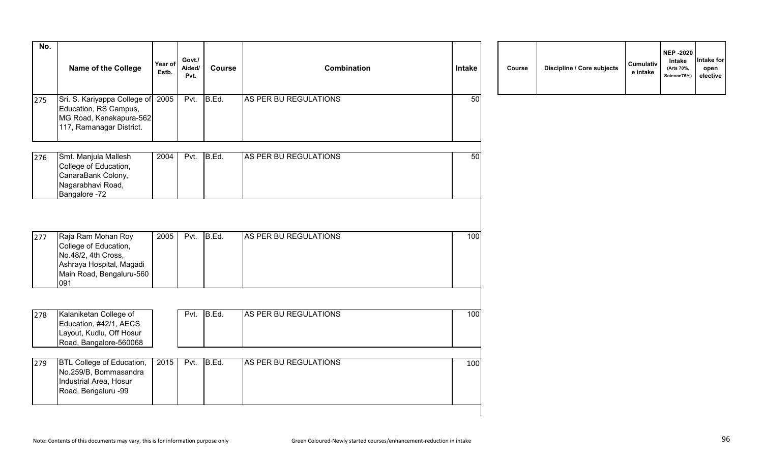| No. | Name of the College | Year of Estb. | Govt./ Aided/ Pvt. | Course | Combination | Intake | Course | Discipline / Core subjects | Cumulative intake | NEP -2020 Intake (Arts 70%, Science75%) | Intake for open elective |
|---|---|---|---|---|---|---|---|---|---|---|---|
| 275 | Sri. S. Kariyappa College of Education, RS Campus, MG Road, Kanakapura-562 117, Ramanagar District. | 2005 | Pvt. | B.Ed. | AS PER BU REGULATIONS | 50 | | | | | |
| 276 | Smt. Manjula Mallesh College of Education, CanaraBank Colony, Nagarabhavi Road, Bangalore -72 | 2004 | Pvt. | B.Ed. | AS PER BU REGULATIONS | 50 | | | | | |
| 277 | Raja Ram Mohan Roy College of Education, No.48/2, 4th Cross, Ashraya Hospital, Magadi Main Road, Bengaluru-560 091 | 2005 | Pvt. | B.Ed. | AS PER BU REGULATIONS | 100 | | | | | |
| 278 | Kalaniketan College of Education, #42/1, AECS Layout, Kudlu, Off Hosur Road, Bangalore-560068 | | Pvt. | B.Ed. | AS PER BU REGULATIONS | 100 | | | | | |
| 279 | BTL College of Education, No.259/B, Bommasandra Industrial Area, Hosur Road, Bengaluru -99 | 2015 | Pvt. | B.Ed. | AS PER BU REGULATIONS | 100 | | | | | |

Note: Contents of this documents may vary, this is for information purpose only

Green Coloured-Newly started courses/enhancement-reduction in intake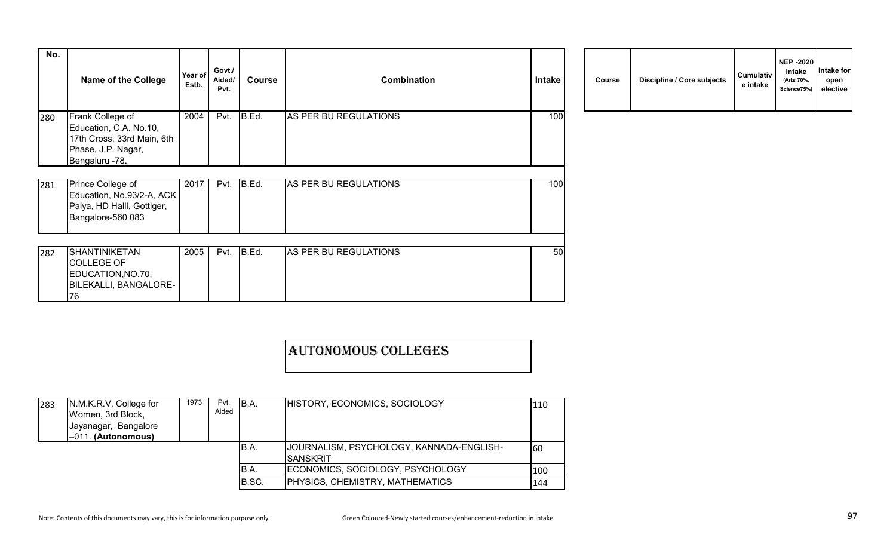| No. | Name of the College | Year of Estb. | Govt./ Aided/ Pvt. | Course | Combination | Intake |
|---|---|---|---|---|---|---|
| 280 | Frank College of Education, C.A. No.10, 17th Cross, 33rd Main, 6th Phase, J.P. Nagar, Bengaluru -78. | 2004 | Pvt. | B.Ed. | AS PER BU REGULATIONS | 100 |
| 281 | Prince College of Education, No.93/2-A, ACK Palya, HD Halli, Gottiger, Bangalore-560 083 | 2017 | Pvt. | B.Ed. | AS PER BU REGULATIONS | 100 |
| 282 | SHANTINIKETAN COLLEGE OF EDUCATION,NO.70, BILEKALLI, BANGALORE-76 | 2005 | Pvt. | B.Ed. | AS PER BU REGULATIONS | 50 |

| Course | Discipline / Core subjects | Cumulative intake | NEP -2020 Intake (Arts 70%, Science75%) | Intake for open elective |
|---|---|---|---|---|

## AUTONOMOUS COLLEGES

| No. | Name of the College | Year of Estb. | Govt./ Aided/ Pvt. | Course | Combination | Intake |
|---|---|---|---|---|---|---|
| 283 | N.M.K.R.V. College for Women, 3rd Block, Jayanagar, Bangalore –011. **(Autonomous)** | 1973 | Pvt. Aided | B.A. | HISTORY, ECONOMICS, SOCIOLOGY | 110 |
| | | | | B.A. | JOURNALISM, PSYCHOLOGY, KANNADA-ENGLISH-SANSKRIT | 60 |
| | | | | B.A. | ECONOMICS, SOCIOLOGY, PSYCHOLOGY | 100 |
| | | | | B.SC. | PHYSICS, CHEMISTRY, MATHEMATICS | 144 |

Note: Contents of this documents may vary, this is for information purpose only

Green Coloured-Newly started courses/enhancement-reduction in intake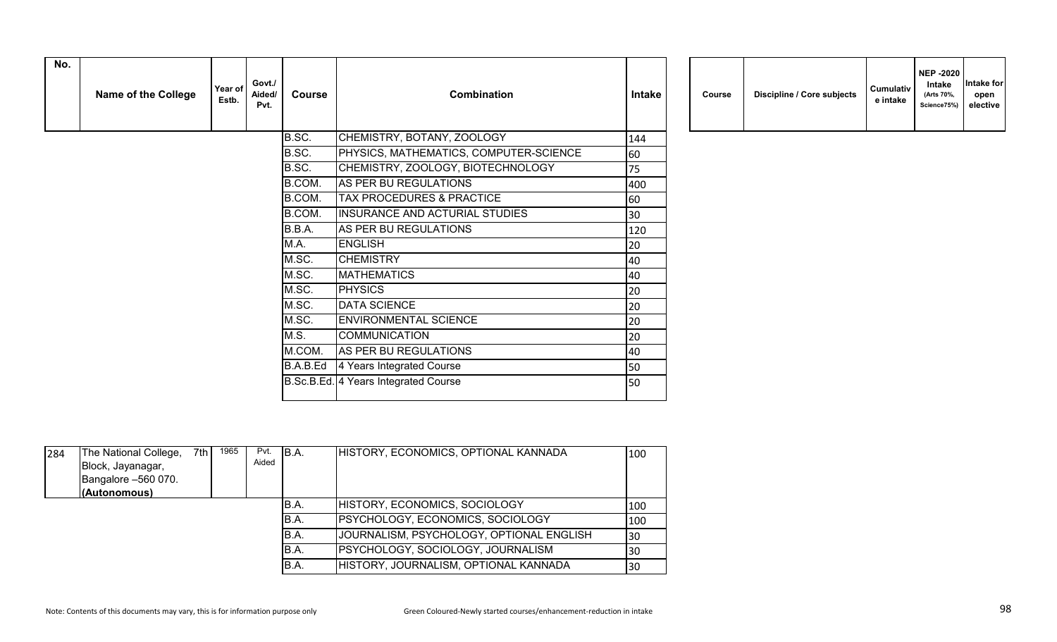| No. | Name of the College | Year of Estb. | Govt./ Aided/ Pvt. | Course | Combination | Intake | Course | Discipline / Core subjects | Cumulative intake | NEP -2020 Intake (Arts 70%, Science75%) | Intake for open elective |
|---|---|---|---|---|---|---|---|---|---|---|---|
| | | | | B.SC. | CHEMISTRY, BOTANY, ZOOLOGY | 144 | | | | | |
| | | | | B.SC. | PHYSICS, MATHEMATICS, COMPUTER-SCIENCE | 60 | | | | | |
| | | | | B.SC. | CHEMISTRY, ZOOLOGY, BIOTECHNOLOGY | 75 | | | | | |
| | | | | B.COM. | AS PER BU REGULATIONS | 400 | | | | | |
| | | | | B.COM. | TAX PROCEDURES & PRACTICE | 60 | | | | | |
| | | | | B.COM. | INSURANCE AND ACTURIAL STUDIES | 30 | | | | | |
| | | | | B.B.A. | AS PER BU REGULATIONS | 120 | | | | | |
| | | | | M.A. | ENGLISH | 20 | | | | | |
| | | | | M.SC. | CHEMISTRY | 40 | | | | | |
| | | | | M.SC. | MATHEMATICS | 40 | | | | | |
| | | | | M.SC. | PHYSICS | 20 | | | | | |
| | | | | M.SC. | DATA SCIENCE | 20 | | | | | |
| | | | | M.SC. | ENVIRONMENTAL SCIENCE | 20 | | | | | |
| | | | | M.S. | COMMUNICATION | 20 | | | | | |
| | | | | M.COM. | AS PER BU REGULATIONS | 40 | | | | | |
| | | | | B.A.B.Ed | 4 Years Integrated Course | 50 | | | | | |
| | | | | B.Sc.B.Ed. | 4 Years Integrated Course | 50 | | | | | |
| 284 | The National College, 7th Block, Jayanagar, Bangalore –560 070. **(Autonomous)** | 1965 | Pvt. Aided | B.A. | HISTORY, ECONOMICS, OPTIONAL KANNADA | 100 | | | | | |
| | | | | B.A. | HISTORY, ECONOMICS, SOCIOLOGY | 100 | | | | | |
| | | | | B.A. | PSYCHOLOGY, ECONOMICS, SOCIOLOGY | 100 | | | | | |
| | | | | B.A. | JOURNALISM, PSYCHOLOGY, OPTIONAL ENGLISH | 30 | | | | | |
| | | | | B.A. | PSYCHOLOGY, SOCIOLOGY, JOURNALISM | 30 | | | | | |
| | | | | B.A. | HISTORY, JOURNALISM, OPTIONAL KANNADA | 30 | | | | | |

Note: Contents of this documents may vary, this is for information purpose only

Green Coloured-Newly started courses/enhancement-reduction in intake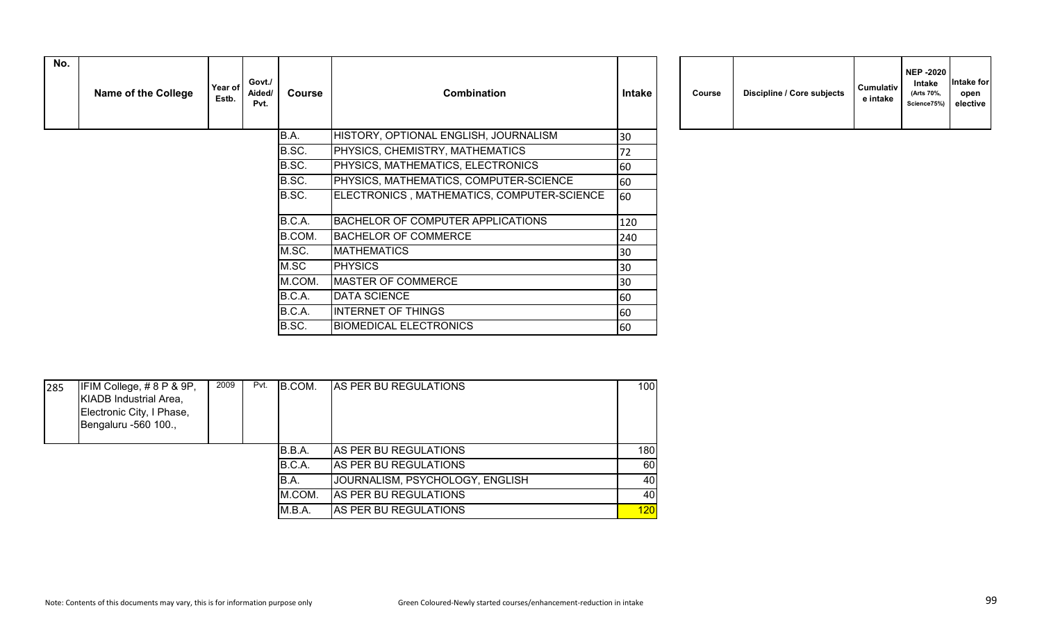| No. | Name of the College | Year of Estb. | Govt./ Aided/ Pvt. | Course | Combination | Intake | Course | Discipline / Core subjects | Cumulative intake | NEP -2020 Intake (Arts 70%, Science75%) | Intake for open elective |
|---|---|---|---|---|---|---|---|---|---|---|---|
| | | | | B.A. | HISTORY, OPTIONAL ENGLISH, JOURNALISM | 30 | | | | | |
| | | | | B.SC. | PHYSICS, CHEMISTRY, MATHEMATICS | 72 | | | | | |
| | | | | B.SC. | PHYSICS, MATHEMATICS, ELECTRONICS | 60 | | | | | |
| | | | | B.SC. | PHYSICS, MATHEMATICS, COMPUTER-SCIENCE | 60 | | | | | |
| | | | | B.SC. | ELECTRONICS , MATHEMATICS, COMPUTER-SCIENCE | 60 | | | | | |
| | | | | B.C.A. | BACHELOR OF COMPUTER APPLICATIONS | 120 | | | | | |
| | | | | B.COM. | BACHELOR OF COMMERCE | 240 | | | | | |
| | | | | M.SC. | MATHEMATICS | 30 | | | | | |
| | | | | M.SC | PHYSICS | 30 | | | | | |
| | | | | M.COM. | MASTER OF COMMERCE | 30 | | | | | |
| | | | | B.C.A. | DATA SCIENCE | 60 | | | | | |
| | | | | B.C.A. | INTERNET OF THINGS | 60 | | | | | |
| | | | | B.SC. | BIOMEDICAL ELECTRONICS | 60 | | | | | |
| 285 | IFIM College, # 8 P & 9P, KIADB Industrial Area, Electronic City, I Phase, Bengaluru -560 100., | 2009 | Pvt. | B.COM. | AS PER BU REGULATIONS | 100 | | | | | |
| | | | | B.B.A. | AS PER BU REGULATIONS | 180 | | | | | |
| | | | | B.C.A. | AS PER BU REGULATIONS | 60 | | | | | |
| | | | | B.A. | JOURNALISM, PSYCHOLOGY, ENGLISH | 40 | | | | | |
| | | | | M.COM. | AS PER BU REGULATIONS | 40 | | | | | |
| | | | | M.B.A. | AS PER BU REGULATIONS | 120 | | | | | |

Note: Contents of this documents may vary, this is for information purpose only

Green Coloured-Newly started courses/enhancement-reduction in intake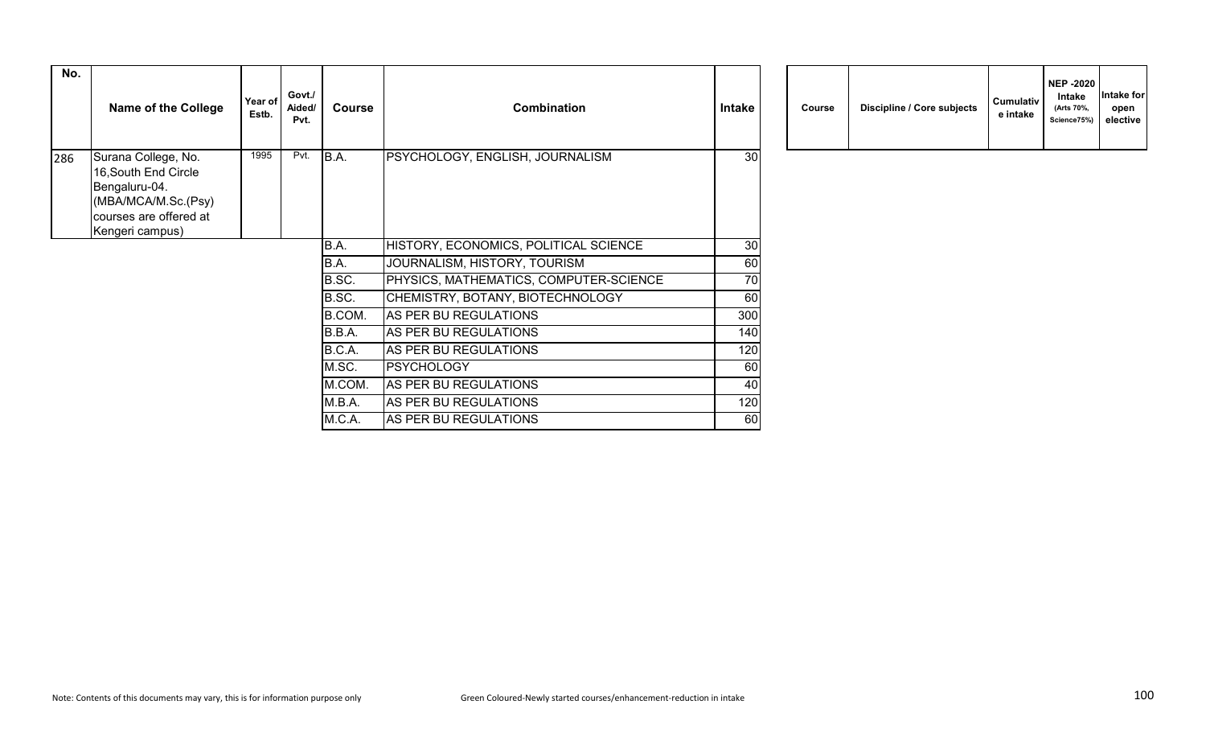| No. | Name of the College | Year of Estb. | Govt./ Aided/ Pvt. | Course | Combination | Intake |
|---|---|---|---|---|---|---|
| 286 | Surana College, No. 16,South End Circle Bengaluru-04. (MBA/MCA/M.Sc.(Psy) courses are offered at Kengeri campus) | 1995 | Pvt. | B.A. | PSYCHOLOGY, ENGLISH, JOURNALISM | 30 |
| | | | | B.A. | HISTORY, ECONOMICS, POLITICAL SCIENCE | 30 |
| | | | | B.A. | JOURNALISM, HISTORY, TOURISM | 60 |
| | | | | B.SC. | PHYSICS, MATHEMATICS, COMPUTER-SCIENCE | 70 |
| | | | | B.SC. | CHEMISTRY, BOTANY, BIOTECHNOLOGY | 60 |
| | | | | B.COM. | AS PER BU REGULATIONS | 300 |
| | | | | B.B.A. | AS PER BU REGULATIONS | 140 |
| | | | | B.C.A. | AS PER BU REGULATIONS | 120 |
| | | | | M.SC. | PSYCHOLOGY | 60 |
| | | | | M.COM. | AS PER BU REGULATIONS | 40 |
| | | | | M.B.A. | AS PER BU REGULATIONS | 120 |
| | | | | M.C.A. | AS PER BU REGULATIONS | 60 |

| Course | Discipline / Core subjects | Cumulative intake | NEP -2020 Intake (Arts 70%, Science75%) | Intake for open elective |
|---|---|---|---|---|

Note: Contents of this documents may vary, this is for information purpose only

Green Coloured-Newly started courses/enhancement-reduction in intake